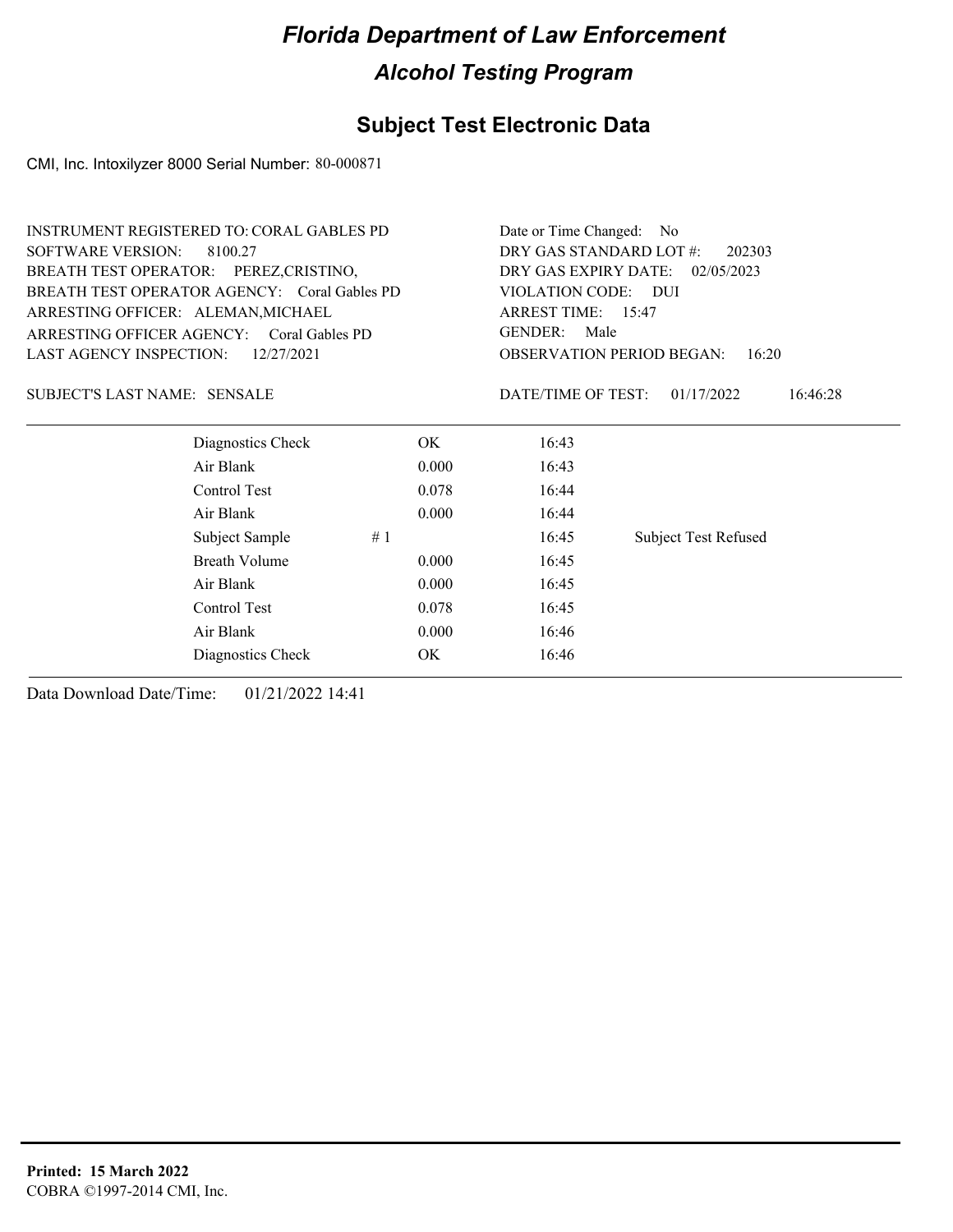# Florida Department of Law Enforcement

## Alcohol Testing Program

### Subject Test Electronic Data

CMI, Inc. Intoxilyzer 8000 Serial Number: 80-000871

INSTRUMENT REGISTERED TO: CORAL GABLES PD
SOFTWARE VERSION: 8100.27
BREATH TEST OPERATOR: PEREZ,CRISTINO,
BREATH TEST OPERATOR AGENCY: Coral Gables PD
ARRESTING OFFICER: ALEMAN,MICHAEL
ARRESTING OFFICER AGENCY: Coral Gables PD
LAST AGENCY INSPECTION: 12/27/2021

Date or Time Changed: No
DRY GAS STANDARD LOT #: 202303
DRY GAS EXPIRY DATE: 02/05/2023
VIOLATION CODE: DUI
ARREST TIME: 15:47
GENDER: Male
OBSERVATION PERIOD BEGAN: 16:20

SUBJECT'S LAST NAME: SENSALE

DATE/TIME OF TEST: 01/17/2022 16:46:28

| | | | | |
|---|---|---|---|---|
| Diagnostics Check | | OK | 16:43 | |
| Air Blank | | 0.000 | 16:43 | |
| Control Test | | 0.078 | 16:44 | |
| Air Blank | | 0.000 | 16:44 | |
| Subject Sample | # 1 | | 16:45 | Subject Test Refused |
| Breath Volume | | 0.000 | 16:45 | |
| Air Blank | | 0.000 | 16:45 | |
| Control Test | | 0.078 | 16:45 | |
| Air Blank | | 0.000 | 16:46 | |
| Diagnostics Check | | OK | 16:46 | |

Data Download Date/Time: 01/21/2022 14:41

**Printed: 15 March 2022**
COBRA ©1997-2014 CMI, Inc.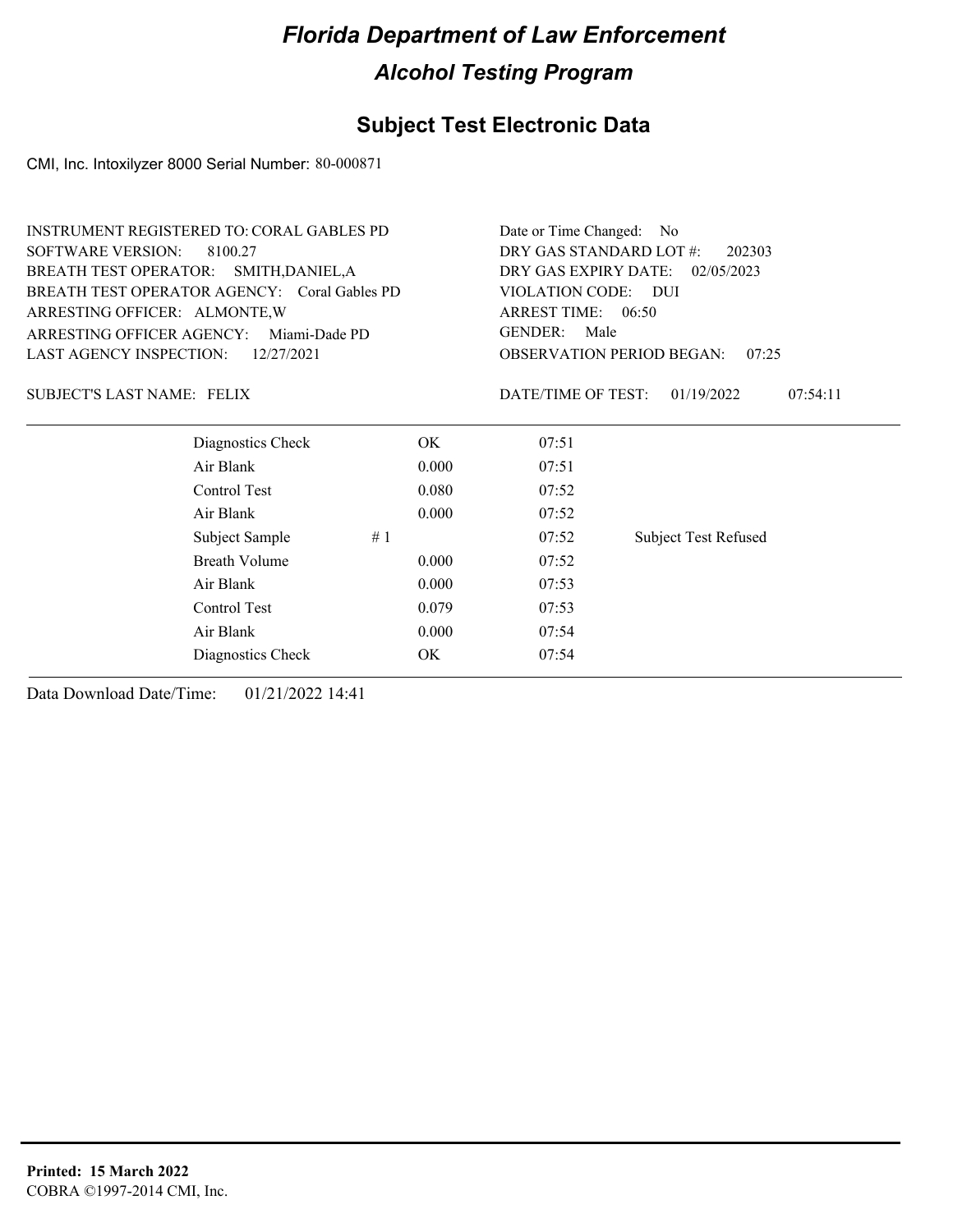# Florida Department of Law Enforcement

## Alcohol Testing Program

## Subject Test Electronic Data

CMI, Inc. Intoxilyzer 8000 Serial Number: 80-000871

INSTRUMENT REGISTERED TO: CORAL GABLES PD
SOFTWARE VERSION: 8100.27
BREATH TEST OPERATOR: SMITH,DANIEL,A
BREATH TEST OPERATOR AGENCY: Coral Gables PD
ARRESTING OFFICER: ALMONTE,W
ARRESTING OFFICER AGENCY: Miami-Dade PD
LAST AGENCY INSPECTION: 12/27/2021

Date or Time Changed: No
DRY GAS STANDARD LOT #: 202303
DRY GAS EXPIRY DATE: 02/05/2023
VIOLATION CODE: DUI
ARREST TIME: 06:50
GENDER: Male
OBSERVATION PERIOD BEGAN: 07:25

SUBJECT'S LAST NAME: FELIX

DATE/TIME OF TEST: 01/19/2022 07:54:11

| | | | |
|---|---|---|---|
| Diagnostics Check | OK | 07:51 | |
| Air Blank | 0.000 | 07:51 | |
| Control Test | 0.080 | 07:52 | |
| Air Blank | 0.000 | 07:52 | |
| Subject Sample # 1 | | 07:52 | Subject Test Refused |
| Breath Volume | 0.000 | 07:52 | |
| Air Blank | 0.000 | 07:53 | |
| Control Test | 0.079 | 07:53 | |
| Air Blank | 0.000 | 07:54 | |
| Diagnostics Check | OK | 07:54 | |

Data Download Date/Time: 01/21/2022 14:41

**Printed: 15 March 2022**
COBRA ©1997-2014 CMI, Inc.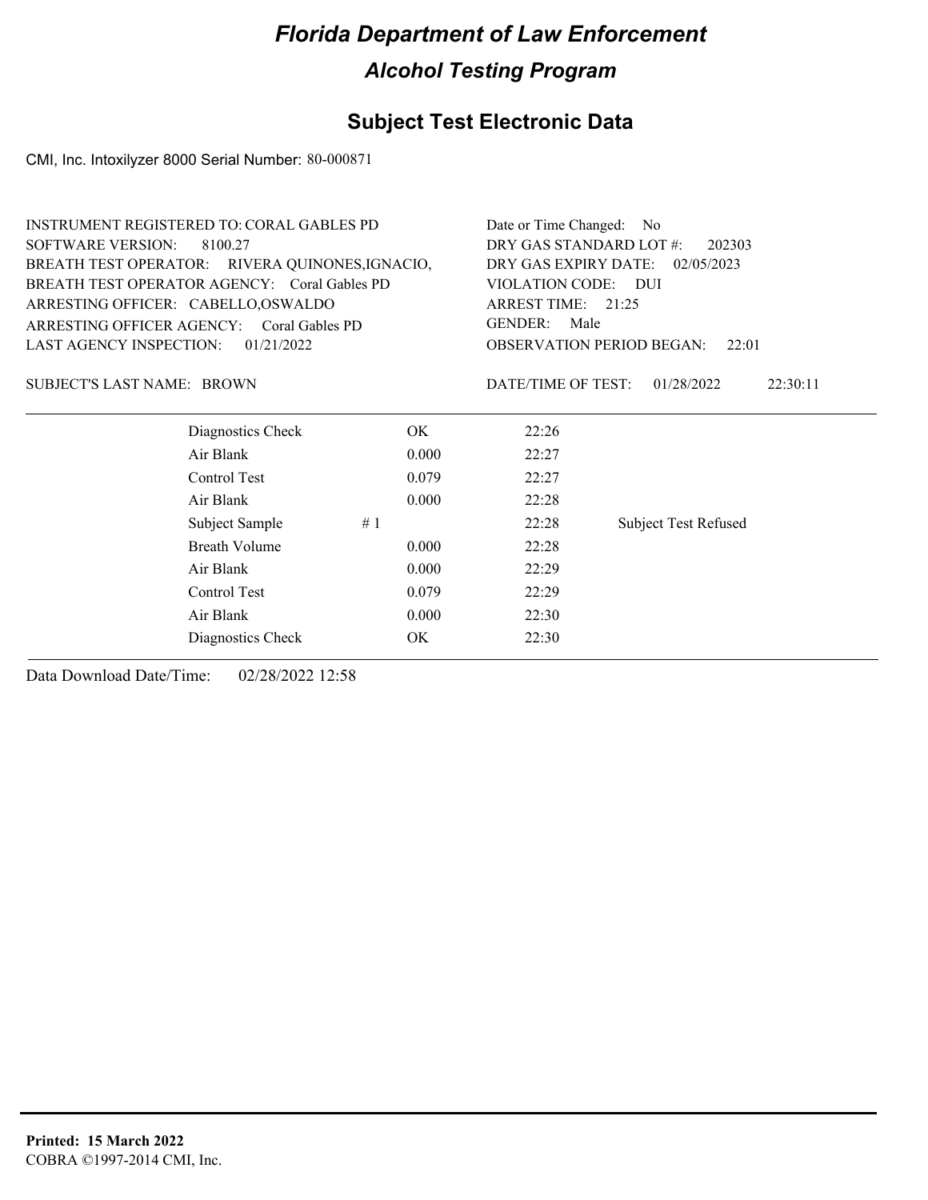# Florida Department of Law Enforcement

## Alcohol Testing Program

### Subject Test Electronic Data

CMI, Inc. Intoxilyzer 8000 Serial Number: 80-000871

INSTRUMENT REGISTERED TO: CORAL GABLES PD
SOFTWARE VERSION: 8100.27
BREATH TEST OPERATOR: RIVERA QUINONES,IGNACIO,
BREATH TEST OPERATOR AGENCY: Coral Gables PD
ARRESTING OFFICER: CABELLO,OSWALDO
ARRESTING OFFICER AGENCY: Coral Gables PD
LAST AGENCY INSPECTION: 01/21/2022

Date or Time Changed: No
DRY GAS STANDARD LOT #: 202303
DRY GAS EXPIRY DATE: 02/05/2023
VIOLATION CODE: DUI
ARREST TIME: 21:25
GENDER: Male
OBSERVATION PERIOD BEGAN: 22:01

SUBJECT'S LAST NAME: BROWN

DATE/TIME OF TEST: 01/28/2022 22:30:11

| | | | | |
|---|---|---|---|---|
| Diagnostics Check | | OK | 22:26 | |
| Air Blank | | 0.000 | 22:27 | |
| Control Test | | 0.079 | 22:27 | |
| Air Blank | | 0.000 | 22:28 | |
| Subject Sample | # 1 | | 22:28 | Subject Test Refused |
| Breath Volume | | 0.000 | 22:28 | |
| Air Blank | | 0.000 | 22:29 | |
| Control Test | | 0.079 | 22:29 | |
| Air Blank | | 0.000 | 22:30 | |
| Diagnostics Check | | OK | 22:30 | |

Data Download Date/Time: 02/28/2022 12:58

**Printed: 15 March 2022**
COBRA ©1997-2014 CMI, Inc.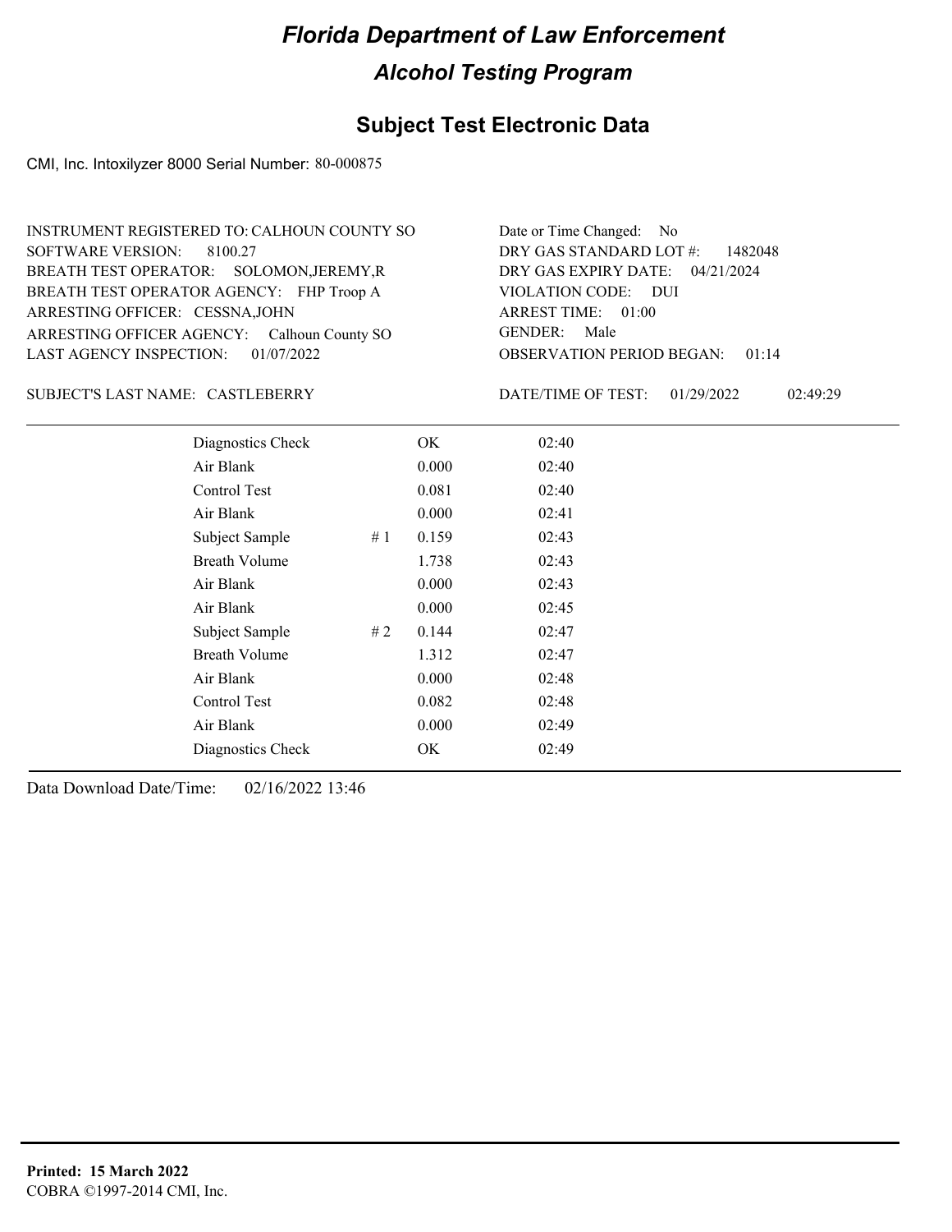# Florida Department of Law Enforcement

## Alcohol Testing Program

### Subject Test Electronic Data

CMI, Inc. Intoxilyzer 8000 Serial Number: 80-000875

INSTRUMENT REGISTERED TO: CALHOUN COUNTY SO
SOFTWARE VERSION: 8100.27
BREATH TEST OPERATOR: SOLOMON,JEREMY,R
BREATH TEST OPERATOR AGENCY: FHP Troop A
ARRESTING OFFICER: CESSNA,JOHN
ARRESTING OFFICER AGENCY: Calhoun County SO
LAST AGENCY INSPECTION: 01/07/2022

Date or Time Changed: No
DRY GAS STANDARD LOT #: 1482048
DRY GAS EXPIRY DATE: 04/21/2024
VIOLATION CODE: DUI
ARREST TIME: 01:00
GENDER: Male
OBSERVATION PERIOD BEGAN: 01:14

SUBJECT'S LAST NAME: CASTLEBERRY

DATE/TIME OF TEST: 01/29/2022 02:49:29

| | | | |
|---|---|---|---|
| Diagnostics Check | | OK | 02:40 |
| Air Blank | | 0.000 | 02:40 |
| Control Test | | 0.081 | 02:40 |
| Air Blank | | 0.000 | 02:41 |
| Subject Sample | # 1 | 0.159 | 02:43 |
| Breath Volume | | 1.738 | 02:43 |
| Air Blank | | 0.000 | 02:43 |
| Air Blank | | 0.000 | 02:45 |
| Subject Sample | # 2 | 0.144 | 02:47 |
| Breath Volume | | 1.312 | 02:47 |
| Air Blank | | 0.000 | 02:48 |
| Control Test | | 0.082 | 02:48 |
| Air Blank | | 0.000 | 02:49 |
| Diagnostics Check | | OK | 02:49 |

Data Download Date/Time: 02/16/2022 13:46

**Printed: 15 March 2022**
COBRA ©1997-2014 CMI, Inc.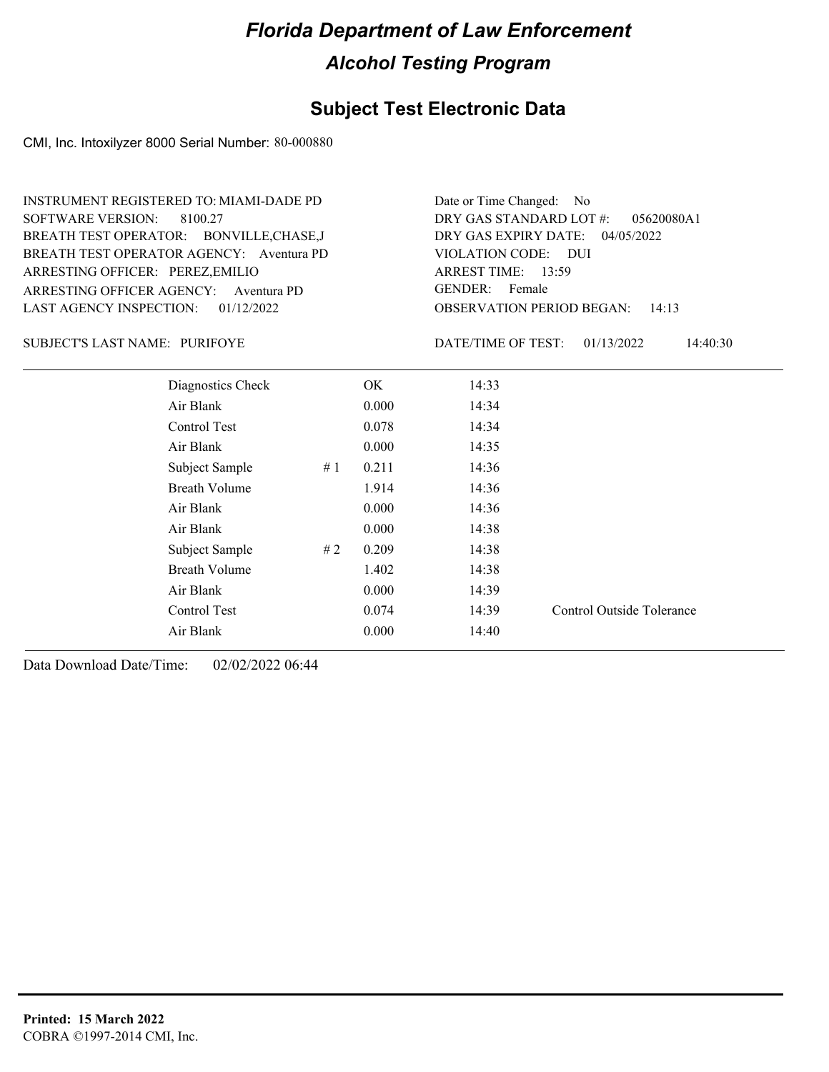# Florida Department of Law Enforcement

## Alcohol Testing Program

### Subject Test Electronic Data

CMI, Inc. Intoxilyzer 8000 Serial Number: 80-000880

INSTRUMENT REGISTERED TO: MIAMI-DADE PD
SOFTWARE VERSION: 8100.27
BREATH TEST OPERATOR: BONVILLE,CHASE,J
BREATH TEST OPERATOR AGENCY: Aventura PD
ARRESTING OFFICER: PEREZ,EMILIO
ARRESTING OFFICER AGENCY: Aventura PD
LAST AGENCY INSPECTION: 01/12/2022

Date or Time Changed: No
DRY GAS STANDARD LOT #: 05620080A1
DRY GAS EXPIRY DATE: 04/05/2022
VIOLATION CODE: DUI
ARREST TIME: 13:59
GENDER: Female
OBSERVATION PERIOD BEGAN: 14:13

SUBJECT'S LAST NAME: PURIFOYE

DATE/TIME OF TEST: 01/13/2022 14:40:30

| | | | | |
|---|---|---|---|---|
| Diagnostics Check | | OK | 14:33 | |
| Air Blank | | 0.000 | 14:34 | |
| Control Test | | 0.078 | 14:34 | |
| Air Blank | | 0.000 | 14:35 | |
| Subject Sample | # 1 | 0.211 | 14:36 | |
| Breath Volume | | 1.914 | 14:36 | |
| Air Blank | | 0.000 | 14:36 | |
| Air Blank | | 0.000 | 14:38 | |
| Subject Sample | # 2 | 0.209 | 14:38 | |
| Breath Volume | | 1.402 | 14:38 | |
| Air Blank | | 0.000 | 14:39 | |
| Control Test | | 0.074 | 14:39 | Control Outside Tolerance |
| Air Blank | | 0.000 | 14:40 | |

Data Download Date/Time: 02/02/2022 06:44

**Printed: 15 March 2022**
COBRA ©1997-2014 CMI, Inc.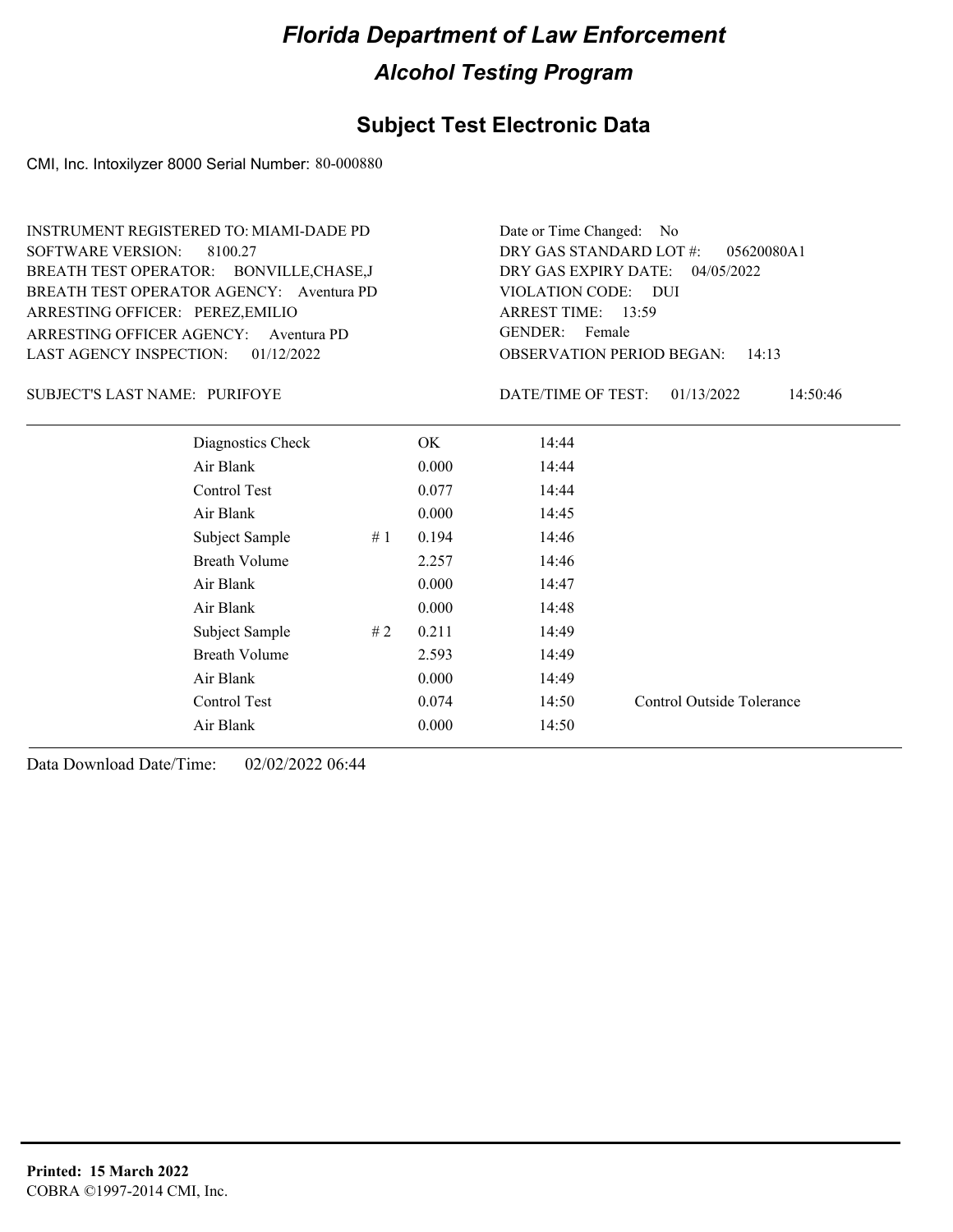# Florida Department of Law Enforcement

## Alcohol Testing Program

## Subject Test Electronic Data

CMI, Inc. Intoxilyzer 8000 Serial Number: 80-000880

INSTRUMENT REGISTERED TO: MIAMI-DADE PD
SOFTWARE VERSION: 8100.27
BREATH TEST OPERATOR: BONVILLE,CHASE,J
BREATH TEST OPERATOR AGENCY: Aventura PD
ARRESTING OFFICER: PEREZ,EMILIO
ARRESTING OFFICER AGENCY: Aventura PD
LAST AGENCY INSPECTION: 01/12/2022

Date or Time Changed: No
DRY GAS STANDARD LOT #: 05620080A1
DRY GAS EXPIRY DATE: 04/05/2022
VIOLATION CODE: DUI
ARREST TIME: 13:59
GENDER: Female
OBSERVATION PERIOD BEGAN: 14:13

SUBJECT'S LAST NAME: PURIFOYE

DATE/TIME OF TEST: 01/13/2022 14:50:46

| Test | # | Result | Time | Note |
|---|---|---|---|---|
| Diagnostics Check | | OK | 14:44 | |
| Air Blank | | 0.000 | 14:44 | |
| Control Test | | 0.077 | 14:44 | |
| Air Blank | | 0.000 | 14:45 | |
| Subject Sample | # 1 | 0.194 | 14:46 | |
| Breath Volume | | 2.257 | 14:46 | |
| Air Blank | | 0.000 | 14:47 | |
| Air Blank | | 0.000 | 14:48 | |
| Subject Sample | # 2 | 0.211 | 14:49 | |
| Breath Volume | | 2.593 | 14:49 | |
| Air Blank | | 0.000 | 14:49 | |
| Control Test | | 0.074 | 14:50 | Control Outside Tolerance |
| Air Blank | | 0.000 | 14:50 | |

Data Download Date/Time: 02/02/2022 06:44

**Printed: 15 March 2022**
COBRA ©1997-2014 CMI, Inc.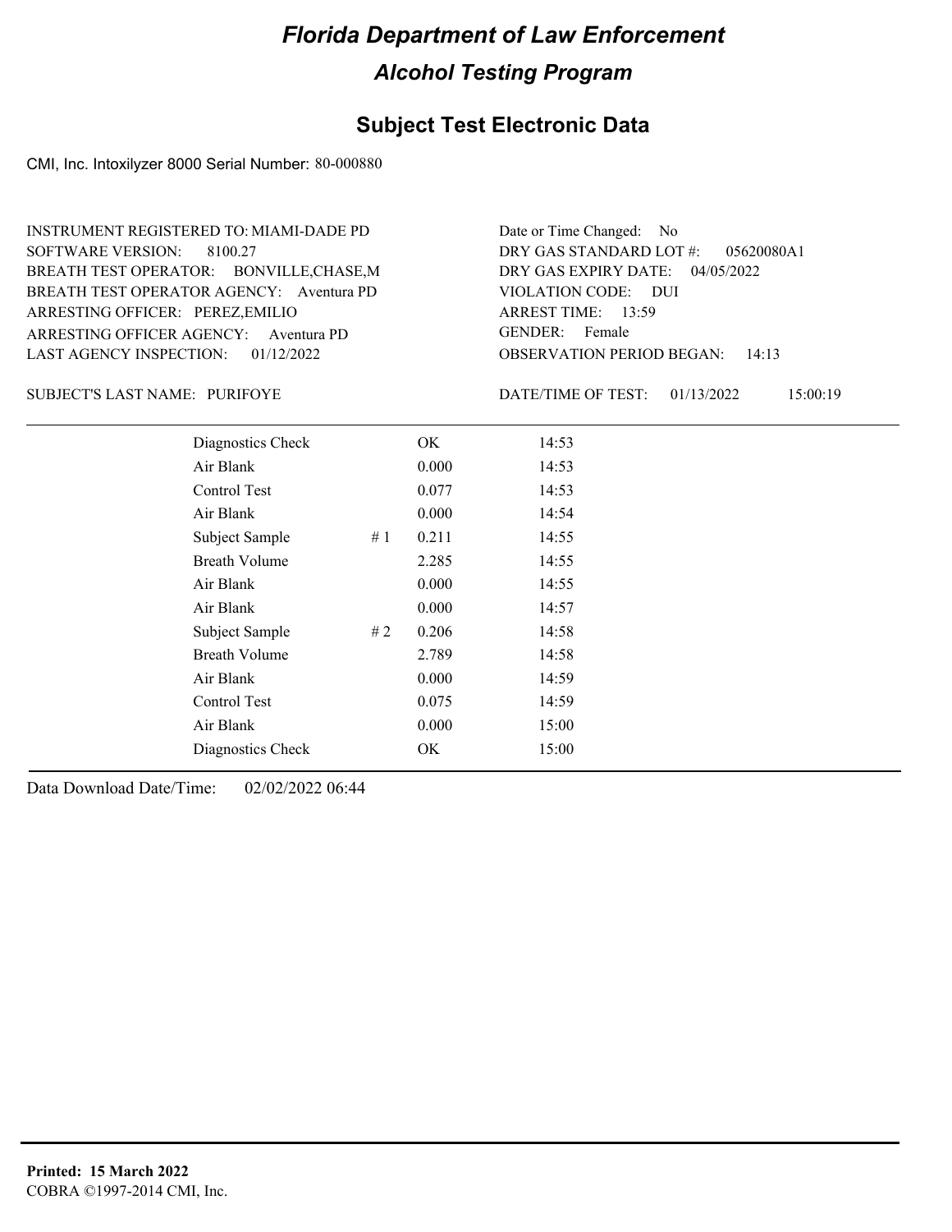# Florida Department of Law Enforcement

## Alcohol Testing Program

### Subject Test Electronic Data

CMI, Inc. Intoxilyzer 8000 Serial Number: 80-000880

INSTRUMENT REGISTERED TO: MIAMI-DADE PD
SOFTWARE VERSION: 8100.27
BREATH TEST OPERATOR: BONVILLE,CHASE,M
BREATH TEST OPERATOR AGENCY: Aventura PD
ARRESTING OFFICER: PEREZ,EMILIO
ARRESTING OFFICER AGENCY: Aventura PD
LAST AGENCY INSPECTION: 01/12/2022

Date or Time Changed: No
DRY GAS STANDARD LOT #: 05620080A1
DRY GAS EXPIRY DATE: 04/05/2022
VIOLATION CODE: DUI
ARREST TIME: 13:59
GENDER: Female
OBSERVATION PERIOD BEGAN: 14:13

SUBJECT'S LAST NAME: PURIFOYE

DATE/TIME OF TEST: 01/13/2022 15:00:19

| Test | | Result | Time |
|---|---|---|---|
| Diagnostics Check | | OK | 14:53 |
| Air Blank | | 0.000 | 14:53 |
| Control Test | | 0.077 | 14:53 |
| Air Blank | | 0.000 | 14:54 |
| Subject Sample | # 1 | 0.211 | 14:55 |
| Breath Volume | | 2.285 | 14:55 |
| Air Blank | | 0.000 | 14:55 |
| Air Blank | | 0.000 | 14:57 |
| Subject Sample | # 2 | 0.206 | 14:58 |
| Breath Volume | | 2.789 | 14:58 |
| Air Blank | | 0.000 | 14:59 |
| Control Test | | 0.075 | 14:59 |
| Air Blank | | 0.000 | 15:00 |
| Diagnostics Check | | OK | 15:00 |

Data Download Date/Time: 02/02/2022 06:44

**Printed: 15 March 2022**
COBRA ©1997-2014 CMI, Inc.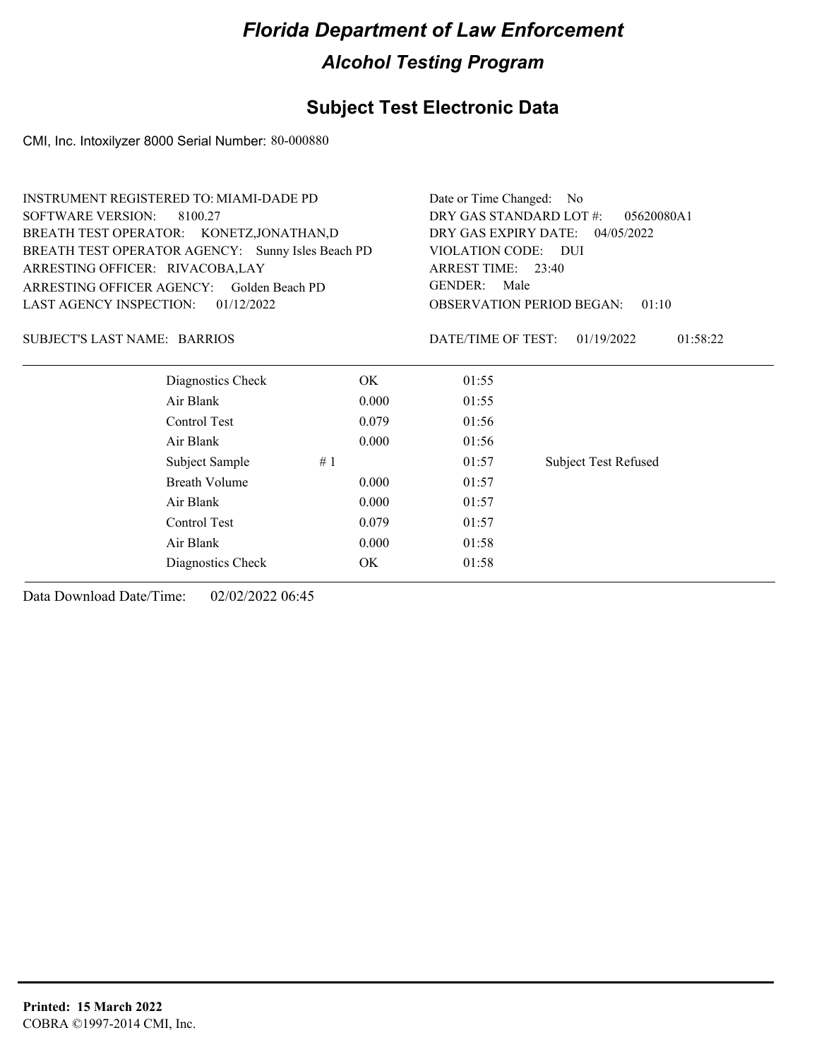# Florida Department of Law Enforcement

## Alcohol Testing Program

## Subject Test Electronic Data

CMI, Inc. Intoxilyzer 8000 Serial Number: 80-000880

INSTRUMENT REGISTERED TO: MIAMI-DADE PD
SOFTWARE VERSION: 8100.27
BREATH TEST OPERATOR: KONETZ,JONATHAN,D
BREATH TEST OPERATOR AGENCY: Sunny Isles Beach PD
ARRESTING OFFICER: RIVACOBA,LAY
ARRESTING OFFICER AGENCY: Golden Beach PD
LAST AGENCY INSPECTION: 01/12/2022

Date or Time Changed: No
DRY GAS STANDARD LOT #: 05620080A1
DRY GAS EXPIRY DATE: 04/05/2022
VIOLATION CODE: DUI
ARREST TIME: 23:40
GENDER: Male
OBSERVATION PERIOD BEGAN: 01:10

SUBJECT'S LAST NAME: BARRIOS

DATE/TIME OF TEST: 01/19/2022 01:58:22

| | | | |
|---|---|---|---|
| Diagnostics Check | OK | 01:55 | |
| Air Blank | 0.000 | 01:55 | |
| Control Test | 0.079 | 01:56 | |
| Air Blank | 0.000 | 01:56 | |
| Subject Sample # 1 | | 01:57 | Subject Test Refused |
| Breath Volume | 0.000 | 01:57 | |
| Air Blank | 0.000 | 01:57 | |
| Control Test | 0.079 | 01:57 | |
| Air Blank | 0.000 | 01:58 | |
| Diagnostics Check | OK | 01:58 | |

Data Download Date/Time: 02/02/2022 06:45

**Printed: 15 March 2022**
COBRA ©1997-2014 CMI, Inc.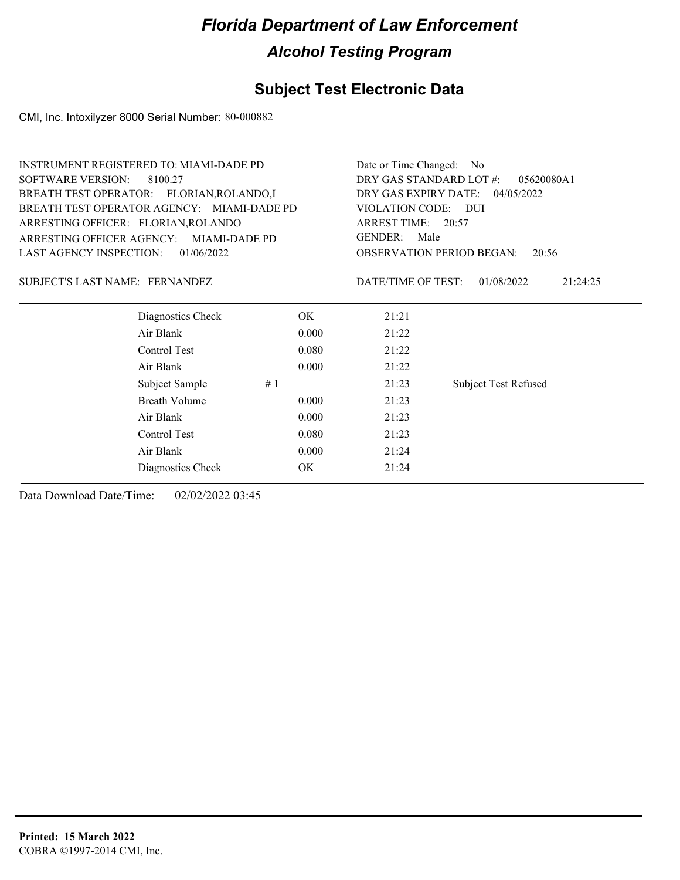# Florida Department of Law Enforcement

## Alcohol Testing Program

## Subject Test Electronic Data

CMI, Inc. Intoxilyzer 8000 Serial Number: 80-000882

INSTRUMENT REGISTERED TO: MIAMI-DADE PD
SOFTWARE VERSION: 8100.27
BREATH TEST OPERATOR: FLORIAN,ROLANDO,I
BREATH TEST OPERATOR AGENCY: MIAMI-DADE PD
ARRESTING OFFICER: FLORIAN,ROLANDO
ARRESTING OFFICER AGENCY: MIAMI-DADE PD
LAST AGENCY INSPECTION: 01/06/2022

Date or Time Changed: No
DRY GAS STANDARD LOT #: 05620080A1
DRY GAS EXPIRY DATE: 04/05/2022
VIOLATION CODE: DUI
ARREST TIME: 20:57
GENDER: Male
OBSERVATION PERIOD BEGAN: 20:56

SUBJECT'S LAST NAME: FERNANDEZ

DATE/TIME OF TEST: 01/08/2022 21:24:25

| | | | |
|---|---|---|---|
| Diagnostics Check | OK | 21:21 | |
| Air Blank | 0.000 | 21:22 | |
| Control Test | 0.080 | 21:22 | |
| Air Blank | 0.000 | 21:22 | |
| Subject Sample # 1 | | 21:23 | Subject Test Refused |
| Breath Volume | 0.000 | 21:23 | |
| Air Blank | 0.000 | 21:23 | |
| Control Test | 0.080 | 21:23 | |
| Air Blank | 0.000 | 21:24 | |
| Diagnostics Check | OK | 21:24 | |

Data Download Date/Time: 02/02/2022 03:45

**Printed: 15 March 2022**
COBRA ©1997-2014 CMI, Inc.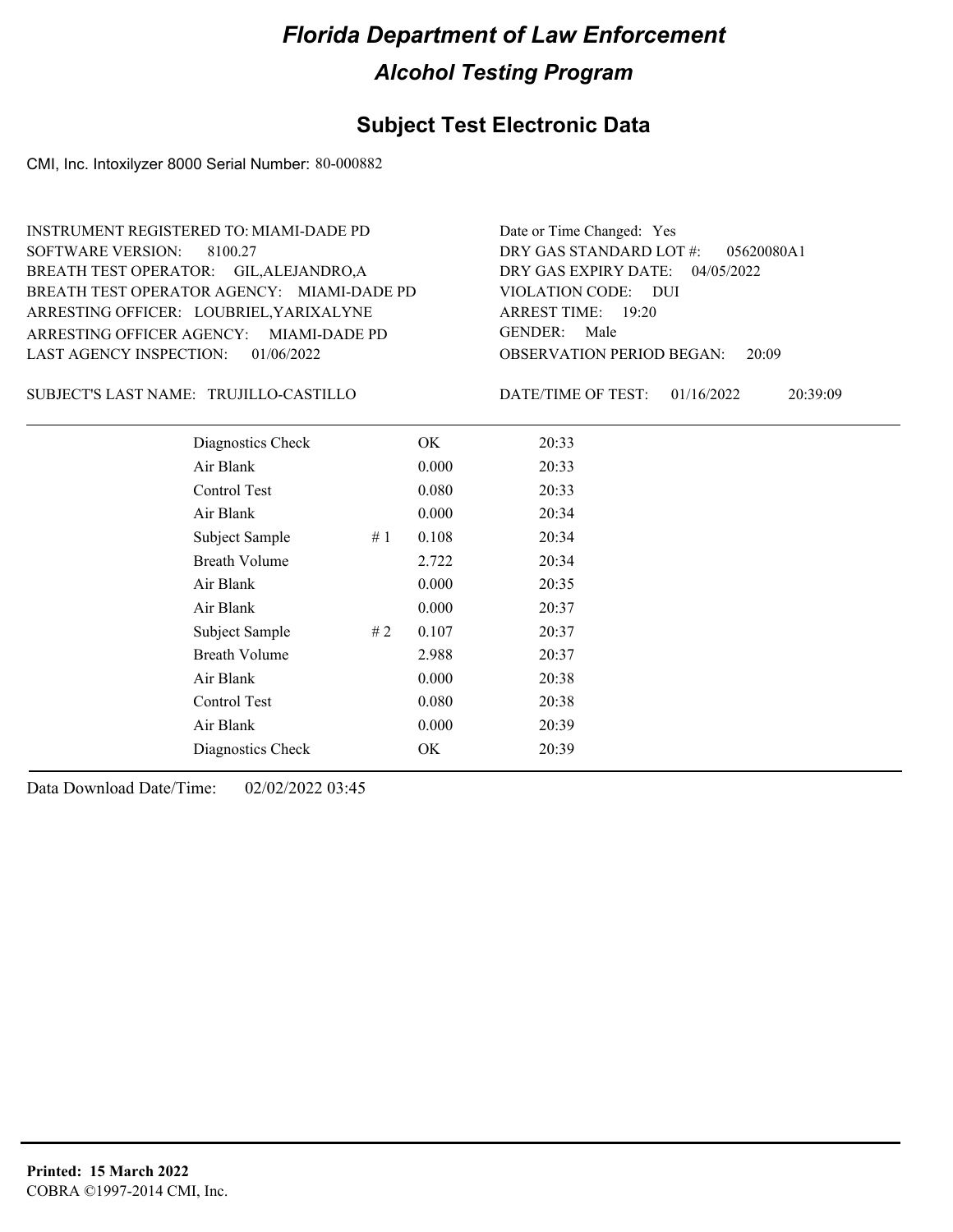# Florida Department of Law Enforcement

## Alcohol Testing Program

## Subject Test Electronic Data

CMI, Inc. Intoxilyzer 8000 Serial Number: 80-000882

INSTRUMENT REGISTERED TO: MIAMI-DADE PD
SOFTWARE VERSION: 8100.27
BREATH TEST OPERATOR: GIL,ALEJANDRO,A
BREATH TEST OPERATOR AGENCY: MIAMI-DADE PD
ARRESTING OFFICER: LOUBRIEL,YARIXALYNE
ARRESTING OFFICER AGENCY: MIAMI-DADE PD
LAST AGENCY INSPECTION: 01/06/2022

Date or Time Changed: Yes
DRY GAS STANDARD LOT #: 05620080A1
DRY GAS EXPIRY DATE: 04/05/2022
VIOLATION CODE: DUI
ARREST TIME: 19:20
GENDER: Male
OBSERVATION PERIOD BEGAN: 20:09

SUBJECT'S LAST NAME: TRUJILLO-CASTILLO

DATE/TIME OF TEST: 01/16/2022 20:39:09

| | | | |
|---|---|---|---|
| Diagnostics Check | | OK | 20:33 |
| Air Blank | | 0.000 | 20:33 |
| Control Test | | 0.080 | 20:33 |
| Air Blank | | 0.000 | 20:34 |
| Subject Sample | # 1 | 0.108 | 20:34 |
| Breath Volume | | 2.722 | 20:34 |
| Air Blank | | 0.000 | 20:35 |
| Air Blank | | 0.000 | 20:37 |
| Subject Sample | # 2 | 0.107 | 20:37 |
| Breath Volume | | 2.988 | 20:37 |
| Air Blank | | 0.000 | 20:38 |
| Control Test | | 0.080 | 20:38 |
| Air Blank | | 0.000 | 20:39 |
| Diagnostics Check | | OK | 20:39 |

Data Download Date/Time: 02/02/2022 03:45

**Printed: 15 March 2022**
COBRA ©1997-2014 CMI, Inc.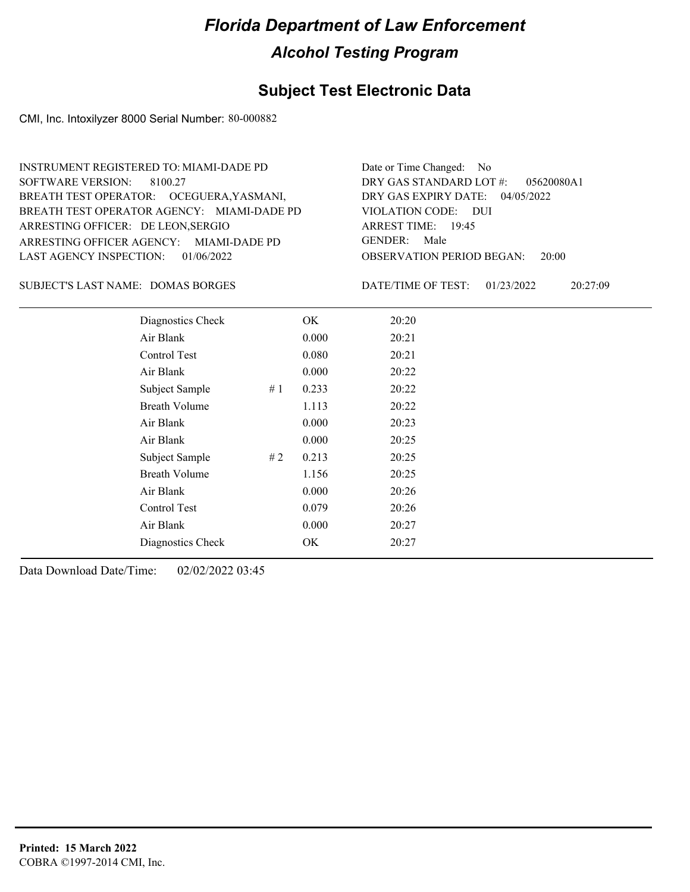# Florida Department of Law Enforcement

## Alcohol Testing Program

### Subject Test Electronic Data

CMI, Inc. Intoxilyzer 8000 Serial Number: 80-000882

INSTRUMENT REGISTERED TO: MIAMI-DADE PD
SOFTWARE VERSION: 8100.27
BREATH TEST OPERATOR: OCEGUERA,YASMANI,
BREATH TEST OPERATOR AGENCY: MIAMI-DADE PD
ARRESTING OFFICER: DE LEON,SERGIO
ARRESTING OFFICER AGENCY: MIAMI-DADE PD
LAST AGENCY INSPECTION: 01/06/2022

Date or Time Changed: No
DRY GAS STANDARD LOT #: 05620080A1
DRY GAS EXPIRY DATE: 04/05/2022
VIOLATION CODE: DUI
ARREST TIME: 19:45
GENDER: Male
OBSERVATION PERIOD BEGAN: 20:00

SUBJECT'S LAST NAME: DOMAS BORGES

DATE/TIME OF TEST: 01/23/2022 20:27:09

| | | | |
|---|---|---|---|
| Diagnostics Check | | OK | 20:20 |
| Air Blank | | 0.000 | 20:21 |
| Control Test | | 0.080 | 20:21 |
| Air Blank | | 0.000 | 20:22 |
| Subject Sample | # 1 | 0.233 | 20:22 |
| Breath Volume | | 1.113 | 20:22 |
| Air Blank | | 0.000 | 20:23 |
| Air Blank | | 0.000 | 20:25 |
| Subject Sample | # 2 | 0.213 | 20:25 |
| Breath Volume | | 1.156 | 20:25 |
| Air Blank | | 0.000 | 20:26 |
| Control Test | | 0.079 | 20:26 |
| Air Blank | | 0.000 | 20:27 |
| Diagnostics Check | | OK | 20:27 |

Data Download Date/Time: 02/02/2022 03:45

**Printed: 15 March 2022**
COBRA ©1997-2014 CMI, Inc.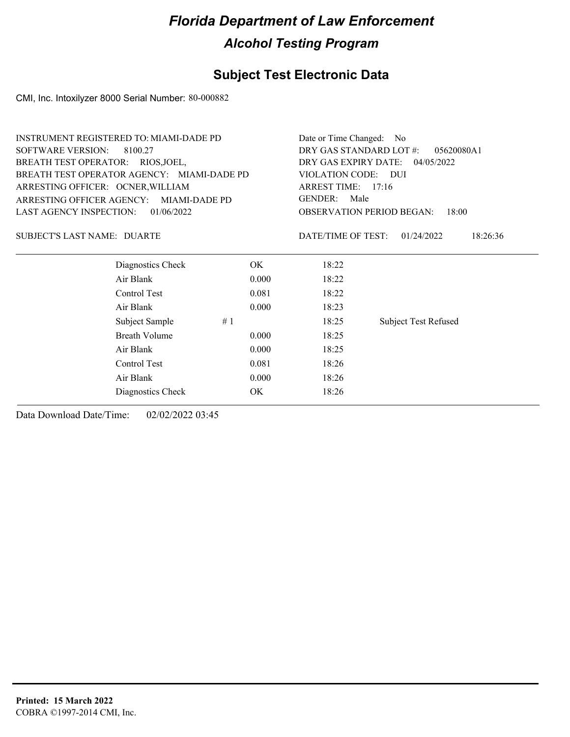# Florida Department of Law Enforcement

## Alcohol Testing Program

### Subject Test Electronic Data

CMI, Inc. Intoxilyzer 8000 Serial Number: 80-000882

INSTRUMENT REGISTERED TO: MIAMI-DADE PD
SOFTWARE VERSION: 8100.27
BREATH TEST OPERATOR: RIOS,JOEL,
BREATH TEST OPERATOR AGENCY: MIAMI-DADE PD
ARRESTING OFFICER: OCNER,WILLIAM
ARRESTING OFFICER AGENCY: MIAMI-DADE PD
LAST AGENCY INSPECTION: 01/06/2022

Date or Time Changed: No
DRY GAS STANDARD LOT #: 05620080A1
DRY GAS EXPIRY DATE: 04/05/2022
VIOLATION CODE: DUI
ARREST TIME: 17:16
GENDER: Male
OBSERVATION PERIOD BEGAN: 18:00

SUBJECT'S LAST NAME: DUARTE

DATE/TIME OF TEST: 01/24/2022 18:26:36

| | | | |
|---|---|---|---|
| Diagnostics Check | OK | 18:22 | |
| Air Blank | 0.000 | 18:22 | |
| Control Test | 0.081 | 18:22 | |
| Air Blank | 0.000 | 18:23 | |
| Subject Sample # 1 | | 18:25 | Subject Test Refused |
| Breath Volume | 0.000 | 18:25 | |
| Air Blank | 0.000 | 18:25 | |
| Control Test | 0.081 | 18:26 | |
| Air Blank | 0.000 | 18:26 | |
| Diagnostics Check | OK | 18:26 | |

Data Download Date/Time: 02/02/2022 03:45

**Printed: 15 March 2022**
COBRA ©1997-2014 CMI, Inc.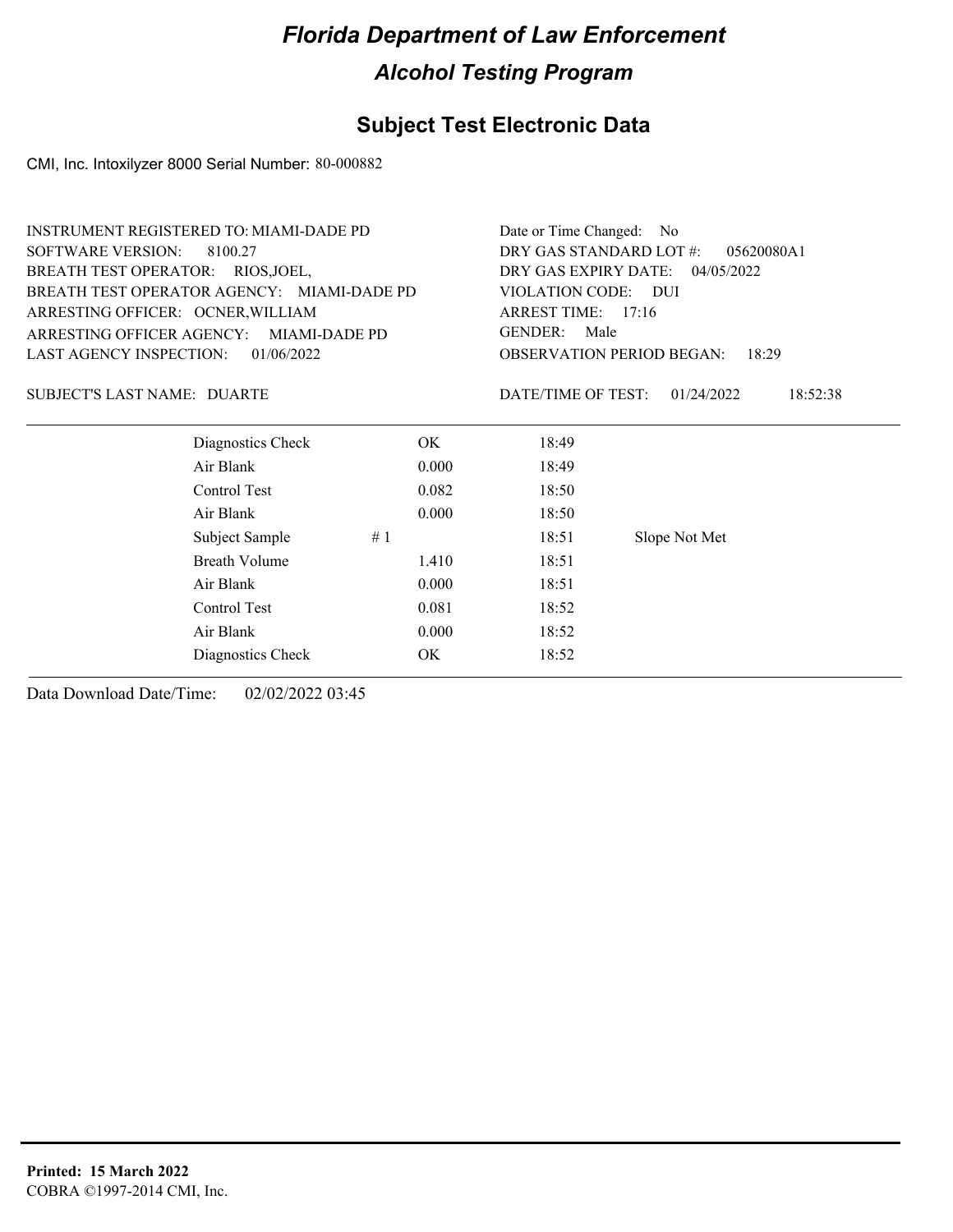# Florida Department of Law Enforcement

## Alcohol Testing Program

### Subject Test Electronic Data

CMI, Inc. Intoxilyzer 8000 Serial Number: 80-000882

INSTRUMENT REGISTERED TO: MIAMI-DADE PD
SOFTWARE VERSION: 8100.27
BREATH TEST OPERATOR: RIOS,JOEL,
BREATH TEST OPERATOR AGENCY: MIAMI-DADE PD
ARRESTING OFFICER: OCNER,WILLIAM
ARRESTING OFFICER AGENCY: MIAMI-DADE PD
LAST AGENCY INSPECTION: 01/06/2022

Date or Time Changed: No
DRY GAS STANDARD LOT #: 05620080A1
DRY GAS EXPIRY DATE: 04/05/2022
VIOLATION CODE: DUI
ARREST TIME: 17:16
GENDER: Male
OBSERVATION PERIOD BEGAN: 18:29

SUBJECT'S LAST NAME: DUARTE

DATE/TIME OF TEST: 01/24/2022 18:52:38

| | | | | |
|---|---|---|---|---|
| Diagnostics Check | | OK | 18:49 | |
| Air Blank | | 0.000 | 18:49 | |
| Control Test | | 0.082 | 18:50 | |
| Air Blank | | 0.000 | 18:50 | |
| Subject Sample | # 1 | | 18:51 | Slope Not Met |
| Breath Volume | | 1.410 | 18:51 | |
| Air Blank | | 0.000 | 18:51 | |
| Control Test | | 0.081 | 18:52 | |
| Air Blank | | 0.000 | 18:52 | |
| Diagnostics Check | | OK | 18:52 | |

Data Download Date/Time: 02/02/2022 03:45

**Printed: 15 March 2022**
COBRA ©1997-2014 CMI, Inc.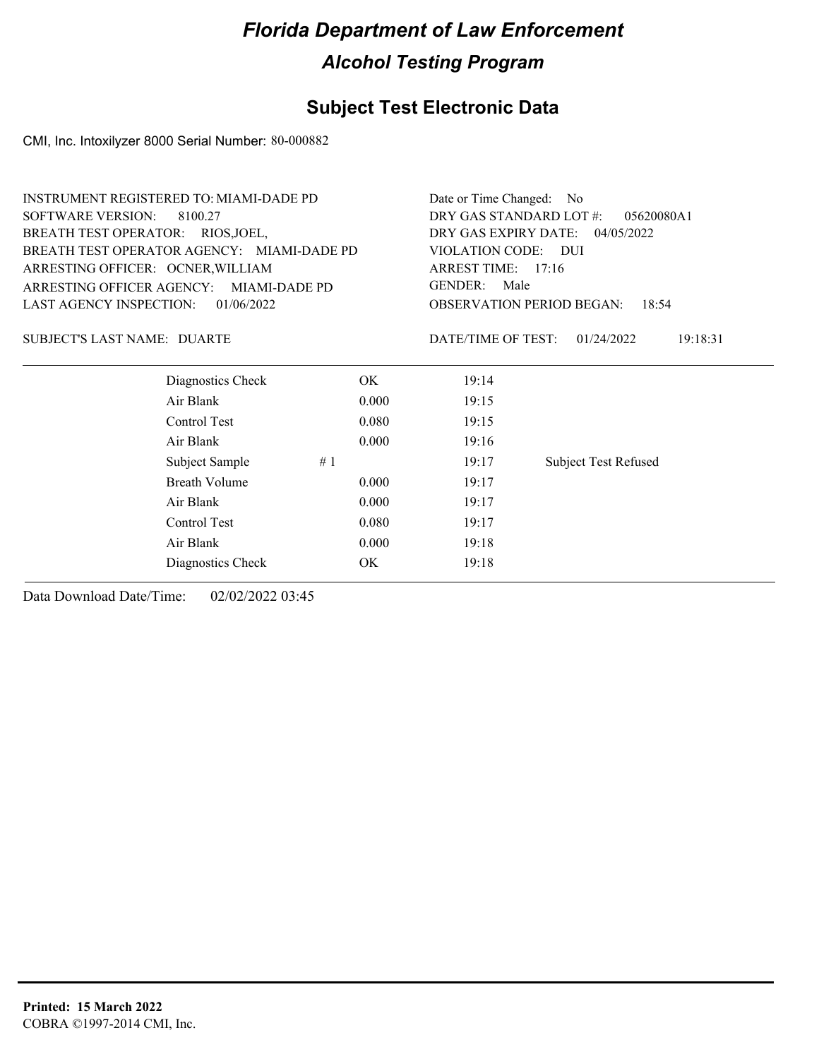# Florida Department of Law Enforcement

## Alcohol Testing Program

## Subject Test Electronic Data

CMI, Inc. Intoxilyzer 8000 Serial Number: 80-000882

INSTRUMENT REGISTERED TO: MIAMI-DADE PD
SOFTWARE VERSION: 8100.27
BREATH TEST OPERATOR: RIOS,JOEL,
BREATH TEST OPERATOR AGENCY: MIAMI-DADE PD
ARRESTING OFFICER: OCNER,WILLIAM
ARRESTING OFFICER AGENCY: MIAMI-DADE PD
LAST AGENCY INSPECTION: 01/06/2022

Date or Time Changed: No
DRY GAS STANDARD LOT #: 05620080A1
DRY GAS EXPIRY DATE: 04/05/2022
VIOLATION CODE: DUI
ARREST TIME: 17:16
GENDER: Male
OBSERVATION PERIOD BEGAN: 18:54

SUBJECT'S LAST NAME: DUARTE

DATE/TIME OF TEST: 01/24/2022 19:18:31

| | | | | |
|---|---|---|---|---|
| Diagnostics Check | | OK | 19:14 | |
| Air Blank | | 0.000 | 19:15 | |
| Control Test | | 0.080 | 19:15 | |
| Air Blank | | 0.000 | 19:16 | |
| Subject Sample | # 1 | | 19:17 | Subject Test Refused |
| Breath Volume | | 0.000 | 19:17 | |
| Air Blank | | 0.000 | 19:17 | |
| Control Test | | 0.080 | 19:17 | |
| Air Blank | | 0.000 | 19:18 | |
| Diagnostics Check | | OK | 19:18 | |

Data Download Date/Time: 02/02/2022 03:45

**Printed: 15 March 2022**
COBRA ©1997-2014 CMI, Inc.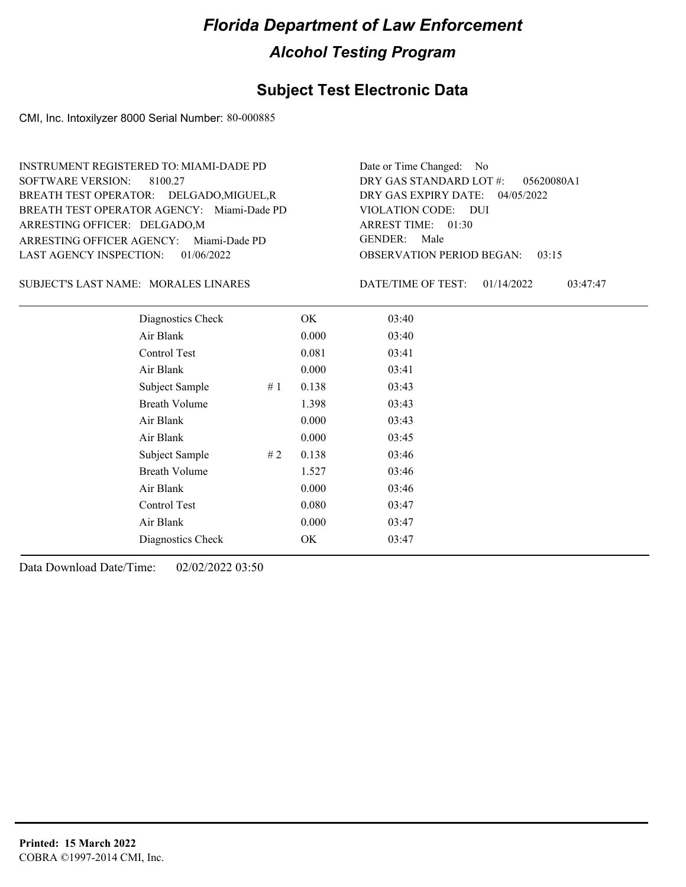# Florida Department of Law Enforcement

## Alcohol Testing Program

### Subject Test Electronic Data

CMI, Inc. Intoxilyzer 8000 Serial Number: 80-000885

INSTRUMENT REGISTERED TO: MIAMI-DADE PD
SOFTWARE VERSION: 8100.27
BREATH TEST OPERATOR: DELGADO,MIGUEL,R
BREATH TEST OPERATOR AGENCY: Miami-Dade PD
ARRESTING OFFICER: DELGADO,M
ARRESTING OFFICER AGENCY: Miami-Dade PD
LAST AGENCY INSPECTION: 01/06/2022

Date or Time Changed: No
DRY GAS STANDARD LOT #: 05620080A1
DRY GAS EXPIRY DATE: 04/05/2022
VIOLATION CODE: DUI
ARREST TIME: 01:30
GENDER: Male
OBSERVATION PERIOD BEGAN: 03:15

SUBJECT'S LAST NAME: MORALES LINARES

DATE/TIME OF TEST: 01/14/2022 03:47:47

| | | | |
|---|---|---|---|
| Diagnostics Check | | OK | 03:40 |
| Air Blank | | 0.000 | 03:40 |
| Control Test | | 0.081 | 03:41 |
| Air Blank | | 0.000 | 03:41 |
| Subject Sample | # 1 | 0.138 | 03:43 |
| Breath Volume | | 1.398 | 03:43 |
| Air Blank | | 0.000 | 03:43 |
| Air Blank | | 0.000 | 03:45 |
| Subject Sample | # 2 | 0.138 | 03:46 |
| Breath Volume | | 1.527 | 03:46 |
| Air Blank | | 0.000 | 03:46 |
| Control Test | | 0.080 | 03:47 |
| Air Blank | | 0.000 | 03:47 |
| Diagnostics Check | | OK | 03:47 |

Data Download Date/Time: 02/02/2022 03:50

**Printed: 15 March 2022**
COBRA ©1997-2014 CMI, Inc.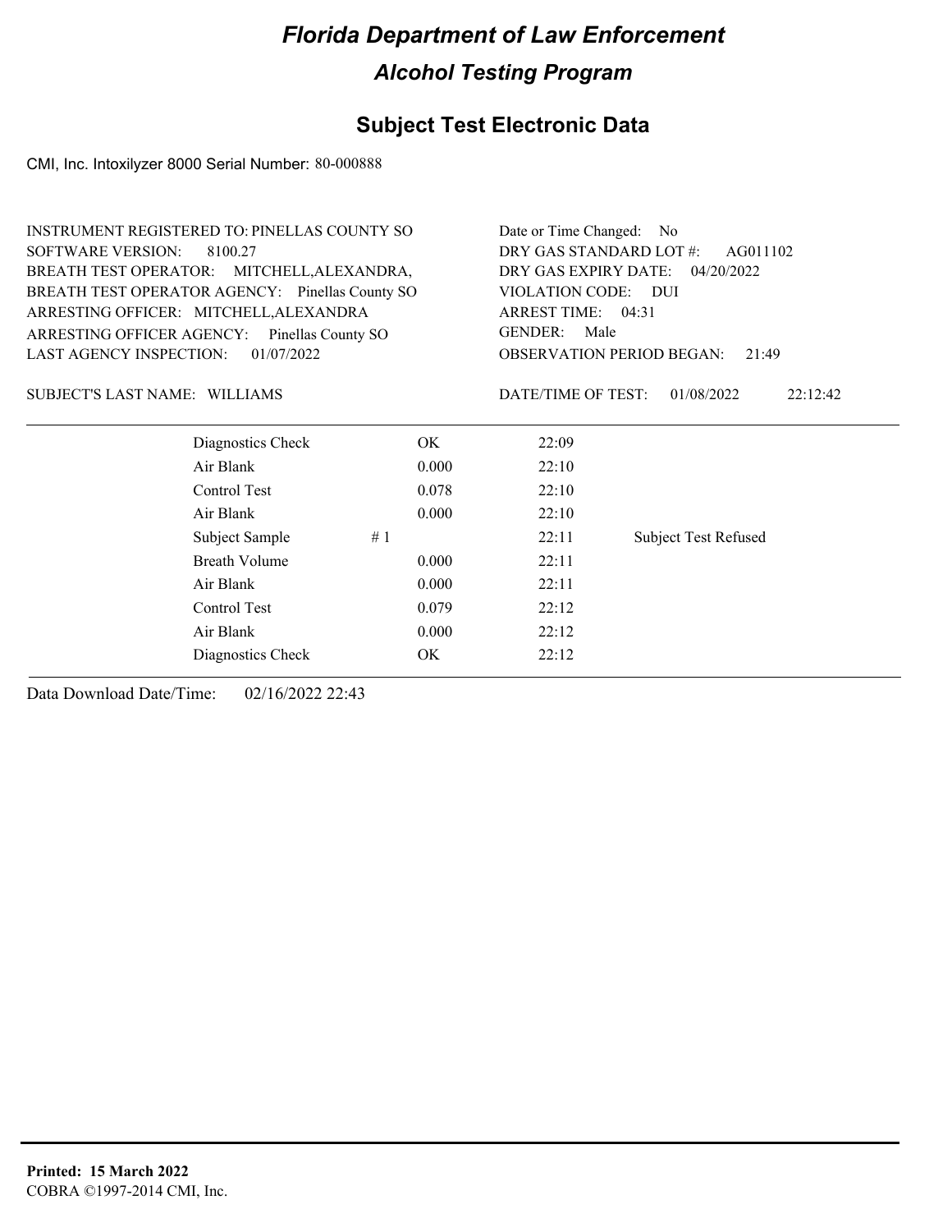# Florida Department of Law Enforcement

## Alcohol Testing Program

## Subject Test Electronic Data

CMI, Inc. Intoxilyzer 8000 Serial Number: 80-000888

INSTRUMENT REGISTERED TO: PINELLAS COUNTY SO
SOFTWARE VERSION: 8100.27
BREATH TEST OPERATOR: MITCHELL,ALEXANDRA,
BREATH TEST OPERATOR AGENCY: Pinellas County SO
ARRESTING OFFICER: MITCHELL,ALEXANDRA
ARRESTING OFFICER AGENCY: Pinellas County SO
LAST AGENCY INSPECTION: 01/07/2022

Date or Time Changed: No
DRY GAS STANDARD LOT #: AG011102
DRY GAS EXPIRY DATE: 04/20/2022
VIOLATION CODE: DUI
ARREST TIME: 04:31
GENDER: Male
OBSERVATION PERIOD BEGAN: 21:49

SUBJECT'S LAST NAME: WILLIAMS

DATE/TIME OF TEST: 01/08/2022 22:12:42

| | | | | |
|---|---|---|---|---|
| Diagnostics Check | | OK | 22:09 | |
| Air Blank | | 0.000 | 22:10 | |
| Control Test | | 0.078 | 22:10 | |
| Air Blank | | 0.000 | 22:10 | |
| Subject Sample | # 1 | | 22:11 | Subject Test Refused |
| Breath Volume | | 0.000 | 22:11 | |
| Air Blank | | 0.000 | 22:11 | |
| Control Test | | 0.079 | 22:12 | |
| Air Blank | | 0.000 | 22:12 | |
| Diagnostics Check | | OK | 22:12 | |

Data Download Date/Time: 02/16/2022 22:43

**Printed: 15 March 2022**
COBRA ©1997-2014 CMI, Inc.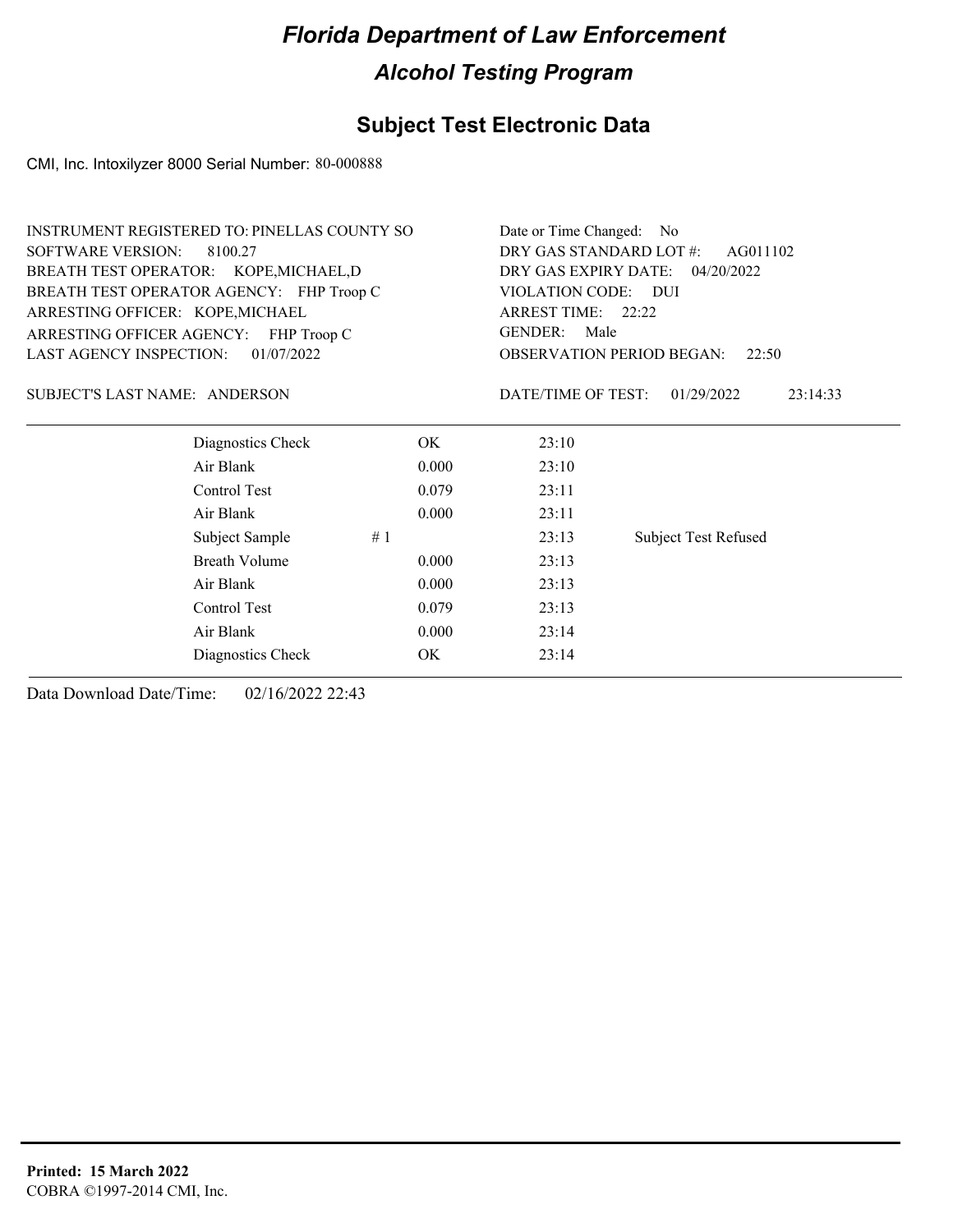# Florida Department of Law Enforcement

## Alcohol Testing Program

### Subject Test Electronic Data

CMI, Inc. Intoxilyzer 8000 Serial Number: 80-000888

INSTRUMENT REGISTERED TO: PINELLAS COUNTY SO
SOFTWARE VERSION: 8100.27
BREATH TEST OPERATOR: KOPE,MICHAEL,D
BREATH TEST OPERATOR AGENCY: FHP Troop C
ARRESTING OFFICER: KOPE,MICHAEL
ARRESTING OFFICER AGENCY: FHP Troop C
LAST AGENCY INSPECTION: 01/07/2022

Date or Time Changed: No
DRY GAS STANDARD LOT #: AG011102
DRY GAS EXPIRY DATE: 04/20/2022
VIOLATION CODE: DUI
ARREST TIME: 22:22
GENDER: Male
OBSERVATION PERIOD BEGAN: 22:50

SUBJECT'S LAST NAME: ANDERSON

DATE/TIME OF TEST: 01/29/2022 23:14:33

| | | | |
|---|---|---|---|
| Diagnostics Check | OK | 23:10 | |
| Air Blank | 0.000 | 23:10 | |
| Control Test | 0.079 | 23:11 | |
| Air Blank | 0.000 | 23:11 | |
| Subject Sample # 1 | | 23:13 | Subject Test Refused |
| Breath Volume | 0.000 | 23:13 | |
| Air Blank | 0.000 | 23:13 | |
| Control Test | 0.079 | 23:13 | |
| Air Blank | 0.000 | 23:14 | |
| Diagnostics Check | OK | 23:14 | |

Data Download Date/Time: 02/16/2022 22:43

**Printed: 15 March 2022**
COBRA ©1997-2014 CMI, Inc.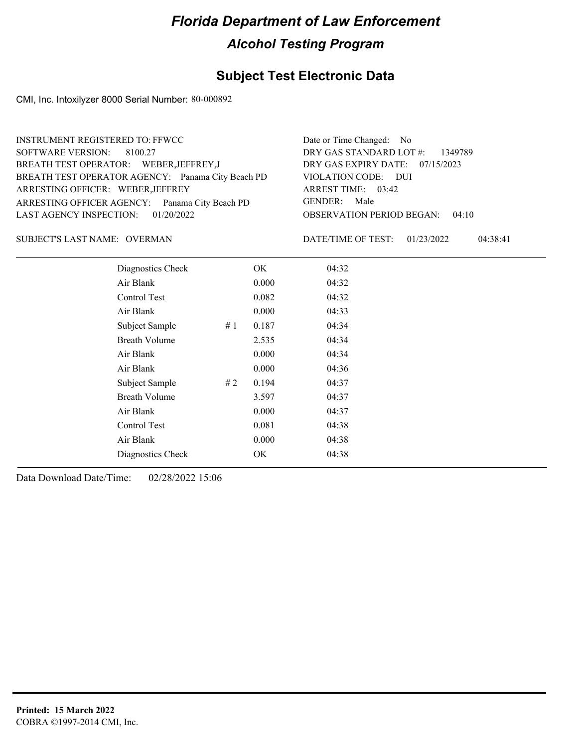# Florida Department of Law Enforcement

## Alcohol Testing Program

### Subject Test Electronic Data

CMI, Inc. Intoxilyzer 8000 Serial Number: 80-000892

INSTRUMENT REGISTERED TO: FFWCC
SOFTWARE VERSION: 8100.27
BREATH TEST OPERATOR: WEBER,JEFFREY,J
BREATH TEST OPERATOR AGENCY: Panama City Beach PD
ARRESTING OFFICER: WEBER,JEFFREY
ARRESTING OFFICER AGENCY: Panama City Beach PD
LAST AGENCY INSPECTION: 01/20/2022

Date or Time Changed: No
DRY GAS STANDARD LOT #: 1349789
DRY GAS EXPIRY DATE: 07/15/2023
VIOLATION CODE: DUI
ARREST TIME: 03:42
GENDER: Male
OBSERVATION PERIOD BEGAN: 04:10

SUBJECT'S LAST NAME: OVERMAN

DATE/TIME OF TEST: 01/23/2022 04:38:41

| | | | |
|---|---|---|---|
| Diagnostics Check | | OK | 04:32 |
| Air Blank | | 0.000 | 04:32 |
| Control Test | | 0.082 | 04:32 |
| Air Blank | | 0.000 | 04:33 |
| Subject Sample | # 1 | 0.187 | 04:34 |
| Breath Volume | | 2.535 | 04:34 |
| Air Blank | | 0.000 | 04:34 |
| Air Blank | | 0.000 | 04:36 |
| Subject Sample | # 2 | 0.194 | 04:37 |
| Breath Volume | | 3.597 | 04:37 |
| Air Blank | | 0.000 | 04:37 |
| Control Test | | 0.081 | 04:38 |
| Air Blank | | 0.000 | 04:38 |
| Diagnostics Check | | OK | 04:38 |

Data Download Date/Time: 02/28/2022 15:06

**Printed: 15 March 2022**
COBRA ©1997-2014 CMI, Inc.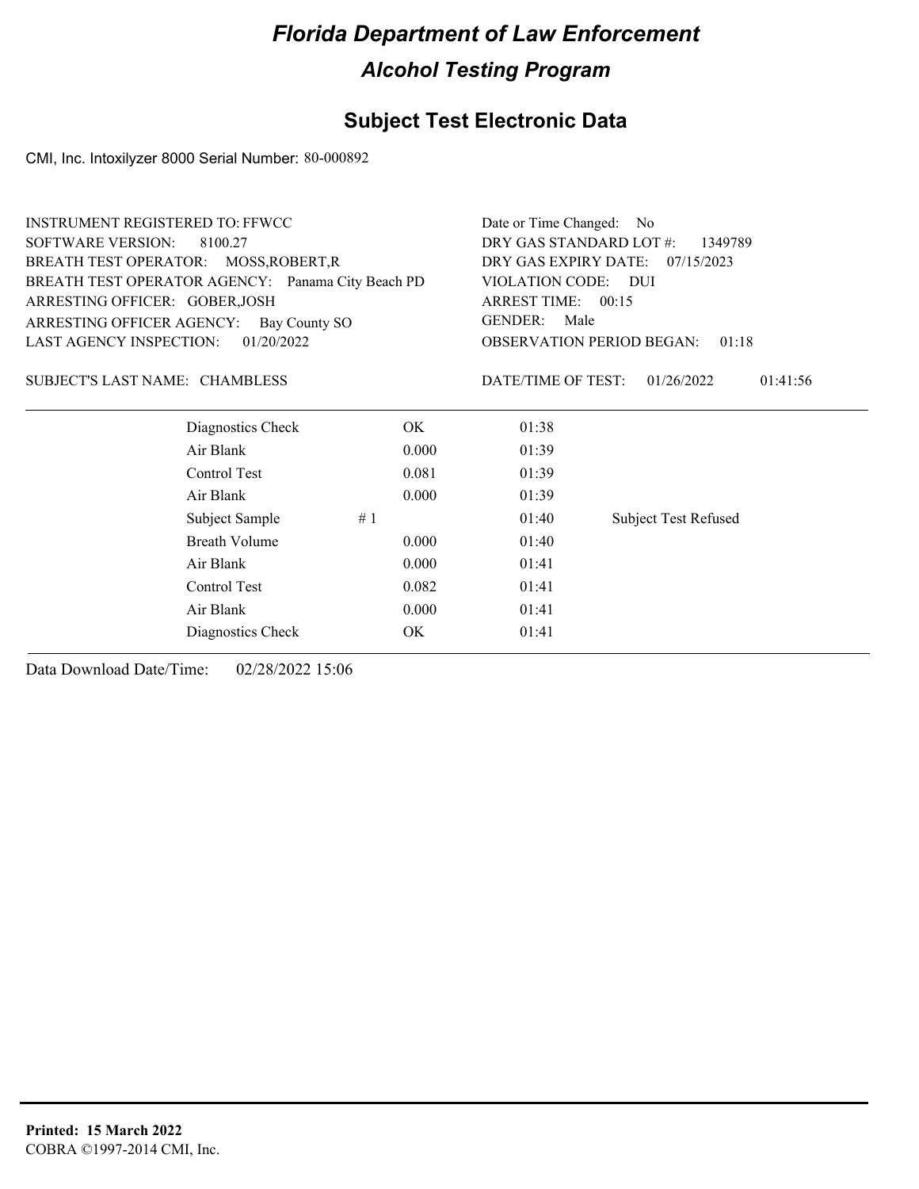# Florida Department of Law Enforcement

## Alcohol Testing Program

## Subject Test Electronic Data

CMI, Inc. Intoxilyzer 8000 Serial Number: 80-000892

INSTRUMENT REGISTERED TO: FFWCC
SOFTWARE VERSION: 8100.27
BREATH TEST OPERATOR: MOSS,ROBERT,R
BREATH TEST OPERATOR AGENCY: Panama City Beach PD
ARRESTING OFFICER: GOBER,JOSH
ARRESTING OFFICER AGENCY: Bay County SO
LAST AGENCY INSPECTION: 01/20/2022

Date or Time Changed: No
DRY GAS STANDARD LOT #: 1349789
DRY GAS EXPIRY DATE: 07/15/2023
VIOLATION CODE: DUI
ARREST TIME: 00:15
GENDER: Male
OBSERVATION PERIOD BEGAN: 01:18

SUBJECT'S LAST NAME: CHAMBLESS

DATE/TIME OF TEST: 01/26/2022 01:41:56

| | | | | |
|---|---|---|---|---|
| Diagnostics Check | | OK | 01:38 | |
| Air Blank | | 0.000 | 01:39 | |
| Control Test | | 0.081 | 01:39 | |
| Air Blank | | 0.000 | 01:39 | |
| Subject Sample | # 1 | | 01:40 | Subject Test Refused |
| Breath Volume | | 0.000 | 01:40 | |
| Air Blank | | 0.000 | 01:41 | |
| Control Test | | 0.082 | 01:41 | |
| Air Blank | | 0.000 | 01:41 | |
| Diagnostics Check | | OK | 01:41 | |

Data Download Date/Time: 02/28/2022 15:06

**Printed: 15 March 2022**
COBRA ©1997-2014 CMI, Inc.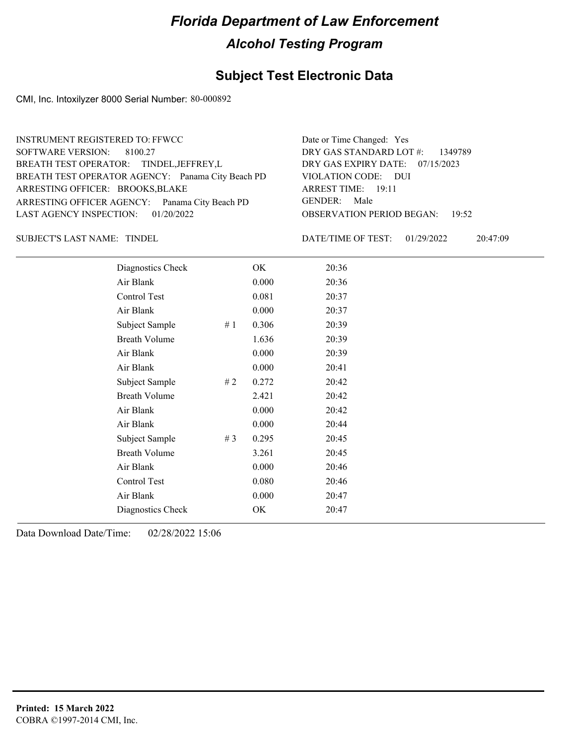# Florida Department of Law Enforcement

## Alcohol Testing Program

## Subject Test Electronic Data

CMI, Inc. Intoxilyzer 8000 Serial Number: 80-000892

INSTRUMENT REGISTERED TO: FFWCC
SOFTWARE VERSION: 8100.27
BREATH TEST OPERATOR: TINDEL,JEFFREY,L
BREATH TEST OPERATOR AGENCY: Panama City Beach PD
ARRESTING OFFICER: BROOKS,BLAKE
ARRESTING OFFICER AGENCY: Panama City Beach PD
LAST AGENCY INSPECTION: 01/20/2022

Date or Time Changed: Yes
DRY GAS STANDARD LOT #: 1349789
DRY GAS EXPIRY DATE: 07/15/2023
VIOLATION CODE: DUI
ARREST TIME: 19:11
GENDER: Male
OBSERVATION PERIOD BEGAN: 19:52

SUBJECT'S LAST NAME: TINDEL

DATE/TIME OF TEST: 01/29/2022 20:47:09

| | | | |
|---|---|---|---|
| Diagnostics Check | | OK | 20:36 |
| Air Blank | | 0.000 | 20:36 |
| Control Test | | 0.081 | 20:37 |
| Air Blank | | 0.000 | 20:37 |
| Subject Sample | # 1 | 0.306 | 20:39 |
| Breath Volume | | 1.636 | 20:39 |
| Air Blank | | 0.000 | 20:39 |
| Air Blank | | 0.000 | 20:41 |
| Subject Sample | # 2 | 0.272 | 20:42 |
| Breath Volume | | 2.421 | 20:42 |
| Air Blank | | 0.000 | 20:42 |
| Air Blank | | 0.000 | 20:44 |
| Subject Sample | # 3 | 0.295 | 20:45 |
| Breath Volume | | 3.261 | 20:45 |
| Air Blank | | 0.000 | 20:46 |
| Control Test | | 0.080 | 20:46 |
| Air Blank | | 0.000 | 20:47 |
| Diagnostics Check | | OK | 20:47 |

Data Download Date/Time: 02/28/2022 15:06

**Printed: 15 March 2022**
COBRA ©1997-2014 CMI, Inc.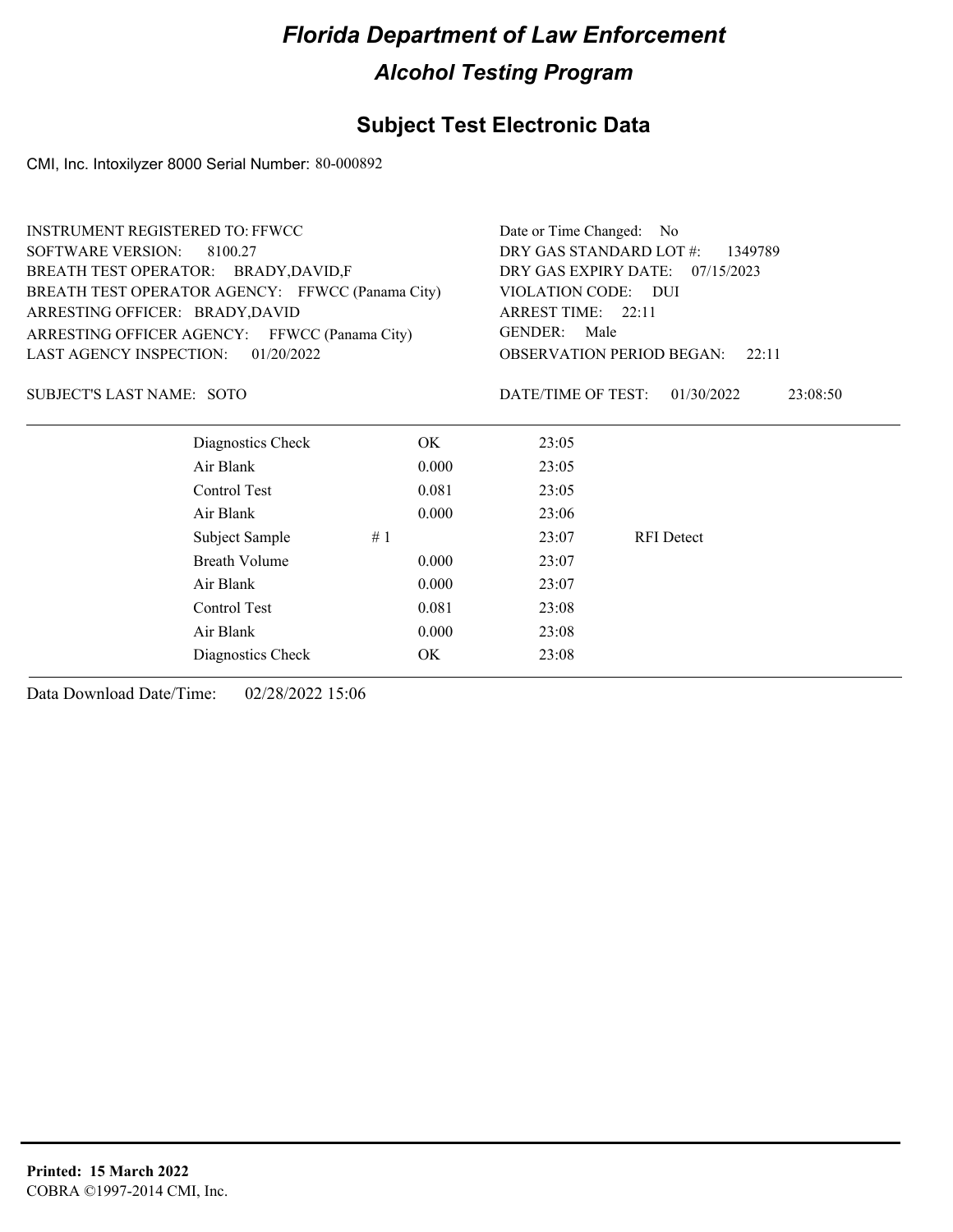# *Florida Department of Law Enforcement*

## *Alcohol Testing Program*

## Subject Test Electronic Data

CMI, Inc. Intoxilyzer 8000 Serial Number: 80-000892

INSTRUMENT REGISTERED TO: FFWCC
SOFTWARE VERSION: 8100.27
BREATH TEST OPERATOR: BRADY,DAVID,F
BREATH TEST OPERATOR AGENCY: FFWCC (Panama City)
ARRESTING OFFICER: BRADY,DAVID
ARRESTING OFFICER AGENCY: FFWCC (Panama City)
LAST AGENCY INSPECTION: 01/20/2022

Date or Time Changed: No
DRY GAS STANDARD LOT #: 1349789
DRY GAS EXPIRY DATE: 07/15/2023
VIOLATION CODE: DUI
ARREST TIME: 22:11
GENDER: Male
OBSERVATION PERIOD BEGAN: 22:11

SUBJECT'S LAST NAME: SOTO

DATE/TIME OF TEST: 01/30/2022 23:08:50

| | | | |
|---|---|---|---|
| Diagnostics Check | OK | 23:05 | |
| Air Blank | 0.000 | 23:05 | |
| Control Test | 0.081 | 23:05 | |
| Air Blank | 0.000 | 23:06 | |
| Subject Sample | # 1 | 23:07 | RFI Detect |
| Breath Volume | 0.000 | 23:07 | |
| Air Blank | 0.000 | 23:07 | |
| Control Test | 0.081 | 23:08 | |
| Air Blank | 0.000 | 23:08 | |
| Diagnostics Check | OK | 23:08 | |

Data Download Date/Time: 02/28/2022 15:06

**Printed: 15 March 2022**
COBRA ©1997-2014 CMI, Inc.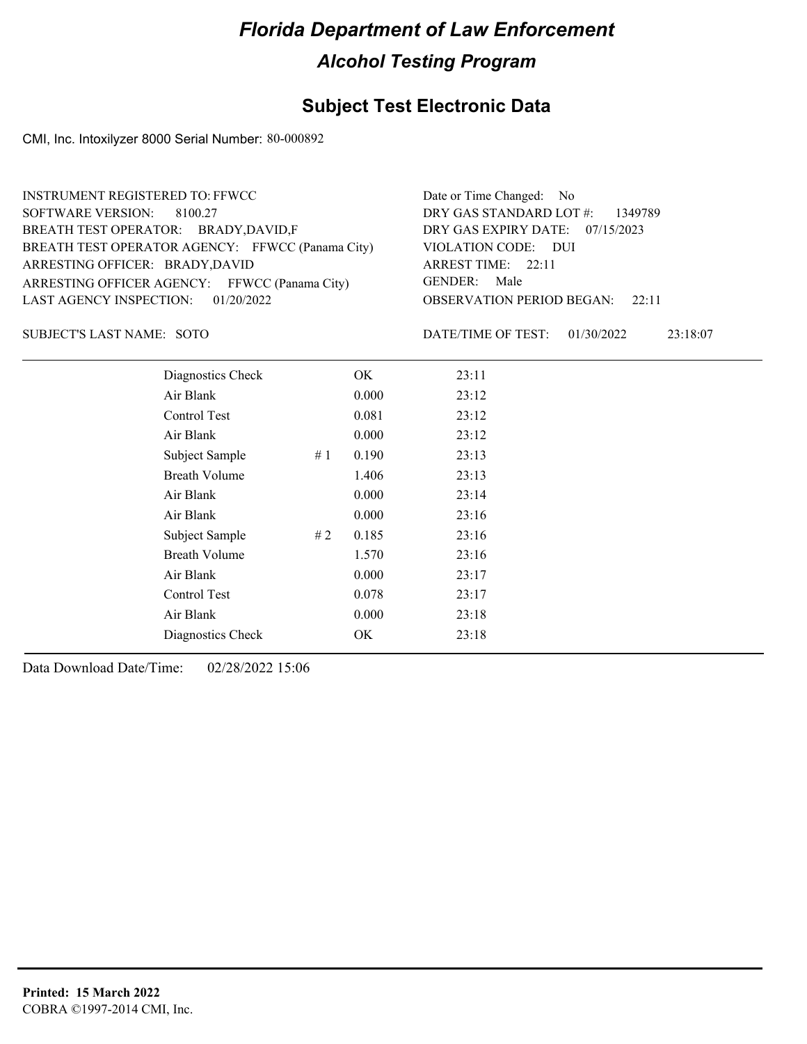# Florida Department of Law Enforcement

## Alcohol Testing Program

## Subject Test Electronic Data

CMI, Inc. Intoxilyzer 8000 Serial Number: 80-000892

INSTRUMENT REGISTERED TO: FFWCC
SOFTWARE VERSION: 8100.27
BREATH TEST OPERATOR: BRADY,DAVID,F
BREATH TEST OPERATOR AGENCY: FFWCC (Panama City)
ARRESTING OFFICER: BRADY,DAVID
ARRESTING OFFICER AGENCY: FFWCC (Panama City)
LAST AGENCY INSPECTION: 01/20/2022

Date or Time Changed: No
DRY GAS STANDARD LOT #: 1349789
DRY GAS EXPIRY DATE: 07/15/2023
VIOLATION CODE: DUI
ARREST TIME: 22:11
GENDER: Male
OBSERVATION PERIOD BEGAN: 22:11

SUBJECT'S LAST NAME: SOTO

DATE/TIME OF TEST: 01/30/2022 23:18:07

| Test | # | Result | Time |
|---|---|---|---|
| Diagnostics Check | | OK | 23:11 |
| Air Blank | | 0.000 | 23:12 |
| Control Test | | 0.081 | 23:12 |
| Air Blank | | 0.000 | 23:12 |
| Subject Sample | # 1 | 0.190 | 23:13 |
| Breath Volume | | 1.406 | 23:13 |
| Air Blank | | 0.000 | 23:14 |
| Air Blank | | 0.000 | 23:16 |
| Subject Sample | # 2 | 0.185 | 23:16 |
| Breath Volume | | 1.570 | 23:16 |
| Air Blank | | 0.000 | 23:17 |
| Control Test | | 0.078 | 23:17 |
| Air Blank | | 0.000 | 23:18 |
| Diagnostics Check | | OK | 23:18 |

Data Download Date/Time: 02/28/2022 15:06

**Printed: 15 March 2022**
COBRA ©1997-2014 CMI, Inc.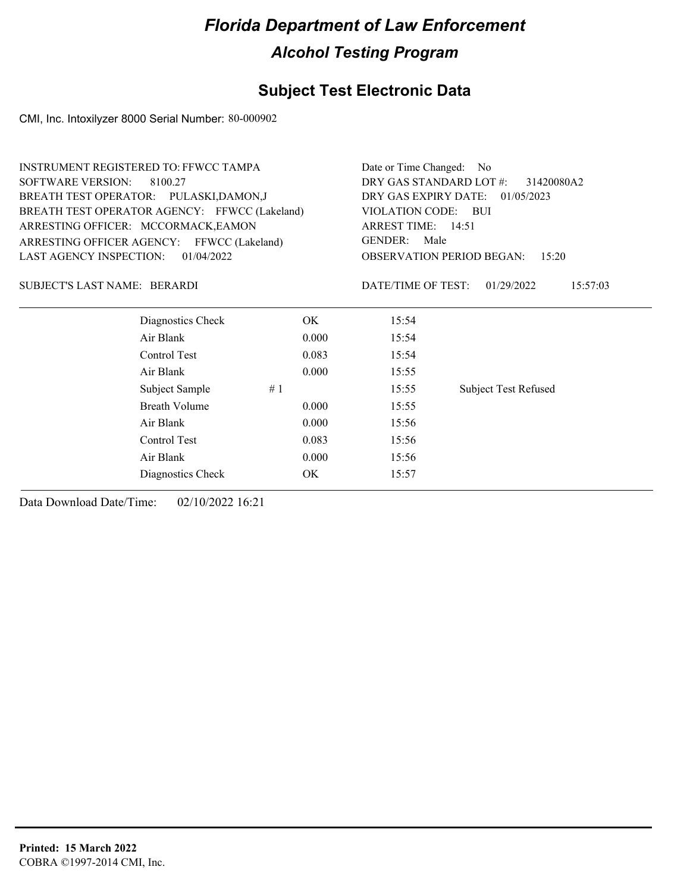# *Florida Department of Law Enforcement*

## *Alcohol Testing Program*

## Subject Test Electronic Data

CMI, Inc. Intoxilyzer 8000 Serial Number: 80-000902

INSTRUMENT REGISTERED TO: FFWCC TAMPA
SOFTWARE VERSION: 8100.27
BREATH TEST OPERATOR: PULASKI,DAMON,J
BREATH TEST OPERATOR AGENCY: FFWCC (Lakeland)
ARRESTING OFFICER: MCCORMACK,EAMON
ARRESTING OFFICER AGENCY: FFWCC (Lakeland)
LAST AGENCY INSPECTION: 01/04/2022

Date or Time Changed: No
DRY GAS STANDARD LOT #: 31420080A2
DRY GAS EXPIRY DATE: 01/05/2023
VIOLATION CODE: BUI
ARREST TIME: 14:51
GENDER: Male
OBSERVATION PERIOD BEGAN: 15:20

SUBJECT'S LAST NAME: BERARDI

DATE/TIME OF TEST: 01/29/2022 15:57:03

| | | | | |
|---|---|---|---|---|
| Diagnostics Check | | OK | 15:54 | |
| Air Blank | | 0.000 | 15:54 | |
| Control Test | | 0.083 | 15:54 | |
| Air Blank | | 0.000 | 15:55 | |
| Subject Sample | # 1 | | 15:55 | Subject Test Refused |
| Breath Volume | | 0.000 | 15:55 | |
| Air Blank | | 0.000 | 15:56 | |
| Control Test | | 0.083 | 15:56 | |
| Air Blank | | 0.000 | 15:56 | |
| Diagnostics Check | | OK | 15:57 | |

Data Download Date/Time: 02/10/2022 16:21

**Printed: 15 March 2022**
COBRA ©1997-2014 CMI, Inc.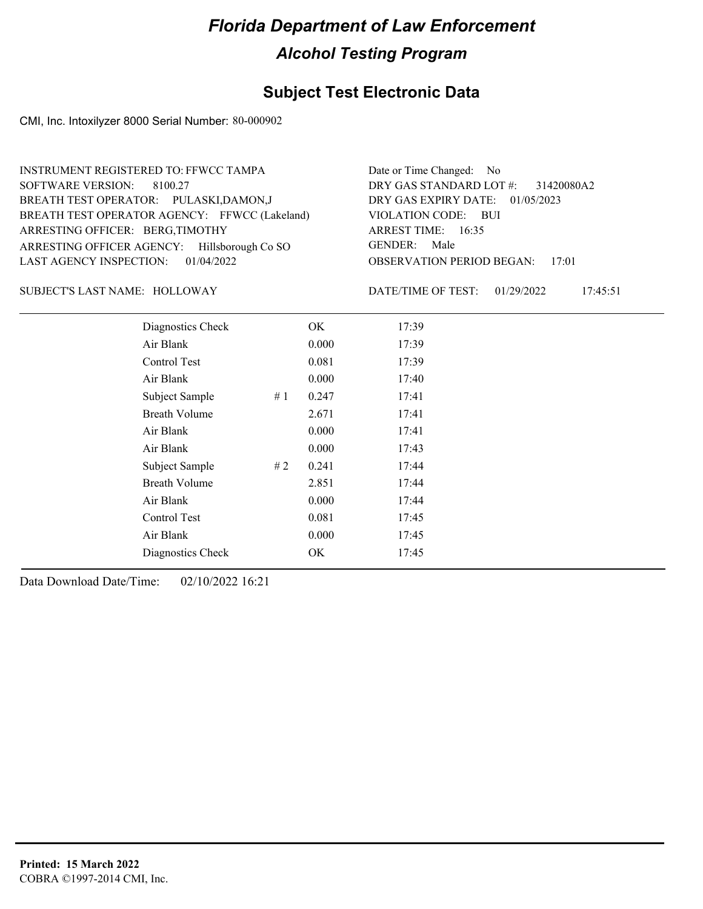# Florida Department of Law Enforcement

## Alcohol Testing Program

## Subject Test Electronic Data

CMI, Inc. Intoxilyzer 8000 Serial Number: 80-000902

INSTRUMENT REGISTERED TO: FFWCC TAMPA
SOFTWARE VERSION: 8100.27
BREATH TEST OPERATOR: PULASKI,DAMON,J
BREATH TEST OPERATOR AGENCY: FFWCC (Lakeland)
ARRESTING OFFICER: BERG,TIMOTHY
ARRESTING OFFICER AGENCY: Hillsborough Co SO
LAST AGENCY INSPECTION: 01/04/2022

Date or Time Changed: No
DRY GAS STANDARD LOT #: 31420080A2
DRY GAS EXPIRY DATE: 01/05/2023
VIOLATION CODE: BUI
ARREST TIME: 16:35
GENDER: Male
OBSERVATION PERIOD BEGAN: 17:01

SUBJECT'S LAST NAME: HOLLOWAY

DATE/TIME OF TEST: 01/29/2022 17:45:51

| | | | |
|---|---|---|---|
| Diagnostics Check | | OK | 17:39 |
| Air Blank | | 0.000 | 17:39 |
| Control Test | | 0.081 | 17:39 |
| Air Blank | | 0.000 | 17:40 |
| Subject Sample | # 1 | 0.247 | 17:41 |
| Breath Volume | | 2.671 | 17:41 |
| Air Blank | | 0.000 | 17:41 |
| Air Blank | | 0.000 | 17:43 |
| Subject Sample | # 2 | 0.241 | 17:44 |
| Breath Volume | | 2.851 | 17:44 |
| Air Blank | | 0.000 | 17:44 |
| Control Test | | 0.081 | 17:45 |
| Air Blank | | 0.000 | 17:45 |
| Diagnostics Check | | OK | 17:45 |

Data Download Date/Time: 02/10/2022 16:21

**Printed: 15 March 2022**
COBRA ©1997-2014 CMI, Inc.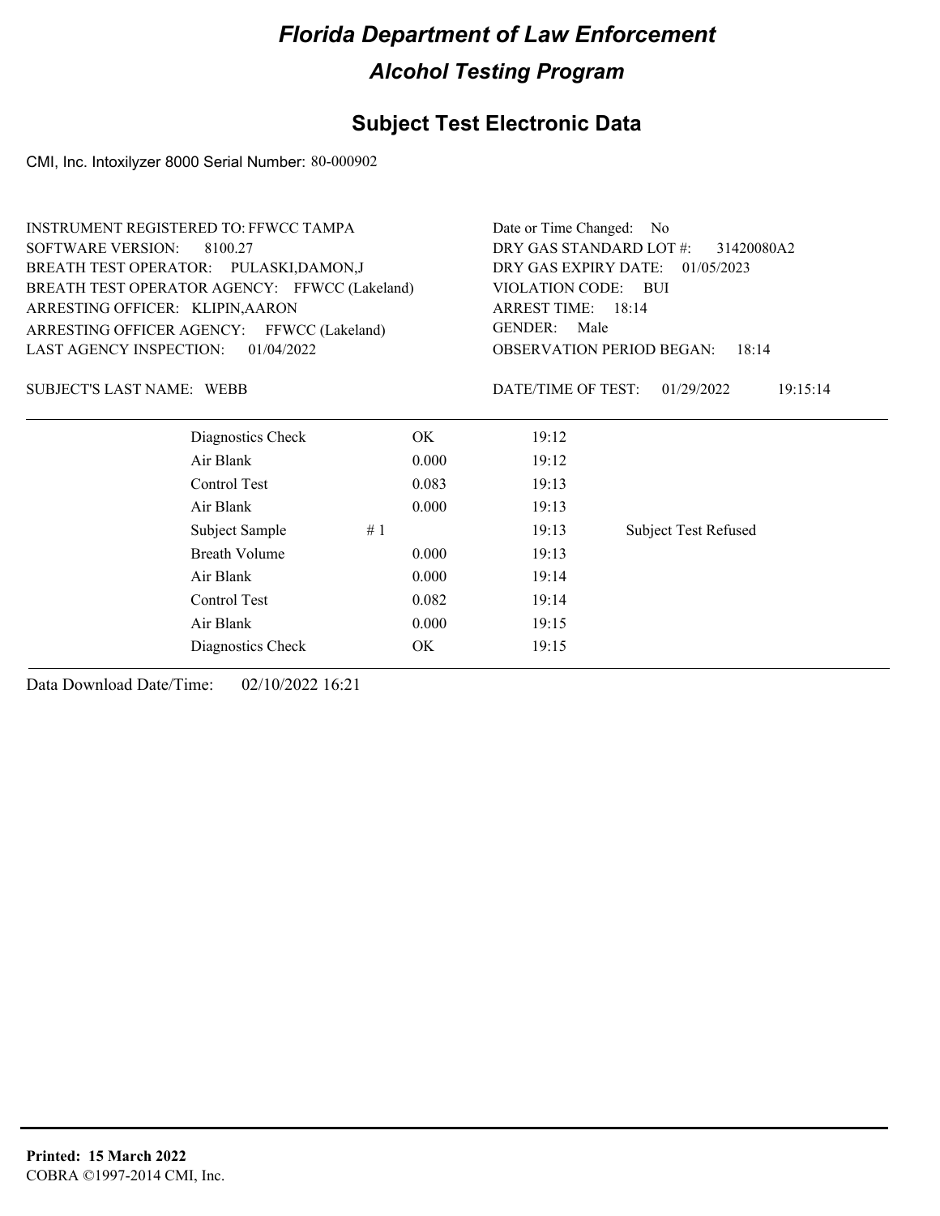# *Florida Department of Law Enforcement*

## *Alcohol Testing Program*

## Subject Test Electronic Data

CMI, Inc. Intoxilyzer 8000 Serial Number: 80-000902

INSTRUMENT REGISTERED TO: FFWCC TAMPA
SOFTWARE VERSION: 8100.27
BREATH TEST OPERATOR: PULASKI,DAMON,J
BREATH TEST OPERATOR AGENCY: FFWCC (Lakeland)
ARRESTING OFFICER: KLIPIN,AARON
ARRESTING OFFICER AGENCY: FFWCC (Lakeland)
LAST AGENCY INSPECTION: 01/04/2022

Date or Time Changed: No
DRY GAS STANDARD LOT #: 31420080A2
DRY GAS EXPIRY DATE: 01/05/2023
VIOLATION CODE: BUI
ARREST TIME: 18:14
GENDER: Male
OBSERVATION PERIOD BEGAN: 18:14

SUBJECT'S LAST NAME: WEBB

DATE/TIME OF TEST: 01/29/2022 19:15:14

| | | | | |
|---|---|---|---|---|
| Diagnostics Check | | OK | 19:12 | |
| Air Blank | | 0.000 | 19:12 | |
| Control Test | | 0.083 | 19:13 | |
| Air Blank | | 0.000 | 19:13 | |
| Subject Sample | # 1 | | 19:13 | Subject Test Refused |
| Breath Volume | | 0.000 | 19:13 | |
| Air Blank | | 0.000 | 19:14 | |
| Control Test | | 0.082 | 19:14 | |
| Air Blank | | 0.000 | 19:15 | |
| Diagnostics Check | | OK | 19:15 | |

Data Download Date/Time: 02/10/2022 16:21

**Printed: 15 March 2022**
COBRA ©1997-2014 CMI, Inc.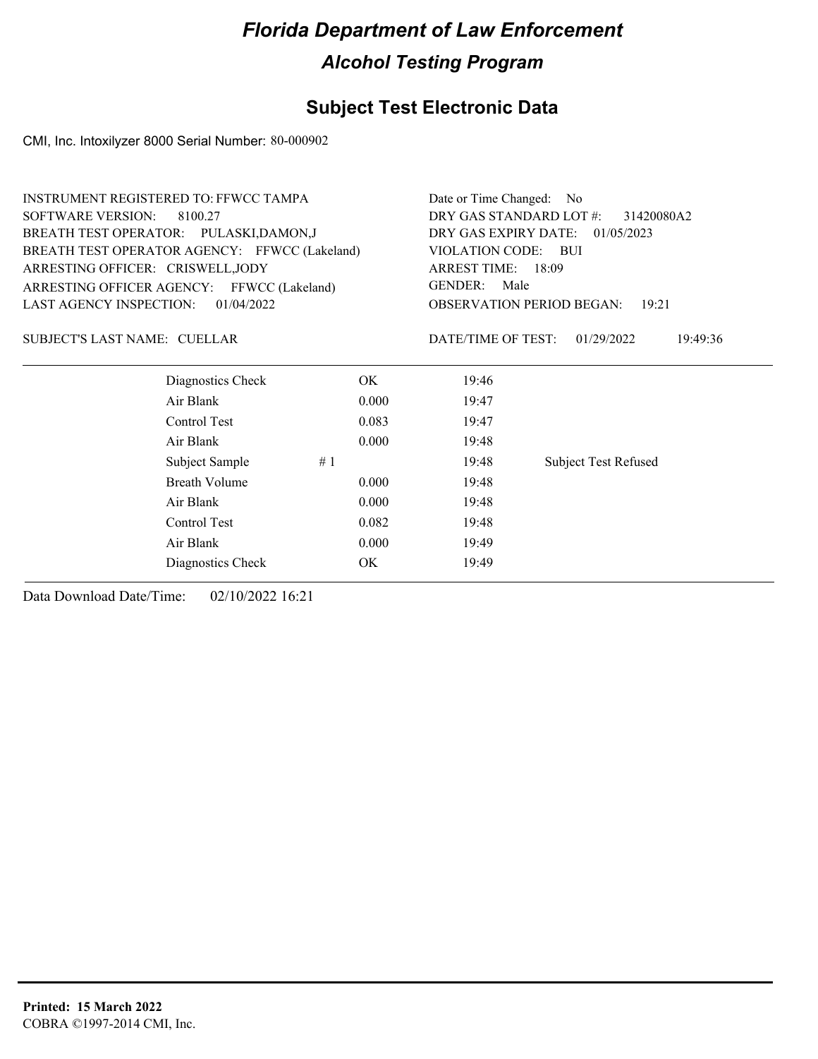# Florida Department of Law Enforcement

## Alcohol Testing Program

### Subject Test Electronic Data

CMI, Inc. Intoxilyzer 8000 Serial Number: 80-000902

INSTRUMENT REGISTERED TO: FFWCC TAMPA
SOFTWARE VERSION: 8100.27
BREATH TEST OPERATOR: PULASKI,DAMON,J
BREATH TEST OPERATOR AGENCY: FFWCC (Lakeland)
ARRESTING OFFICER: CRISWELL,JODY
ARRESTING OFFICER AGENCY: FFWCC (Lakeland)
LAST AGENCY INSPECTION: 01/04/2022

Date or Time Changed: No
DRY GAS STANDARD LOT #: 31420080A2
DRY GAS EXPIRY DATE: 01/05/2023
VIOLATION CODE: BUI
ARREST TIME: 18:09
GENDER: Male
OBSERVATION PERIOD BEGAN: 19:21

SUBJECT'S LAST NAME: CUELLAR

DATE/TIME OF TEST: 01/29/2022 19:49:36

| | | | |
|---|---|---|---|
| Diagnostics Check | OK | 19:46 | |
| Air Blank | 0.000 | 19:47 | |
| Control Test | 0.083 | 19:47 | |
| Air Blank | 0.000 | 19:48 | |
| Subject Sample # 1 | | 19:48 | Subject Test Refused |
| Breath Volume | 0.000 | 19:48 | |
| Air Blank | 0.000 | 19:48 | |
| Control Test | 0.082 | 19:48 | |
| Air Blank | 0.000 | 19:49 | |
| Diagnostics Check | OK | 19:49 | |

Data Download Date/Time: 02/10/2022 16:21

**Printed: 15 March 2022**
COBRA ©1997-2014 CMI, Inc.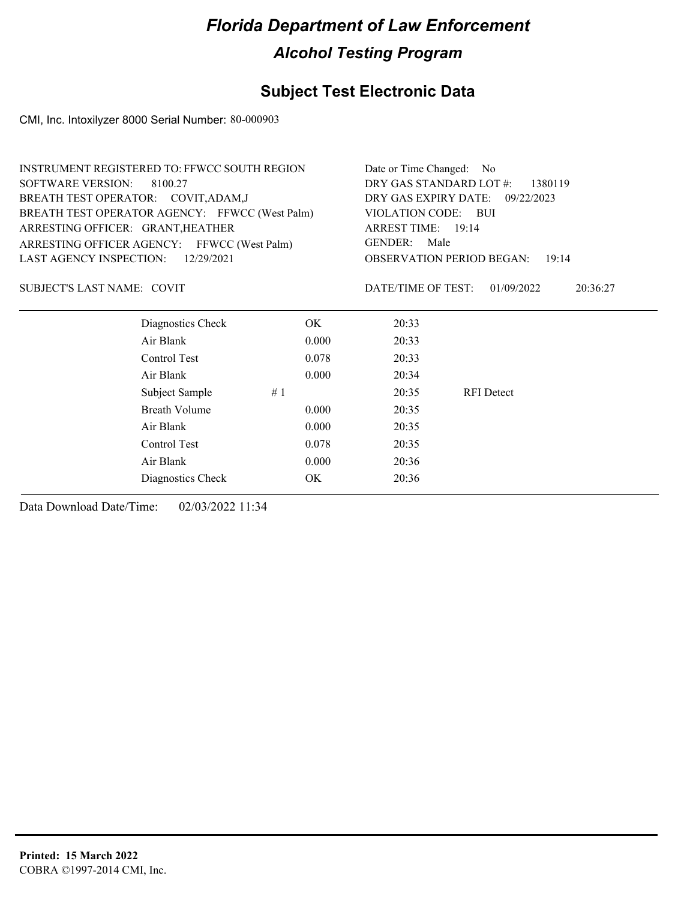# Florida Department of Law Enforcement

## Alcohol Testing Program

### Subject Test Electronic Data

CMI, Inc. Intoxilyzer 8000 Serial Number: 80-000903

INSTRUMENT REGISTERED TO: FFWCC SOUTH REGION
SOFTWARE VERSION: 8100.27
BREATH TEST OPERATOR: COVIT,ADAM,J
BREATH TEST OPERATOR AGENCY: FFWCC (West Palm)
ARRESTING OFFICER: GRANT,HEATHER
ARRESTING OFFICER AGENCY: FFWCC (West Palm)
LAST AGENCY INSPECTION: 12/29/2021

Date or Time Changed: No
DRY GAS STANDARD LOT #: 1380119
DRY GAS EXPIRY DATE: 09/22/2023
VIOLATION CODE: BUI
ARREST TIME: 19:14
GENDER: Male
OBSERVATION PERIOD BEGAN: 19:14

SUBJECT'S LAST NAME: COVIT

DATE/TIME OF TEST: 01/09/2022 20:36:27

| | | | |
|---|---|---|---|
| Diagnostics Check | OK | 20:33 | |
| Air Blank | 0.000 | 20:33 | |
| Control Test | 0.078 | 20:33 | |
| Air Blank | 0.000 | 20:34 | |
| Subject Sample # 1 | | 20:35 | RFI Detect |
| Breath Volume | 0.000 | 20:35 | |
| Air Blank | 0.000 | 20:35 | |
| Control Test | 0.078 | 20:35 | |
| Air Blank | 0.000 | 20:36 | |
| Diagnostics Check | OK | 20:36 | |

Data Download Date/Time: 02/03/2022 11:34

**Printed: 15 March 2022**
COBRA ©1997-2014 CMI, Inc.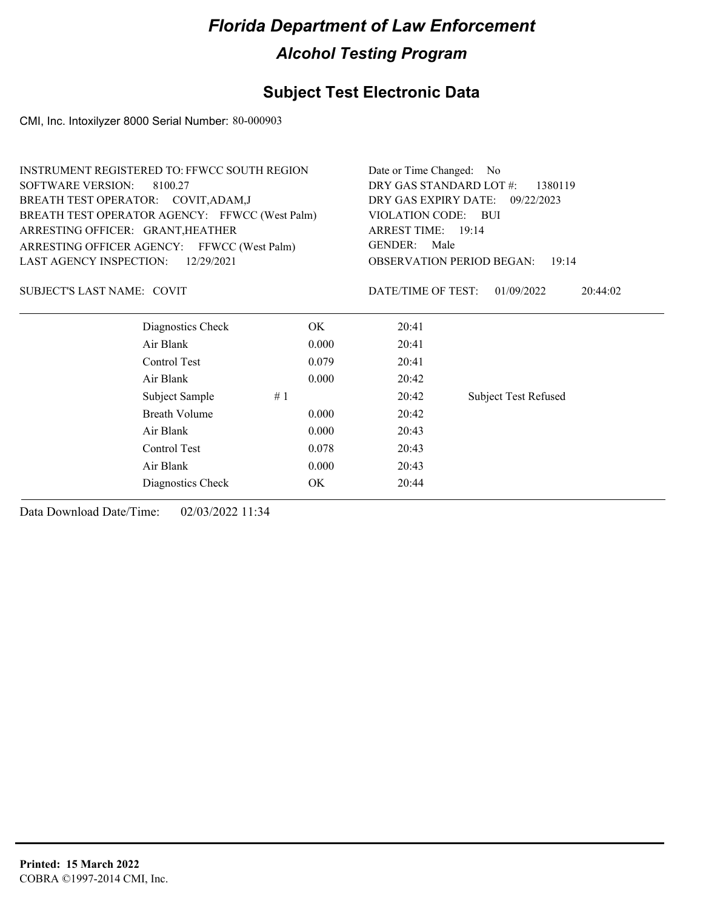# Florida Department of Law Enforcement

## Alcohol Testing Program

### Subject Test Electronic Data

CMI, Inc. Intoxilyzer 8000 Serial Number: 80-000903

INSTRUMENT REGISTERED TO: FFWCC SOUTH REGION
SOFTWARE VERSION: 8100.27
BREATH TEST OPERATOR: COVIT,ADAM,J
BREATH TEST OPERATOR AGENCY: FFWCC (West Palm)
ARRESTING OFFICER: GRANT,HEATHER
ARRESTING OFFICER AGENCY: FFWCC (West Palm)
LAST AGENCY INSPECTION: 12/29/2021

Date or Time Changed: No
DRY GAS STANDARD LOT #: 1380119
DRY GAS EXPIRY DATE: 09/22/2023
VIOLATION CODE: BUI
ARREST TIME: 19:14
GENDER: Male
OBSERVATION PERIOD BEGAN: 19:14

SUBJECT'S LAST NAME: COVIT

DATE/TIME OF TEST: 01/09/2022 20:44:02

| | | | |
|---|---|---|---|
| Diagnostics Check | OK | 20:41 | |
| Air Blank | 0.000 | 20:41 | |
| Control Test | 0.079 | 20:41 | |
| Air Blank | 0.000 | 20:42 | |
| Subject Sample | # 1 | 20:42 | Subject Test Refused |
| Breath Volume | 0.000 | 20:42 | |
| Air Blank | 0.000 | 20:43 | |
| Control Test | 0.078 | 20:43 | |
| Air Blank | 0.000 | 20:43 | |
| Diagnostics Check | OK | 20:44 | |

Data Download Date/Time: 02/03/2022 11:34

**Printed: 15 March 2022**
COBRA ©1997-2014 CMI, Inc.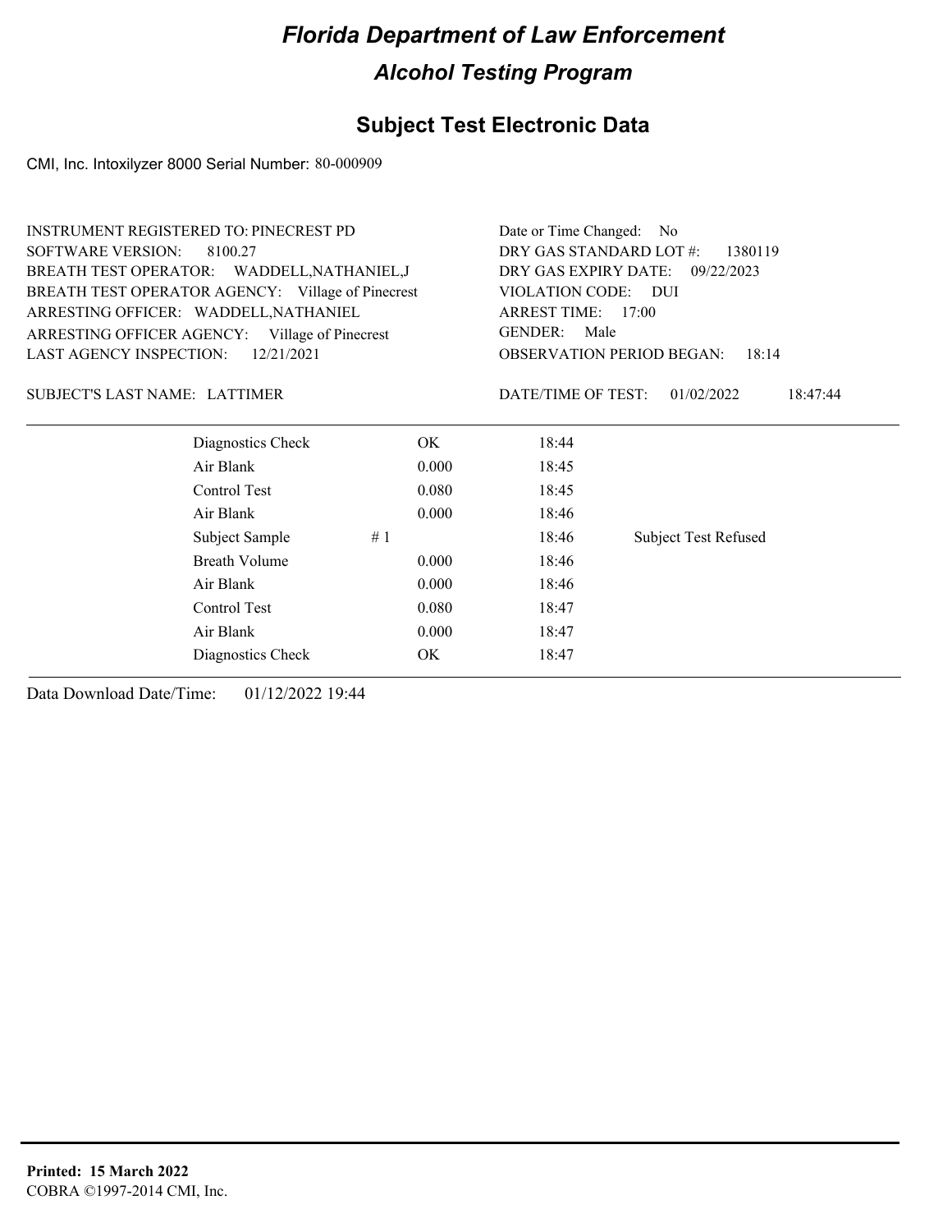# Florida Department of Law Enforcement

## Alcohol Testing Program

### Subject Test Electronic Data

CMI, Inc. Intoxilyzer 8000 Serial Number: 80-000909

INSTRUMENT REGISTERED TO: PINECREST PD
SOFTWARE VERSION: 8100.27
BREATH TEST OPERATOR: WADDELL,NATHANIEL,J
BREATH TEST OPERATOR AGENCY: Village of Pinecrest
ARRESTING OFFICER: WADDELL,NATHANIEL
ARRESTING OFFICER AGENCY: Village of Pinecrest
LAST AGENCY INSPECTION: 12/21/2021

Date or Time Changed: No
DRY GAS STANDARD LOT #: 1380119
DRY GAS EXPIRY DATE: 09/22/2023
VIOLATION CODE: DUI
ARREST TIME: 17:00
GENDER: Male
OBSERVATION PERIOD BEGAN: 18:14

SUBJECT'S LAST NAME: LATTIMER

DATE/TIME OF TEST: 01/02/2022 18:47:44

| | | | | |
|---|---|---|---|---|
| Diagnostics Check | | OK | 18:44 | |
| Air Blank | | 0.000 | 18:45 | |
| Control Test | | 0.080 | 18:45 | |
| Air Blank | | 0.000 | 18:46 | |
| Subject Sample | # 1 | | 18:46 | Subject Test Refused |
| Breath Volume | | 0.000 | 18:46 | |
| Air Blank | | 0.000 | 18:46 | |
| Control Test | | 0.080 | 18:47 | |
| Air Blank | | 0.000 | 18:47 | |
| Diagnostics Check | | OK | 18:47 | |

Data Download Date/Time: 01/12/2022 19:44

**Printed: 15 March 2022**
COBRA ©1997-2014 CMI, Inc.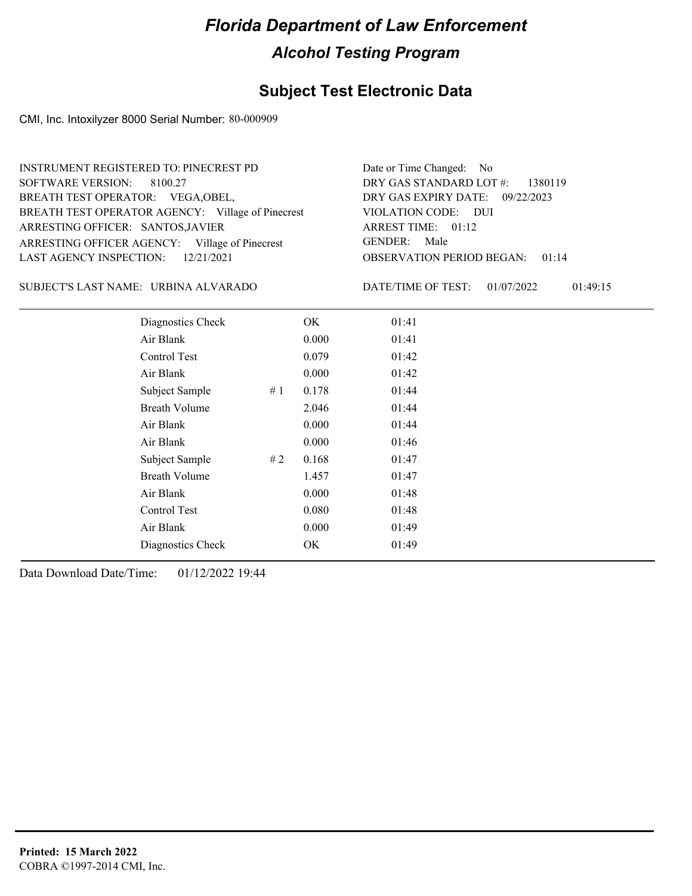# Florida Department of Law Enforcement

## Alcohol Testing Program

### Subject Test Electronic Data

CMI, Inc. Intoxilyzer 8000 Serial Number: 80-000909

INSTRUMENT REGISTERED TO: PINECREST PD
SOFTWARE VERSION: 8100.27
BREATH TEST OPERATOR: VEGA,OBEL,
BREATH TEST OPERATOR AGENCY: Village of Pinecrest
ARRESTING OFFICER: SANTOS,JAVIER
ARRESTING OFFICER AGENCY: Village of Pinecrest
LAST AGENCY INSPECTION: 12/21/2021

Date or Time Changed: No
DRY GAS STANDARD LOT #: 1380119
DRY GAS EXPIRY DATE: 09/22/2023
VIOLATION CODE: DUI
ARREST TIME: 01:12
GENDER: Male
OBSERVATION PERIOD BEGAN: 01:14

SUBJECT'S LAST NAME: URBINA ALVARADO

DATE/TIME OF TEST: 01/07/2022 01:49:15

| | | | |
|---|---|---|---|
| Diagnostics Check | | OK | 01:41 |
| Air Blank | | 0.000 | 01:41 |
| Control Test | | 0.079 | 01:42 |
| Air Blank | | 0.000 | 01:42 |
| Subject Sample | # 1 | 0.178 | 01:44 |
| Breath Volume | | 2.046 | 01:44 |
| Air Blank | | 0.000 | 01:44 |
| Air Blank | | 0.000 | 01:46 |
| Subject Sample | # 2 | 0.168 | 01:47 |
| Breath Volume | | 1.457 | 01:47 |
| Air Blank | | 0.000 | 01:48 |
| Control Test | | 0.080 | 01:48 |
| Air Blank | | 0.000 | 01:49 |
| Diagnostics Check | | OK | 01:49 |

Data Download Date/Time: 01/12/2022 19:44

**Printed: 15 March 2022**
COBRA ©1997-2014 CMI, Inc.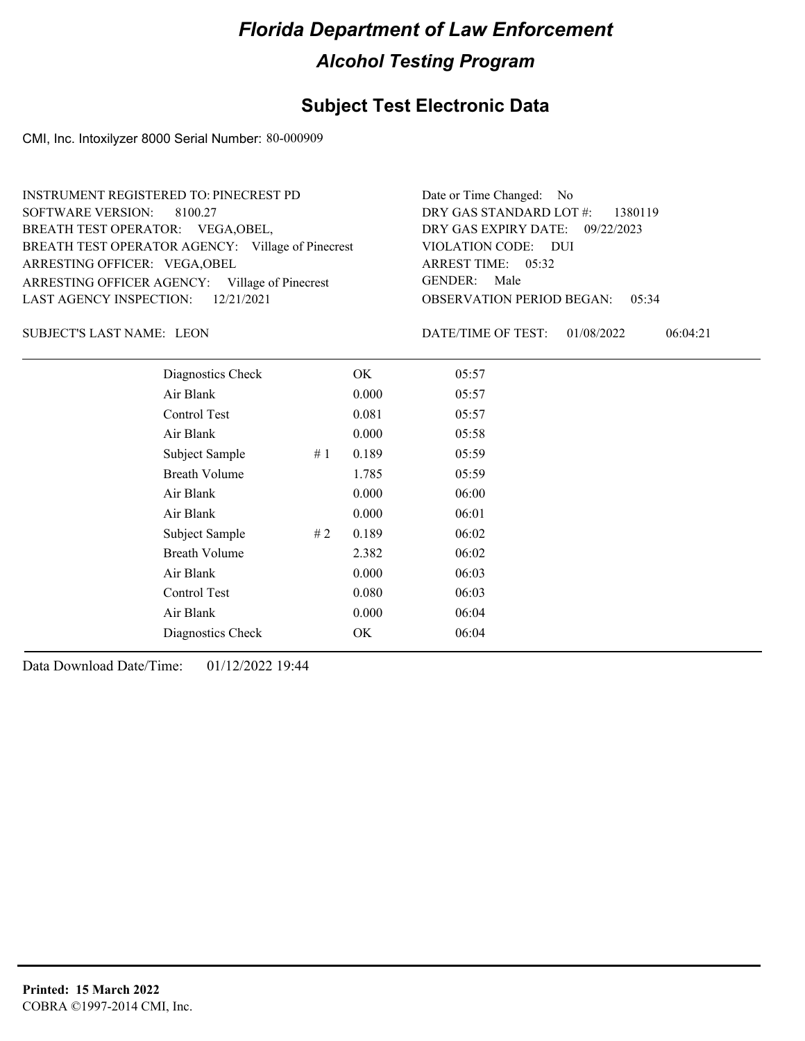# Florida Department of Law Enforcement

## Alcohol Testing Program

## Subject Test Electronic Data

CMI, Inc. Intoxilyzer 8000 Serial Number: 80-000909

INSTRUMENT REGISTERED TO: PINECREST PD
SOFTWARE VERSION: 8100.27
BREATH TEST OPERATOR: VEGA,OBEL,
BREATH TEST OPERATOR AGENCY: Village of Pinecrest
ARRESTING OFFICER: VEGA,OBEL
ARRESTING OFFICER AGENCY: Village of Pinecrest
LAST AGENCY INSPECTION: 12/21/2021

Date or Time Changed: No
DRY GAS STANDARD LOT #: 1380119
DRY GAS EXPIRY DATE: 09/22/2023
VIOLATION CODE: DUI
ARREST TIME: 05:32
GENDER: Male
OBSERVATION PERIOD BEGAN: 05:34

SUBJECT'S LAST NAME: LEON

DATE/TIME OF TEST: 01/08/2022 06:04:21

| | | | |
|---|---|---|---|
| Diagnostics Check | | OK | 05:57 |
| Air Blank | | 0.000 | 05:57 |
| Control Test | | 0.081 | 05:57 |
| Air Blank | | 0.000 | 05:58 |
| Subject Sample | # 1 | 0.189 | 05:59 |
| Breath Volume | | 1.785 | 05:59 |
| Air Blank | | 0.000 | 06:00 |
| Air Blank | | 0.000 | 06:01 |
| Subject Sample | # 2 | 0.189 | 06:02 |
| Breath Volume | | 2.382 | 06:02 |
| Air Blank | | 0.000 | 06:03 |
| Control Test | | 0.080 | 06:03 |
| Air Blank | | 0.000 | 06:04 |
| Diagnostics Check | | OK | 06:04 |

Data Download Date/Time: 01/12/2022 19:44

**Printed: 15 March 2022**
COBRA ©1997-2014 CMI, Inc.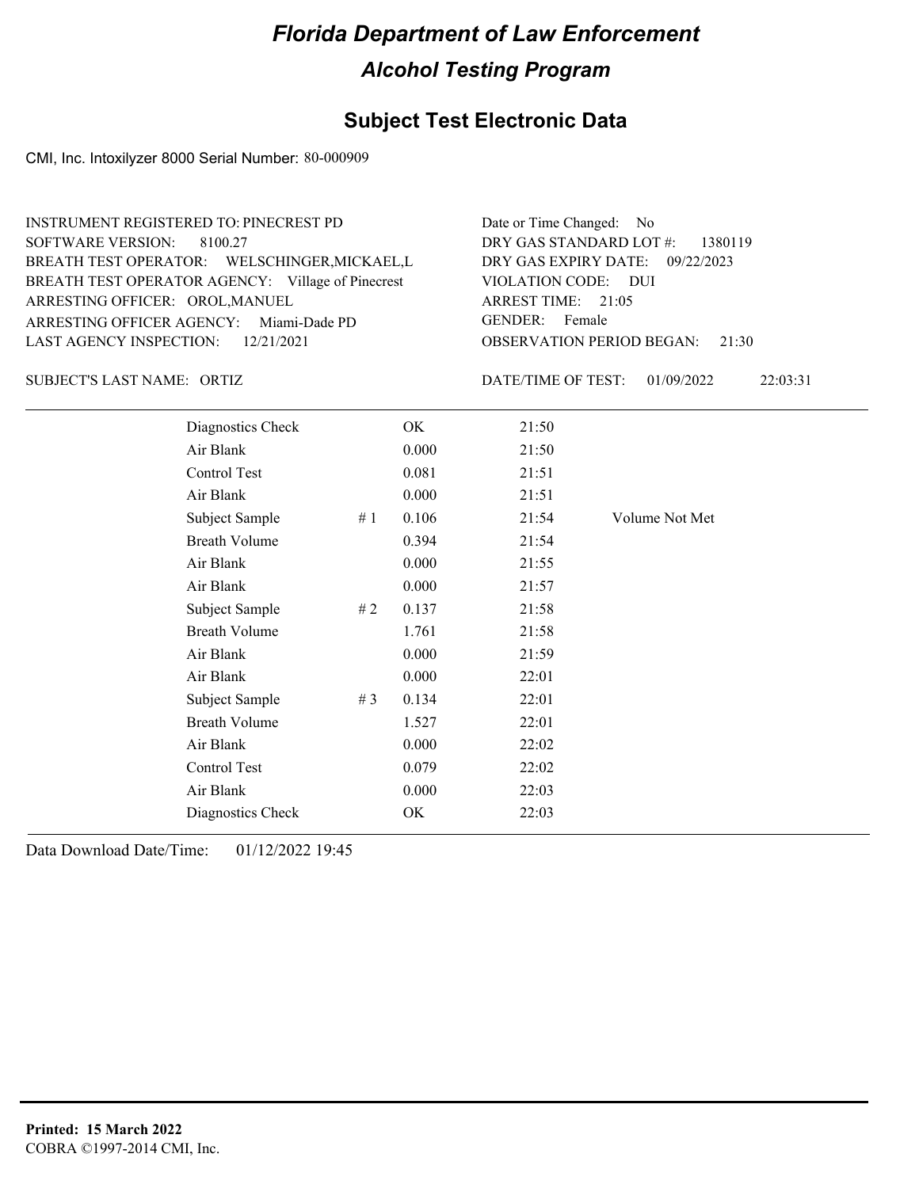# Florida Department of Law Enforcement

## Alcohol Testing Program

### Subject Test Electronic Data

CMI, Inc. Intoxilyzer 8000 Serial Number: 80-000909

INSTRUMENT REGISTERED TO: PINECREST PD
SOFTWARE VERSION: 8100.27
BREATH TEST OPERATOR: WELSCHINGER,MICKAEL,L
BREATH TEST OPERATOR AGENCY: Village of Pinecrest
ARRESTING OFFICER: OROL,MANUEL
ARRESTING OFFICER AGENCY: Miami-Dade PD
LAST AGENCY INSPECTION: 12/21/2021

Date or Time Changed: No
DRY GAS STANDARD LOT #: 1380119
DRY GAS EXPIRY DATE: 09/22/2023
VIOLATION CODE: DUI
ARREST TIME: 21:05
GENDER: Female
OBSERVATION PERIOD BEGAN: 21:30

SUBJECT'S LAST NAME: ORTIZ

DATE/TIME OF TEST: 01/09/2022 22:03:31

| | | | | |
|---|---|---|---|---|
| Diagnostics Check | | OK | 21:50 | |
| Air Blank | | 0.000 | 21:50 | |
| Control Test | | 0.081 | 21:51 | |
| Air Blank | | 0.000 | 21:51 | |
| Subject Sample | # 1 | 0.106 | 21:54 | Volume Not Met |
| Breath Volume | | 0.394 | 21:54 | |
| Air Blank | | 0.000 | 21:55 | |
| Air Blank | | 0.000 | 21:57 | |
| Subject Sample | # 2 | 0.137 | 21:58 | |
| Breath Volume | | 1.761 | 21:58 | |
| Air Blank | | 0.000 | 21:59 | |
| Air Blank | | 0.000 | 22:01 | |
| Subject Sample | # 3 | 0.134 | 22:01 | |
| Breath Volume | | 1.527 | 22:01 | |
| Air Blank | | 0.000 | 22:02 | |
| Control Test | | 0.079 | 22:02 | |
| Air Blank | | 0.000 | 22:03 | |
| Diagnostics Check | | OK | 22:03 | |

Data Download Date/Time: 01/12/2022 19:45

**Printed: 15 March 2022**
COBRA ©1997-2014 CMI, Inc.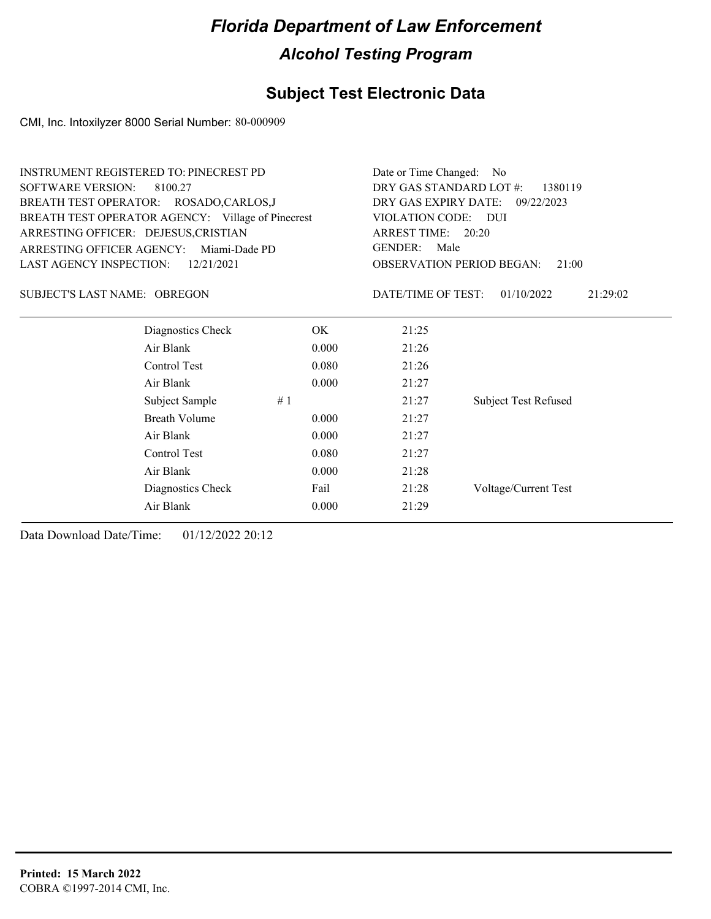# Florida Department of Law Enforcement

## Alcohol Testing Program

### Subject Test Electronic Data

CMI, Inc. Intoxilyzer 8000 Serial Number: 80-000909

INSTRUMENT REGISTERED TO: PINECREST PD
SOFTWARE VERSION: 8100.27
BREATH TEST OPERATOR: ROSADO,CARLOS,J
BREATH TEST OPERATOR AGENCY: Village of Pinecrest
ARRESTING OFFICER: DEJESUS,CRISTIAN
ARRESTING OFFICER AGENCY: Miami-Dade PD
LAST AGENCY INSPECTION: 12/21/2021

Date or Time Changed: No
DRY GAS STANDARD LOT #: 1380119
DRY GAS EXPIRY DATE: 09/22/2023
VIOLATION CODE: DUI
ARREST TIME: 20:20
GENDER: Male
OBSERVATION PERIOD BEGAN: 21:00

SUBJECT'S LAST NAME: OBREGON

DATE/TIME OF TEST: 01/10/2022 21:29:02

| | | | |
|---|---|---|---|
| Diagnostics Check | OK | 21:25 | |
| Air Blank | 0.000 | 21:26 | |
| Control Test | 0.080 | 21:26 | |
| Air Blank | 0.000 | 21:27 | |
| Subject Sample | # 1 | 21:27 | Subject Test Refused |
| Breath Volume | 0.000 | 21:27 | |
| Air Blank | 0.000 | 21:27 | |
| Control Test | 0.080 | 21:27 | |
| Air Blank | 0.000 | 21:28 | |
| Diagnostics Check | Fail | 21:28 | Voltage/Current Test |
| Air Blank | 0.000 | 21:29 | |

Data Download Date/Time: 01/12/2022 20:12

**Printed: 15 March 2022**
COBRA ©1997-2014 CMI, Inc.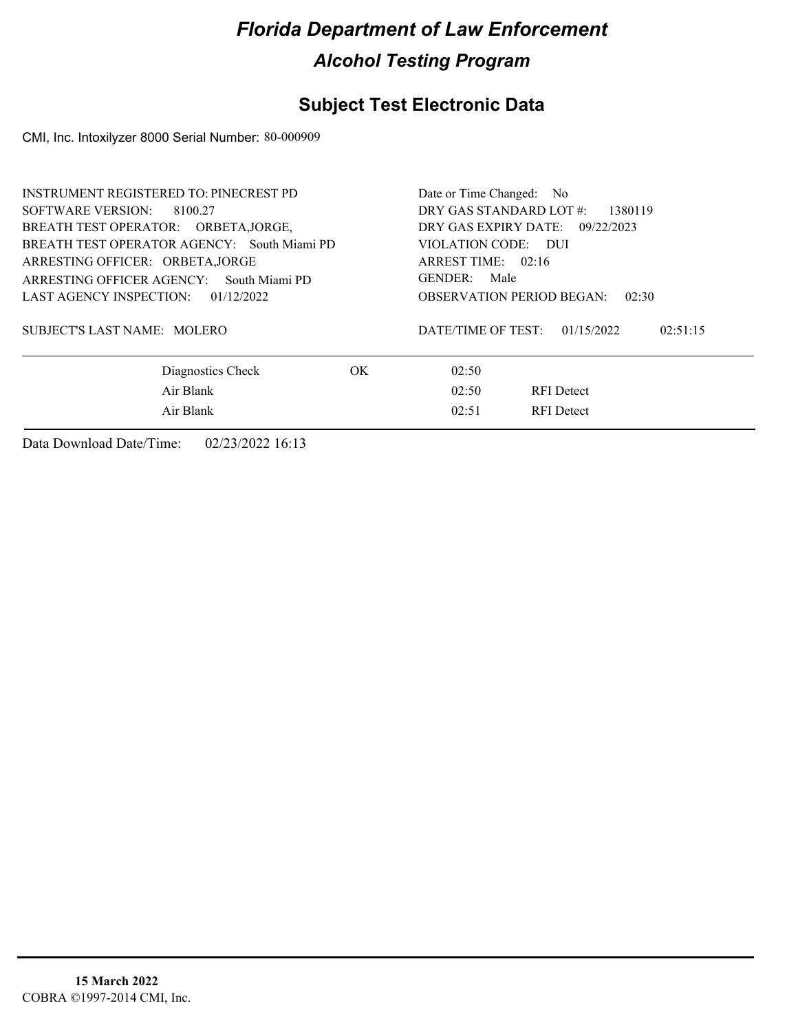# Florida Department of Law Enforcement

## Alcohol Testing Program

### Subject Test Electronic Data

CMI, Inc. Intoxilyzer 8000 Serial Number: 80-000909

INSTRUMENT REGISTERED TO: PINECREST PD
SOFTWARE VERSION: 8100.27
BREATH TEST OPERATOR: ORBETA,JORGE,
BREATH TEST OPERATOR AGENCY: South Miami PD
ARRESTING OFFICER: ORBETA,JORGE
ARRESTING OFFICER AGENCY: South Miami PD
LAST AGENCY INSPECTION: 01/12/2022

Date or Time Changed: No
DRY GAS STANDARD LOT #: 1380119
DRY GAS EXPIRY DATE: 09/22/2023
VIOLATION CODE: DUI
ARREST TIME: 02:16
GENDER: Male
OBSERVATION PERIOD BEGAN: 02:30

SUBJECT'S LAST NAME: MOLERO

DATE/TIME OF TEST: 01/15/2022 02:51:15

| | | | |
|---|---|---|---|
| Diagnostics Check | OK | 02:50 | |
| Air Blank | | 02:50 | RFI Detect |
| Air Blank | | 02:51 | RFI Detect |

Data Download Date/Time: 02/23/2022 16:13

**15 March 2022**
COBRA ©1997-2014 CMI, Inc.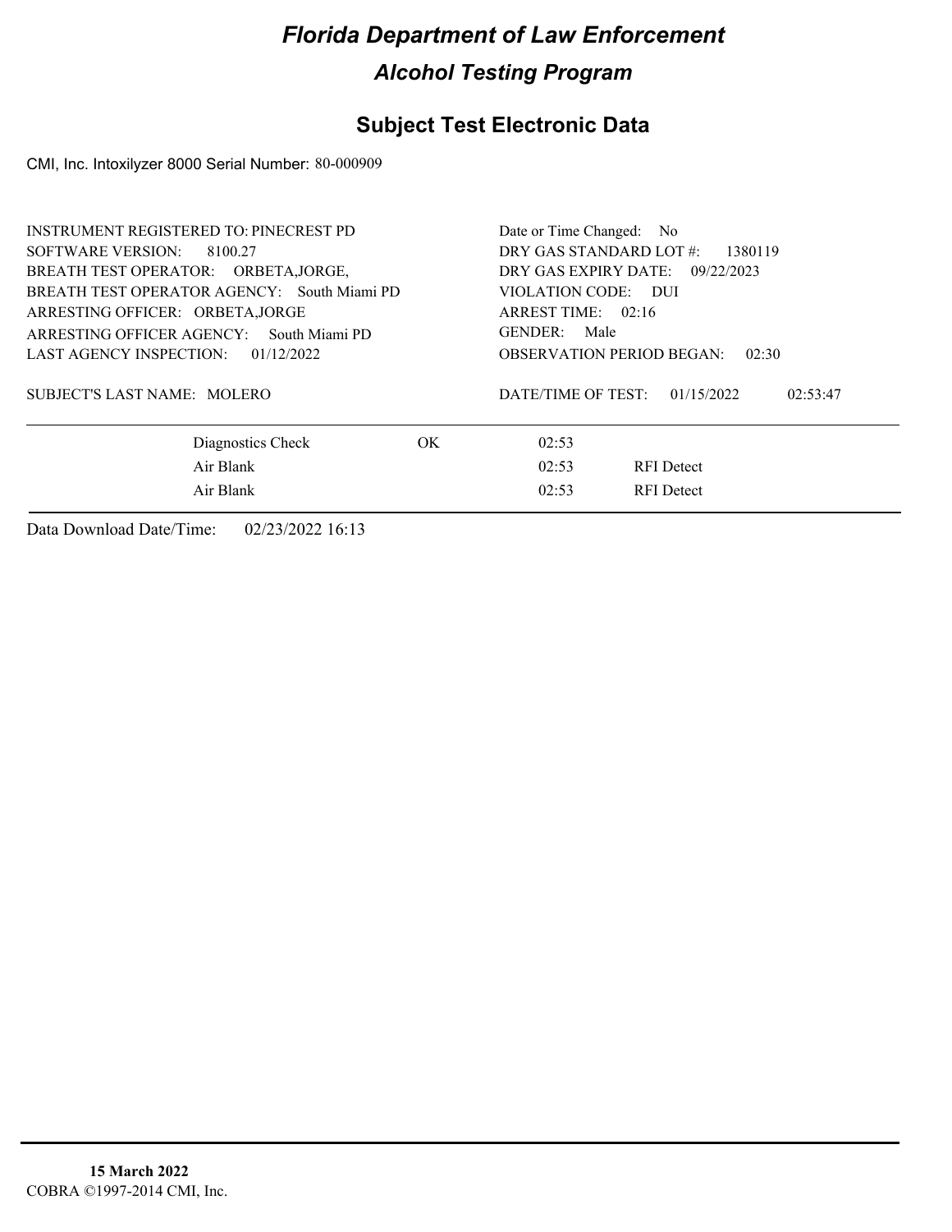# Florida Department of Law Enforcement

## Alcohol Testing Program

### Subject Test Electronic Data

CMI, Inc. Intoxilyzer 8000 Serial Number: 80-000909

INSTRUMENT REGISTERED TO: PINECREST PD
SOFTWARE VERSION: 8100.27
BREATH TEST OPERATOR: ORBETA,JORGE,
BREATH TEST OPERATOR AGENCY: South Miami PD
ARRESTING OFFICER: ORBETA,JORGE
ARRESTING OFFICER AGENCY: South Miami PD
LAST AGENCY INSPECTION: 01/12/2022

Date or Time Changed: No
DRY GAS STANDARD LOT #: 1380119
DRY GAS EXPIRY DATE: 09/22/2023
VIOLATION CODE: DUI
ARREST TIME: 02:16
GENDER: Male
OBSERVATION PERIOD BEGAN: 02:30

SUBJECT'S LAST NAME: MOLERO

DATE/TIME OF TEST: 01/15/2022 02:53:47

| | | | |
|---|---|---|---|
| Diagnostics Check | OK | 02:53 | |
| Air Blank | | 02:53 | RFI Detect |
| Air Blank | | 02:53 | RFI Detect |

Data Download Date/Time: 02/23/2022 16:13

**15 March 2022**
COBRA ©1997-2014 CMI, Inc.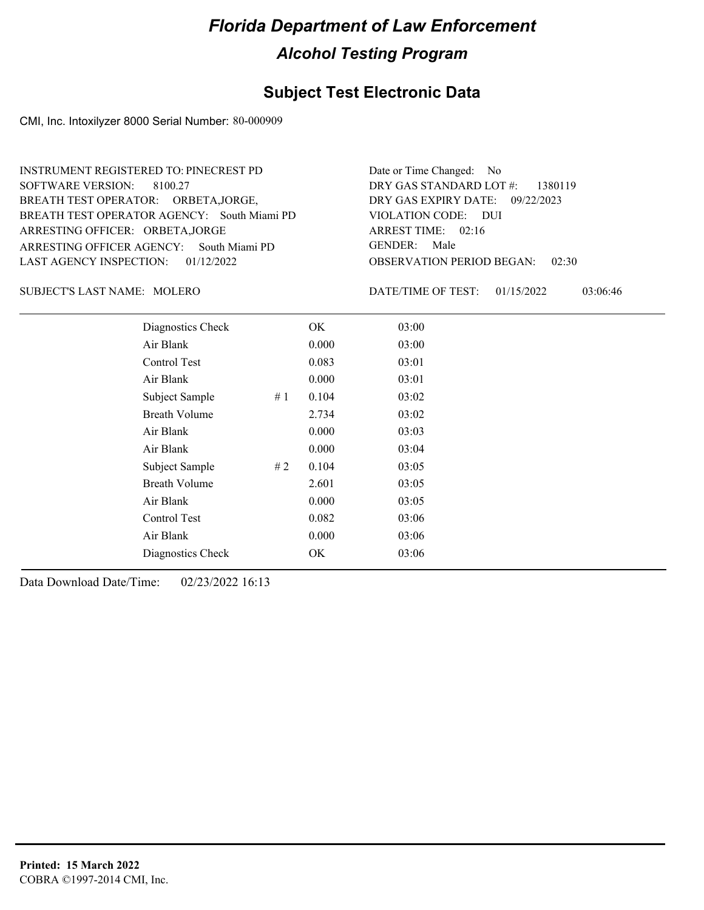# Florida Department of Law Enforcement

## Alcohol Testing Program

### Subject Test Electronic Data

CMI, Inc. Intoxilyzer 8000 Serial Number: 80-000909

INSTRUMENT REGISTERED TO: PINECREST PD
SOFTWARE VERSION: 8100.27
BREATH TEST OPERATOR: ORBETA,JORGE,
BREATH TEST OPERATOR AGENCY: South Miami PD
ARRESTING OFFICER: ORBETA,JORGE
ARRESTING OFFICER AGENCY: South Miami PD
LAST AGENCY INSPECTION: 01/12/2022

Date or Time Changed: No
DRY GAS STANDARD LOT #: 1380119
DRY GAS EXPIRY DATE: 09/22/2023
VIOLATION CODE: DUI
ARREST TIME: 02:16
GENDER: Male
OBSERVATION PERIOD BEGAN: 02:30

SUBJECT'S LAST NAME: MOLERO

DATE/TIME OF TEST: 01/15/2022 03:06:46

| | | | |
|---|---|---|---|
| Diagnostics Check | | OK | 03:00 |
| Air Blank | | 0.000 | 03:00 |
| Control Test | | 0.083 | 03:01 |
| Air Blank | | 0.000 | 03:01 |
| Subject Sample | # 1 | 0.104 | 03:02 |
| Breath Volume | | 2.734 | 03:02 |
| Air Blank | | 0.000 | 03:03 |
| Air Blank | | 0.000 | 03:04 |
| Subject Sample | # 2 | 0.104 | 03:05 |
| Breath Volume | | 2.601 | 03:05 |
| Air Blank | | 0.000 | 03:05 |
| Control Test | | 0.082 | 03:06 |
| Air Blank | | 0.000 | 03:06 |
| Diagnostics Check | | OK | 03:06 |

Data Download Date/Time: 02/23/2022 16:13

**Printed: 15 March 2022**
COBRA ©1997-2014 CMI, Inc.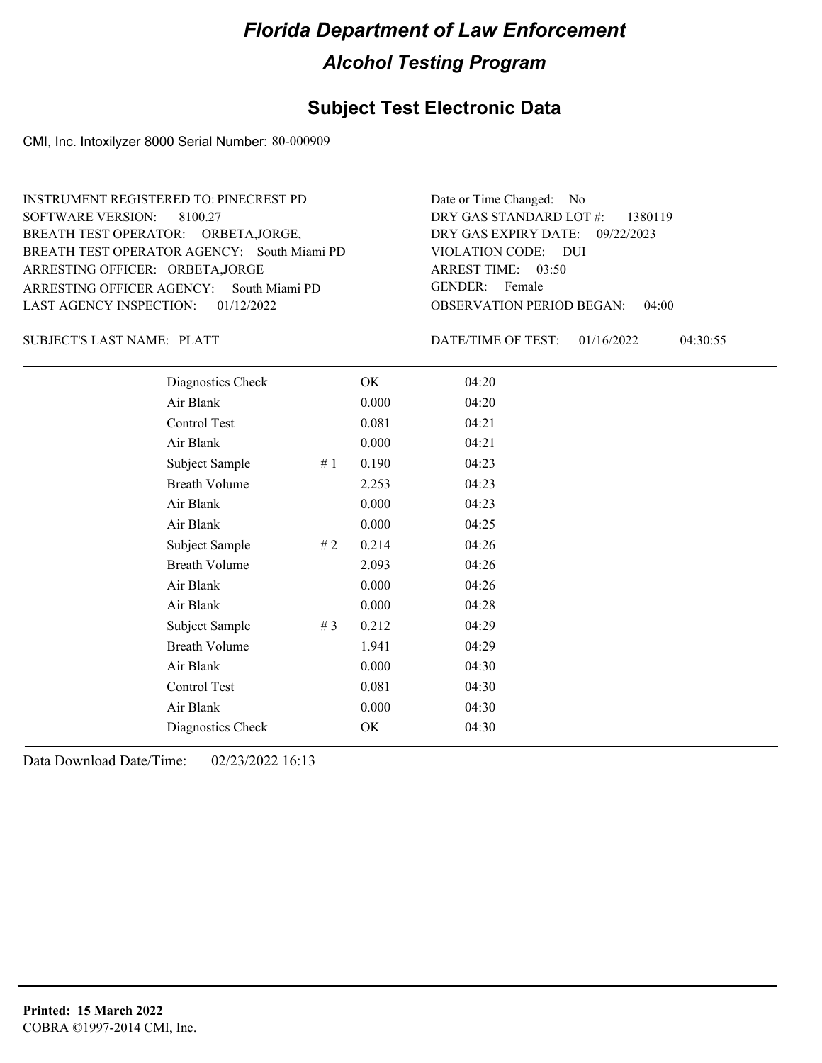# Florida Department of Law Enforcement

## Alcohol Testing Program

## Subject Test Electronic Data

CMI, Inc. Intoxilyzer 8000 Serial Number: 80-000909

INSTRUMENT REGISTERED TO: PINECREST PD
SOFTWARE VERSION: 8100.27
BREATH TEST OPERATOR: ORBETA,JORGE,
BREATH TEST OPERATOR AGENCY: South Miami PD
ARRESTING OFFICER: ORBETA,JORGE
ARRESTING OFFICER AGENCY: South Miami PD
LAST AGENCY INSPECTION: 01/12/2022

Date or Time Changed: No
DRY GAS STANDARD LOT #: 1380119
DRY GAS EXPIRY DATE: 09/22/2023
VIOLATION CODE: DUI
ARREST TIME: 03:50
GENDER: Female
OBSERVATION PERIOD BEGAN: 04:00

SUBJECT'S LAST NAME: PLATT

DATE/TIME OF TEST: 01/16/2022 04:30:55

| | | | |
|---|---|---|---|
| Diagnostics Check | | OK | 04:20 |
| Air Blank | | 0.000 | 04:20 |
| Control Test | | 0.081 | 04:21 |
| Air Blank | | 0.000 | 04:21 |
| Subject Sample | # 1 | 0.190 | 04:23 |
| Breath Volume | | 2.253 | 04:23 |
| Air Blank | | 0.000 | 04:23 |
| Air Blank | | 0.000 | 04:25 |
| Subject Sample | # 2 | 0.214 | 04:26 |
| Breath Volume | | 2.093 | 04:26 |
| Air Blank | | 0.000 | 04:26 |
| Air Blank | | 0.000 | 04:28 |
| Subject Sample | # 3 | 0.212 | 04:29 |
| Breath Volume | | 1.941 | 04:29 |
| Air Blank | | 0.000 | 04:30 |
| Control Test | | 0.081 | 04:30 |
| Air Blank | | 0.000 | 04:30 |
| Diagnostics Check | | OK | 04:30 |

Data Download Date/Time: 02/23/2022 16:13

**Printed: 15 March 2022**
COBRA ©1997-2014 CMI, Inc.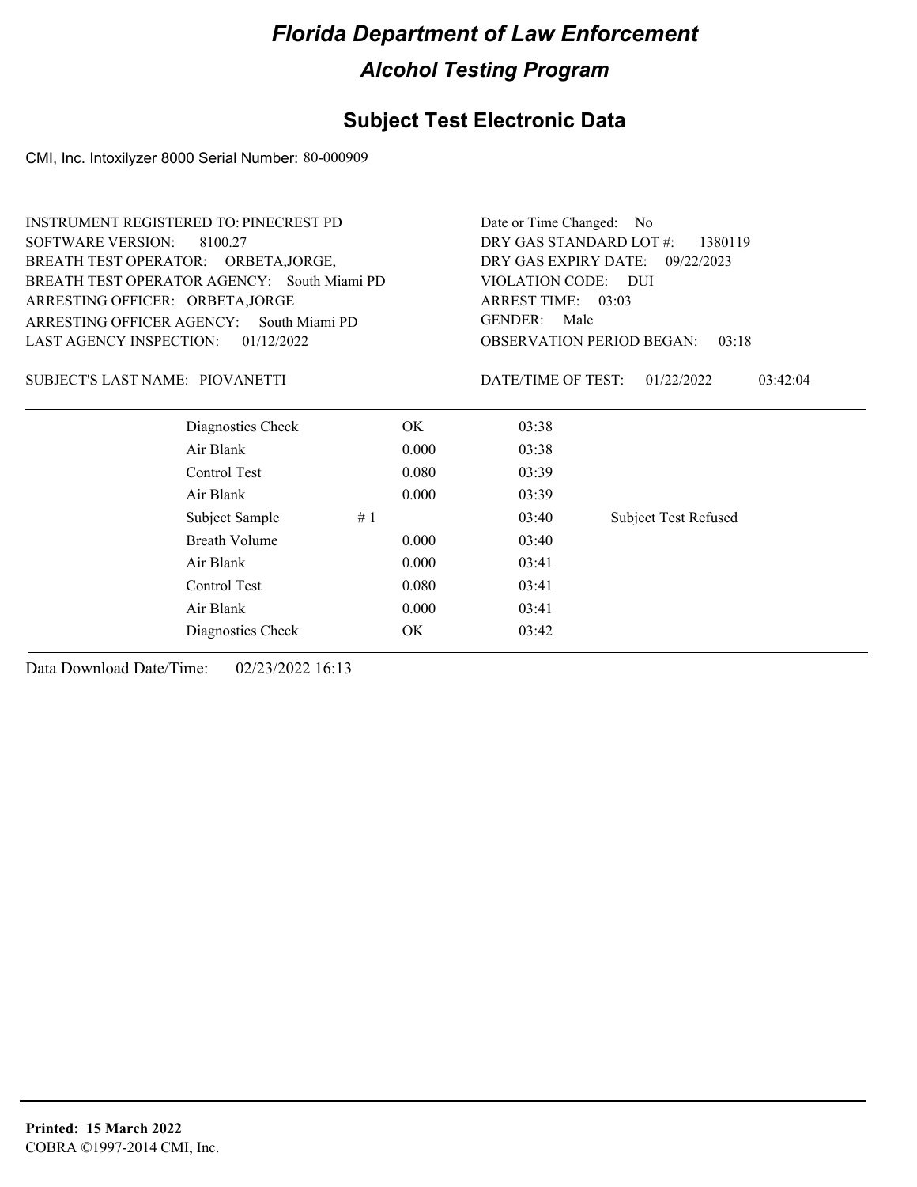# Florida Department of Law Enforcement

## Alcohol Testing Program

### Subject Test Electronic Data

CMI, Inc. Intoxilyzer 8000 Serial Number: 80-000909

INSTRUMENT REGISTERED TO: PINECREST PD
SOFTWARE VERSION: 8100.27
BREATH TEST OPERATOR: ORBETA,JORGE,
BREATH TEST OPERATOR AGENCY: South Miami PD
ARRESTING OFFICER: ORBETA,JORGE
ARRESTING OFFICER AGENCY: South Miami PD
LAST AGENCY INSPECTION: 01/12/2022

Date or Time Changed: No
DRY GAS STANDARD LOT #: 1380119
DRY GAS EXPIRY DATE: 09/22/2023
VIOLATION CODE: DUI
ARREST TIME: 03:03
GENDER: Male
OBSERVATION PERIOD BEGAN: 03:18

SUBJECT'S LAST NAME: PIOVANETTI

DATE/TIME OF TEST: 01/22/2022 03:42:04

| | | | | |
|---|---|---|---|---|
| Diagnostics Check | | OK | 03:38 | |
| Air Blank | | 0.000 | 03:38 | |
| Control Test | | 0.080 | 03:39 | |
| Air Blank | | 0.000 | 03:39 | |
| Subject Sample | # 1 | | 03:40 | Subject Test Refused |
| Breath Volume | | 0.000 | 03:40 | |
| Air Blank | | 0.000 | 03:41 | |
| Control Test | | 0.080 | 03:41 | |
| Air Blank | | 0.000 | 03:41 | |
| Diagnostics Check | | OK | 03:42 | |

Data Download Date/Time: 02/23/2022 16:13

**Printed: 15 March 2022**
COBRA ©1997-2014 CMI, Inc.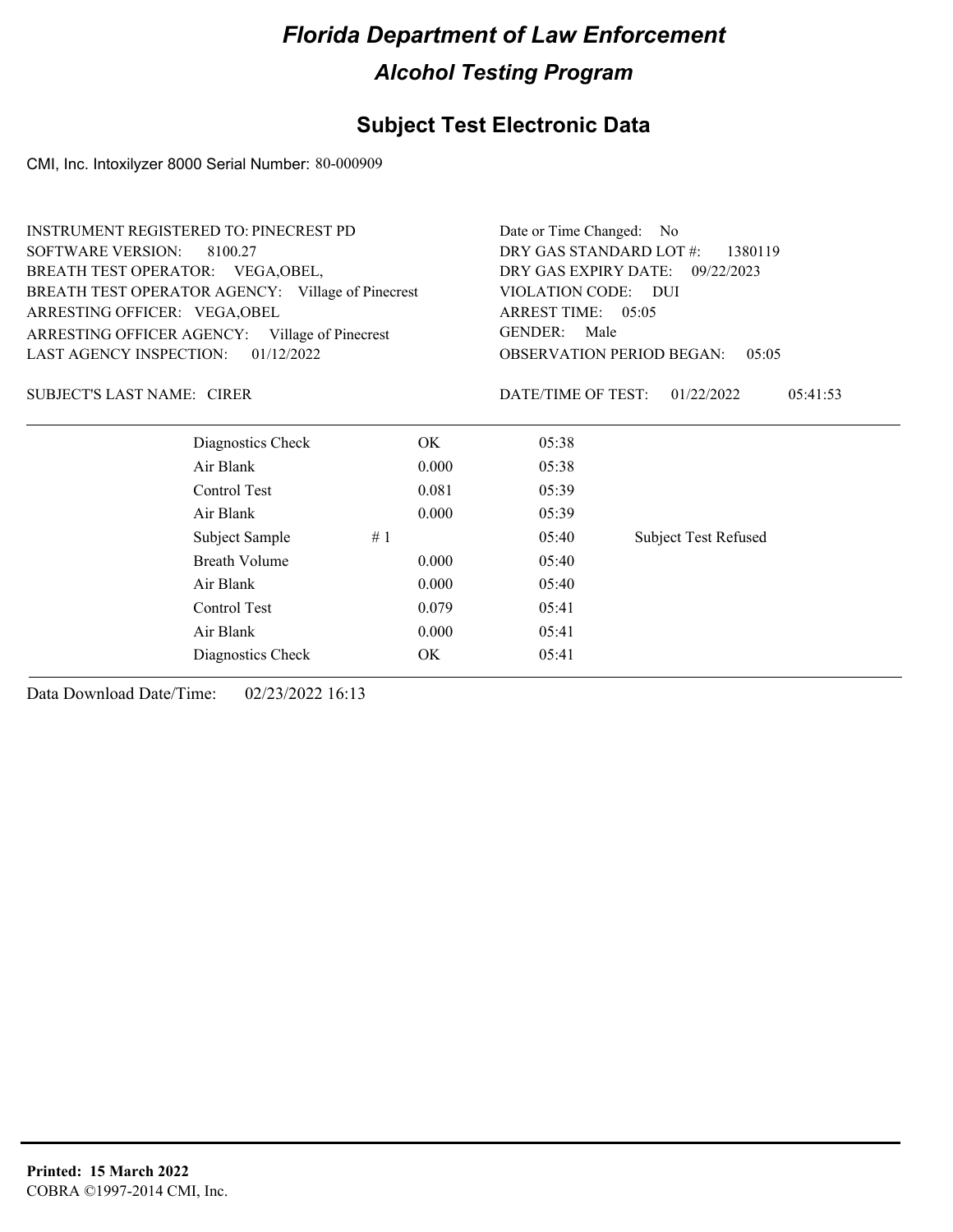# Florida Department of Law Enforcement

## Alcohol Testing Program

### Subject Test Electronic Data

CMI, Inc. Intoxilyzer 8000 Serial Number: 80-000909

INSTRUMENT REGISTERED TO: PINECREST PD
SOFTWARE VERSION: 8100.27
BREATH TEST OPERATOR: VEGA,OBEL,
BREATH TEST OPERATOR AGENCY: Village of Pinecrest
ARRESTING OFFICER: VEGA,OBEL
ARRESTING OFFICER AGENCY: Village of Pinecrest
LAST AGENCY INSPECTION: 01/12/2022

Date or Time Changed: No
DRY GAS STANDARD LOT #: 1380119
DRY GAS EXPIRY DATE: 09/22/2023
VIOLATION CODE: DUI
ARREST TIME: 05:05
GENDER: Male
OBSERVATION PERIOD BEGAN: 05:05

SUBJECT'S LAST NAME: CIRER

DATE/TIME OF TEST: 01/22/2022 05:41:53

| | | | |
|---|---|---|---|
| Diagnostics Check | OK | 05:38 | |
| Air Blank | 0.000 | 05:38 | |
| Control Test | 0.081 | 05:39 | |
| Air Blank | 0.000 | 05:39 | |
| Subject Sample | # 1 | 05:40 | Subject Test Refused |
| Breath Volume | 0.000 | 05:40 | |
| Air Blank | 0.000 | 05:40 | |
| Control Test | 0.079 | 05:41 | |
| Air Blank | 0.000 | 05:41 | |
| Diagnostics Check | OK | 05:41 | |

Data Download Date/Time: 02/23/2022 16:13

**Printed: 15 March 2022**
COBRA ©1997-2014 CMI, Inc.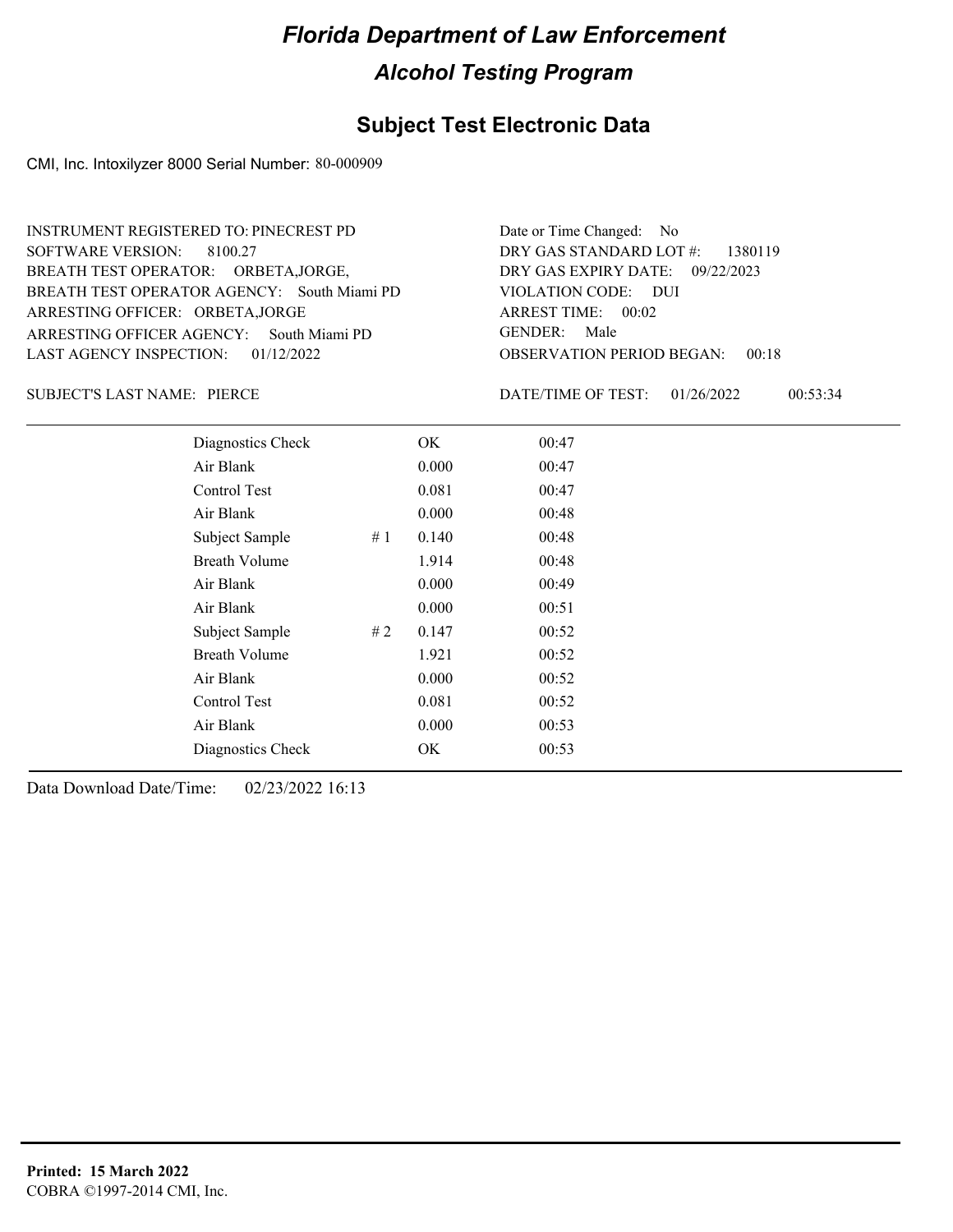# Florida Department of Law Enforcement

## Alcohol Testing Program

### Subject Test Electronic Data

CMI, Inc. Intoxilyzer 8000 Serial Number: 80-000909

INSTRUMENT REGISTERED TO: PINECREST PD
SOFTWARE VERSION: 8100.27
BREATH TEST OPERATOR: ORBETA,JORGE,
BREATH TEST OPERATOR AGENCY: South Miami PD
ARRESTING OFFICER: ORBETA,JORGE
ARRESTING OFFICER AGENCY: South Miami PD
LAST AGENCY INSPECTION: 01/12/2022

Date or Time Changed: No
DRY GAS STANDARD LOT #: 1380119
DRY GAS EXPIRY DATE: 09/22/2023
VIOLATION CODE: DUI
ARREST TIME: 00:02
GENDER: Male
OBSERVATION PERIOD BEGAN: 00:18

SUBJECT'S LAST NAME: PIERCE

DATE/TIME OF TEST: 01/26/2022 00:53:34

| Test | # | Result | Time |
|---|---|---|---|
| Diagnostics Check | | OK | 00:47 |
| Air Blank | | 0.000 | 00:47 |
| Control Test | | 0.081 | 00:47 |
| Air Blank | | 0.000 | 00:48 |
| Subject Sample | # 1 | 0.140 | 00:48 |
| Breath Volume | | 1.914 | 00:48 |
| Air Blank | | 0.000 | 00:49 |
| Air Blank | | 0.000 | 00:51 |
| Subject Sample | # 2 | 0.147 | 00:52 |
| Breath Volume | | 1.921 | 00:52 |
| Air Blank | | 0.000 | 00:52 |
| Control Test | | 0.081 | 00:52 |
| Air Blank | | 0.000 | 00:53 |
| Diagnostics Check | | OK | 00:53 |

Data Download Date/Time: 02/23/2022 16:13

**Printed: 15 March 2022**
COBRA ©1997-2014 CMI, Inc.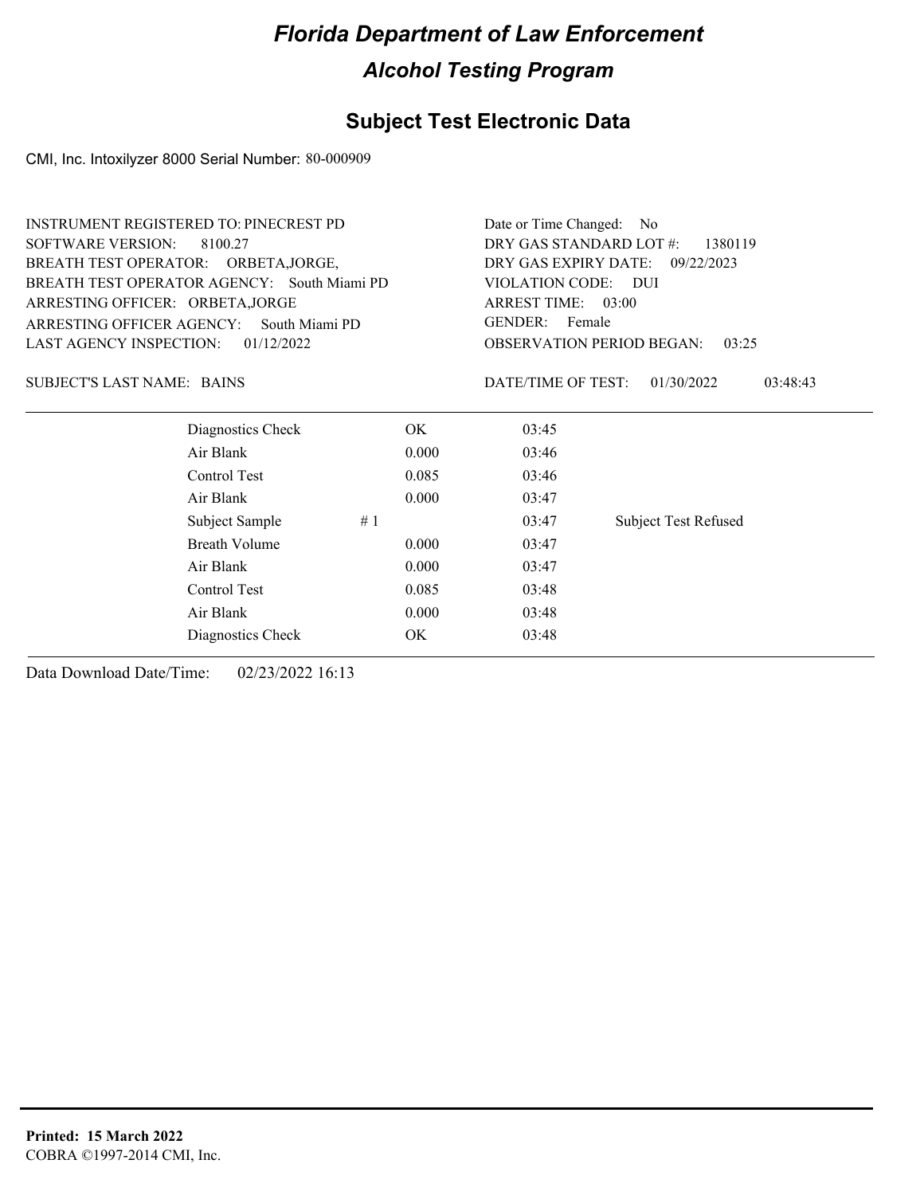# Florida Department of Law Enforcement

## Alcohol Testing Program

### Subject Test Electronic Data

CMI, Inc. Intoxilyzer 8000 Serial Number: 80-000909

INSTRUMENT REGISTERED TO: PINECREST PD
SOFTWARE VERSION: 8100.27
BREATH TEST OPERATOR: ORBETA,JORGE,
BREATH TEST OPERATOR AGENCY: South Miami PD
ARRESTING OFFICER: ORBETA,JORGE
ARRESTING OFFICER AGENCY: South Miami PD
LAST AGENCY INSPECTION: 01/12/2022

Date or Time Changed: No
DRY GAS STANDARD LOT #: 1380119
DRY GAS EXPIRY DATE: 09/22/2023
VIOLATION CODE: DUI
ARREST TIME: 03:00
GENDER: Female
OBSERVATION PERIOD BEGAN: 03:25

SUBJECT'S LAST NAME: BAINS

DATE/TIME OF TEST: 01/30/2022 03:48:43

| | | | | |
|---|---|---|---|---|
| Diagnostics Check | | OK | 03:45 | |
| Air Blank | | 0.000 | 03:46 | |
| Control Test | | 0.085 | 03:46 | |
| Air Blank | | 0.000 | 03:47 | |
| Subject Sample | # 1 | | 03:47 | Subject Test Refused |
| Breath Volume | | 0.000 | 03:47 | |
| Air Blank | | 0.000 | 03:47 | |
| Control Test | | 0.085 | 03:48 | |
| Air Blank | | 0.000 | 03:48 | |
| Diagnostics Check | | OK | 03:48 | |

Data Download Date/Time: 02/23/2022 16:13

**Printed: 15 March 2022**
COBRA ©1997-2014 CMI, Inc.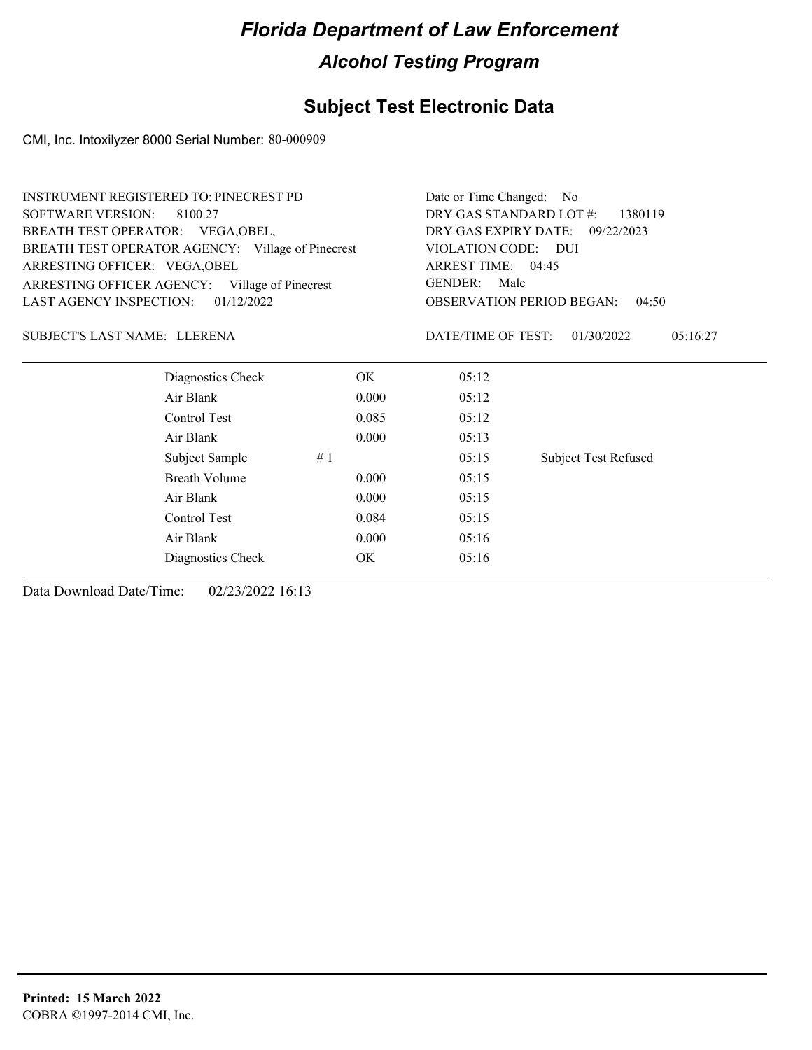# Florida Department of Law Enforcement

## Alcohol Testing Program

### Subject Test Electronic Data

CMI, Inc. Intoxilyzer 8000 Serial Number: 80-000909

INSTRUMENT REGISTERED TO: PINECREST PD
SOFTWARE VERSION: 8100.27
BREATH TEST OPERATOR: VEGA,OBEL,
BREATH TEST OPERATOR AGENCY: Village of Pinecrest
ARRESTING OFFICER: VEGA,OBEL
ARRESTING OFFICER AGENCY: Village of Pinecrest
LAST AGENCY INSPECTION: 01/12/2022

Date or Time Changed: No
DRY GAS STANDARD LOT #: 1380119
DRY GAS EXPIRY DATE: 09/22/2023
VIOLATION CODE: DUI
ARREST TIME: 04:45
GENDER: Male
OBSERVATION PERIOD BEGAN: 04:50

SUBJECT'S LAST NAME: LLERENA

DATE/TIME OF TEST: 01/30/2022 05:16:27

| Test | | Result | Time | Note |
|---|---|---|---|---|
| Diagnostics Check | | OK | 05:12 | |
| Air Blank | | 0.000 | 05:12 | |
| Control Test | | 0.085 | 05:12 | |
| Air Blank | | 0.000 | 05:13 | |
| Subject Sample | # 1 | | 05:15 | Subject Test Refused |
| Breath Volume | | 0.000 | 05:15 | |
| Air Blank | | 0.000 | 05:15 | |
| Control Test | | 0.084 | 05:15 | |
| Air Blank | | 0.000 | 05:16 | |
| Diagnostics Check | | OK | 05:16 | |

Data Download Date/Time: 02/23/2022 16:13

**Printed: 15 March 2022**
COBRA ©1997-2014 CMI, Inc.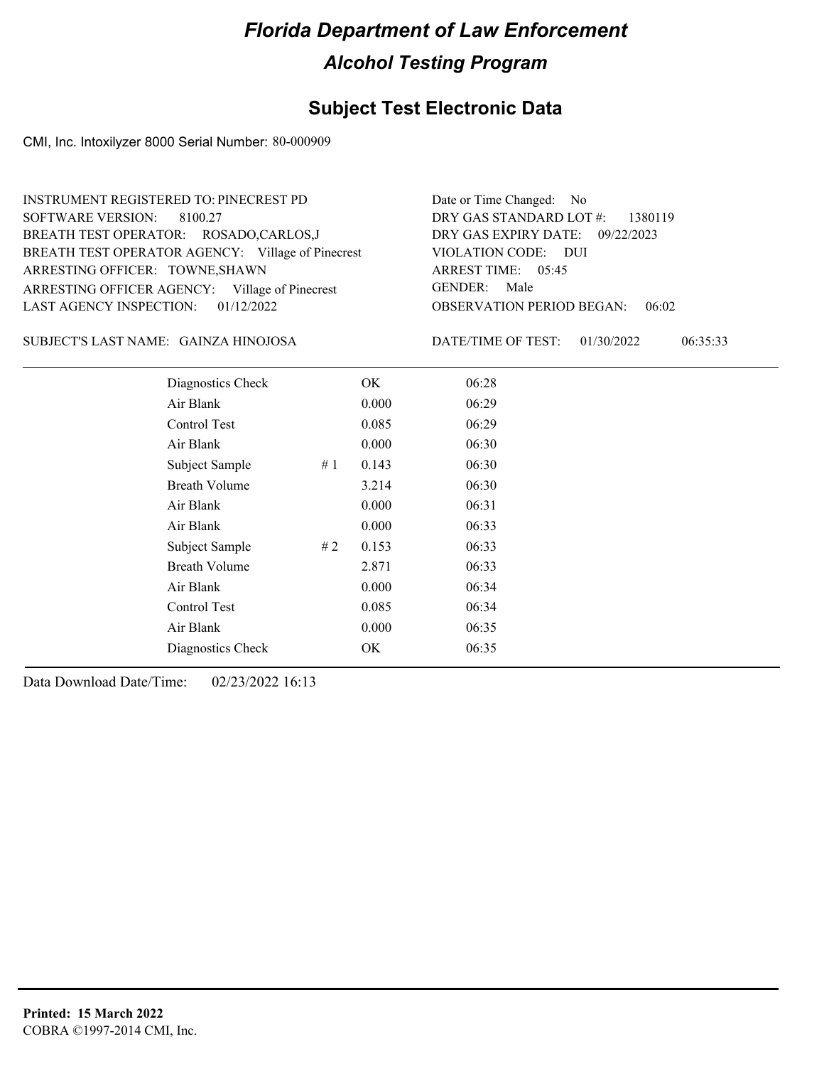# Florida Department of Law Enforcement

## Alcohol Testing Program

### Subject Test Electronic Data

CMI, Inc. Intoxilyzer 8000 Serial Number: 80-000909

INSTRUMENT REGISTERED TO: PINECREST PD
SOFTWARE VERSION: 8100.27
BREATH TEST OPERATOR: ROSADO,CARLOS,J
BREATH TEST OPERATOR AGENCY: Village of Pinecrest
ARRESTING OFFICER: TOWNE,SHAWN
ARRESTING OFFICER AGENCY: Village of Pinecrest
LAST AGENCY INSPECTION: 01/12/2022

Date or Time Changed: No
DRY GAS STANDARD LOT #: 1380119
DRY GAS EXPIRY DATE: 09/22/2023
VIOLATION CODE: DUI
ARREST TIME: 05:45
GENDER: Male
OBSERVATION PERIOD BEGAN: 06:02

SUBJECT'S LAST NAME: GAINZA HINOJOSA

DATE/TIME OF TEST: 01/30/2022 06:35:33

| | | | |
|---|---|---|---|
| Diagnostics Check | | OK | 06:28 |
| Air Blank | | 0.000 | 06:29 |
| Control Test | | 0.085 | 06:29 |
| Air Blank | | 0.000 | 06:30 |
| Subject Sample | # 1 | 0.143 | 06:30 |
| Breath Volume | | 3.214 | 06:30 |
| Air Blank | | 0.000 | 06:31 |
| Air Blank | | 0.000 | 06:33 |
| Subject Sample | # 2 | 0.153 | 06:33 |
| Breath Volume | | 2.871 | 06:33 |
| Air Blank | | 0.000 | 06:34 |
| Control Test | | 0.085 | 06:34 |
| Air Blank | | 0.000 | 06:35 |
| Diagnostics Check | | OK | 06:35 |

Data Download Date/Time: 02/23/2022 16:13

**Printed: 15 March 2022**
COBRA ©1997-2014 CMI, Inc.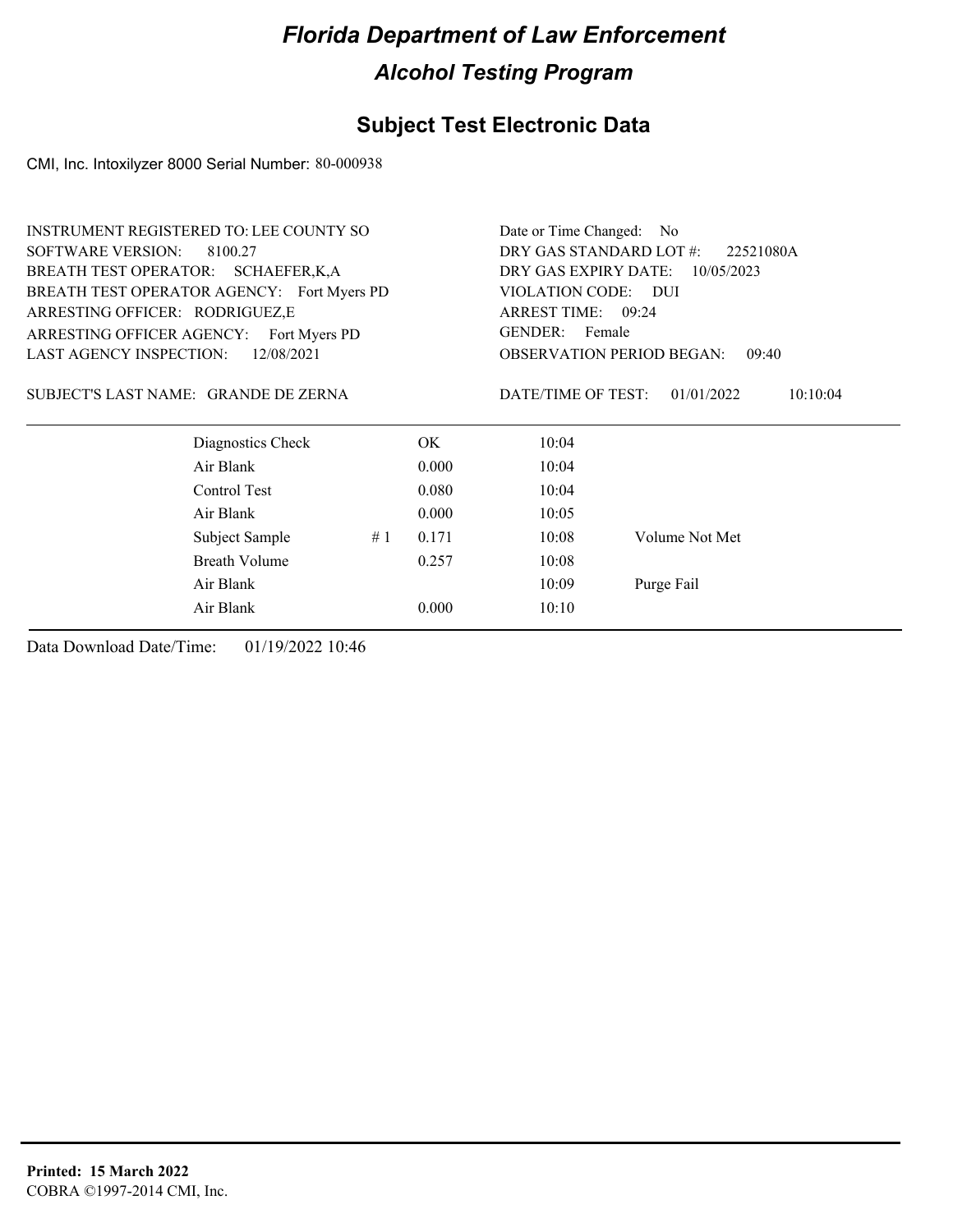# Florida Department of Law Enforcement

## Alcohol Testing Program

### Subject Test Electronic Data

CMI, Inc. Intoxilyzer 8000 Serial Number: 80-000938

INSTRUMENT REGISTERED TO: LEE COUNTY SO
SOFTWARE VERSION: 8100.27
BREATH TEST OPERATOR: SCHAEFER,K,A
BREATH TEST OPERATOR AGENCY: Fort Myers PD
ARRESTING OFFICER: RODRIGUEZ,E
ARRESTING OFFICER AGENCY: Fort Myers PD
LAST AGENCY INSPECTION: 12/08/2021

Date or Time Changed: No
DRY GAS STANDARD LOT #: 22521080A
DRY GAS EXPIRY DATE: 10/05/2023
VIOLATION CODE: DUI
ARREST TIME: 09:24
GENDER: Female
OBSERVATION PERIOD BEGAN: 09:40

SUBJECT'S LAST NAME: GRANDE DE ZERNA

DATE/TIME OF TEST: 01/01/2022 10:10:04

| | | | | |
|---|---|---|---|---|
| Diagnostics Check | | OK | 10:04 | |
| Air Blank | | 0.000 | 10:04 | |
| Control Test | | 0.080 | 10:04 | |
| Air Blank | | 0.000 | 10:05 | |
| Subject Sample | # 1 | 0.171 | 10:08 | Volume Not Met |
| Breath Volume | | 0.257 | 10:08 | |
| Air Blank | | | 10:09 | Purge Fail |
| Air Blank | | 0.000 | 10:10 | |

Data Download Date/Time: 01/19/2022 10:46

**Printed: 15 March 2022**
COBRA ©1997-2014 CMI, Inc.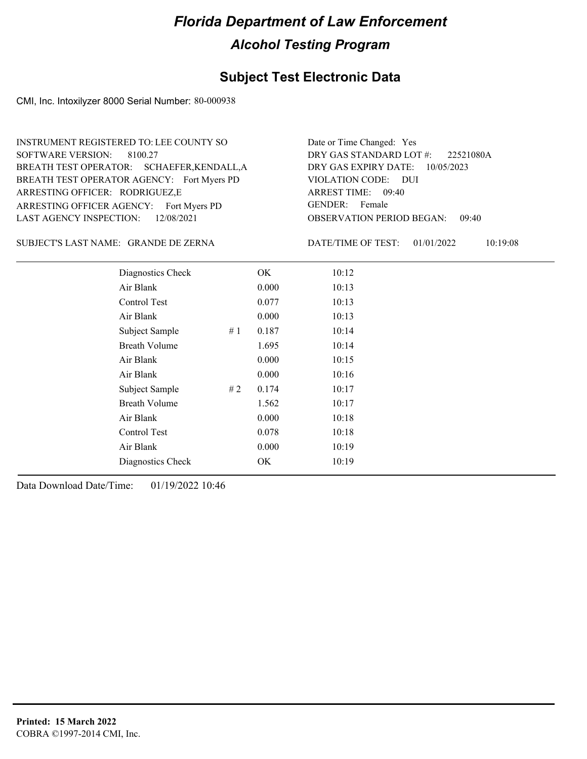# Florida Department of Law Enforcement

## Alcohol Testing Program

### Subject Test Electronic Data

CMI, Inc. Intoxilyzer 8000 Serial Number: 80-000938

INSTRUMENT REGISTERED TO: LEE COUNTY SO
SOFTWARE VERSION: 8100.27
BREATH TEST OPERATOR: SCHAEFER,KENDALL,A
BREATH TEST OPERATOR AGENCY: Fort Myers PD
ARRESTING OFFICER: RODRIGUEZ,E
ARRESTING OFFICER AGENCY: Fort Myers PD
LAST AGENCY INSPECTION: 12/08/2021

Date or Time Changed: Yes
DRY GAS STANDARD LOT #: 22521080A
DRY GAS EXPIRY DATE: 10/05/2023
VIOLATION CODE: DUI
ARREST TIME: 09:40
GENDER: Female
OBSERVATION PERIOD BEGAN: 09:40

SUBJECT'S LAST NAME: GRANDE DE ZERNA

DATE/TIME OF TEST: 01/01/2022 10:19:08

| | | | |
|---|---|---|---|
| Diagnostics Check | | OK | 10:12 |
| Air Blank | | 0.000 | 10:13 |
| Control Test | | 0.077 | 10:13 |
| Air Blank | | 0.000 | 10:13 |
| Subject Sample | # 1 | 0.187 | 10:14 |
| Breath Volume | | 1.695 | 10:14 |
| Air Blank | | 0.000 | 10:15 |
| Air Blank | | 0.000 | 10:16 |
| Subject Sample | # 2 | 0.174 | 10:17 |
| Breath Volume | | 1.562 | 10:17 |
| Air Blank | | 0.000 | 10:18 |
| Control Test | | 0.078 | 10:18 |
| Air Blank | | 0.000 | 10:19 |
| Diagnostics Check | | OK | 10:19 |

Data Download Date/Time: 01/19/2022 10:46

**Printed: 15 March 2022**
COBRA ©1997-2014 CMI, Inc.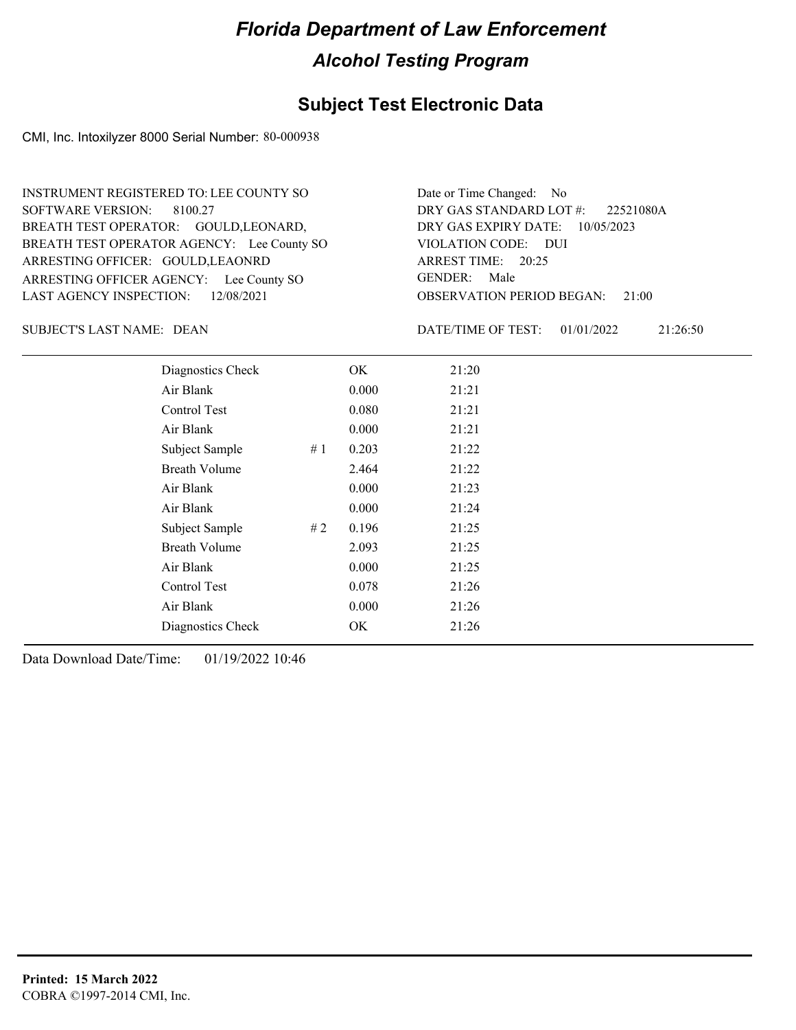# Florida Department of Law Enforcement

## Alcohol Testing Program

### Subject Test Electronic Data

CMI, Inc. Intoxilyzer 8000 Serial Number: 80-000938

INSTRUMENT REGISTERED TO: LEE COUNTY SO
SOFTWARE VERSION: 8100.27
BREATH TEST OPERATOR: GOULD,LEONARD,
BREATH TEST OPERATOR AGENCY: Lee County SO
ARRESTING OFFICER: GOULD,LEAONRD
ARRESTING OFFICER AGENCY: Lee County SO
LAST AGENCY INSPECTION: 12/08/2021

Date or Time Changed: No
DRY GAS STANDARD LOT #: 22521080A
DRY GAS EXPIRY DATE: 10/05/2023
VIOLATION CODE: DUI
ARREST TIME: 20:25
GENDER: Male
OBSERVATION PERIOD BEGAN: 21:00

SUBJECT'S LAST NAME: DEAN

DATE/TIME OF TEST: 01/01/2022 21:26:50

| | | | |
|---|---|---|---|
| Diagnostics Check | | OK | 21:20 |
| Air Blank | | 0.000 | 21:21 |
| Control Test | | 0.080 | 21:21 |
| Air Blank | | 0.000 | 21:21 |
| Subject Sample | # 1 | 0.203 | 21:22 |
| Breath Volume | | 2.464 | 21:22 |
| Air Blank | | 0.000 | 21:23 |
| Air Blank | | 0.000 | 21:24 |
| Subject Sample | # 2 | 0.196 | 21:25 |
| Breath Volume | | 2.093 | 21:25 |
| Air Blank | | 0.000 | 21:25 |
| Control Test | | 0.078 | 21:26 |
| Air Blank | | 0.000 | 21:26 |
| Diagnostics Check | | OK | 21:26 |

Data Download Date/Time: 01/19/2022 10:46

**Printed: 15 March 2022**
COBRA ©1997-2014 CMI, Inc.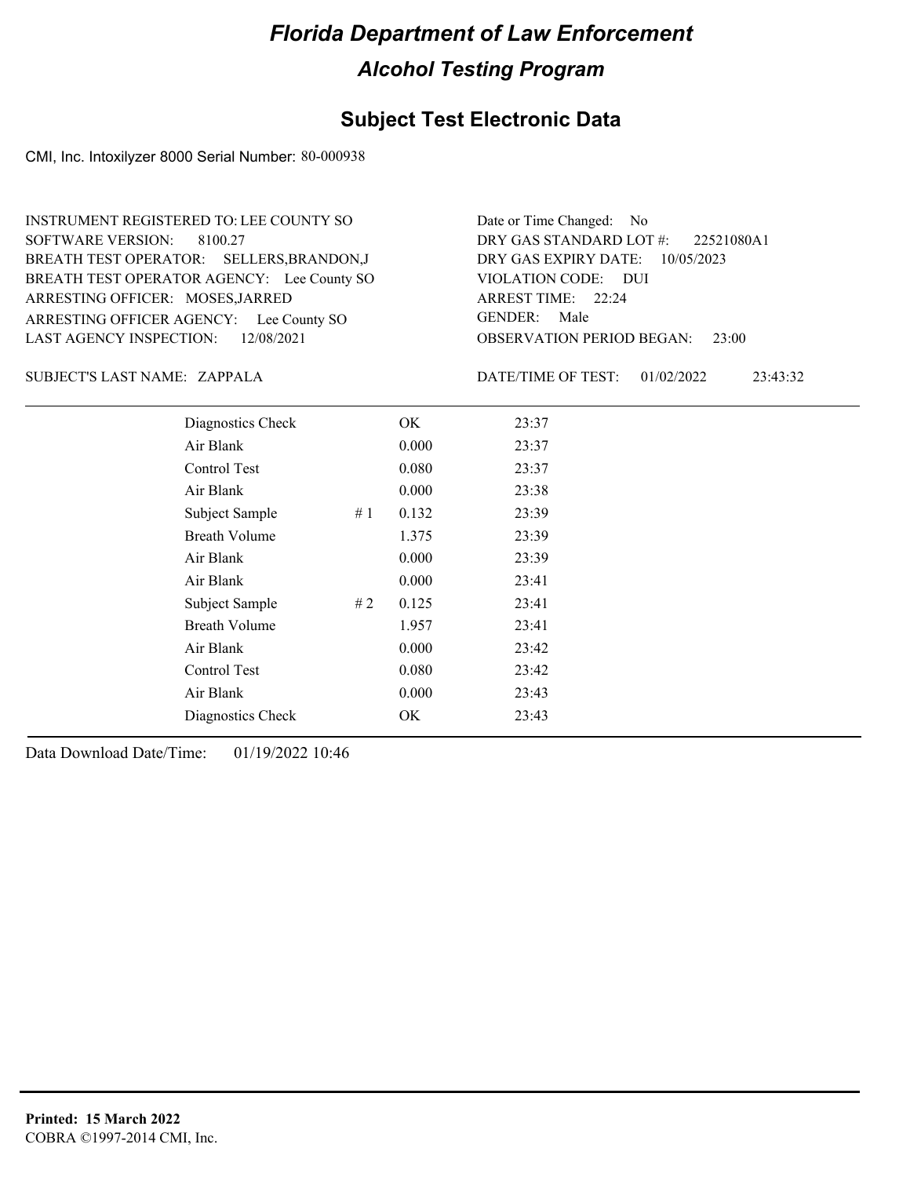# Florida Department of Law Enforcement

## Alcohol Testing Program

### Subject Test Electronic Data

CMI, Inc. Intoxilyzer 8000 Serial Number: 80-000938

INSTRUMENT REGISTERED TO: LEE COUNTY SO
SOFTWARE VERSION: 8100.27
BREATH TEST OPERATOR: SELLERS,BRANDON,J
BREATH TEST OPERATOR AGENCY: Lee County SO
ARRESTING OFFICER: MOSES,JARRED
ARRESTING OFFICER AGENCY: Lee County SO
LAST AGENCY INSPECTION: 12/08/2021

Date or Time Changed: No
DRY GAS STANDARD LOT #: 22521080A1
DRY GAS EXPIRY DATE: 10/05/2023
VIOLATION CODE: DUI
ARREST TIME: 22:24
GENDER: Male
OBSERVATION PERIOD BEGAN: 23:00

SUBJECT'S LAST NAME: ZAPPALA

DATE/TIME OF TEST: 01/02/2022 23:43:32

| | | | |
|---|---|---|---|
| Diagnostics Check | | OK | 23:37 |
| Air Blank | | 0.000 | 23:37 |
| Control Test | | 0.080 | 23:37 |
| Air Blank | | 0.000 | 23:38 |
| Subject Sample | # 1 | 0.132 | 23:39 |
| Breath Volume | | 1.375 | 23:39 |
| Air Blank | | 0.000 | 23:39 |
| Air Blank | | 0.000 | 23:41 |
| Subject Sample | # 2 | 0.125 | 23:41 |
| Breath Volume | | 1.957 | 23:41 |
| Air Blank | | 0.000 | 23:42 |
| Control Test | | 0.080 | 23:42 |
| Air Blank | | 0.000 | 23:43 |
| Diagnostics Check | | OK | 23:43 |

Data Download Date/Time: 01/19/2022 10:46

**Printed: 15 March 2022**
COBRA ©1997-2014 CMI, Inc.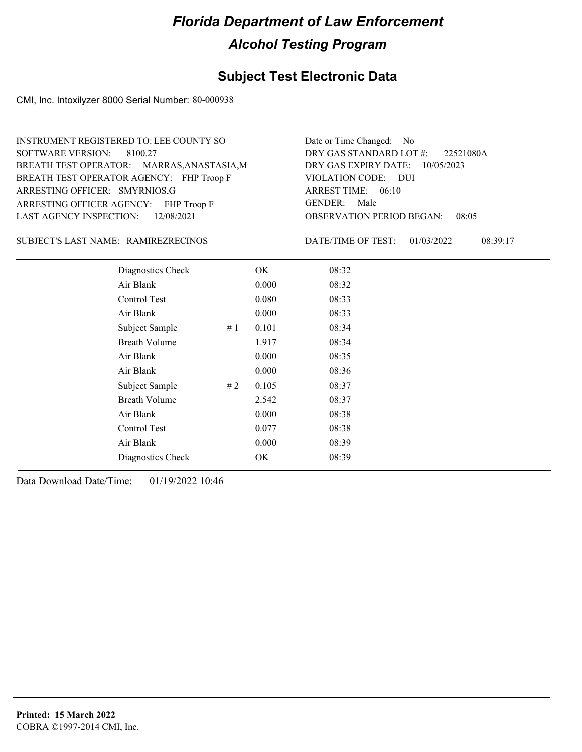# Florida Department of Law Enforcement

## Alcohol Testing Program

## Subject Test Electronic Data

CMI, Inc. Intoxilyzer 8000 Serial Number: 80-000938

INSTRUMENT REGISTERED TO: LEE COUNTY SO
SOFTWARE VERSION: 8100.27
BREATH TEST OPERATOR: MARRAS,ANASTASIA,M
BREATH TEST OPERATOR AGENCY: FHP Troop F
ARRESTING OFFICER: SMYRNIOS,G
ARRESTING OFFICER AGENCY: FHP Troop F
LAST AGENCY INSPECTION: 12/08/2021

Date or Time Changed: No
DRY GAS STANDARD LOT #: 22521080A
DRY GAS EXPIRY DATE: 10/05/2023
VIOLATION CODE: DUI
ARREST TIME: 06:10
GENDER: Male
OBSERVATION PERIOD BEGAN: 08:05

SUBJECT'S LAST NAME: RAMIREZRECINOS

DATE/TIME OF TEST: 01/03/2022 08:39:17

| | | | |
|---|---|---|---|
| Diagnostics Check | | OK | 08:32 |
| Air Blank | | 0.000 | 08:32 |
| Control Test | | 0.080 | 08:33 |
| Air Blank | | 0.000 | 08:33 |
| Subject Sample | # 1 | 0.101 | 08:34 |
| Breath Volume | | 1.917 | 08:34 |
| Air Blank | | 0.000 | 08:35 |
| Air Blank | | 0.000 | 08:36 |
| Subject Sample | # 2 | 0.105 | 08:37 |
| Breath Volume | | 2.542 | 08:37 |
| Air Blank | | 0.000 | 08:38 |
| Control Test | | 0.077 | 08:38 |
| Air Blank | | 0.000 | 08:39 |
| Diagnostics Check | | OK | 08:39 |

Data Download Date/Time: 01/19/2022 10:46

**Printed: 15 March 2022**
COBRA ©1997-2014 CMI, Inc.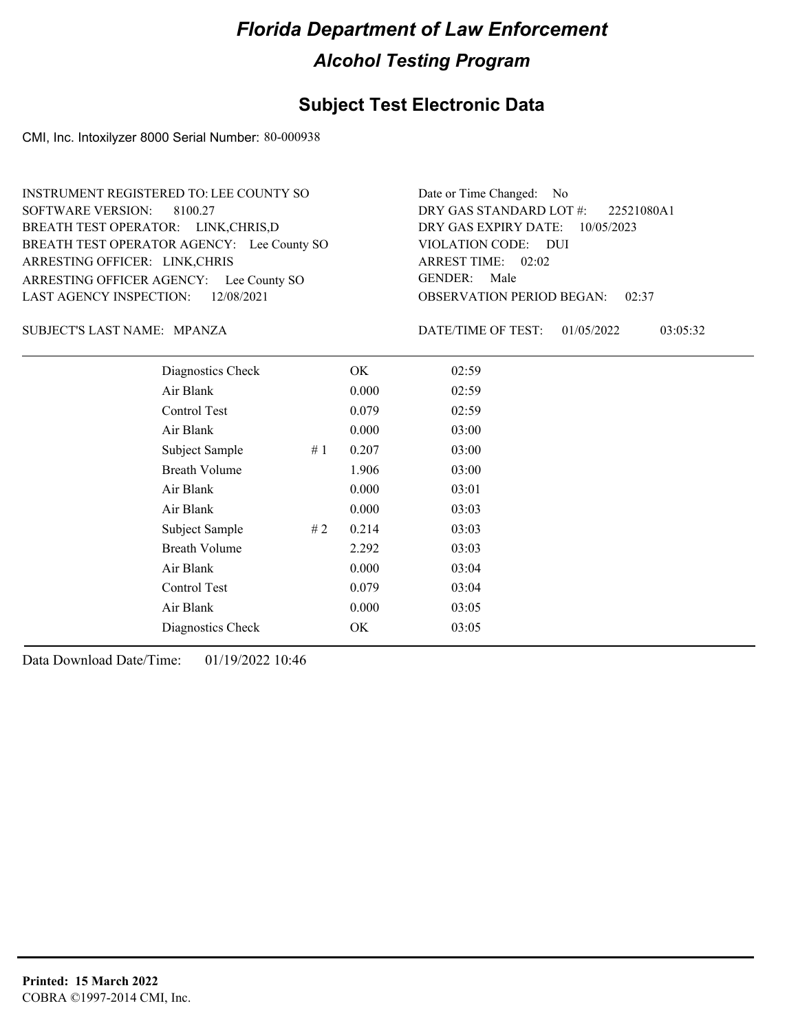# Florida Department of Law Enforcement

## Alcohol Testing Program

## Subject Test Electronic Data

CMI, Inc. Intoxilyzer 8000 Serial Number: 80-000938

INSTRUMENT REGISTERED TO: LEE COUNTY SO
SOFTWARE VERSION: 8100.27
BREATH TEST OPERATOR: LINK,CHRIS,D
BREATH TEST OPERATOR AGENCY: Lee County SO
ARRESTING OFFICER: LINK,CHRIS
ARRESTING OFFICER AGENCY: Lee County SO
LAST AGENCY INSPECTION: 12/08/2021

Date or Time Changed: No
DRY GAS STANDARD LOT #: 22521080A1
DRY GAS EXPIRY DATE: 10/05/2023
VIOLATION CODE: DUI
ARREST TIME: 02:02
GENDER: Male
OBSERVATION PERIOD BEGAN: 02:37

SUBJECT'S LAST NAME: MPANZA

DATE/TIME OF TEST: 01/05/2022 03:05:32

| | | | |
|---|---|---|---|
| Diagnostics Check | | OK | 02:59 |
| Air Blank | | 0.000 | 02:59 |
| Control Test | | 0.079 | 02:59 |
| Air Blank | | 0.000 | 03:00 |
| Subject Sample | # 1 | 0.207 | 03:00 |
| Breath Volume | | 1.906 | 03:00 |
| Air Blank | | 0.000 | 03:01 |
| Air Blank | | 0.000 | 03:03 |
| Subject Sample | # 2 | 0.214 | 03:03 |
| Breath Volume | | 2.292 | 03:03 |
| Air Blank | | 0.000 | 03:04 |
| Control Test | | 0.079 | 03:04 |
| Air Blank | | 0.000 | 03:05 |
| Diagnostics Check | | OK | 03:05 |

Data Download Date/Time: 01/19/2022 10:46

**Printed: 15 March 2022**
COBRA ©1997-2014 CMI, Inc.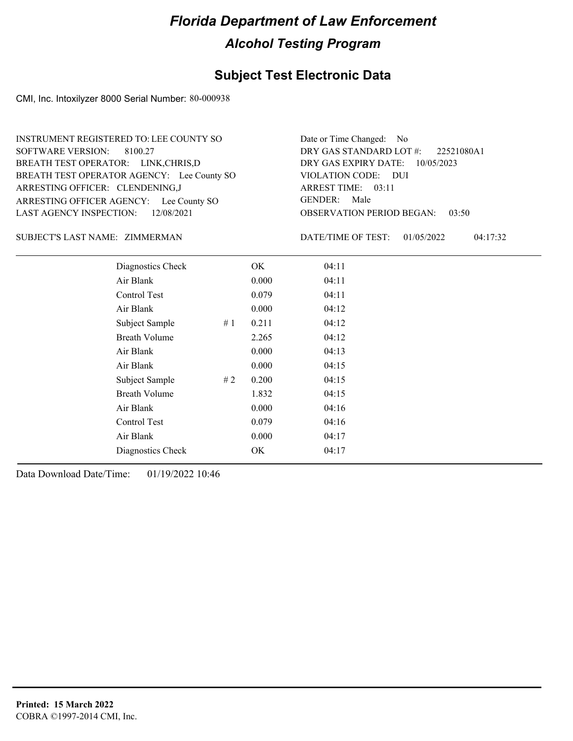# Florida Department of Law Enforcement

## Alcohol Testing Program

### Subject Test Electronic Data

CMI, Inc. Intoxilyzer 8000 Serial Number: 80-000938

INSTRUMENT REGISTERED TO: LEE COUNTY SO
SOFTWARE VERSION: 8100.27
BREATH TEST OPERATOR: LINK,CHRIS,D
BREATH TEST OPERATOR AGENCY: Lee County SO
ARRESTING OFFICER: CLENDENING,J
ARRESTING OFFICER AGENCY: Lee County SO
LAST AGENCY INSPECTION: 12/08/2021

Date or Time Changed: No
DRY GAS STANDARD LOT #: 22521080A1
DRY GAS EXPIRY DATE: 10/05/2023
VIOLATION CODE: DUI
ARREST TIME: 03:11
GENDER: Male
OBSERVATION PERIOD BEGAN: 03:50

SUBJECT'S LAST NAME: ZIMMERMAN

DATE/TIME OF TEST: 01/05/2022 04:17:32

| | | | |
|---|---|---|---|
| Diagnostics Check | | OK | 04:11 |
| Air Blank | | 0.000 | 04:11 |
| Control Test | | 0.079 | 04:11 |
| Air Blank | | 0.000 | 04:12 |
| Subject Sample | # 1 | 0.211 | 04:12 |
| Breath Volume | | 2.265 | 04:12 |
| Air Blank | | 0.000 | 04:13 |
| Air Blank | | 0.000 | 04:15 |
| Subject Sample | # 2 | 0.200 | 04:15 |
| Breath Volume | | 1.832 | 04:15 |
| Air Blank | | 0.000 | 04:16 |
| Control Test | | 0.079 | 04:16 |
| Air Blank | | 0.000 | 04:17 |
| Diagnostics Check | | OK | 04:17 |

Data Download Date/Time: 01/19/2022 10:46

**Printed: 15 March 2022**
COBRA ©1997-2014 CMI, Inc.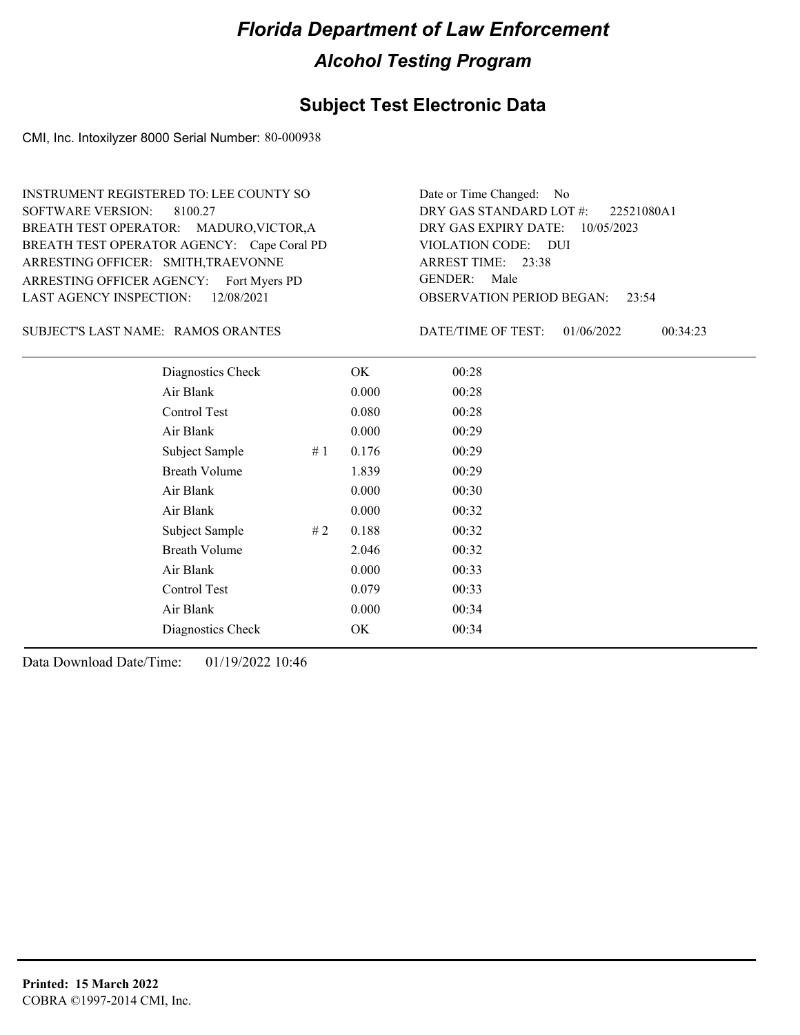# Florida Department of Law Enforcement

## Alcohol Testing Program

### Subject Test Electronic Data

CMI, Inc. Intoxilyzer 8000 Serial Number: 80-000938

INSTRUMENT REGISTERED TO: LEE COUNTY SO
SOFTWARE VERSION: 8100.27
BREATH TEST OPERATOR: MADURO,VICTOR,A
BREATH TEST OPERATOR AGENCY: Cape Coral PD
ARRESTING OFFICER: SMITH,TRAEVONNE
ARRESTING OFFICER AGENCY: Fort Myers PD
LAST AGENCY INSPECTION: 12/08/2021

Date or Time Changed: No
DRY GAS STANDARD LOT #: 22521080A1
DRY GAS EXPIRY DATE: 10/05/2023
VIOLATION CODE: DUI
ARREST TIME: 23:38
GENDER: Male
OBSERVATION PERIOD BEGAN: 23:54

SUBJECT'S LAST NAME: RAMOS ORANTES

DATE/TIME OF TEST: 01/06/2022 00:34:23

| | | | |
|---|---|---|---|
| Diagnostics Check | | OK | 00:28 |
| Air Blank | | 0.000 | 00:28 |
| Control Test | | 0.080 | 00:28 |
| Air Blank | | 0.000 | 00:29 |
| Subject Sample | # 1 | 0.176 | 00:29 |
| Breath Volume | | 1.839 | 00:29 |
| Air Blank | | 0.000 | 00:30 |
| Air Blank | | 0.000 | 00:32 |
| Subject Sample | # 2 | 0.188 | 00:32 |
| Breath Volume | | 2.046 | 00:32 |
| Air Blank | | 0.000 | 00:33 |
| Control Test | | 0.079 | 00:33 |
| Air Blank | | 0.000 | 00:34 |
| Diagnostics Check | | OK | 00:34 |

Data Download Date/Time: 01/19/2022 10:46

**Printed: 15 March 2022**
COBRA ©1997-2014 CMI, Inc.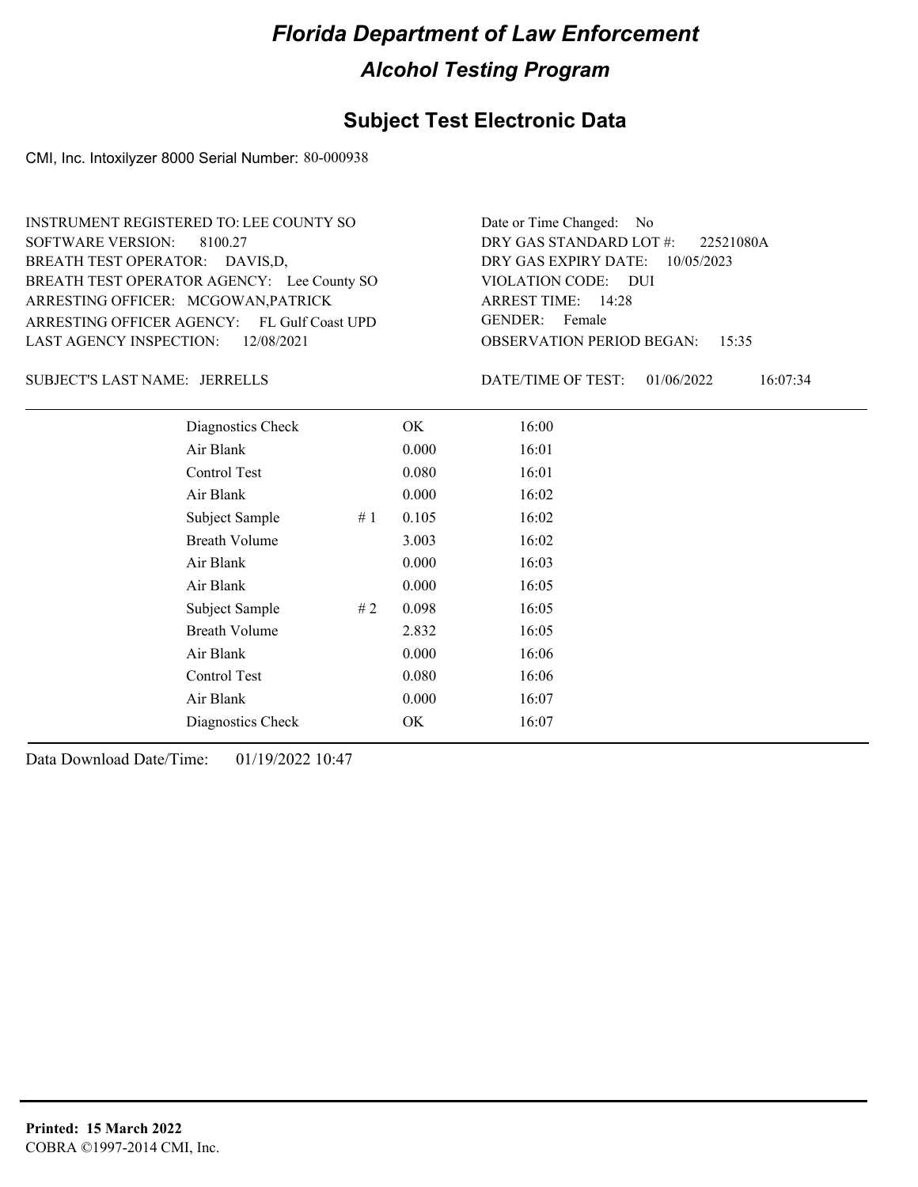# Florida Department of Law Enforcement

## Alcohol Testing Program

## Subject Test Electronic Data

CMI, Inc. Intoxilyzer 8000 Serial Number: 80-000938

INSTRUMENT REGISTERED TO: LEE COUNTY SO
SOFTWARE VERSION: 8100.27
BREATH TEST OPERATOR: DAVIS,D,
BREATH TEST OPERATOR AGENCY: Lee County SO
ARRESTING OFFICER: MCGOWAN,PATRICK
ARRESTING OFFICER AGENCY: FL Gulf Coast UPD
LAST AGENCY INSPECTION: 12/08/2021

Date or Time Changed: No
DRY GAS STANDARD LOT #: 22521080A
DRY GAS EXPIRY DATE: 10/05/2023
VIOLATION CODE: DUI
ARREST TIME: 14:28
GENDER: Female
OBSERVATION PERIOD BEGAN: 15:35

SUBJECT'S LAST NAME: JERRELLS

DATE/TIME OF TEST: 01/06/2022 16:07:34

| | | | |
|---|---|---|---|
| Diagnostics Check | | OK | 16:00 |
| Air Blank | | 0.000 | 16:01 |
| Control Test | | 0.080 | 16:01 |
| Air Blank | | 0.000 | 16:02 |
| Subject Sample | # 1 | 0.105 | 16:02 |
| Breath Volume | | 3.003 | 16:02 |
| Air Blank | | 0.000 | 16:03 |
| Air Blank | | 0.000 | 16:05 |
| Subject Sample | # 2 | 0.098 | 16:05 |
| Breath Volume | | 2.832 | 16:05 |
| Air Blank | | 0.000 | 16:06 |
| Control Test | | 0.080 | 16:06 |
| Air Blank | | 0.000 | 16:07 |
| Diagnostics Check | | OK | 16:07 |

Data Download Date/Time: 01/19/2022 10:47

**Printed: 15 March 2022**
COBRA ©1997-2014 CMI, Inc.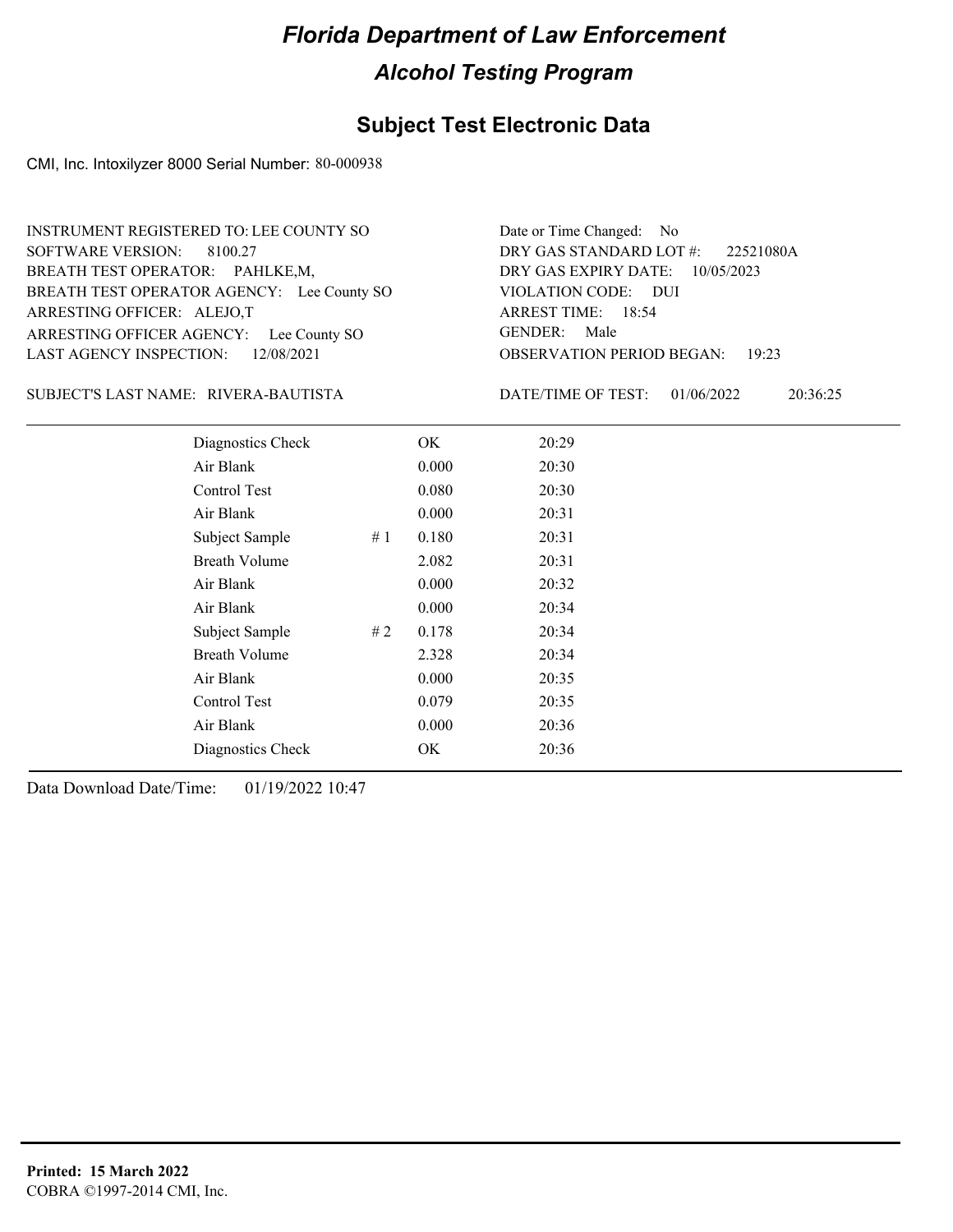# Florida Department of Law Enforcement

## Alcohol Testing Program

### Subject Test Electronic Data

CMI, Inc. Intoxilyzer 8000 Serial Number: 80-000938

INSTRUMENT REGISTERED TO: LEE COUNTY SO
SOFTWARE VERSION: 8100.27
BREATH TEST OPERATOR: PAHLKE,M,
BREATH TEST OPERATOR AGENCY: Lee County SO
ARRESTING OFFICER: ALEJO,T
ARRESTING OFFICER AGENCY: Lee County SO
LAST AGENCY INSPECTION: 12/08/2021

Date or Time Changed: No
DRY GAS STANDARD LOT #: 22521080A
DRY GAS EXPIRY DATE: 10/05/2023
VIOLATION CODE: DUI
ARREST TIME: 18:54
GENDER: Male
OBSERVATION PERIOD BEGAN: 19:23

SUBJECT'S LAST NAME: RIVERA-BAUTISTA

DATE/TIME OF TEST: 01/06/2022 20:36:25

| | | | |
|---|---|---|---|
| Diagnostics Check | | OK | 20:29 |
| Air Blank | | 0.000 | 20:30 |
| Control Test | | 0.080 | 20:30 |
| Air Blank | | 0.000 | 20:31 |
| Subject Sample | # 1 | 0.180 | 20:31 |
| Breath Volume | | 2.082 | 20:31 |
| Air Blank | | 0.000 | 20:32 |
| Air Blank | | 0.000 | 20:34 |
| Subject Sample | # 2 | 0.178 | 20:34 |
| Breath Volume | | 2.328 | 20:34 |
| Air Blank | | 0.000 | 20:35 |
| Control Test | | 0.079 | 20:35 |
| Air Blank | | 0.000 | 20:36 |
| Diagnostics Check | | OK | 20:36 |

Data Download Date/Time: 01/19/2022 10:47

**Printed: 15 March 2022**
COBRA ©1997-2014 CMI, Inc.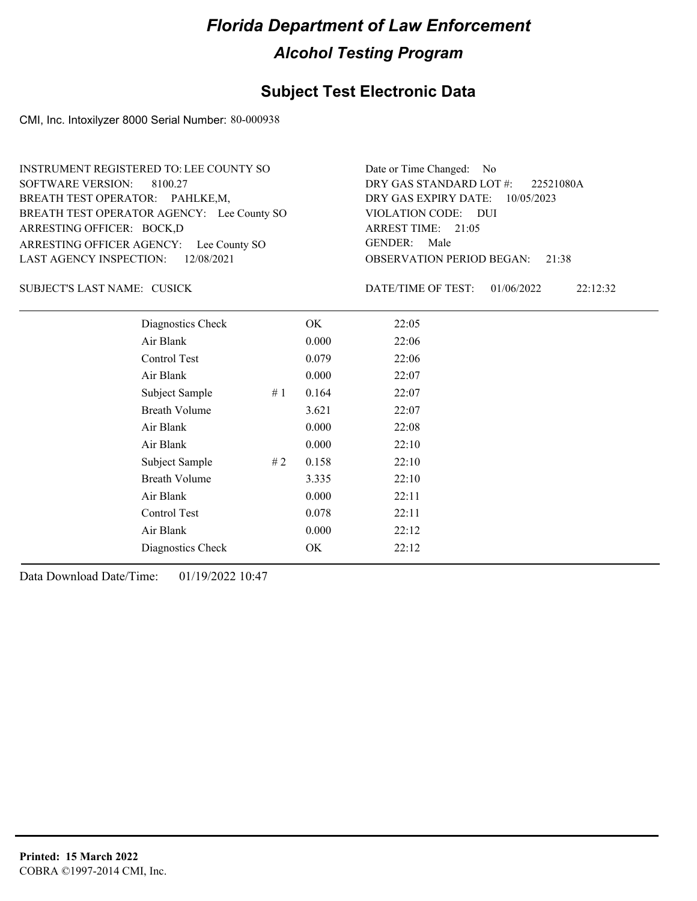# Florida Department of Law Enforcement

## Alcohol Testing Program

## Subject Test Electronic Data

CMI, Inc. Intoxilyzer 8000 Serial Number: 80-000938

INSTRUMENT REGISTERED TO: LEE COUNTY SO
SOFTWARE VERSION: 8100.27
BREATH TEST OPERATOR: PAHLKE,M,
BREATH TEST OPERATOR AGENCY: Lee County SO
ARRESTING OFFICER: BOCK,D
ARRESTING OFFICER AGENCY: Lee County SO
LAST AGENCY INSPECTION: 12/08/2021

Date or Time Changed: No
DRY GAS STANDARD LOT #: 22521080A
DRY GAS EXPIRY DATE: 10/05/2023
VIOLATION CODE: DUI
ARREST TIME: 21:05
GENDER: Male
OBSERVATION PERIOD BEGAN: 21:38

SUBJECT'S LAST NAME: CUSICK

DATE/TIME OF TEST: 01/06/2022 22:12:32

| | | | |
|---|---|---|---|
| Diagnostics Check | | OK | 22:05 |
| Air Blank | | 0.000 | 22:06 |
| Control Test | | 0.079 | 22:06 |
| Air Blank | | 0.000 | 22:07 |
| Subject Sample | # 1 | 0.164 | 22:07 |
| Breath Volume | | 3.621 | 22:07 |
| Air Blank | | 0.000 | 22:08 |
| Air Blank | | 0.000 | 22:10 |
| Subject Sample | # 2 | 0.158 | 22:10 |
| Breath Volume | | 3.335 | 22:10 |
| Air Blank | | 0.000 | 22:11 |
| Control Test | | 0.078 | 22:11 |
| Air Blank | | 0.000 | 22:12 |
| Diagnostics Check | | OK | 22:12 |

Data Download Date/Time: 01/19/2022 10:47

**Printed: 15 March 2022**
COBRA ©1997-2014 CMI, Inc.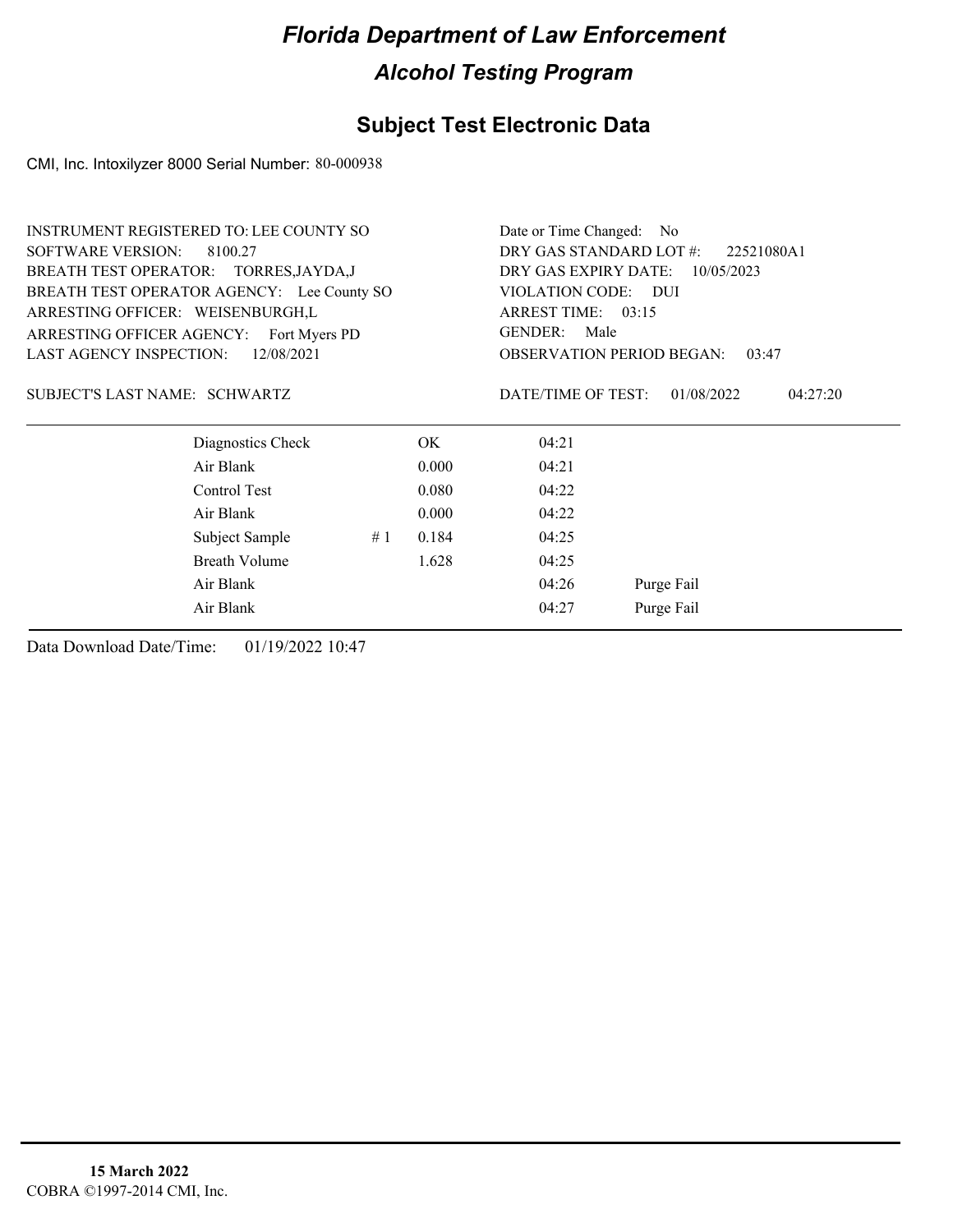# Florida Department of Law Enforcement

## Alcohol Testing Program

## Subject Test Electronic Data

CMI, Inc. Intoxilyzer 8000 Serial Number: 80-000938

INSTRUMENT REGISTERED TO: LEE COUNTY SO
SOFTWARE VERSION: 8100.27
BREATH TEST OPERATOR: TORRES,JAYDA,J
BREATH TEST OPERATOR AGENCY: Lee County SO
ARRESTING OFFICER: WEISENBURGH,L
ARRESTING OFFICER AGENCY: Fort Myers PD
LAST AGENCY INSPECTION: 12/08/2021

Date or Time Changed: No
DRY GAS STANDARD LOT #: 22521080A1
DRY GAS EXPIRY DATE: 10/05/2023
VIOLATION CODE: DUI
ARREST TIME: 03:15
GENDER: Male
OBSERVATION PERIOD BEGAN: 03:47

SUBJECT'S LAST NAME: SCHWARTZ

DATE/TIME OF TEST: 01/08/2022 04:27:20

| | | | | |
|---|---|---|---|---|
| Diagnostics Check | | OK | 04:21 | |
| Air Blank | | 0.000 | 04:21 | |
| Control Test | | 0.080 | 04:22 | |
| Air Blank | | 0.000 | 04:22 | |
| Subject Sample | # 1 | 0.184 | 04:25 | |
| Breath Volume | | 1.628 | 04:25 | |
| Air Blank | | | 04:26 | Purge Fail |
| Air Blank | | | 04:27 | Purge Fail |

Data Download Date/Time: 01/19/2022 10:47

**15 March 2022**
COBRA ©1997-2014 CMI, Inc.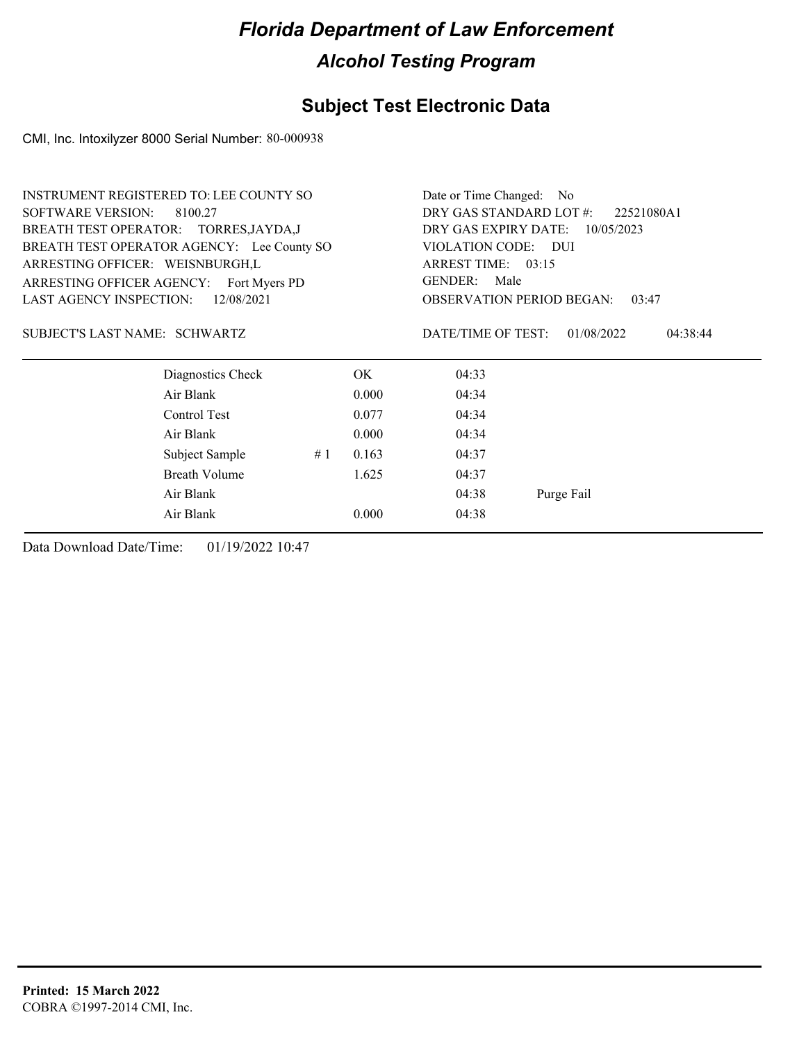# Florida Department of Law Enforcement

## Alcohol Testing Program

## Subject Test Electronic Data

CMI, Inc. Intoxilyzer 8000 Serial Number: 80-000938

INSTRUMENT REGISTERED TO: LEE COUNTY SO
SOFTWARE VERSION: 8100.27
BREATH TEST OPERATOR: TORRES,JAYDA,J
BREATH TEST OPERATOR AGENCY: Lee County SO
ARRESTING OFFICER: WEISNBURGH,L
ARRESTING OFFICER AGENCY: Fort Myers PD
LAST AGENCY INSPECTION: 12/08/2021

Date or Time Changed: No
DRY GAS STANDARD LOT #: 22521080A1
DRY GAS EXPIRY DATE: 10/05/2023
VIOLATION CODE: DUI
ARREST TIME: 03:15
GENDER: Male
OBSERVATION PERIOD BEGAN: 03:47

SUBJECT'S LAST NAME: SCHWARTZ

DATE/TIME OF TEST: 01/08/2022 04:38:44

| | | | | |
|---|---|---|---|---|
| Diagnostics Check | | OK | 04:33 | |
| Air Blank | | 0.000 | 04:34 | |
| Control Test | | 0.077 | 04:34 | |
| Air Blank | | 0.000 | 04:34 | |
| Subject Sample | # 1 | 0.163 | 04:37 | |
| Breath Volume | | 1.625 | 04:37 | |
| Air Blank | | | 04:38 | Purge Fail |
| Air Blank | | 0.000 | 04:38 | |

Data Download Date/Time: 01/19/2022 10:47

**Printed: 15 March 2022**
COBRA ©1997-2014 CMI, Inc.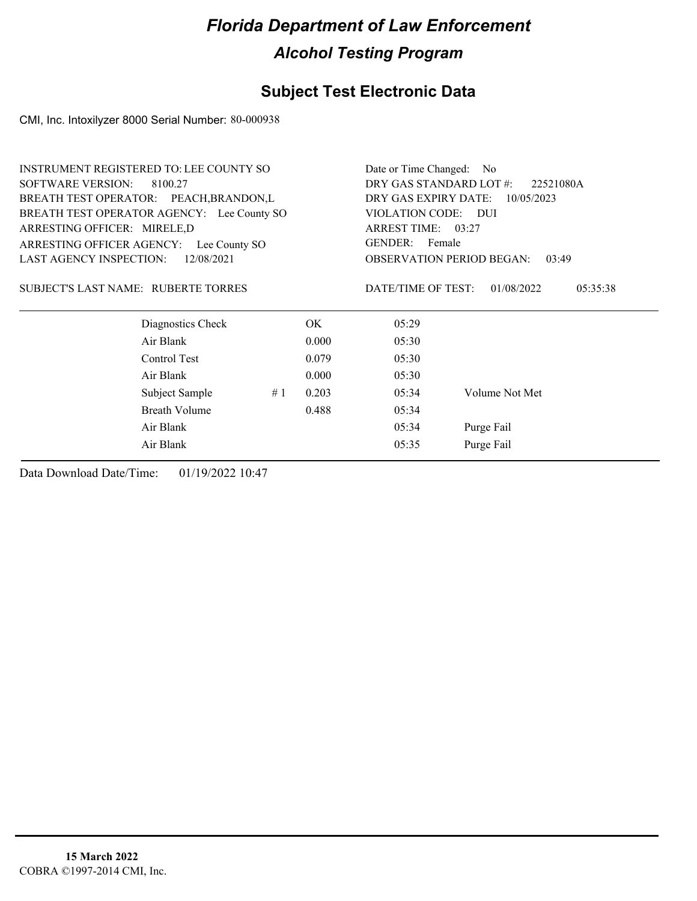# Florida Department of Law Enforcement

## Alcohol Testing Program

### Subject Test Electronic Data

CMI, Inc. Intoxilyzer 8000 Serial Number: 80-000938

INSTRUMENT REGISTERED TO: LEE COUNTY SO
SOFTWARE VERSION: 8100.27
BREATH TEST OPERATOR: PEACH,BRANDON,L
BREATH TEST OPERATOR AGENCY: Lee County SO
ARRESTING OFFICER: MIRELE,D
ARRESTING OFFICER AGENCY: Lee County SO
LAST AGENCY INSPECTION: 12/08/2021

Date or Time Changed: No
DRY GAS STANDARD LOT #: 22521080A
DRY GAS EXPIRY DATE: 10/05/2023
VIOLATION CODE: DUI
ARREST TIME: 03:27
GENDER: Female
OBSERVATION PERIOD BEGAN: 03:49

SUBJECT'S LAST NAME: RUBERTE TORRES

DATE/TIME OF TEST: 01/08/2022 05:35:38

| | | | | |
|---|---|---|---|---|
| Diagnostics Check | | OK | 05:29 | |
| Air Blank | | 0.000 | 05:30 | |
| Control Test | | 0.079 | 05:30 | |
| Air Blank | | 0.000 | 05:30 | |
| Subject Sample | # 1 | 0.203 | 05:34 | Volume Not Met |
| Breath Volume | | 0.488 | 05:34 | |
| Air Blank | | | 05:34 | Purge Fail |
| Air Blank | | | 05:35 | Purge Fail |

Data Download Date/Time: 01/19/2022 10:47

**15 March 2022**
COBRA ©1997-2014 CMI, Inc.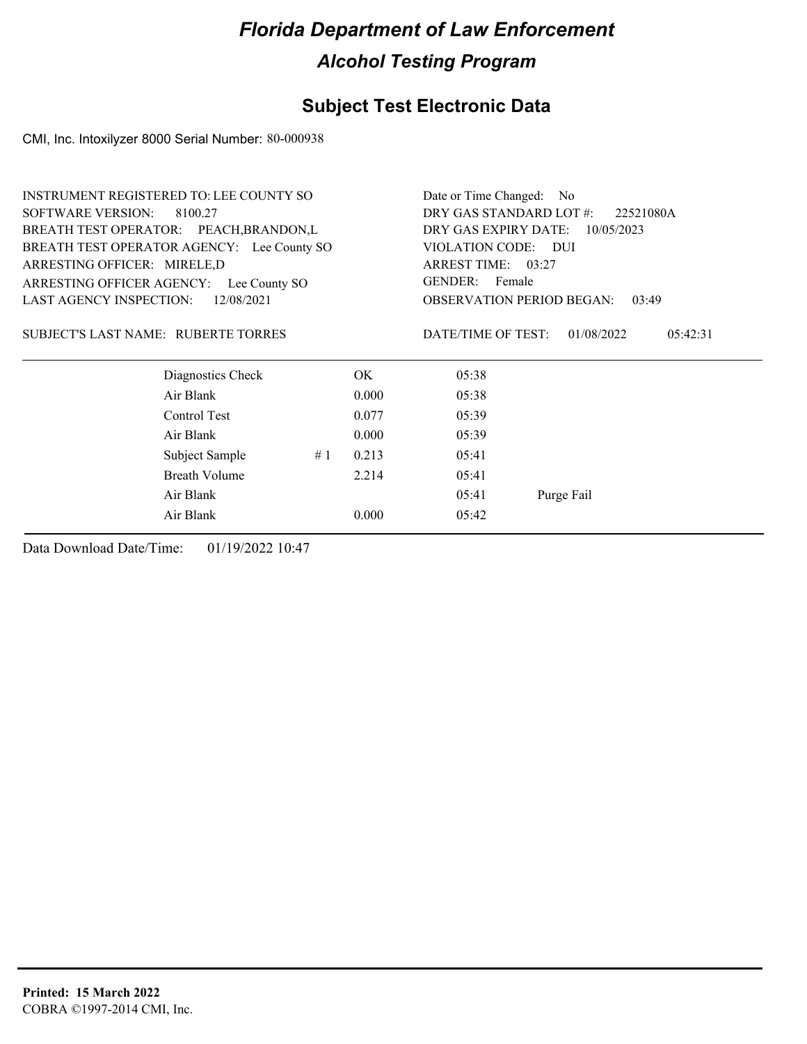# Florida Department of Law Enforcement

## Alcohol Testing Program

## Subject Test Electronic Data

CMI, Inc. Intoxilyzer 8000 Serial Number: 80-000938

INSTRUMENT REGISTERED TO: LEE COUNTY SO
SOFTWARE VERSION: 8100.27
BREATH TEST OPERATOR: PEACH,BRANDON,L
BREATH TEST OPERATOR AGENCY: Lee County SO
ARRESTING OFFICER: MIRELE,D
ARRESTING OFFICER AGENCY: Lee County SO
LAST AGENCY INSPECTION: 12/08/2021

Date or Time Changed: No
DRY GAS STANDARD LOT #: 22521080A
DRY GAS EXPIRY DATE: 10/05/2023
VIOLATION CODE: DUI
ARREST TIME: 03:27
GENDER: Female
OBSERVATION PERIOD BEGAN: 03:49

SUBJECT'S LAST NAME: RUBERTE TORRES

DATE/TIME OF TEST: 01/08/2022 05:42:31

| Test | # | Result | Time | Note |
|---|---|---|---|---|
| Diagnostics Check | | OK | 05:38 | |
| Air Blank | | 0.000 | 05:38 | |
| Control Test | | 0.077 | 05:39 | |
| Air Blank | | 0.000 | 05:39 | |
| Subject Sample | # 1 | 0.213 | 05:41 | |
| Breath Volume | | 2.214 | 05:41 | |
| Air Blank | | | 05:41 | Purge Fail |
| Air Blank | | 0.000 | 05:42 | |

Data Download Date/Time: 01/19/2022 10:47

**Printed: 15 March 2022**
COBRA ©1997-2014 CMI, Inc.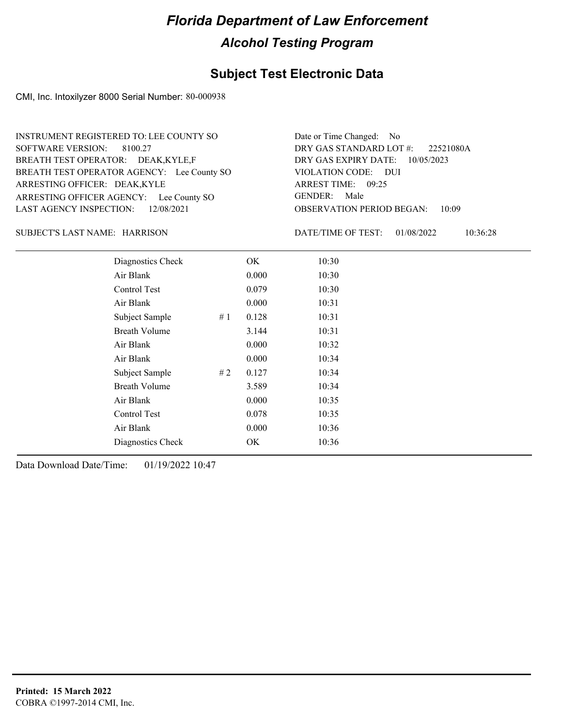# Florida Department of Law Enforcement

## Alcohol Testing Program

### Subject Test Electronic Data

CMI, Inc. Intoxilyzer 8000 Serial Number: 80-000938

INSTRUMENT REGISTERED TO: LEE COUNTY SO
SOFTWARE VERSION: 8100.27
BREATH TEST OPERATOR: DEAK,KYLE,F
BREATH TEST OPERATOR AGENCY: Lee County SO
ARRESTING OFFICER: DEAK,KYLE
ARRESTING OFFICER AGENCY: Lee County SO
LAST AGENCY INSPECTION: 12/08/2021

Date or Time Changed: No
DRY GAS STANDARD LOT #: 22521080A
DRY GAS EXPIRY DATE: 10/05/2023
VIOLATION CODE: DUI
ARREST TIME: 09:25
GENDER: Male
OBSERVATION PERIOD BEGAN: 10:09

SUBJECT'S LAST NAME: HARRISON

DATE/TIME OF TEST: 01/08/2022 10:36:28

| | | | |
|---|---|---|---|
| Diagnostics Check | | OK | 10:30 |
| Air Blank | | 0.000 | 10:30 |
| Control Test | | 0.079 | 10:30 |
| Air Blank | | 0.000 | 10:31 |
| Subject Sample | # 1 | 0.128 | 10:31 |
| Breath Volume | | 3.144 | 10:31 |
| Air Blank | | 0.000 | 10:32 |
| Air Blank | | 0.000 | 10:34 |
| Subject Sample | # 2 | 0.127 | 10:34 |
| Breath Volume | | 3.589 | 10:34 |
| Air Blank | | 0.000 | 10:35 |
| Control Test | | 0.078 | 10:35 |
| Air Blank | | 0.000 | 10:36 |
| Diagnostics Check | | OK | 10:36 |

Data Download Date/Time: 01/19/2022 10:47

**Printed: 15 March 2022**
COBRA ©1997-2014 CMI, Inc.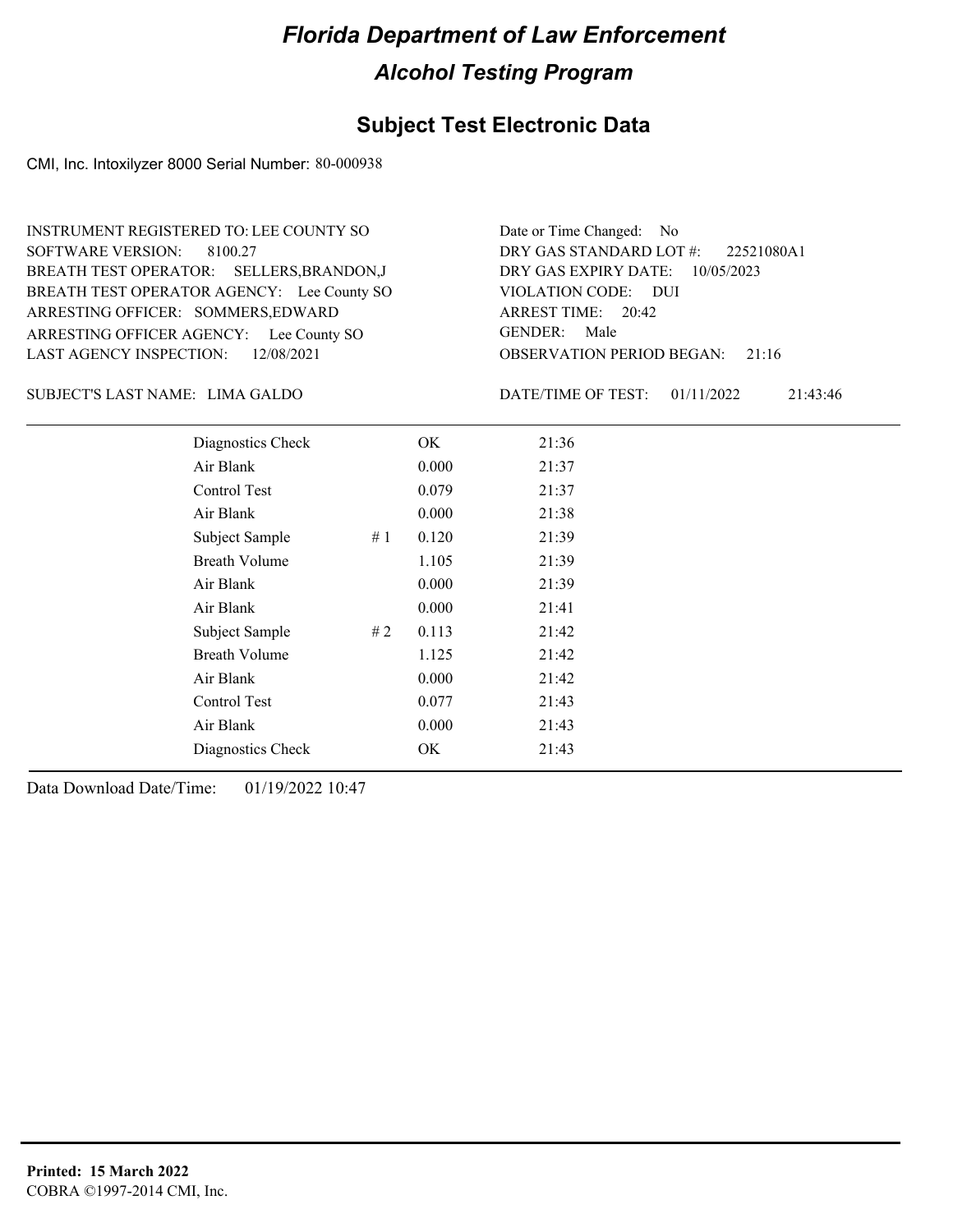# Florida Department of Law Enforcement

## Alcohol Testing Program

## Subject Test Electronic Data

CMI, Inc. Intoxilyzer 8000 Serial Number: 80-000938

INSTRUMENT REGISTERED TO: LEE COUNTY SO
SOFTWARE VERSION: 8100.27
BREATH TEST OPERATOR: SELLERS,BRANDON,J
BREATH TEST OPERATOR AGENCY: Lee County SO
ARRESTING OFFICER: SOMMERS,EDWARD
ARRESTING OFFICER AGENCY: Lee County SO
LAST AGENCY INSPECTION: 12/08/2021

Date or Time Changed: No
DRY GAS STANDARD LOT #: 22521080A1
DRY GAS EXPIRY DATE: 10/05/2023
VIOLATION CODE: DUI
ARREST TIME: 20:42
GENDER: Male
OBSERVATION PERIOD BEGAN: 21:16

SUBJECT'S LAST NAME: LIMA GALDO

DATE/TIME OF TEST: 01/11/2022 21:43:46

| | | | |
|---|---|---|---|
| Diagnostics Check | | OK | 21:36 |
| Air Blank | | 0.000 | 21:37 |
| Control Test | | 0.079 | 21:37 |
| Air Blank | | 0.000 | 21:38 |
| Subject Sample | # 1 | 0.120 | 21:39 |
| Breath Volume | | 1.105 | 21:39 |
| Air Blank | | 0.000 | 21:39 |
| Air Blank | | 0.000 | 21:41 |
| Subject Sample | # 2 | 0.113 | 21:42 |
| Breath Volume | | 1.125 | 21:42 |
| Air Blank | | 0.000 | 21:42 |
| Control Test | | 0.077 | 21:43 |
| Air Blank | | 0.000 | 21:43 |
| Diagnostics Check | | OK | 21:43 |

Data Download Date/Time: 01/19/2022 10:47

**Printed: 15 March 2022**
COBRA ©1997-2014 CMI, Inc.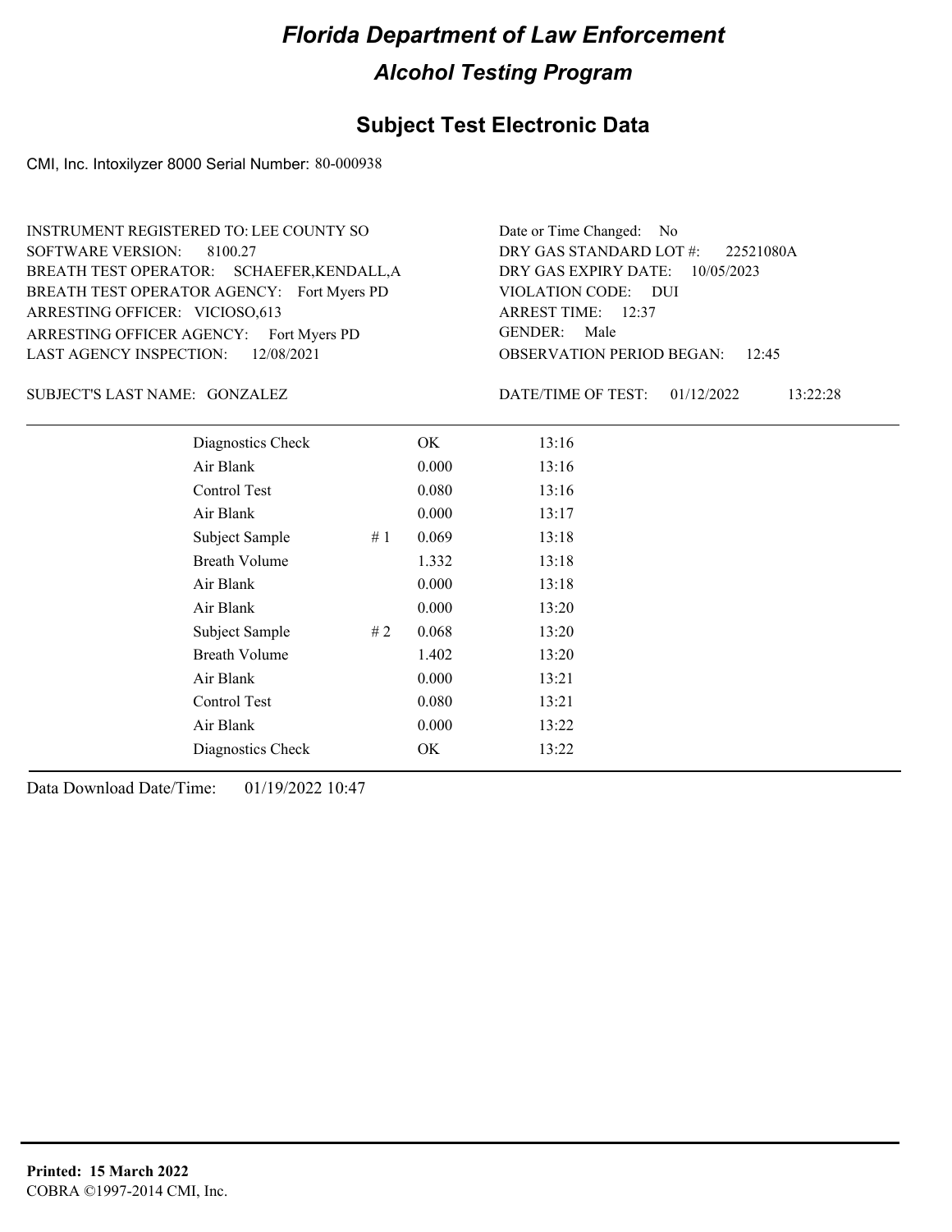# Florida Department of Law Enforcement

## Alcohol Testing Program

### Subject Test Electronic Data

CMI, Inc. Intoxilyzer 8000 Serial Number: 80-000938

INSTRUMENT REGISTERED TO: LEE COUNTY SO
SOFTWARE VERSION: 8100.27
BREATH TEST OPERATOR: SCHAEFER,KENDALL,A
BREATH TEST OPERATOR AGENCY: Fort Myers PD
ARRESTING OFFICER: VICIOSO,613
ARRESTING OFFICER AGENCY: Fort Myers PD
LAST AGENCY INSPECTION: 12/08/2021

Date or Time Changed: No
DRY GAS STANDARD LOT #: 22521080A
DRY GAS EXPIRY DATE: 10/05/2023
VIOLATION CODE: DUI
ARREST TIME: 12:37
GENDER: Male
OBSERVATION PERIOD BEGAN: 12:45

SUBJECT'S LAST NAME: GONZALEZ

DATE/TIME OF TEST: 01/12/2022 13:22:28

| | | | |
|---|---|---|---|
| Diagnostics Check | | OK | 13:16 |
| Air Blank | | 0.000 | 13:16 |
| Control Test | | 0.080 | 13:16 |
| Air Blank | | 0.000 | 13:17 |
| Subject Sample | # 1 | 0.069 | 13:18 |
| Breath Volume | | 1.332 | 13:18 |
| Air Blank | | 0.000 | 13:18 |
| Air Blank | | 0.000 | 13:20 |
| Subject Sample | # 2 | 0.068 | 13:20 |
| Breath Volume | | 1.402 | 13:20 |
| Air Blank | | 0.000 | 13:21 |
| Control Test | | 0.080 | 13:21 |
| Air Blank | | 0.000 | 13:22 |
| Diagnostics Check | | OK | 13:22 |

Data Download Date/Time: 01/19/2022 10:47

**Printed: 15 March 2022**
COBRA ©1997-2014 CMI, Inc.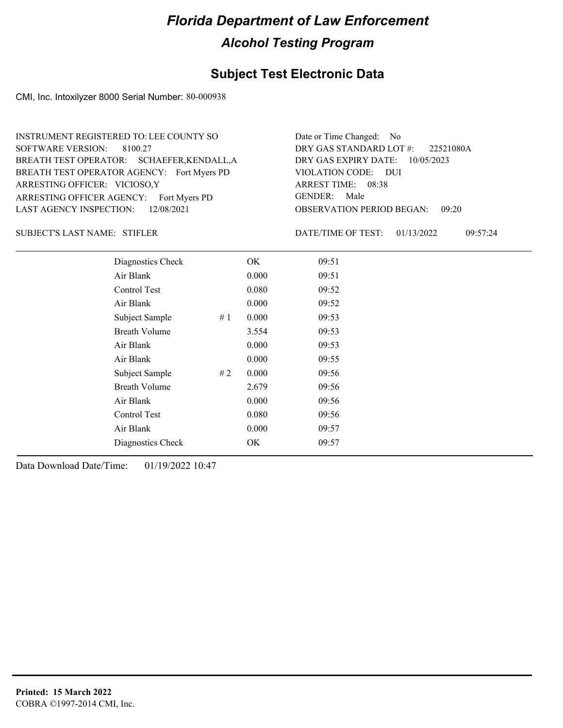# Florida Department of Law Enforcement

## Alcohol Testing Program

### Subject Test Electronic Data

CMI, Inc. Intoxilyzer 8000 Serial Number: 80-000938

INSTRUMENT REGISTERED TO: LEE COUNTY SO
SOFTWARE VERSION: 8100.27
BREATH TEST OPERATOR: SCHAEFER,KENDALL,A
BREATH TEST OPERATOR AGENCY: Fort Myers PD
ARRESTING OFFICER: VICIOSO,Y
ARRESTING OFFICER AGENCY: Fort Myers PD
LAST AGENCY INSPECTION: 12/08/2021

Date or Time Changed: No
DRY GAS STANDARD LOT #: 22521080A
DRY GAS EXPIRY DATE: 10/05/2023
VIOLATION CODE: DUI
ARREST TIME: 08:38
GENDER: Male
OBSERVATION PERIOD BEGAN: 09:20

SUBJECT'S LAST NAME: STIFLER

DATE/TIME OF TEST: 01/13/2022 09:57:24

| | | | |
|---|---|---|---|
| Diagnostics Check | | OK | 09:51 |
| Air Blank | | 0.000 | 09:51 |
| Control Test | | 0.080 | 09:52 |
| Air Blank | | 0.000 | 09:52 |
| Subject Sample | # 1 | 0.000 | 09:53 |
| Breath Volume | | 3.554 | 09:53 |
| Air Blank | | 0.000 | 09:53 |
| Air Blank | | 0.000 | 09:55 |
| Subject Sample | # 2 | 0.000 | 09:56 |
| Breath Volume | | 2.679 | 09:56 |
| Air Blank | | 0.000 | 09:56 |
| Control Test | | 0.080 | 09:56 |
| Air Blank | | 0.000 | 09:57 |
| Diagnostics Check | | OK | 09:57 |

Data Download Date/Time: 01/19/2022 10:47

**Printed: 15 March 2022**
COBRA ©1997-2014 CMI, Inc.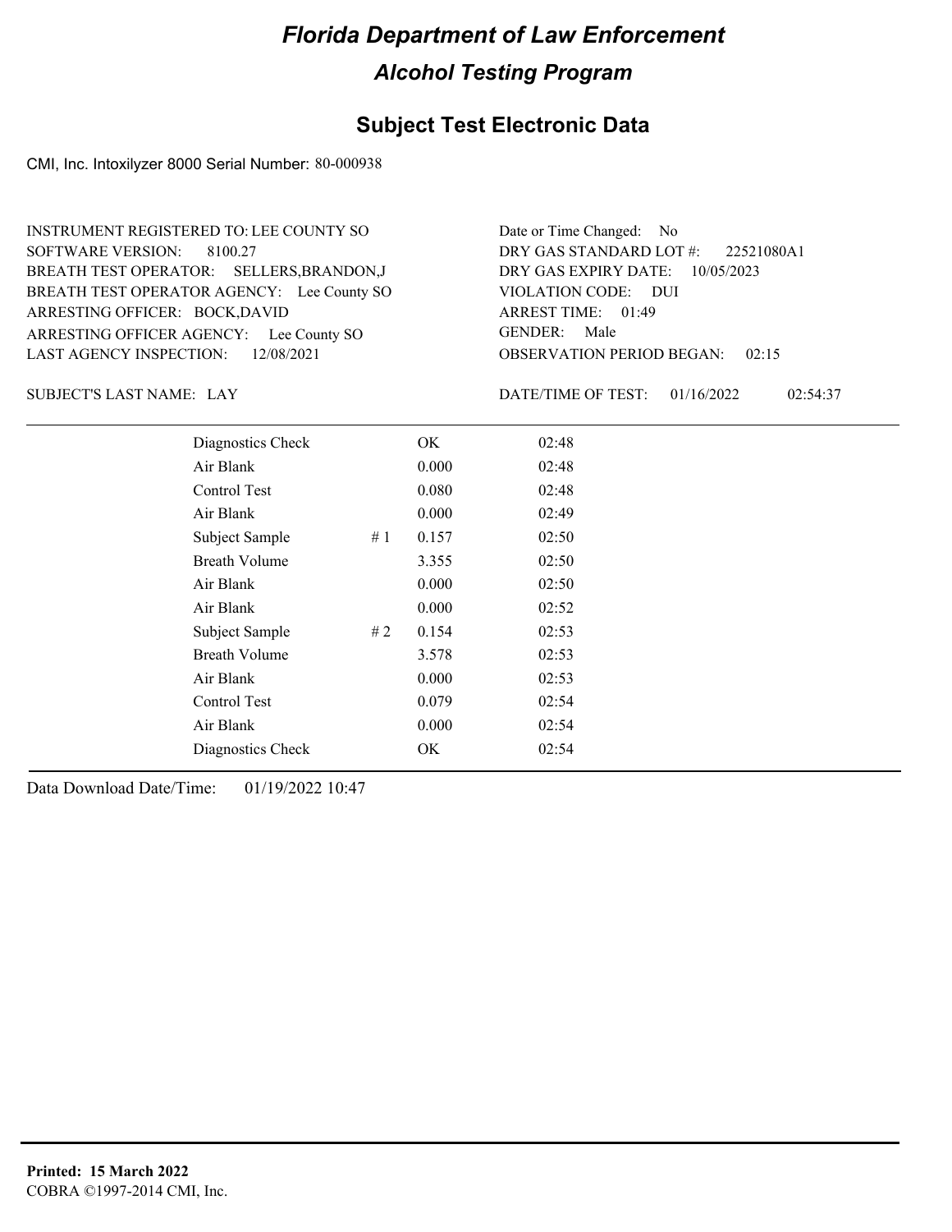# Florida Department of Law Enforcement

## Alcohol Testing Program

### Subject Test Electronic Data

CMI, Inc. Intoxilyzer 8000 Serial Number: 80-000938

INSTRUMENT REGISTERED TO: LEE COUNTY SO
SOFTWARE VERSION: 8100.27
BREATH TEST OPERATOR: SELLERS,BRANDON,J
BREATH TEST OPERATOR AGENCY: Lee County SO
ARRESTING OFFICER: BOCK,DAVID
ARRESTING OFFICER AGENCY: Lee County SO
LAST AGENCY INSPECTION: 12/08/2021

Date or Time Changed: No
DRY GAS STANDARD LOT #: 22521080A1
DRY GAS EXPIRY DATE: 10/05/2023
VIOLATION CODE: DUI
ARREST TIME: 01:49
GENDER: Male
OBSERVATION PERIOD BEGAN: 02:15

SUBJECT'S LAST NAME: LAY

DATE/TIME OF TEST: 01/16/2022 02:54:37

| Test | | Result | Time |
|---|---|---|---|
| Diagnostics Check | | OK | 02:48 |
| Air Blank | | 0.000 | 02:48 |
| Control Test | | 0.080 | 02:48 |
| Air Blank | | 0.000 | 02:49 |
| Subject Sample | # 1 | 0.157 | 02:50 |
| Breath Volume | | 3.355 | 02:50 |
| Air Blank | | 0.000 | 02:50 |
| Air Blank | | 0.000 | 02:52 |
| Subject Sample | # 2 | 0.154 | 02:53 |
| Breath Volume | | 3.578 | 02:53 |
| Air Blank | | 0.000 | 02:53 |
| Control Test | | 0.079 | 02:54 |
| Air Blank | | 0.000 | 02:54 |
| Diagnostics Check | | OK | 02:54 |

Data Download Date/Time: 01/19/2022 10:47

**Printed: 15 March 2022**
COBRA ©1997-2014 CMI, Inc.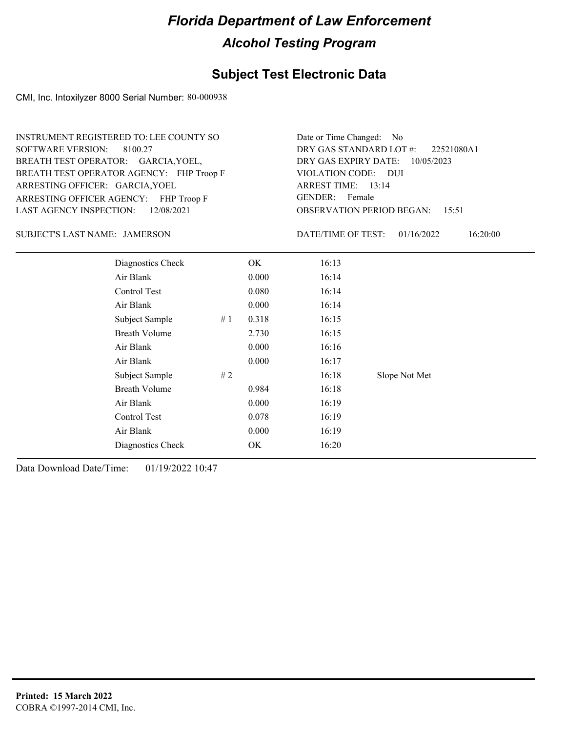# Florida Department of Law Enforcement

## Alcohol Testing Program

## Subject Test Electronic Data

CMI, Inc. Intoxilyzer 8000 Serial Number: 80-000938

INSTRUMENT REGISTERED TO: LEE COUNTY SO
SOFTWARE VERSION: 8100.27
BREATH TEST OPERATOR: GARCIA,YOEL,
BREATH TEST OPERATOR AGENCY: FHP Troop F
ARRESTING OFFICER: GARCIA,YOEL
ARRESTING OFFICER AGENCY: FHP Troop F
LAST AGENCY INSPECTION: 12/08/2021

Date or Time Changed: No
DRY GAS STANDARD LOT #: 22521080A1
DRY GAS EXPIRY DATE: 10/05/2023
VIOLATION CODE: DUI
ARREST TIME: 13:14
GENDER: Female
OBSERVATION PERIOD BEGAN: 15:51

SUBJECT'S LAST NAME: JAMERSON

DATE/TIME OF TEST: 01/16/2022 16:20:00

| | | | | |
|---|---|---|---|---|
| Diagnostics Check | | OK | 16:13 | |
| Air Blank | | 0.000 | 16:14 | |
| Control Test | | 0.080 | 16:14 | |
| Air Blank | | 0.000 | 16:14 | |
| Subject Sample | # 1 | 0.318 | 16:15 | |
| Breath Volume | | 2.730 | 16:15 | |
| Air Blank | | 0.000 | 16:16 | |
| Air Blank | | 0.000 | 16:17 | |
| Subject Sample | # 2 | | 16:18 | Slope Not Met |
| Breath Volume | | 0.984 | 16:18 | |
| Air Blank | | 0.000 | 16:19 | |
| Control Test | | 0.078 | 16:19 | |
| Air Blank | | 0.000 | 16:19 | |
| Diagnostics Check | | OK | 16:20 | |

Data Download Date/Time: 01/19/2022 10:47

**Printed: 15 March 2022**
COBRA ©1997-2014 CMI, Inc.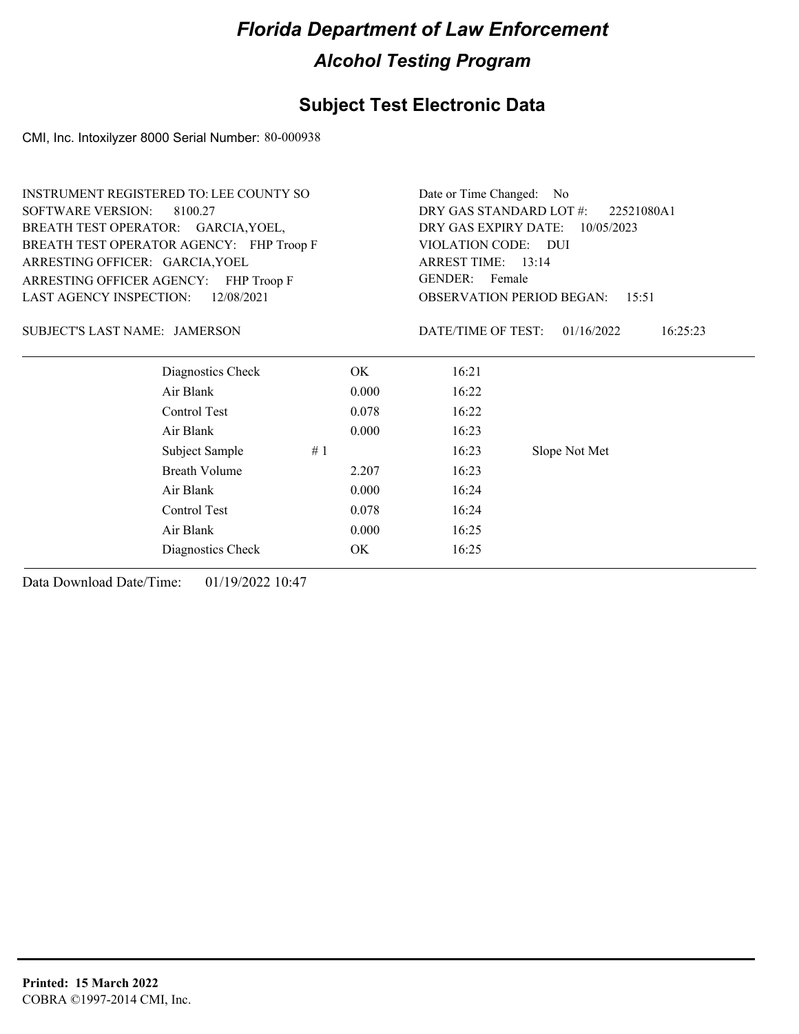# Florida Department of Law Enforcement

## Alcohol Testing Program

### Subject Test Electronic Data

CMI, Inc. Intoxilyzer 8000 Serial Number: 80-000938

INSTRUMENT REGISTERED TO: LEE COUNTY SO
SOFTWARE VERSION: 8100.27
BREATH TEST OPERATOR: GARCIA,YOEL,
BREATH TEST OPERATOR AGENCY: FHP Troop F
ARRESTING OFFICER: GARCIA,YOEL
ARRESTING OFFICER AGENCY: FHP Troop F
LAST AGENCY INSPECTION: 12/08/2021

Date or Time Changed: No
DRY GAS STANDARD LOT #: 22521080A1
DRY GAS EXPIRY DATE: 10/05/2023
VIOLATION CODE: DUI
ARREST TIME: 13:14
GENDER: Female
OBSERVATION PERIOD BEGAN: 15:51

SUBJECT'S LAST NAME: JAMERSON

DATE/TIME OF TEST: 01/16/2022 16:25:23

| | | | | |
|---|---|---|---|---|
| Diagnostics Check | | OK | 16:21 | |
| Air Blank | | 0.000 | 16:22 | |
| Control Test | | 0.078 | 16:22 | |
| Air Blank | | 0.000 | 16:23 | |
| Subject Sample | # 1 | | 16:23 | Slope Not Met |
| Breath Volume | | 2.207 | 16:23 | |
| Air Blank | | 0.000 | 16:24 | |
| Control Test | | 0.078 | 16:24 | |
| Air Blank | | 0.000 | 16:25 | |
| Diagnostics Check | | OK | 16:25 | |

Data Download Date/Time: 01/19/2022 10:47

**Printed: 15 March 2022**
COBRA ©1997-2014 CMI, Inc.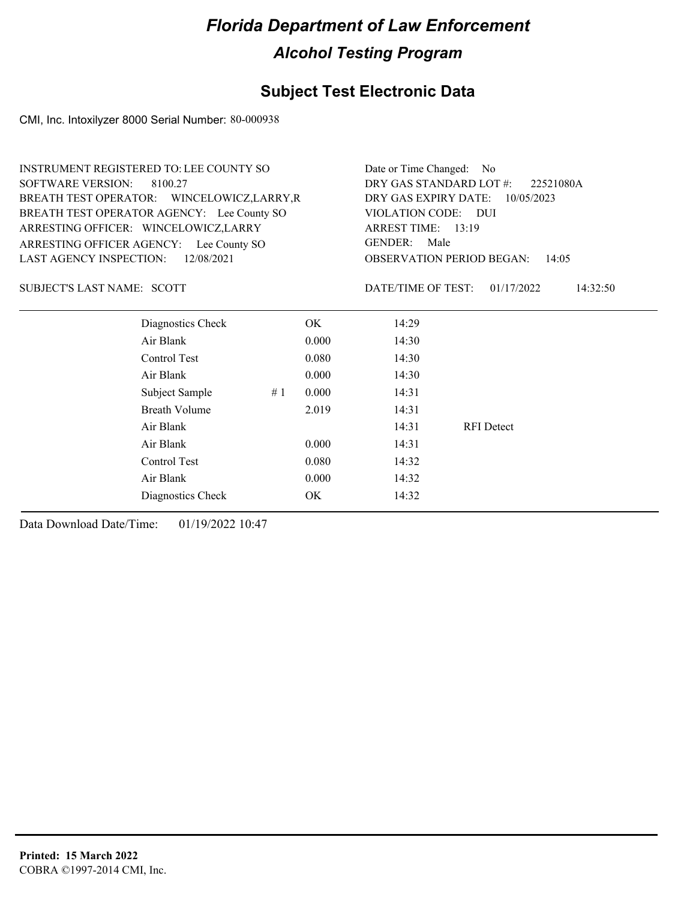# Florida Department of Law Enforcement

## Alcohol Testing Program

## Subject Test Electronic Data

CMI, Inc. Intoxilyzer 8000 Serial Number: 80-000938

INSTRUMENT REGISTERED TO: LEE COUNTY SO
SOFTWARE VERSION: 8100.27
BREATH TEST OPERATOR: WINCELOWICZ,LARRY,R
BREATH TEST OPERATOR AGENCY: Lee County SO
ARRESTING OFFICER: WINCELOWICZ,LARRY
ARRESTING OFFICER AGENCY: Lee County SO
LAST AGENCY INSPECTION: 12/08/2021

Date or Time Changed: No
DRY GAS STANDARD LOT #: 22521080A
DRY GAS EXPIRY DATE: 10/05/2023
VIOLATION CODE: DUI
ARREST TIME: 13:19
GENDER: Male
OBSERVATION PERIOD BEGAN: 14:05

SUBJECT'S LAST NAME: SCOTT

DATE/TIME OF TEST: 01/17/2022 14:32:50

| | | | | |
|---|---|---|---|---|
| Diagnostics Check | | OK | 14:29 | |
| Air Blank | | 0.000 | 14:30 | |
| Control Test | | 0.080 | 14:30 | |
| Air Blank | | 0.000 | 14:30 | |
| Subject Sample | # 1 | 0.000 | 14:31 | |
| Breath Volume | | 2.019 | 14:31 | |
| Air Blank | | | 14:31 | RFI Detect |
| Air Blank | | 0.000 | 14:31 | |
| Control Test | | 0.080 | 14:32 | |
| Air Blank | | 0.000 | 14:32 | |
| Diagnostics Check | | OK | 14:32 | |

Data Download Date/Time: 01/19/2022 10:47

**Printed: 15 March 2022**
COBRA ©1997-2014 CMI, Inc.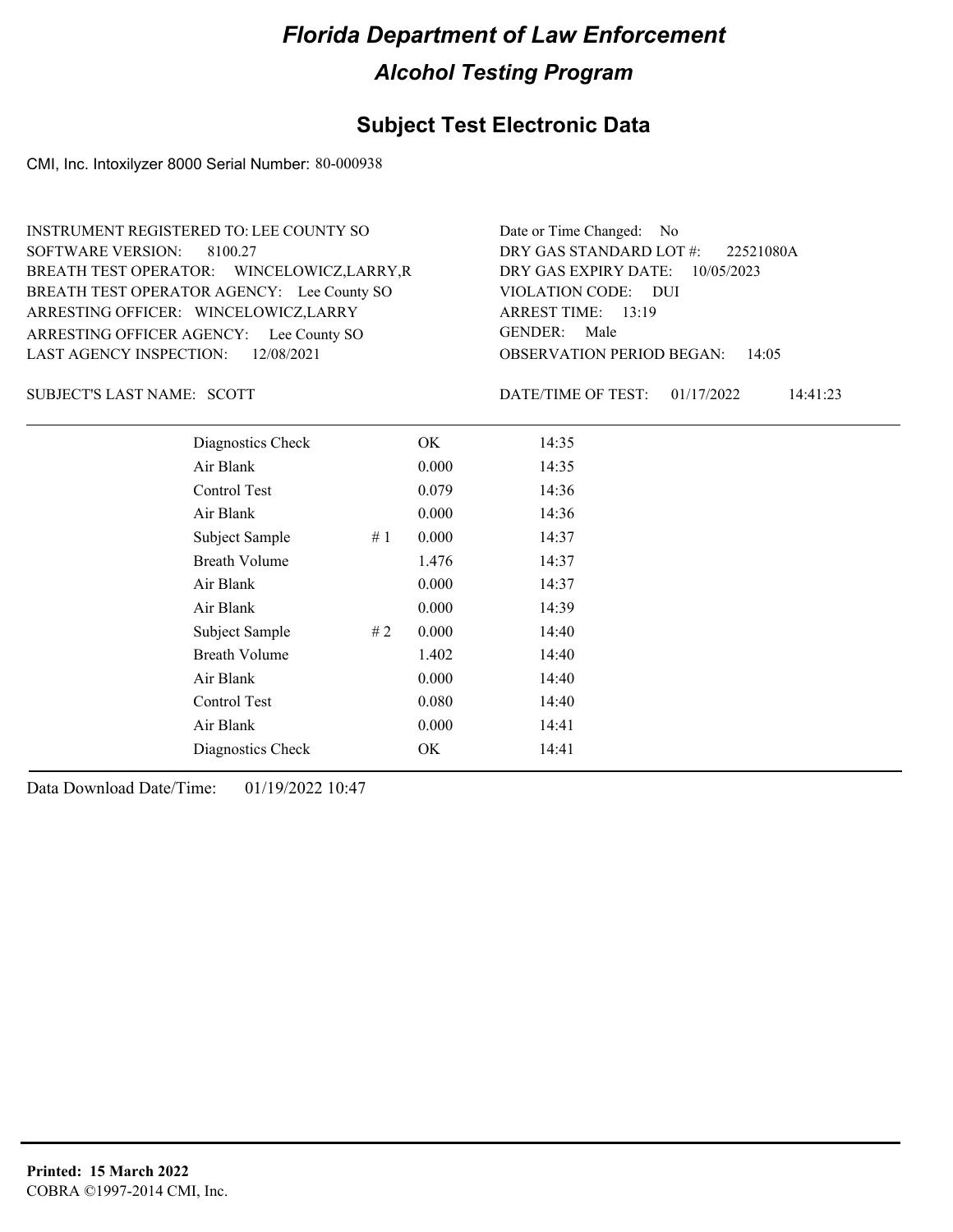# Florida Department of Law Enforcement

## Alcohol Testing Program

### Subject Test Electronic Data

CMI, Inc. Intoxilyzer 8000 Serial Number: 80-000938

INSTRUMENT REGISTERED TO: LEE COUNTY SO
SOFTWARE VERSION: 8100.27
BREATH TEST OPERATOR: WINCELOWICZ,LARRY,R
BREATH TEST OPERATOR AGENCY: Lee County SO
ARRESTING OFFICER: WINCELOWICZ,LARRY
ARRESTING OFFICER AGENCY: Lee County SO
LAST AGENCY INSPECTION: 12/08/2021

Date or Time Changed: No
DRY GAS STANDARD LOT #: 22521080A
DRY GAS EXPIRY DATE: 10/05/2023
VIOLATION CODE: DUI
ARREST TIME: 13:19
GENDER: Male
OBSERVATION PERIOD BEGAN: 14:05

SUBJECT'S LAST NAME: SCOTT

DATE/TIME OF TEST: 01/17/2022 14:41:23

| | | | |
|---|---|---|---|
| Diagnostics Check | | OK | 14:35 |
| Air Blank | | 0.000 | 14:35 |
| Control Test | | 0.079 | 14:36 |
| Air Blank | | 0.000 | 14:36 |
| Subject Sample | # 1 | 0.000 | 14:37 |
| Breath Volume | | 1.476 | 14:37 |
| Air Blank | | 0.000 | 14:37 |
| Air Blank | | 0.000 | 14:39 |
| Subject Sample | # 2 | 0.000 | 14:40 |
| Breath Volume | | 1.402 | 14:40 |
| Air Blank | | 0.000 | 14:40 |
| Control Test | | 0.080 | 14:40 |
| Air Blank | | 0.000 | 14:41 |
| Diagnostics Check | | OK | 14:41 |

Data Download Date/Time: 01/19/2022 10:47

**Printed: 15 March 2022**
COBRA ©1997-2014 CMI, Inc.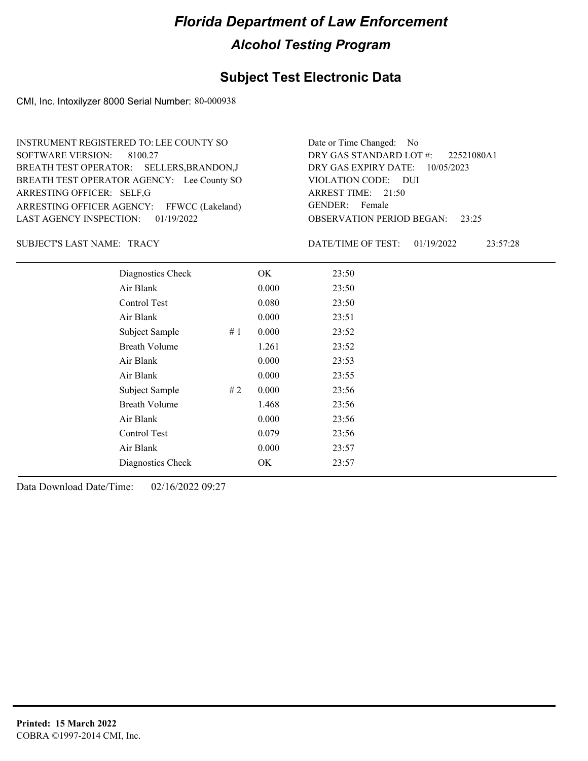# Florida Department of Law Enforcement

## Alcohol Testing Program

### Subject Test Electronic Data

CMI, Inc. Intoxilyzer 8000 Serial Number: 80-000938

INSTRUMENT REGISTERED TO: LEE COUNTY SO
SOFTWARE VERSION: 8100.27
BREATH TEST OPERATOR: SELLERS,BRANDON,J
BREATH TEST OPERATOR AGENCY: Lee County SO
ARRESTING OFFICER: SELF,G
ARRESTING OFFICER AGENCY: FFWCC (Lakeland)
LAST AGENCY INSPECTION: 01/19/2022

Date or Time Changed: No
DRY GAS STANDARD LOT #: 22521080A1
DRY GAS EXPIRY DATE: 10/05/2023
VIOLATION CODE: DUI
ARREST TIME: 21:50
GENDER: Female
OBSERVATION PERIOD BEGAN: 23:25

SUBJECT'S LAST NAME: TRACY

DATE/TIME OF TEST: 01/19/2022 23:57:28

| | | | |
|---|---|---|---|
| Diagnostics Check | | OK | 23:50 |
| Air Blank | | 0.000 | 23:50 |
| Control Test | | 0.080 | 23:50 |
| Air Blank | | 0.000 | 23:51 |
| Subject Sample | # 1 | 0.000 | 23:52 |
| Breath Volume | | 1.261 | 23:52 |
| Air Blank | | 0.000 | 23:53 |
| Air Blank | | 0.000 | 23:55 |
| Subject Sample | # 2 | 0.000 | 23:56 |
| Breath Volume | | 1.468 | 23:56 |
| Air Blank | | 0.000 | 23:56 |
| Control Test | | 0.079 | 23:56 |
| Air Blank | | 0.000 | 23:57 |
| Diagnostics Check | | OK | 23:57 |

Data Download Date/Time: 02/16/2022 09:27

**Printed: 15 March 2022**
COBRA ©1997-2014 CMI, Inc.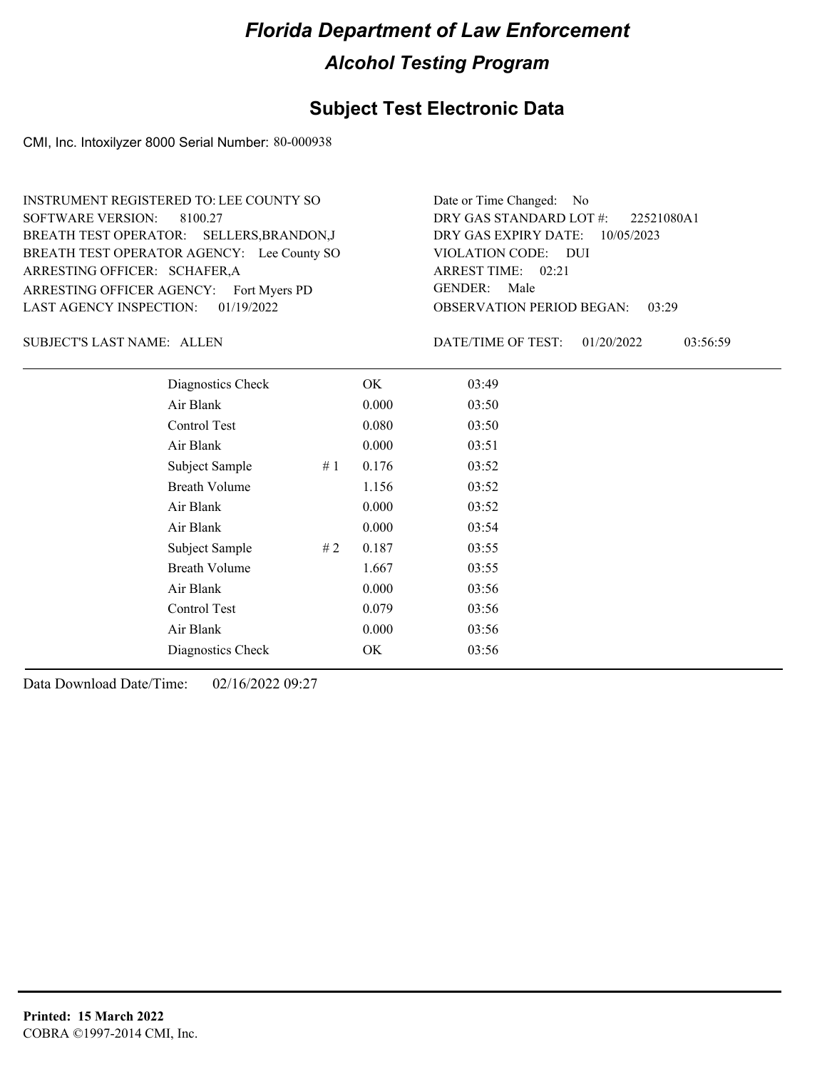# Florida Department of Law Enforcement

## Alcohol Testing Program

### Subject Test Electronic Data

CMI, Inc. Intoxilyzer 8000 Serial Number: 80-000938

INSTRUMENT REGISTERED TO: LEE COUNTY SO
SOFTWARE VERSION: 8100.27
BREATH TEST OPERATOR: SELLERS,BRANDON,J
BREATH TEST OPERATOR AGENCY: Lee County SO
ARRESTING OFFICER: SCHAFER,A
ARRESTING OFFICER AGENCY: Fort Myers PD
LAST AGENCY INSPECTION: 01/19/2022

Date or Time Changed: No
DRY GAS STANDARD LOT #: 22521080A1
DRY GAS EXPIRY DATE: 10/05/2023
VIOLATION CODE: DUI
ARREST TIME: 02:21
GENDER: Male
OBSERVATION PERIOD BEGAN: 03:29

SUBJECT'S LAST NAME: ALLEN

DATE/TIME OF TEST: 01/20/2022 03:56:59

| | | | |
|---|---|---|---|
| Diagnostics Check | | OK | 03:49 |
| Air Blank | | 0.000 | 03:50 |
| Control Test | | 0.080 | 03:50 |
| Air Blank | | 0.000 | 03:51 |
| Subject Sample | # 1 | 0.176 | 03:52 |
| Breath Volume | | 1.156 | 03:52 |
| Air Blank | | 0.000 | 03:52 |
| Air Blank | | 0.000 | 03:54 |
| Subject Sample | # 2 | 0.187 | 03:55 |
| Breath Volume | | 1.667 | 03:55 |
| Air Blank | | 0.000 | 03:56 |
| Control Test | | 0.079 | 03:56 |
| Air Blank | | 0.000 | 03:56 |
| Diagnostics Check | | OK | 03:56 |

Data Download Date/Time: 02/16/2022 09:27

**Printed: 15 March 2022**
COBRA ©1997-2014 CMI, Inc.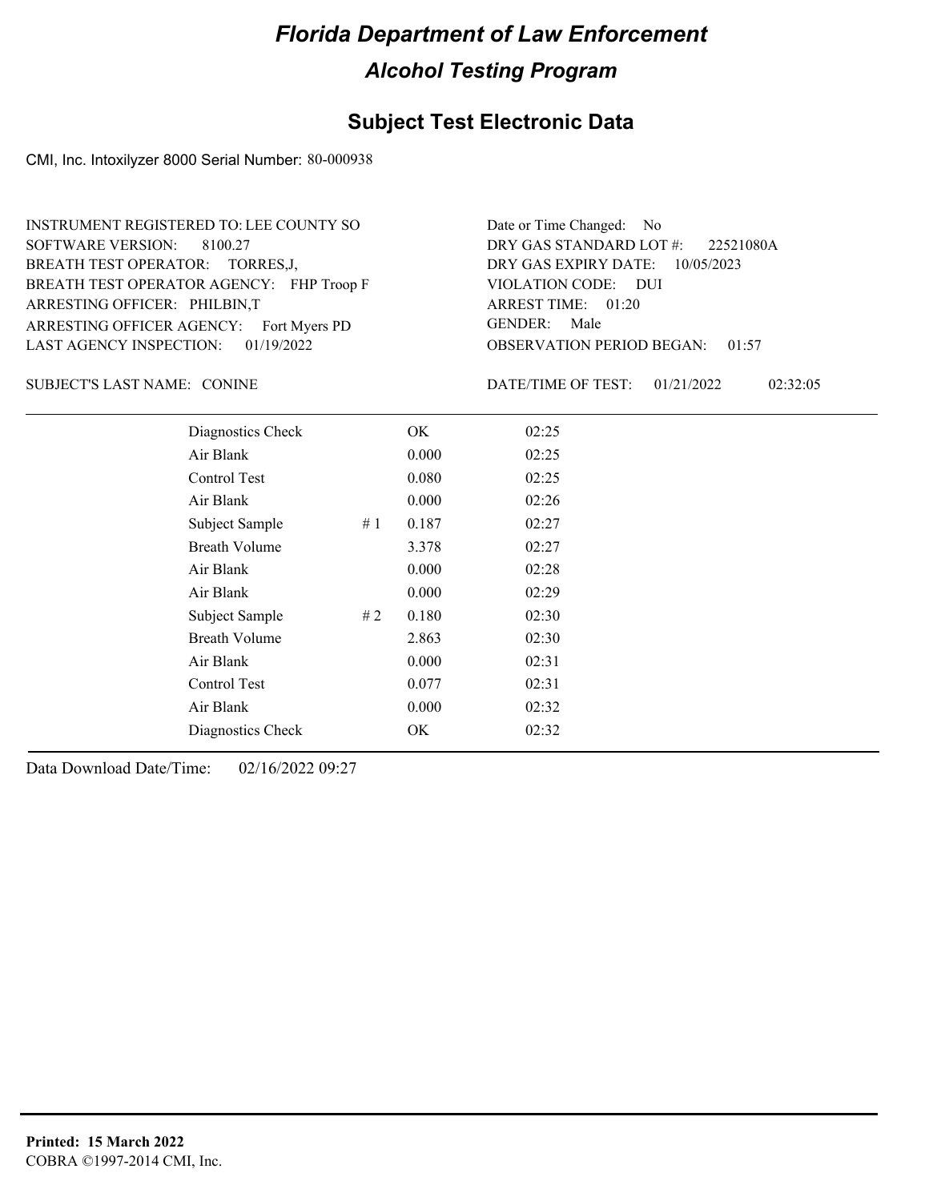# Florida Department of Law Enforcement

## Alcohol Testing Program

### Subject Test Electronic Data

CMI, Inc. Intoxilyzer 8000 Serial Number: 80-000938

INSTRUMENT REGISTERED TO: LEE COUNTY SO
SOFTWARE VERSION: 8100.27
BREATH TEST OPERATOR: TORRES,J,
BREATH TEST OPERATOR AGENCY: FHP Troop F
ARRESTING OFFICER: PHILBIN,T
ARRESTING OFFICER AGENCY: Fort Myers PD
LAST AGENCY INSPECTION: 01/19/2022

Date or Time Changed: No
DRY GAS STANDARD LOT #: 22521080A
DRY GAS EXPIRY DATE: 10/05/2023
VIOLATION CODE: DUI
ARREST TIME: 01:20
GENDER: Male
OBSERVATION PERIOD BEGAN: 01:57

SUBJECT'S LAST NAME: CONINE

DATE/TIME OF TEST: 01/21/2022 02:32:05

| | | | |
|---|---|---|---|
| Diagnostics Check | | OK | 02:25 |
| Air Blank | | 0.000 | 02:25 |
| Control Test | | 0.080 | 02:25 |
| Air Blank | | 0.000 | 02:26 |
| Subject Sample | # 1 | 0.187 | 02:27 |
| Breath Volume | | 3.378 | 02:27 |
| Air Blank | | 0.000 | 02:28 |
| Air Blank | | 0.000 | 02:29 |
| Subject Sample | # 2 | 0.180 | 02:30 |
| Breath Volume | | 2.863 | 02:30 |
| Air Blank | | 0.000 | 02:31 |
| Control Test | | 0.077 | 02:31 |
| Air Blank | | 0.000 | 02:32 |
| Diagnostics Check | | OK | 02:32 |

Data Download Date/Time: 02/16/2022 09:27

**Printed: 15 March 2022**
COBRA ©1997-2014 CMI, Inc.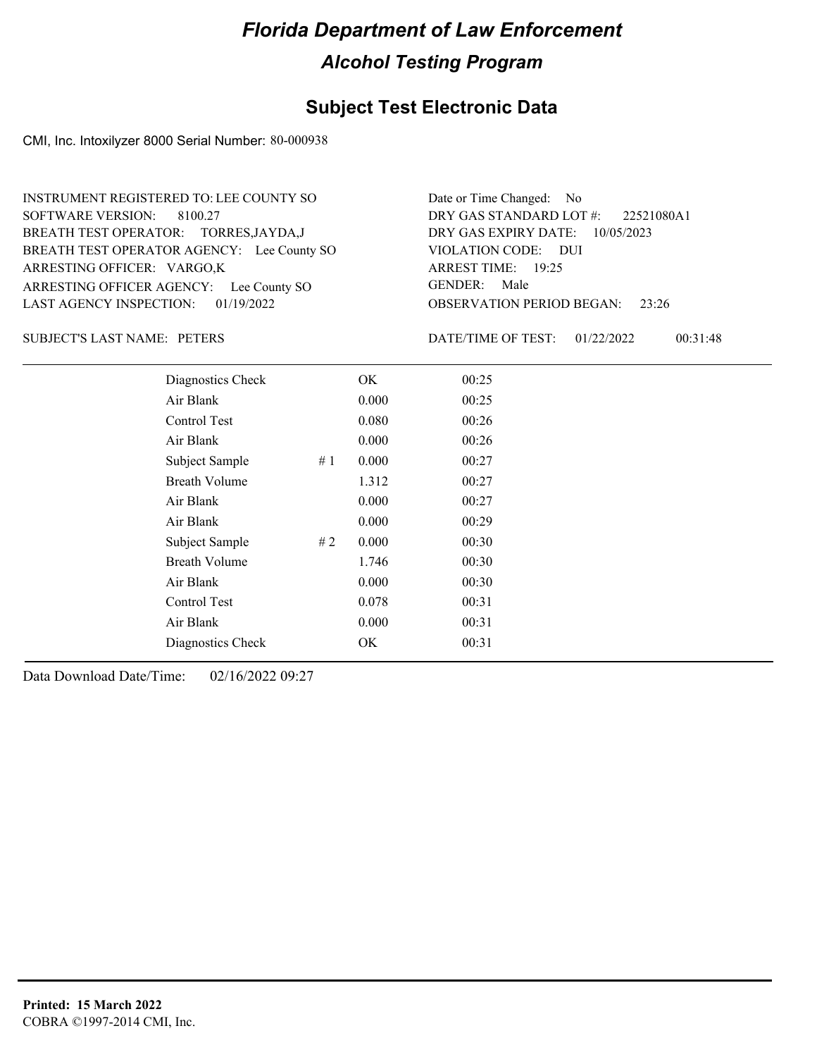# Florida Department of Law Enforcement

## Alcohol Testing Program

### Subject Test Electronic Data

CMI, Inc. Intoxilyzer 8000 Serial Number: 80-000938

INSTRUMENT REGISTERED TO: LEE COUNTY SO
SOFTWARE VERSION: 8100.27
BREATH TEST OPERATOR: TORRES,JAYDA,J
BREATH TEST OPERATOR AGENCY: Lee County SO
ARRESTING OFFICER: VARGO,K
ARRESTING OFFICER AGENCY: Lee County SO
LAST AGENCY INSPECTION: 01/19/2022

Date or Time Changed: No
DRY GAS STANDARD LOT #: 22521080A1
DRY GAS EXPIRY DATE: 10/05/2023
VIOLATION CODE: DUI
ARREST TIME: 19:25
GENDER: Male
OBSERVATION PERIOD BEGAN: 23:26

SUBJECT'S LAST NAME: PETERS

DATE/TIME OF TEST: 01/22/2022 00:31:48

| | | | |
|---|---|---|---|
| Diagnostics Check | | OK | 00:25 |
| Air Blank | | 0.000 | 00:25 |
| Control Test | | 0.080 | 00:26 |
| Air Blank | | 0.000 | 00:26 |
| Subject Sample | # 1 | 0.000 | 00:27 |
| Breath Volume | | 1.312 | 00:27 |
| Air Blank | | 0.000 | 00:27 |
| Air Blank | | 0.000 | 00:29 |
| Subject Sample | # 2 | 0.000 | 00:30 |
| Breath Volume | | 1.746 | 00:30 |
| Air Blank | | 0.000 | 00:30 |
| Control Test | | 0.078 | 00:31 |
| Air Blank | | 0.000 | 00:31 |
| Diagnostics Check | | OK | 00:31 |

Data Download Date/Time: 02/16/2022 09:27

**Printed: 15 March 2022**
COBRA ©1997-2014 CMI, Inc.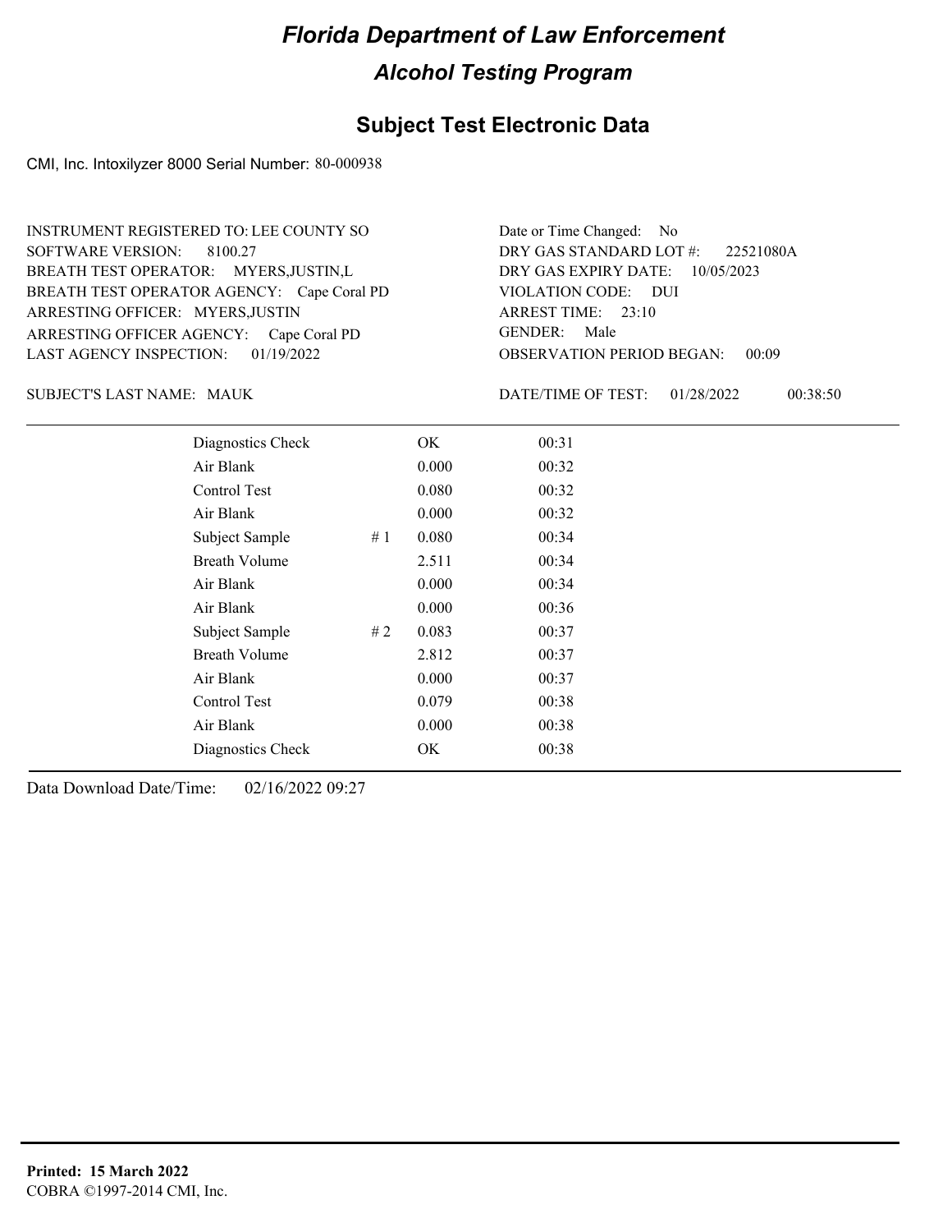# Florida Department of Law Enforcement

## Alcohol Testing Program

## Subject Test Electronic Data

CMI, Inc. Intoxilyzer 8000 Serial Number: 80-000938

INSTRUMENT REGISTERED TO: LEE COUNTY SO
SOFTWARE VERSION: 8100.27
BREATH TEST OPERATOR: MYERS,JUSTIN,L
BREATH TEST OPERATOR AGENCY: Cape Coral PD
ARRESTING OFFICER: MYERS,JUSTIN
ARRESTING OFFICER AGENCY: Cape Coral PD
LAST AGENCY INSPECTION: 01/19/2022

Date or Time Changed: No
DRY GAS STANDARD LOT #: 22521080A
DRY GAS EXPIRY DATE: 10/05/2023
VIOLATION CODE: DUI
ARREST TIME: 23:10
GENDER: Male
OBSERVATION PERIOD BEGAN: 00:09

SUBJECT'S LAST NAME: MAUK

DATE/TIME OF TEST: 01/28/2022 00:38:50

| | | | |
|---|---|---|---|
| Diagnostics Check | | OK | 00:31 |
| Air Blank | | 0.000 | 00:32 |
| Control Test | | 0.080 | 00:32 |
| Air Blank | | 0.000 | 00:32 |
| Subject Sample | # 1 | 0.080 | 00:34 |
| Breath Volume | | 2.511 | 00:34 |
| Air Blank | | 0.000 | 00:34 |
| Air Blank | | 0.000 | 00:36 |
| Subject Sample | # 2 | 0.083 | 00:37 |
| Breath Volume | | 2.812 | 00:37 |
| Air Blank | | 0.000 | 00:37 |
| Control Test | | 0.079 | 00:38 |
| Air Blank | | 0.000 | 00:38 |
| Diagnostics Check | | OK | 00:38 |

Data Download Date/Time: 02/16/2022 09:27

**Printed: 15 March 2022**
COBRA ©1997-2014 CMI, Inc.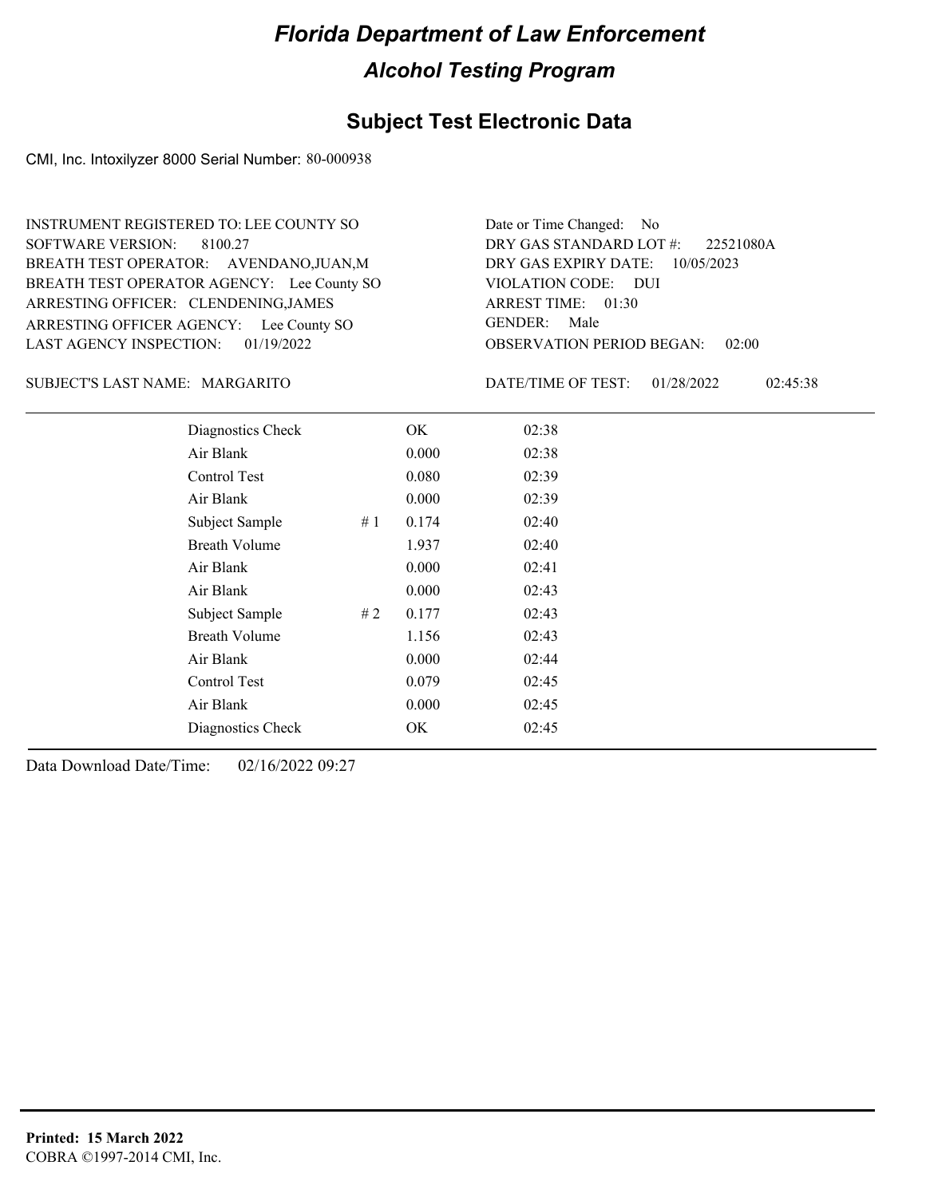# Florida Department of Law Enforcement

## Alcohol Testing Program

### Subject Test Electronic Data

CMI, Inc. Intoxilyzer 8000 Serial Number: 80-000938

INSTRUMENT REGISTERED TO: LEE COUNTY SO
SOFTWARE VERSION: 8100.27
BREATH TEST OPERATOR: AVENDANO,JUAN,M
BREATH TEST OPERATOR AGENCY: Lee County SO
ARRESTING OFFICER: CLENDENING,JAMES
ARRESTING OFFICER AGENCY: Lee County SO
LAST AGENCY INSPECTION: 01/19/2022

Date or Time Changed: No
DRY GAS STANDARD LOT #: 22521080A
DRY GAS EXPIRY DATE: 10/05/2023
VIOLATION CODE: DUI
ARREST TIME: 01:30
GENDER: Male
OBSERVATION PERIOD BEGAN: 02:00

SUBJECT'S LAST NAME: MARGARITO

DATE/TIME OF TEST: 01/28/2022 02:45:38

| | | | |
|---|---|---|---|
| Diagnostics Check | | OK | 02:38 |
| Air Blank | | 0.000 | 02:38 |
| Control Test | | 0.080 | 02:39 |
| Air Blank | | 0.000 | 02:39 |
| Subject Sample | # 1 | 0.174 | 02:40 |
| Breath Volume | | 1.937 | 02:40 |
| Air Blank | | 0.000 | 02:41 |
| Air Blank | | 0.000 | 02:43 |
| Subject Sample | # 2 | 0.177 | 02:43 |
| Breath Volume | | 1.156 | 02:43 |
| Air Blank | | 0.000 | 02:44 |
| Control Test | | 0.079 | 02:45 |
| Air Blank | | 0.000 | 02:45 |
| Diagnostics Check | | OK | 02:45 |

Data Download Date/Time: 02/16/2022 09:27

**Printed: 15 March 2022**
COBRA ©1997-2014 CMI, Inc.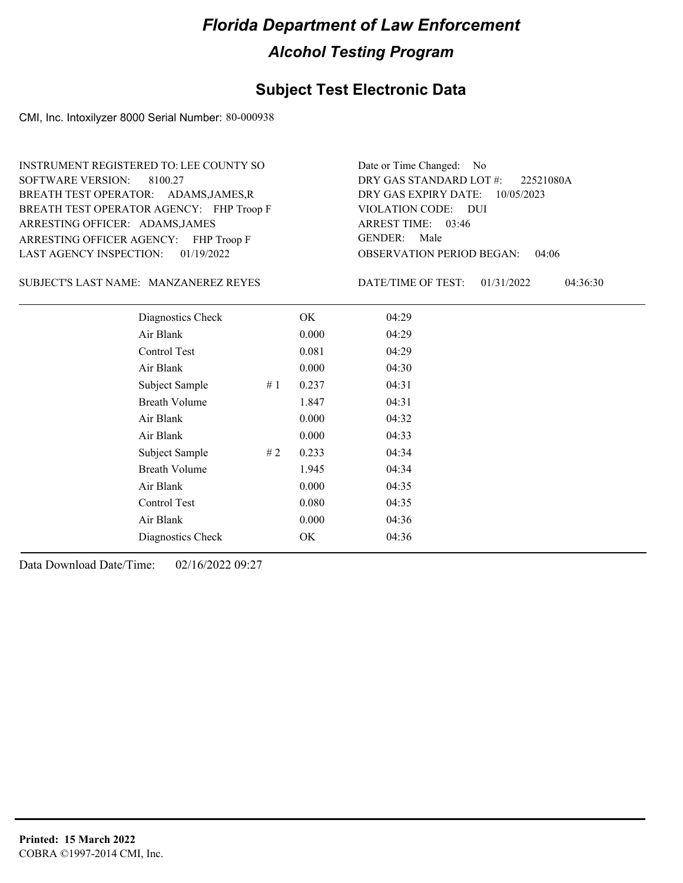# Florida Department of Law Enforcement

## Alcohol Testing Program

### Subject Test Electronic Data

CMI, Inc. Intoxilyzer 8000 Serial Number: 80-000938

INSTRUMENT REGISTERED TO: LEE COUNTY SO
SOFTWARE VERSION: 8100.27
BREATH TEST OPERATOR: ADAMS,JAMES,R
BREATH TEST OPERATOR AGENCY: FHP Troop F
ARRESTING OFFICER: ADAMS,JAMES
ARRESTING OFFICER AGENCY: FHP Troop F
LAST AGENCY INSPECTION: 01/19/2022

Date or Time Changed: No
DRY GAS STANDARD LOT #: 22521080A
DRY GAS EXPIRY DATE: 10/05/2023
VIOLATION CODE: DUI
ARREST TIME: 03:46
GENDER: Male
OBSERVATION PERIOD BEGAN: 04:06

SUBJECT'S LAST NAME: MANZANEREZ REYES

DATE/TIME OF TEST: 01/31/2022 04:36:30

| | | | |
|---|---|---|---|
| Diagnostics Check | | OK | 04:29 |
| Air Blank | | 0.000 | 04:29 |
| Control Test | | 0.081 | 04:29 |
| Air Blank | | 0.000 | 04:30 |
| Subject Sample | # 1 | 0.237 | 04:31 |
| Breath Volume | | 1.847 | 04:31 |
| Air Blank | | 0.000 | 04:32 |
| Air Blank | | 0.000 | 04:33 |
| Subject Sample | # 2 | 0.233 | 04:34 |
| Breath Volume | | 1.945 | 04:34 |
| Air Blank | | 0.000 | 04:35 |
| Control Test | | 0.080 | 04:35 |
| Air Blank | | 0.000 | 04:36 |
| Diagnostics Check | | OK | 04:36 |

Data Download Date/Time: 02/16/2022 09:27

**Printed: 15 March 2022**
COBRA ©1997-2014 CMI, Inc.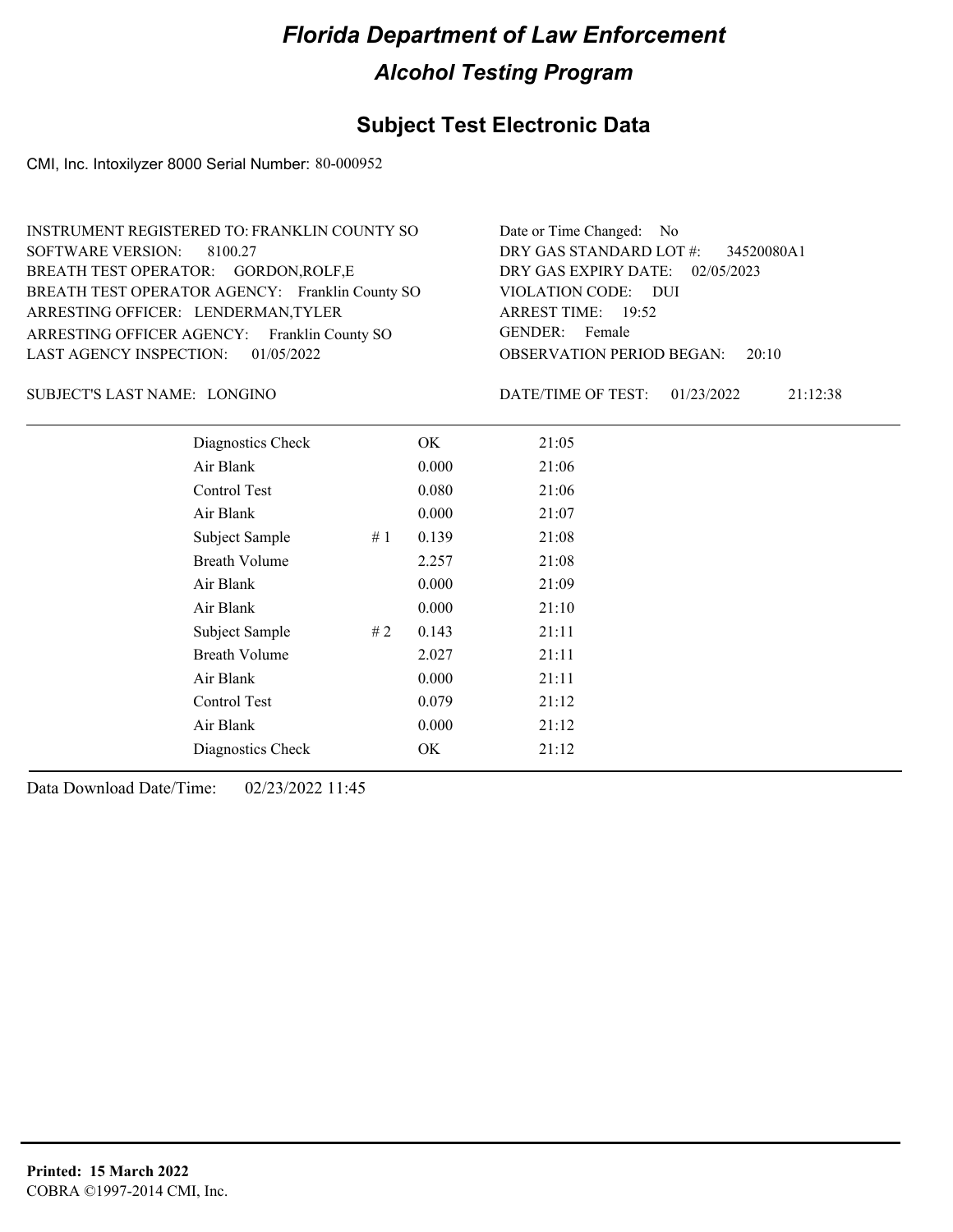# Florida Department of Law Enforcement

## Alcohol Testing Program

## Subject Test Electronic Data

CMI, Inc. Intoxilyzer 8000 Serial Number: 80-000952

INSTRUMENT REGISTERED TO: FRANKLIN COUNTY SO
SOFTWARE VERSION: 8100.27
BREATH TEST OPERATOR: GORDON,ROLF,E
BREATH TEST OPERATOR AGENCY: Franklin County SO
ARRESTING OFFICER: LENDERMAN,TYLER
ARRESTING OFFICER AGENCY: Franklin County SO
LAST AGENCY INSPECTION: 01/05/2022

Date or Time Changed: No
DRY GAS STANDARD LOT #: 34520080A1
DRY GAS EXPIRY DATE: 02/05/2023
VIOLATION CODE: DUI
ARREST TIME: 19:52
GENDER: Female
OBSERVATION PERIOD BEGAN: 20:10

SUBJECT'S LAST NAME: LONGINO

DATE/TIME OF TEST: 01/23/2022 21:12:38

| | | | |
|---|---|---|---|
| Diagnostics Check | | OK | 21:05 |
| Air Blank | | 0.000 | 21:06 |
| Control Test | | 0.080 | 21:06 |
| Air Blank | | 0.000 | 21:07 |
| Subject Sample | # 1 | 0.139 | 21:08 |
| Breath Volume | | 2.257 | 21:08 |
| Air Blank | | 0.000 | 21:09 |
| Air Blank | | 0.000 | 21:10 |
| Subject Sample | # 2 | 0.143 | 21:11 |
| Breath Volume | | 2.027 | 21:11 |
| Air Blank | | 0.000 | 21:11 |
| Control Test | | 0.079 | 21:12 |
| Air Blank | | 0.000 | 21:12 |
| Diagnostics Check | | OK | 21:12 |

Data Download Date/Time: 02/23/2022 11:45

**Printed: 15 March 2022**
COBRA ©1997-2014 CMI, Inc.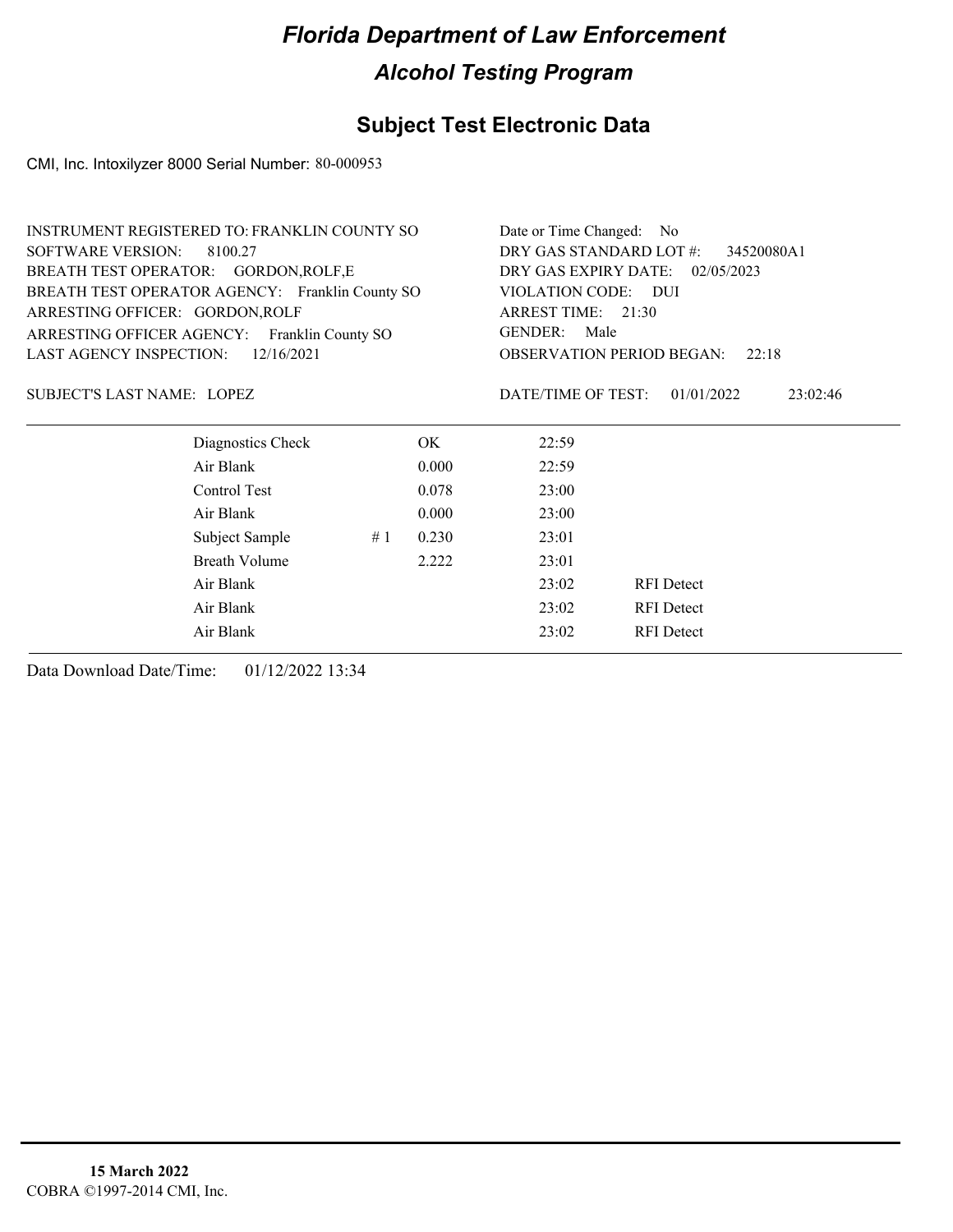# Florida Department of Law Enforcement

## Alcohol Testing Program

## Subject Test Electronic Data

CMI, Inc. Intoxilyzer 8000 Serial Number: 80-000953

INSTRUMENT REGISTERED TO: FRANKLIN COUNTY SO
SOFTWARE VERSION: 8100.27
BREATH TEST OPERATOR: GORDON,ROLF,E
BREATH TEST OPERATOR AGENCY: Franklin County SO
ARRESTING OFFICER: GORDON,ROLF
ARRESTING OFFICER AGENCY: Franklin County SO
LAST AGENCY INSPECTION: 12/16/2021

Date or Time Changed: No
DRY GAS STANDARD LOT #: 34520080A1
DRY GAS EXPIRY DATE: 02/05/2023
VIOLATION CODE: DUI
ARREST TIME: 21:30
GENDER: Male
OBSERVATION PERIOD BEGAN: 22:18

SUBJECT'S LAST NAME: LOPEZ

DATE/TIME OF TEST: 01/01/2022 23:02:46

| | | | | |
|---|---|---|---|---|
| Diagnostics Check | | OK | 22:59 | |
| Air Blank | | 0.000 | 22:59 | |
| Control Test | | 0.078 | 23:00 | |
| Air Blank | | 0.000 | 23:00 | |
| Subject Sample | # 1 | 0.230 | 23:01 | |
| Breath Volume | | 2.222 | 23:01 | |
| Air Blank | | | 23:02 | RFI Detect |
| Air Blank | | | 23:02 | RFI Detect |
| Air Blank | | | 23:02 | RFI Detect |

Data Download Date/Time: 01/12/2022 13:34

**15 March 2022**
COBRA ©1997-2014 CMI, Inc.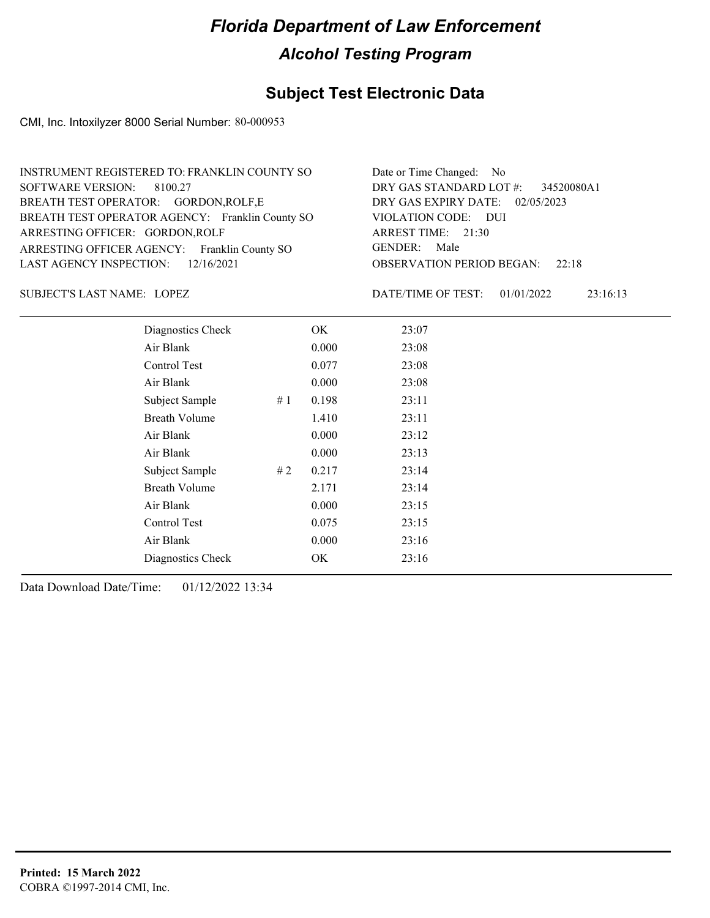# Florida Department of Law Enforcement

## Alcohol Testing Program

## Subject Test Electronic Data

CMI, Inc. Intoxilyzer 8000 Serial Number: 80-000953

INSTRUMENT REGISTERED TO: FRANKLIN COUNTY SO
SOFTWARE VERSION: 8100.27
BREATH TEST OPERATOR: GORDON,ROLF,E
BREATH TEST OPERATOR AGENCY: Franklin County SO
ARRESTING OFFICER: GORDON,ROLF
ARRESTING OFFICER AGENCY: Franklin County SO
LAST AGENCY INSPECTION: 12/16/2021

Date or Time Changed: No
DRY GAS STANDARD LOT #: 34520080A1
DRY GAS EXPIRY DATE: 02/05/2023
VIOLATION CODE: DUI
ARREST TIME: 21:30
GENDER: Male
OBSERVATION PERIOD BEGAN: 22:18

SUBJECT'S LAST NAME: LOPEZ

DATE/TIME OF TEST: 01/01/2022 23:16:13

| | | | |
|---|---|---|---|
| Diagnostics Check | | OK | 23:07 |
| Air Blank | | 0.000 | 23:08 |
| Control Test | | 0.077 | 23:08 |
| Air Blank | | 0.000 | 23:08 |
| Subject Sample | # 1 | 0.198 | 23:11 |
| Breath Volume | | 1.410 | 23:11 |
| Air Blank | | 0.000 | 23:12 |
| Air Blank | | 0.000 | 23:13 |
| Subject Sample | # 2 | 0.217 | 23:14 |
| Breath Volume | | 2.171 | 23:14 |
| Air Blank | | 0.000 | 23:15 |
| Control Test | | 0.075 | 23:15 |
| Air Blank | | 0.000 | 23:16 |
| Diagnostics Check | | OK | 23:16 |

Data Download Date/Time: 01/12/2022 13:34

**Printed: 15 March 2022**
COBRA ©1997-2014 CMI, Inc.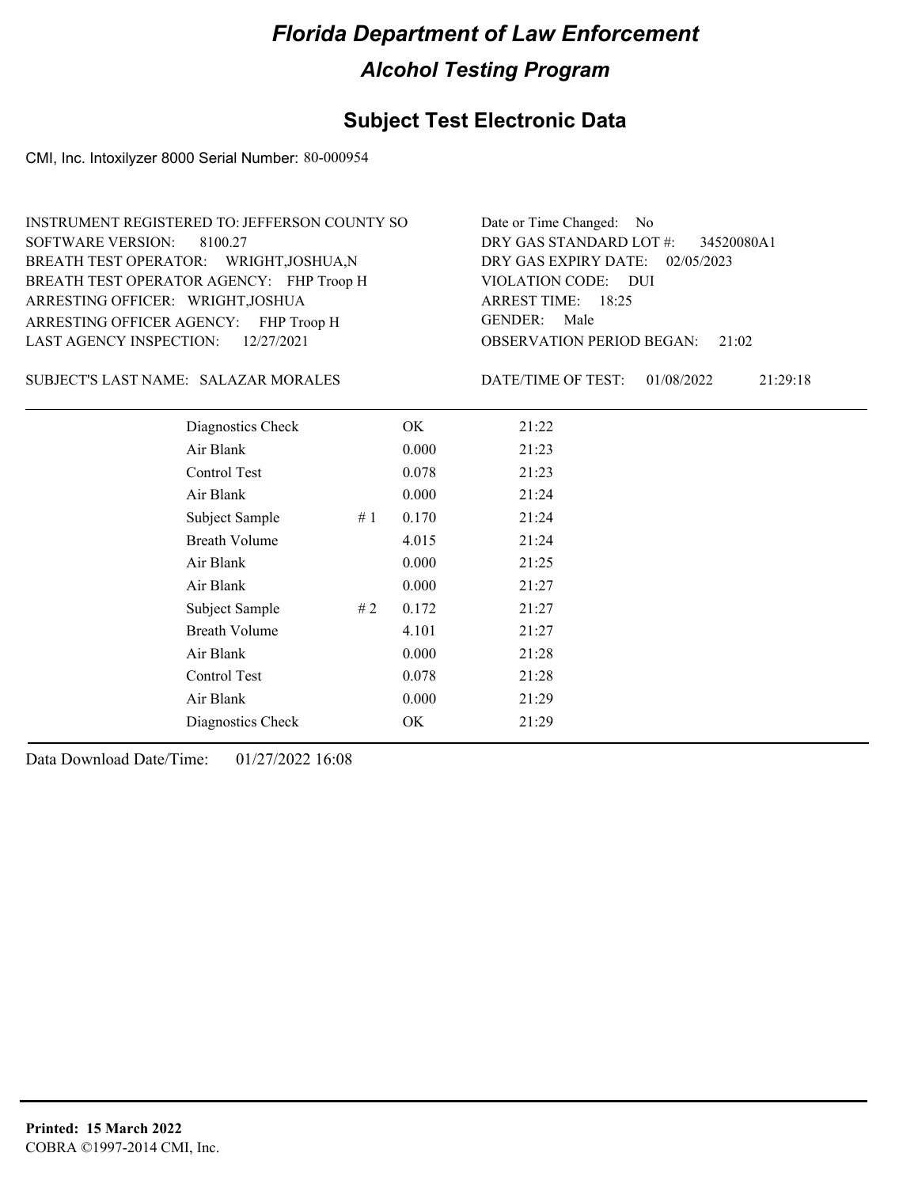# Florida Department of Law Enforcement

## Alcohol Testing Program

### Subject Test Electronic Data

CMI, Inc. Intoxilyzer 8000 Serial Number: 80-000954

INSTRUMENT REGISTERED TO: JEFFERSON COUNTY SO
SOFTWARE VERSION: 8100.27
BREATH TEST OPERATOR: WRIGHT,JOSHUA,N
BREATH TEST OPERATOR AGENCY: FHP Troop H
ARRESTING OFFICER: WRIGHT,JOSHUA
ARRESTING OFFICER AGENCY: FHP Troop H
LAST AGENCY INSPECTION: 12/27/2021

Date or Time Changed: No
DRY GAS STANDARD LOT #: 34520080A1
DRY GAS EXPIRY DATE: 02/05/2023
VIOLATION CODE: DUI
ARREST TIME: 18:25
GENDER: Male
OBSERVATION PERIOD BEGAN: 21:02

SUBJECT'S LAST NAME: SALAZAR MORALES

DATE/TIME OF TEST: 01/08/2022 21:29:18

| | | | |
|---|---|---|---|
| Diagnostics Check | | OK | 21:22 |
| Air Blank | | 0.000 | 21:23 |
| Control Test | | 0.078 | 21:23 |
| Air Blank | | 0.000 | 21:24 |
| Subject Sample | # 1 | 0.170 | 21:24 |
| Breath Volume | | 4.015 | 21:24 |
| Air Blank | | 0.000 | 21:25 |
| Air Blank | | 0.000 | 21:27 |
| Subject Sample | # 2 | 0.172 | 21:27 |
| Breath Volume | | 4.101 | 21:27 |
| Air Blank | | 0.000 | 21:28 |
| Control Test | | 0.078 | 21:28 |
| Air Blank | | 0.000 | 21:29 |
| Diagnostics Check | | OK | 21:29 |

Data Download Date/Time: 01/27/2022 16:08

**Printed: 15 March 2022**
COBRA ©1997-2014 CMI, Inc.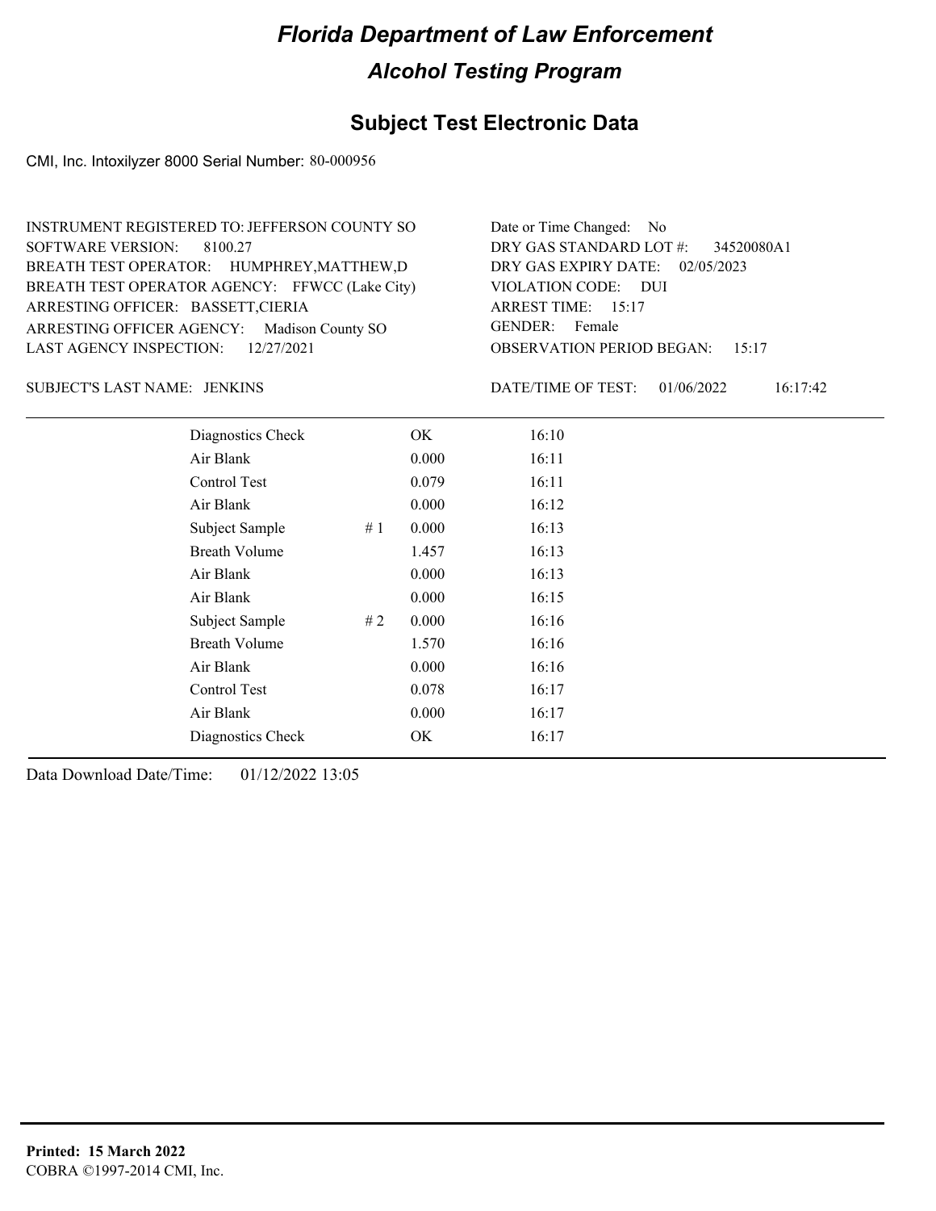# Florida Department of Law Enforcement

## Alcohol Testing Program

## Subject Test Electronic Data

CMI, Inc. Intoxilyzer 8000 Serial Number: 80-000956

INSTRUMENT REGISTERED TO: JEFFERSON COUNTY SO
SOFTWARE VERSION: 8100.27
BREATH TEST OPERATOR: HUMPHREY,MATTHEW,D
BREATH TEST OPERATOR AGENCY: FFWCC (Lake City)
ARRESTING OFFICER: BASSETT,CIERIA
ARRESTING OFFICER AGENCY: Madison County SO
LAST AGENCY INSPECTION: 12/27/2021

Date or Time Changed: No
DRY GAS STANDARD LOT #: 34520080A1
DRY GAS EXPIRY DATE: 02/05/2023
VIOLATION CODE: DUI
ARREST TIME: 15:17
GENDER: Female
OBSERVATION PERIOD BEGAN: 15:17

SUBJECT'S LAST NAME: JENKINS

DATE/TIME OF TEST: 01/06/2022 16:17:42

| | | | |
|---|---|---|---|
| Diagnostics Check | | OK | 16:10 |
| Air Blank | | 0.000 | 16:11 |
| Control Test | | 0.079 | 16:11 |
| Air Blank | | 0.000 | 16:12 |
| Subject Sample | # 1 | 0.000 | 16:13 |
| Breath Volume | | 1.457 | 16:13 |
| Air Blank | | 0.000 | 16:13 |
| Air Blank | | 0.000 | 16:15 |
| Subject Sample | # 2 | 0.000 | 16:16 |
| Breath Volume | | 1.570 | 16:16 |
| Air Blank | | 0.000 | 16:16 |
| Control Test | | 0.078 | 16:17 |
| Air Blank | | 0.000 | 16:17 |
| Diagnostics Check | | OK | 16:17 |

Data Download Date/Time: 01/12/2022 13:05

**Printed: 15 March 2022**
COBRA ©1997-2014 CMI, Inc.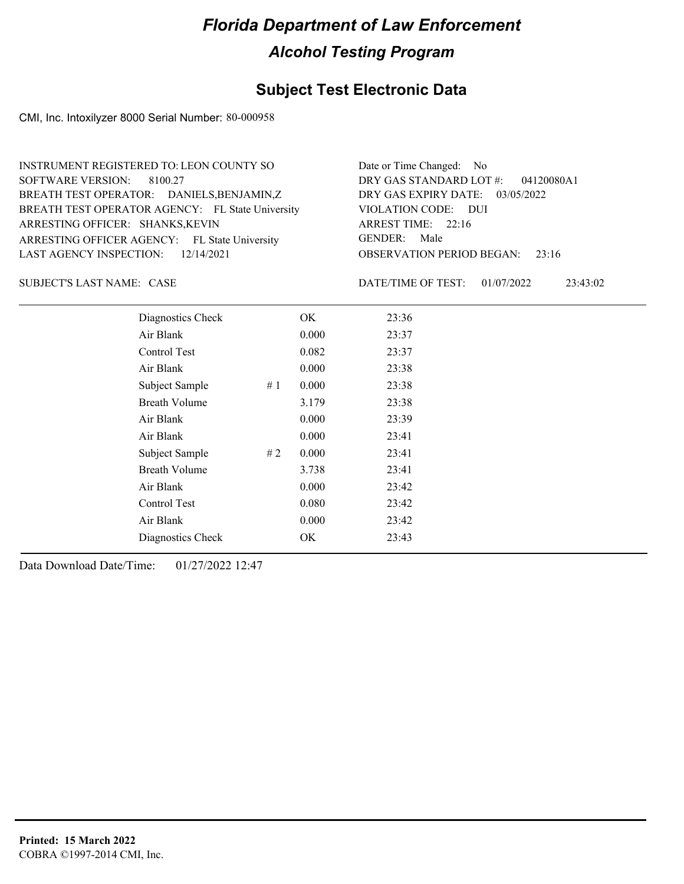# Florida Department of Law Enforcement

## Alcohol Testing Program

### Subject Test Electronic Data

CMI, Inc. Intoxilyzer 8000 Serial Number: 80-000958

INSTRUMENT REGISTERED TO: LEON COUNTY SO
SOFTWARE VERSION: 8100.27
BREATH TEST OPERATOR: DANIELS,BENJAMIN,Z
BREATH TEST OPERATOR AGENCY: FL State University
ARRESTING OFFICER: SHANKS,KEVIN
ARRESTING OFFICER AGENCY: FL State University
LAST AGENCY INSPECTION: 12/14/2021

Date or Time Changed: No
DRY GAS STANDARD LOT #: 04120080A1
DRY GAS EXPIRY DATE: 03/05/2022
VIOLATION CODE: DUI
ARREST TIME: 22:16
GENDER: Male
OBSERVATION PERIOD BEGAN: 23:16

SUBJECT'S LAST NAME: CASE

DATE/TIME OF TEST: 01/07/2022 23:43:02

| | | | |
|---|---|---|---|
| Diagnostics Check | | OK | 23:36 |
| Air Blank | | 0.000 | 23:37 |
| Control Test | | 0.082 | 23:37 |
| Air Blank | | 0.000 | 23:38 |
| Subject Sample | # 1 | 0.000 | 23:38 |
| Breath Volume | | 3.179 | 23:38 |
| Air Blank | | 0.000 | 23:39 |
| Air Blank | | 0.000 | 23:41 |
| Subject Sample | # 2 | 0.000 | 23:41 |
| Breath Volume | | 3.738 | 23:41 |
| Air Blank | | 0.000 | 23:42 |
| Control Test | | 0.080 | 23:42 |
| Air Blank | | 0.000 | 23:42 |
| Diagnostics Check | | OK | 23:43 |

Data Download Date/Time: 01/27/2022 12:47

**Printed: 15 March 2022**
COBRA ©1997-2014 CMI, Inc.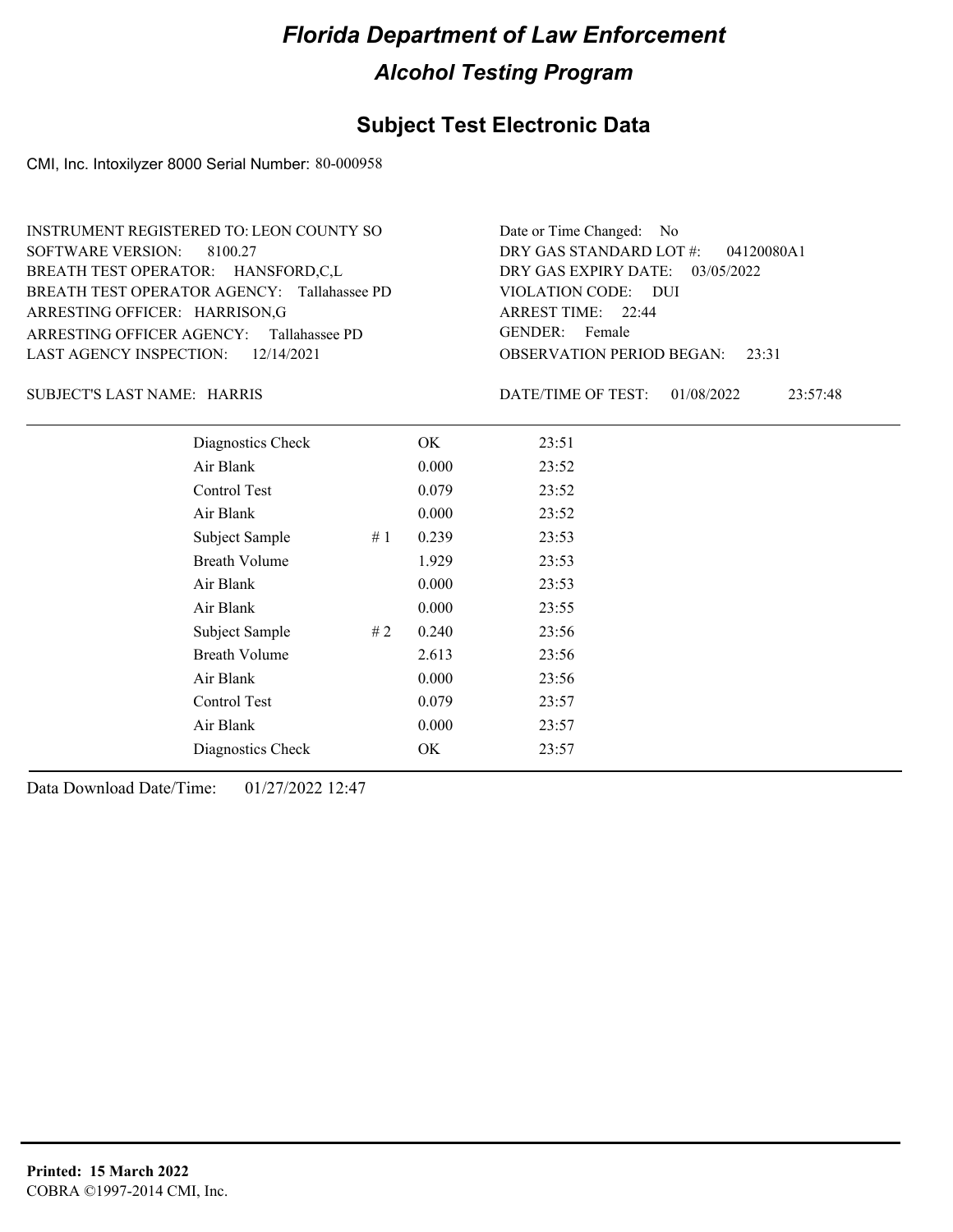# Florida Department of Law Enforcement

## Alcohol Testing Program

### Subject Test Electronic Data

CMI, Inc. Intoxilyzer 8000 Serial Number: 80-000958

INSTRUMENT REGISTERED TO: LEON COUNTY SO
SOFTWARE VERSION: 8100.27
BREATH TEST OPERATOR: HANSFORD,C,L
BREATH TEST OPERATOR AGENCY: Tallahassee PD
ARRESTING OFFICER: HARRISON,G
ARRESTING OFFICER AGENCY: Tallahassee PD
LAST AGENCY INSPECTION: 12/14/2021

Date or Time Changed: No
DRY GAS STANDARD LOT #: 04120080A1
DRY GAS EXPIRY DATE: 03/05/2022
VIOLATION CODE: DUI
ARREST TIME: 22:44
GENDER: Female
OBSERVATION PERIOD BEGAN: 23:31

SUBJECT'S LAST NAME: HARRIS

DATE/TIME OF TEST: 01/08/2022 23:57:48

| | | | |
|---|---|---|---|
| Diagnostics Check | | OK | 23:51 |
| Air Blank | | 0.000 | 23:52 |
| Control Test | | 0.079 | 23:52 |
| Air Blank | | 0.000 | 23:52 |
| Subject Sample | # 1 | 0.239 | 23:53 |
| Breath Volume | | 1.929 | 23:53 |
| Air Blank | | 0.000 | 23:53 |
| Air Blank | | 0.000 | 23:55 |
| Subject Sample | # 2 | 0.240 | 23:56 |
| Breath Volume | | 2.613 | 23:56 |
| Air Blank | | 0.000 | 23:56 |
| Control Test | | 0.079 | 23:57 |
| Air Blank | | 0.000 | 23:57 |
| Diagnostics Check | | OK | 23:57 |

Data Download Date/Time: 01/27/2022 12:47

**Printed: 15 March 2022**
COBRA ©1997-2014 CMI, Inc.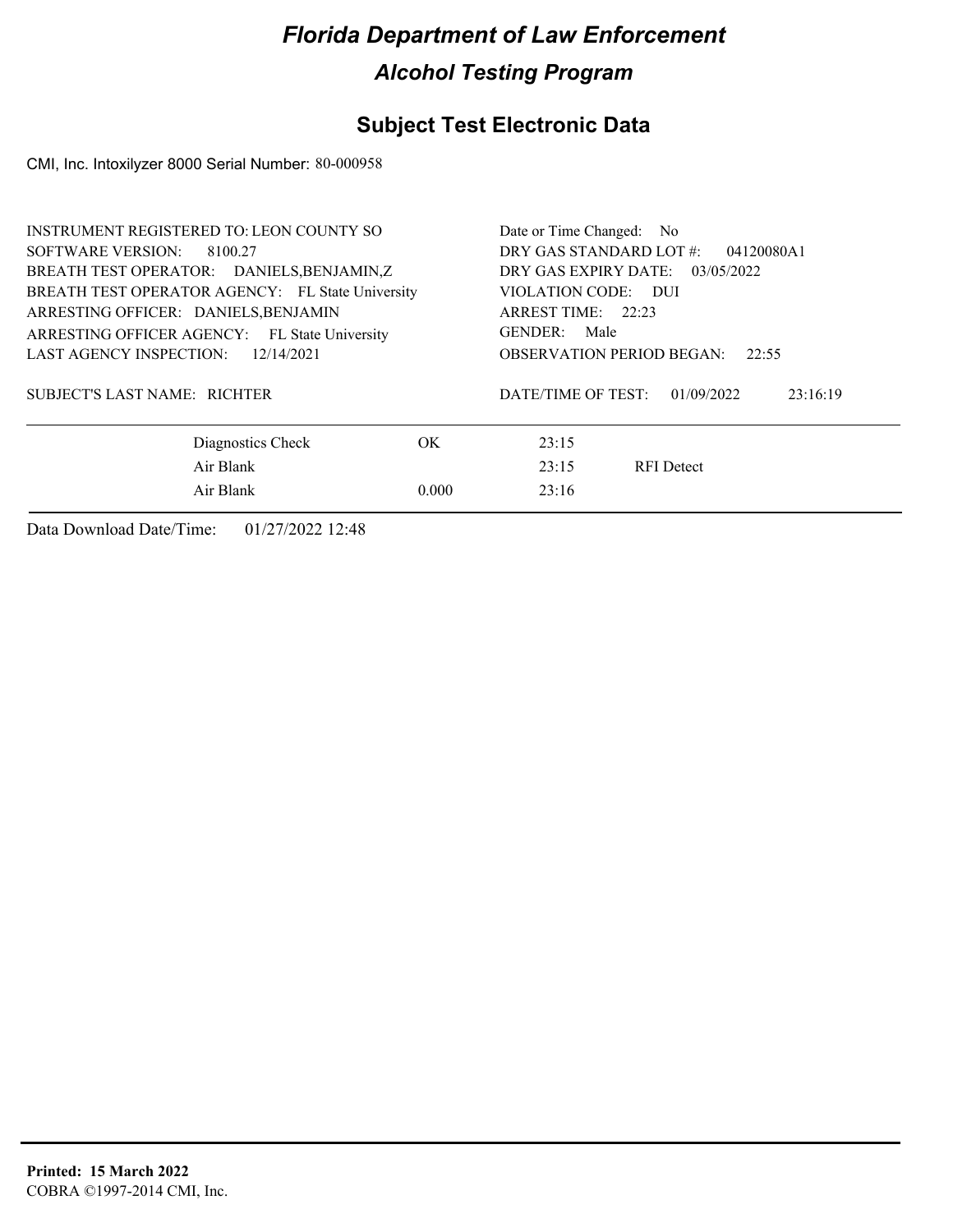# Florida Department of Law Enforcement

## Alcohol Testing Program

### Subject Test Electronic Data

CMI, Inc. Intoxilyzer 8000 Serial Number: 80-000958

INSTRUMENT REGISTERED TO: LEON COUNTY SO
SOFTWARE VERSION: 8100.27
BREATH TEST OPERATOR: DANIELS,BENJAMIN,Z
BREATH TEST OPERATOR AGENCY: FL State University
ARRESTING OFFICER: DANIELS,BENJAMIN
ARRESTING OFFICER AGENCY: FL State University
LAST AGENCY INSPECTION: 12/14/2021

SUBJECT'S LAST NAME: RICHTER

Date or Time Changed: No
DRY GAS STANDARD LOT #: 04120080A1
DRY GAS EXPIRY DATE: 03/05/2022
VIOLATION CODE: DUI
ARREST TIME: 22:23
GENDER: Male
OBSERVATION PERIOD BEGAN: 22:55

DATE/TIME OF TEST: 01/09/2022 23:16:19

| | | | |
|---|---|---|---|
| Diagnostics Check | OK | 23:15 | |
| Air Blank | | 23:15 | RFI Detect |
| Air Blank | 0.000 | 23:16 | |

Data Download Date/Time: 01/27/2022 12:48

**Printed: 15 March 2022**
COBRA ©1997-2014 CMI, Inc.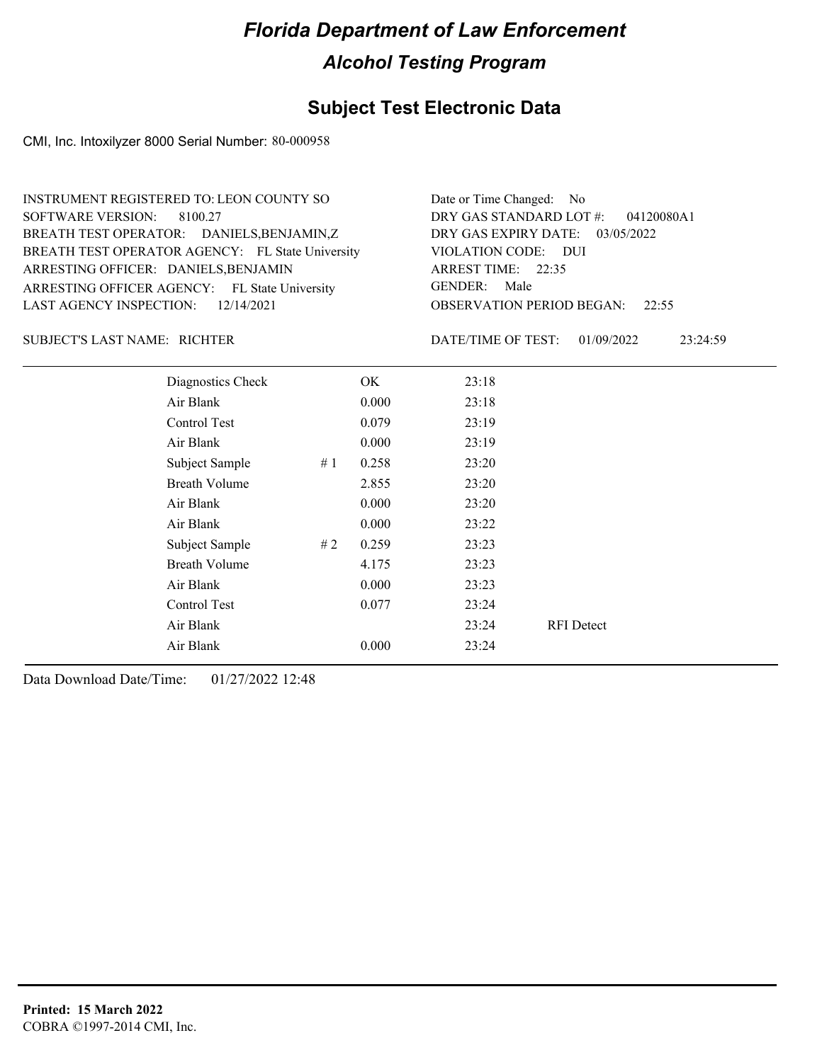# Florida Department of Law Enforcement

## Alcohol Testing Program

### Subject Test Electronic Data

CMI, Inc. Intoxilyzer 8000 Serial Number: 80-000958

INSTRUMENT REGISTERED TO: LEON COUNTY SO
SOFTWARE VERSION: 8100.27
BREATH TEST OPERATOR: DANIELS,BENJAMIN,Z
BREATH TEST OPERATOR AGENCY: FL State University
ARRESTING OFFICER: DANIELS,BENJAMIN
ARRESTING OFFICER AGENCY: FL State University
LAST AGENCY INSPECTION: 12/14/2021

Date or Time Changed: No
DRY GAS STANDARD LOT #: 04120080A1
DRY GAS EXPIRY DATE: 03/05/2022
VIOLATION CODE: DUI
ARREST TIME: 22:35
GENDER: Male
OBSERVATION PERIOD BEGAN: 22:55

SUBJECT'S LAST NAME: RICHTER

DATE/TIME OF TEST: 01/09/2022 23:24:59

| | | | | |
|---|---|---|---|---|
| Diagnostics Check | | OK | 23:18 | |
| Air Blank | | 0.000 | 23:18 | |
| Control Test | | 0.079 | 23:19 | |
| Air Blank | | 0.000 | 23:19 | |
| Subject Sample | # 1 | 0.258 | 23:20 | |
| Breath Volume | | 2.855 | 23:20 | |
| Air Blank | | 0.000 | 23:20 | |
| Air Blank | | 0.000 | 23:22 | |
| Subject Sample | # 2 | 0.259 | 23:23 | |
| Breath Volume | | 4.175 | 23:23 | |
| Air Blank | | 0.000 | 23:23 | |
| Control Test | | 0.077 | 23:24 | |
| Air Blank | | | 23:24 | RFI Detect |
| Air Blank | | 0.000 | 23:24 | |

Data Download Date/Time: 01/27/2022 12:48

**Printed: 15 March 2022**
COBRA ©1997-2014 CMI, Inc.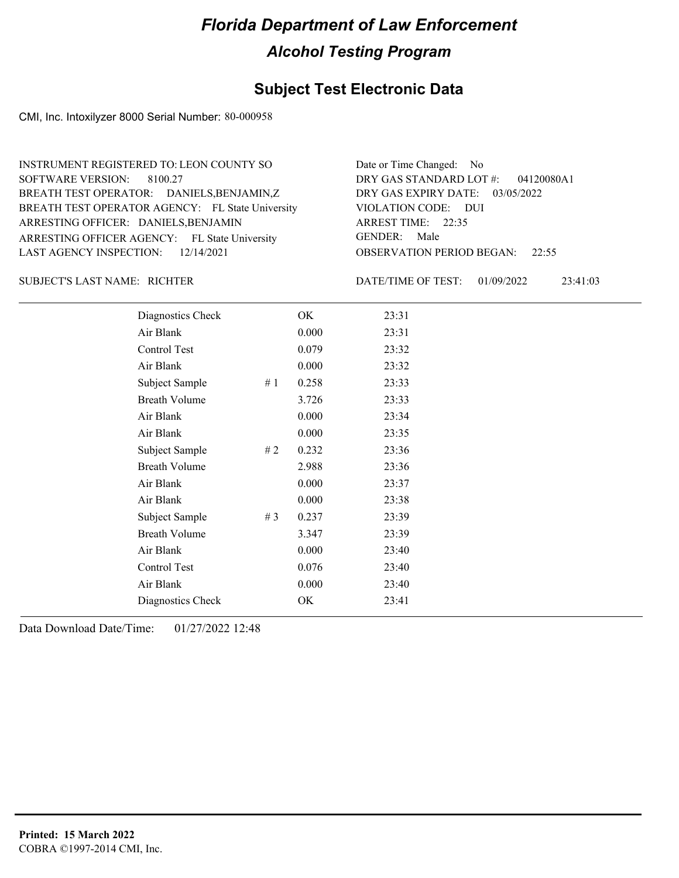# Florida Department of Law Enforcement

## Alcohol Testing Program

### Subject Test Electronic Data

CMI, Inc. Intoxilyzer 8000 Serial Number: 80-000958

INSTRUMENT REGISTERED TO: LEON COUNTY SO
SOFTWARE VERSION: 8100.27
BREATH TEST OPERATOR: DANIELS,BENJAMIN,Z
BREATH TEST OPERATOR AGENCY: FL State University
ARRESTING OFFICER: DANIELS,BENJAMIN
ARRESTING OFFICER AGENCY: FL State University
LAST AGENCY INSPECTION: 12/14/2021

Date or Time Changed: No
DRY GAS STANDARD LOT #: 04120080A1
DRY GAS EXPIRY DATE: 03/05/2022
VIOLATION CODE: DUI
ARREST TIME: 22:35
GENDER: Male
OBSERVATION PERIOD BEGAN: 22:55

SUBJECT'S LAST NAME: RICHTER

DATE/TIME OF TEST: 01/09/2022 23:41:03

| | | | |
|---|---|---|---|
| Diagnostics Check | | OK | 23:31 |
| Air Blank | | 0.000 | 23:31 |
| Control Test | | 0.079 | 23:32 |
| Air Blank | | 0.000 | 23:32 |
| Subject Sample | # 1 | 0.258 | 23:33 |
| Breath Volume | | 3.726 | 23:33 |
| Air Blank | | 0.000 | 23:34 |
| Air Blank | | 0.000 | 23:35 |
| Subject Sample | # 2 | 0.232 | 23:36 |
| Breath Volume | | 2.988 | 23:36 |
| Air Blank | | 0.000 | 23:37 |
| Air Blank | | 0.000 | 23:38 |
| Subject Sample | # 3 | 0.237 | 23:39 |
| Breath Volume | | 3.347 | 23:39 |
| Air Blank | | 0.000 | 23:40 |
| Control Test | | 0.076 | 23:40 |
| Air Blank | | 0.000 | 23:40 |
| Diagnostics Check | | OK | 23:41 |

Data Download Date/Time: 01/27/2022 12:48

**Printed: 15 March 2022**
COBRA ©1997-2014 CMI, Inc.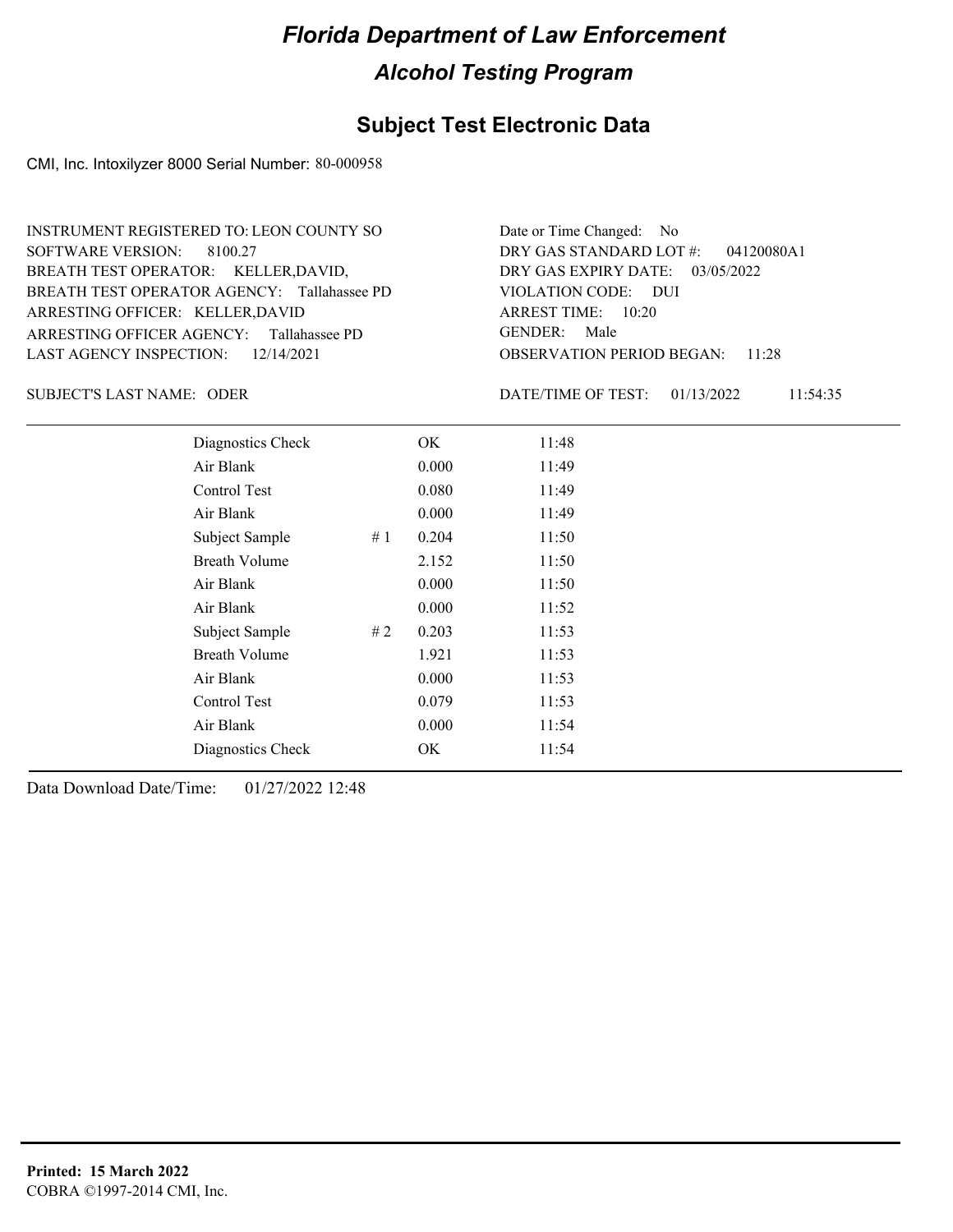# Florida Department of Law Enforcement

## Alcohol Testing Program

### Subject Test Electronic Data

CMI, Inc. Intoxilyzer 8000 Serial Number: 80-000958

INSTRUMENT REGISTERED TO: LEON COUNTY SO
SOFTWARE VERSION: 8100.27
BREATH TEST OPERATOR: KELLER,DAVID,
BREATH TEST OPERATOR AGENCY: Tallahassee PD
ARRESTING OFFICER: KELLER,DAVID
ARRESTING OFFICER AGENCY: Tallahassee PD
LAST AGENCY INSPECTION: 12/14/2021

Date or Time Changed: No
DRY GAS STANDARD LOT #: 04120080A1
DRY GAS EXPIRY DATE: 03/05/2022
VIOLATION CODE: DUI
ARREST TIME: 10:20
GENDER: Male
OBSERVATION PERIOD BEGAN: 11:28

SUBJECT'S LAST NAME: ODER

DATE/TIME OF TEST: 01/13/2022 11:54:35

| | | | |
|---|---|---|---|
| Diagnostics Check | | OK | 11:48 |
| Air Blank | | 0.000 | 11:49 |
| Control Test | | 0.080 | 11:49 |
| Air Blank | | 0.000 | 11:49 |
| Subject Sample | # 1 | 0.204 | 11:50 |
| Breath Volume | | 2.152 | 11:50 |
| Air Blank | | 0.000 | 11:50 |
| Air Blank | | 0.000 | 11:52 |
| Subject Sample | # 2 | 0.203 | 11:53 |
| Breath Volume | | 1.921 | 11:53 |
| Air Blank | | 0.000 | 11:53 |
| Control Test | | 0.079 | 11:53 |
| Air Blank | | 0.000 | 11:54 |
| Diagnostics Check | | OK | 11:54 |

Data Download Date/Time: 01/27/2022 12:48

**Printed: 15 March 2022**
COBRA ©1997-2014 CMI, Inc.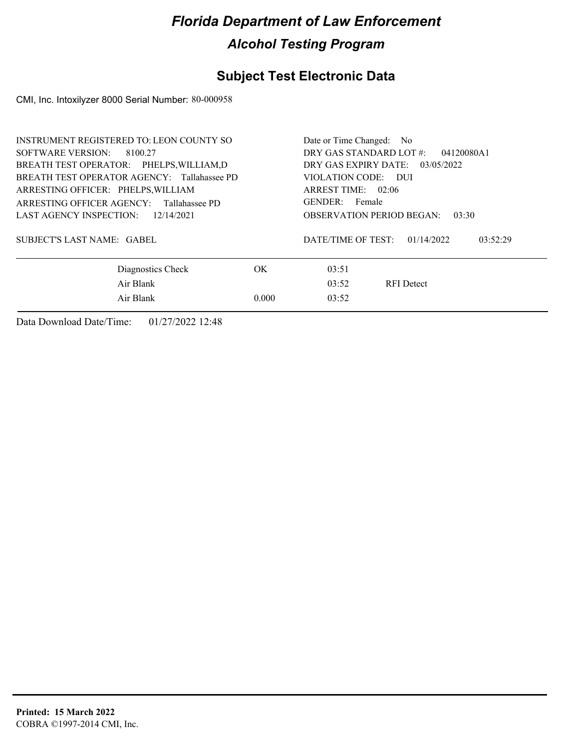# Florida Department of Law Enforcement

## Alcohol Testing Program

## Subject Test Electronic Data

CMI, Inc. Intoxilyzer 8000 Serial Number: 80-000958

INSTRUMENT REGISTERED TO: LEON COUNTY SO
SOFTWARE VERSION: 8100.27
BREATH TEST OPERATOR: PHELPS,WILLIAM,D
BREATH TEST OPERATOR AGENCY: Tallahassee PD
ARRESTING OFFICER: PHELPS,WILLIAM
ARRESTING OFFICER AGENCY: Tallahassee PD
LAST AGENCY INSPECTION: 12/14/2021

Date or Time Changed: No
DRY GAS STANDARD LOT #: 04120080A1
DRY GAS EXPIRY DATE: 03/05/2022
VIOLATION CODE: DUI
ARREST TIME: 02:06
GENDER: Female
OBSERVATION PERIOD BEGAN: 03:30

SUBJECT'S LAST NAME: GABEL

DATE/TIME OF TEST: 01/14/2022 03:52:29

| | | | |
|---|---|---|---|
| Diagnostics Check | OK | 03:51 | |
| Air Blank | | 03:52 | RFI Detect |
| Air Blank | 0.000 | 03:52 | |

Data Download Date/Time: 01/27/2022 12:48

**Printed: 15 March 2022**
COBRA ©1997-2014 CMI, Inc.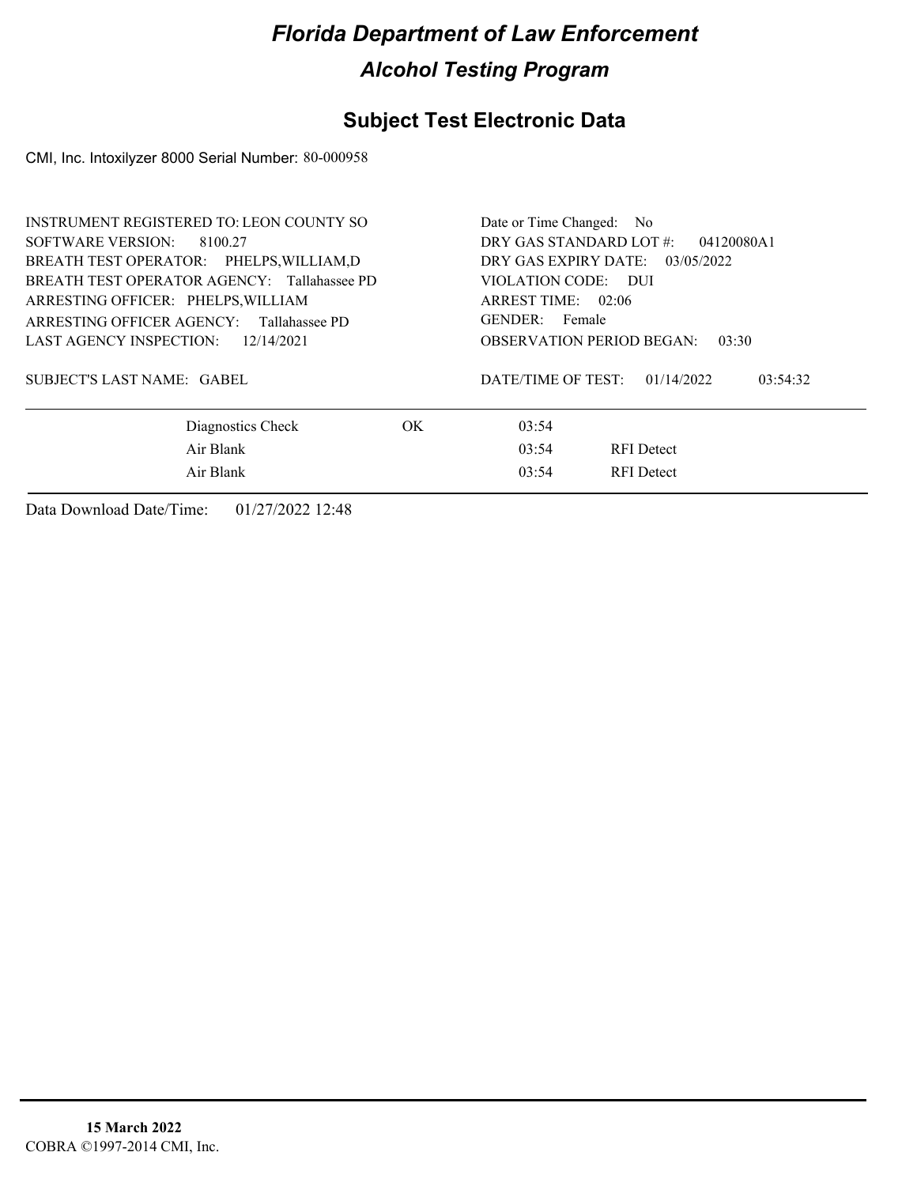# Florida Department of Law Enforcement

## Alcohol Testing Program

## Subject Test Electronic Data

CMI, Inc. Intoxilyzer 8000 Serial Number: 80-000958

INSTRUMENT REGISTERED TO: LEON COUNTY SO
SOFTWARE VERSION: 8100.27
BREATH TEST OPERATOR: PHELPS,WILLIAM,D
BREATH TEST OPERATOR AGENCY: Tallahassee PD
ARRESTING OFFICER: PHELPS,WILLIAM
ARRESTING OFFICER AGENCY: Tallahassee PD
LAST AGENCY INSPECTION: 12/14/2021

SUBJECT'S LAST NAME: GABEL

Date or Time Changed: No
DRY GAS STANDARD LOT #: 04120080A1
DRY GAS EXPIRY DATE: 03/05/2022
VIOLATION CODE: DUI
ARREST TIME: 02:06
GENDER: Female
OBSERVATION PERIOD BEGAN: 03:30

DATE/TIME OF TEST: 01/14/2022 03:54:32

| | | | |
|---|---|---|---|
| Diagnostics Check | OK | 03:54 | |
| Air Blank | | 03:54 | RFI Detect |
| Air Blank | | 03:54 | RFI Detect |

Data Download Date/Time: 01/27/2022 12:48

**15 March 2022**
COBRA ©1997-2014 CMI, Inc.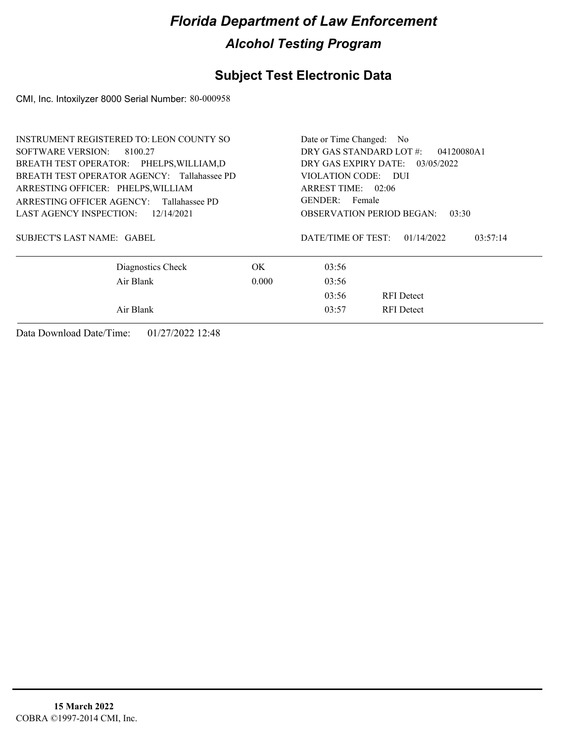# Florida Department of Law Enforcement

## Alcohol Testing Program

## Subject Test Electronic Data

CMI, Inc. Intoxilyzer 8000 Serial Number: 80-000958

INSTRUMENT REGISTERED TO: LEON COUNTY SO
SOFTWARE VERSION: 8100.27
BREATH TEST OPERATOR: PHELPS,WILLIAM,D
BREATH TEST OPERATOR AGENCY: Tallahassee PD
ARRESTING OFFICER: PHELPS,WILLIAM
ARRESTING OFFICER AGENCY: Tallahassee PD
LAST AGENCY INSPECTION: 12/14/2021

SUBJECT'S LAST NAME: GABEL

Date or Time Changed: No
DRY GAS STANDARD LOT #: 04120080A1
DRY GAS EXPIRY DATE: 03/05/2022
VIOLATION CODE: DUI
ARREST TIME: 02:06
GENDER: Female
OBSERVATION PERIOD BEGAN: 03:30

DATE/TIME OF TEST: 01/14/2022 03:57:14

| | | | |
|---|---|---|---|
| Diagnostics Check | OK | 03:56 | |
| Air Blank | 0.000 | 03:56 | |
| | | 03:56 | RFI Detect |
| Air Blank | | 03:57 | RFI Detect |

Data Download Date/Time: 01/27/2022 12:48

**15 March 2022**
COBRA ©1997-2014 CMI, Inc.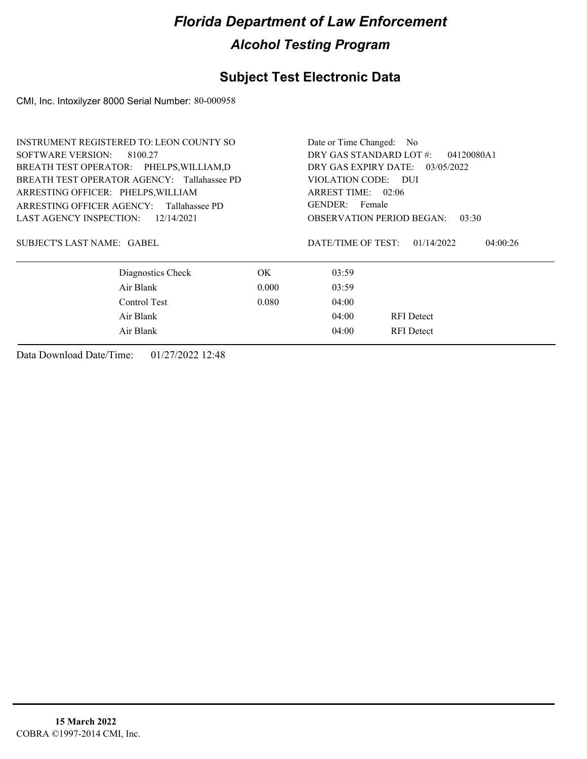# Florida Department of Law Enforcement

## Alcohol Testing Program

## Subject Test Electronic Data

CMI, Inc. Intoxilyzer 8000 Serial Number: 80-000958

INSTRUMENT REGISTERED TO: LEON COUNTY SO
SOFTWARE VERSION: 8100.27
BREATH TEST OPERATOR: PHELPS,WILLIAM,D
BREATH TEST OPERATOR AGENCY: Tallahassee PD
ARRESTING OFFICER: PHELPS,WILLIAM
ARRESTING OFFICER AGENCY: Tallahassee PD
LAST AGENCY INSPECTION: 12/14/2021

Date or Time Changed: No
DRY GAS STANDARD LOT #: 04120080A1
DRY GAS EXPIRY DATE: 03/05/2022
VIOLATION CODE: DUI
ARREST TIME: 02:06
GENDER: Female
OBSERVATION PERIOD BEGAN: 03:30

SUBJECT'S LAST NAME: GABEL

DATE/TIME OF TEST: 01/14/2022 04:00:26

| | | | |
|---|---|---|---|
| Diagnostics Check | OK | 03:59 | |
| Air Blank | 0.000 | 03:59 | |
| Control Test | 0.080 | 04:00 | |
| Air Blank | | 04:00 | RFI Detect |
| Air Blank | | 04:00 | RFI Detect |

Data Download Date/Time: 01/27/2022 12:48

**15 March 2022**
COBRA ©1997-2014 CMI, Inc.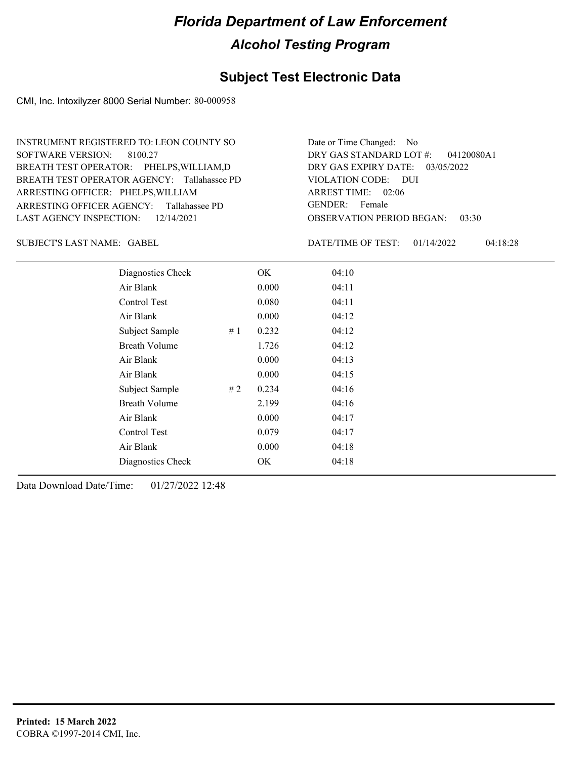# Florida Department of Law Enforcement

## Alcohol Testing Program

### Subject Test Electronic Data

CMI, Inc. Intoxilyzer 8000 Serial Number: 80-000958

INSTRUMENT REGISTERED TO: LEON COUNTY SO
SOFTWARE VERSION: 8100.27
BREATH TEST OPERATOR: PHELPS,WILLIAM,D
BREATH TEST OPERATOR AGENCY: Tallahassee PD
ARRESTING OFFICER: PHELPS,WILLIAM
ARRESTING OFFICER AGENCY: Tallahassee PD
LAST AGENCY INSPECTION: 12/14/2021

Date or Time Changed: No
DRY GAS STANDARD LOT #: 04120080A1
DRY GAS EXPIRY DATE: 03/05/2022
VIOLATION CODE: DUI
ARREST TIME: 02:06
GENDER: Female
OBSERVATION PERIOD BEGAN: 03:30

SUBJECT'S LAST NAME: GABEL

DATE/TIME OF TEST: 01/14/2022 04:18:28

| | | | |
|---|---|---|---|
| Diagnostics Check | | OK | 04:10 |
| Air Blank | | 0.000 | 04:11 |
| Control Test | | 0.080 | 04:11 |
| Air Blank | | 0.000 | 04:12 |
| Subject Sample | # 1 | 0.232 | 04:12 |
| Breath Volume | | 1.726 | 04:12 |
| Air Blank | | 0.000 | 04:13 |
| Air Blank | | 0.000 | 04:15 |
| Subject Sample | # 2 | 0.234 | 04:16 |
| Breath Volume | | 2.199 | 04:16 |
| Air Blank | | 0.000 | 04:17 |
| Control Test | | 0.079 | 04:17 |
| Air Blank | | 0.000 | 04:18 |
| Diagnostics Check | | OK | 04:18 |

Data Download Date/Time: 01/27/2022 12:48

**Printed: 15 March 2022**
COBRA ©1997-2014 CMI, Inc.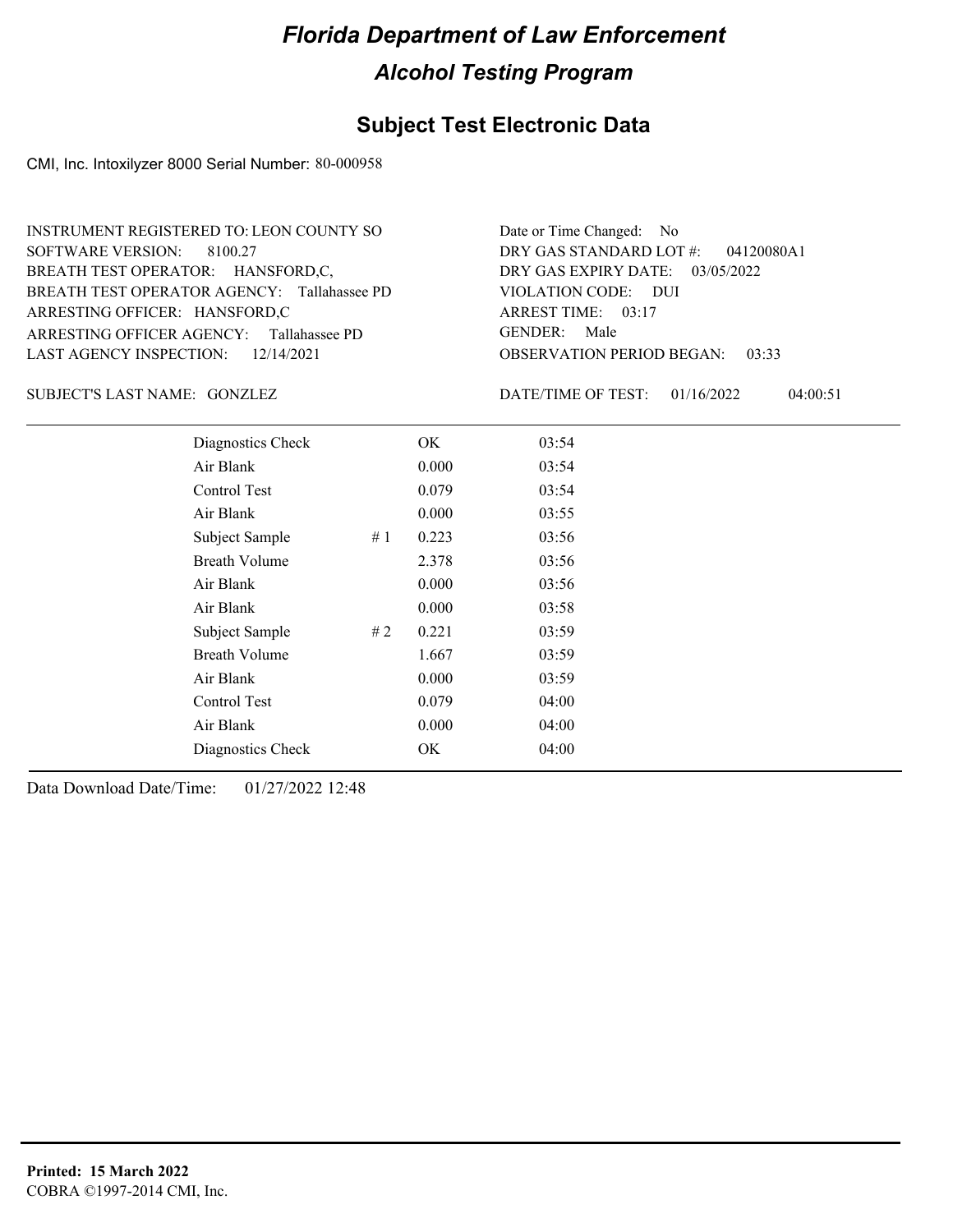# Florida Department of Law Enforcement

## Alcohol Testing Program

### Subject Test Electronic Data

CMI, Inc. Intoxilyzer 8000 Serial Number: 80-000958

INSTRUMENT REGISTERED TO: LEON COUNTY SO
SOFTWARE VERSION: 8100.27
BREATH TEST OPERATOR: HANSFORD,C,
BREATH TEST OPERATOR AGENCY: Tallahassee PD
ARRESTING OFFICER: HANSFORD,C
ARRESTING OFFICER AGENCY: Tallahassee PD
LAST AGENCY INSPECTION: 12/14/2021

Date or Time Changed: No
DRY GAS STANDARD LOT #: 04120080A1
DRY GAS EXPIRY DATE: 03/05/2022
VIOLATION CODE: DUI
ARREST TIME: 03:17
GENDER: Male
OBSERVATION PERIOD BEGAN: 03:33

SUBJECT'S LAST NAME: GONZLEZ

DATE/TIME OF TEST: 01/16/2022 04:00:51

| | | | |
|---|---|---|---|
| Diagnostics Check | | OK | 03:54 |
| Air Blank | | 0.000 | 03:54 |
| Control Test | | 0.079 | 03:54 |
| Air Blank | | 0.000 | 03:55 |
| Subject Sample | # 1 | 0.223 | 03:56 |
| Breath Volume | | 2.378 | 03:56 |
| Air Blank | | 0.000 | 03:56 |
| Air Blank | | 0.000 | 03:58 |
| Subject Sample | # 2 | 0.221 | 03:59 |
| Breath Volume | | 1.667 | 03:59 |
| Air Blank | | 0.000 | 03:59 |
| Control Test | | 0.079 | 04:00 |
| Air Blank | | 0.000 | 04:00 |
| Diagnostics Check | | OK | 04:00 |

Data Download Date/Time: 01/27/2022 12:48

**Printed: 15 March 2022**
COBRA ©1997-2014 CMI, Inc.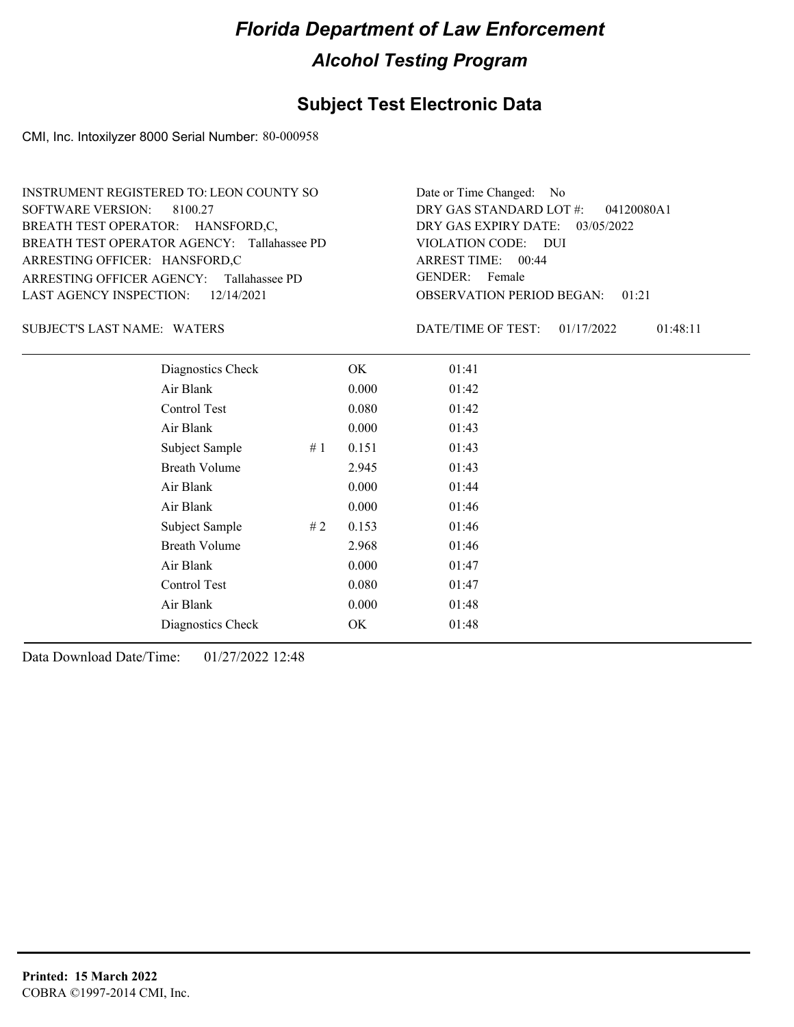# *Florida Department of Law Enforcement*

## *Alcohol Testing Program*

### Subject Test Electronic Data

CMI, Inc. Intoxilyzer 8000 Serial Number: 80-000958

INSTRUMENT REGISTERED TO: LEON COUNTY SO
SOFTWARE VERSION: 8100.27
BREATH TEST OPERATOR: HANSFORD,C,
BREATH TEST OPERATOR AGENCY: Tallahassee PD
ARRESTING OFFICER: HANSFORD,C
ARRESTING OFFICER AGENCY: Tallahassee PD
LAST AGENCY INSPECTION: 12/14/2021

Date or Time Changed: No
DRY GAS STANDARD LOT #: 04120080A1
DRY GAS EXPIRY DATE: 03/05/2022
VIOLATION CODE: DUI
ARREST TIME: 00:44
GENDER: Female
OBSERVATION PERIOD BEGAN: 01:21

SUBJECT'S LAST NAME: WATERS

DATE/TIME OF TEST: 01/17/2022 01:48:11

| | | | |
|---|---|---|---|
| Diagnostics Check | | OK | 01:41 |
| Air Blank | | 0.000 | 01:42 |
| Control Test | | 0.080 | 01:42 |
| Air Blank | | 0.000 | 01:43 |
| Subject Sample | # 1 | 0.151 | 01:43 |
| Breath Volume | | 2.945 | 01:43 |
| Air Blank | | 0.000 | 01:44 |
| Air Blank | | 0.000 | 01:46 |
| Subject Sample | # 2 | 0.153 | 01:46 |
| Breath Volume | | 2.968 | 01:46 |
| Air Blank | | 0.000 | 01:47 |
| Control Test | | 0.080 | 01:47 |
| Air Blank | | 0.000 | 01:48 |
| Diagnostics Check | | OK | 01:48 |

Data Download Date/Time: 01/27/2022 12:48

**Printed: 15 March 2022**
COBRA ©1997-2014 CMI, Inc.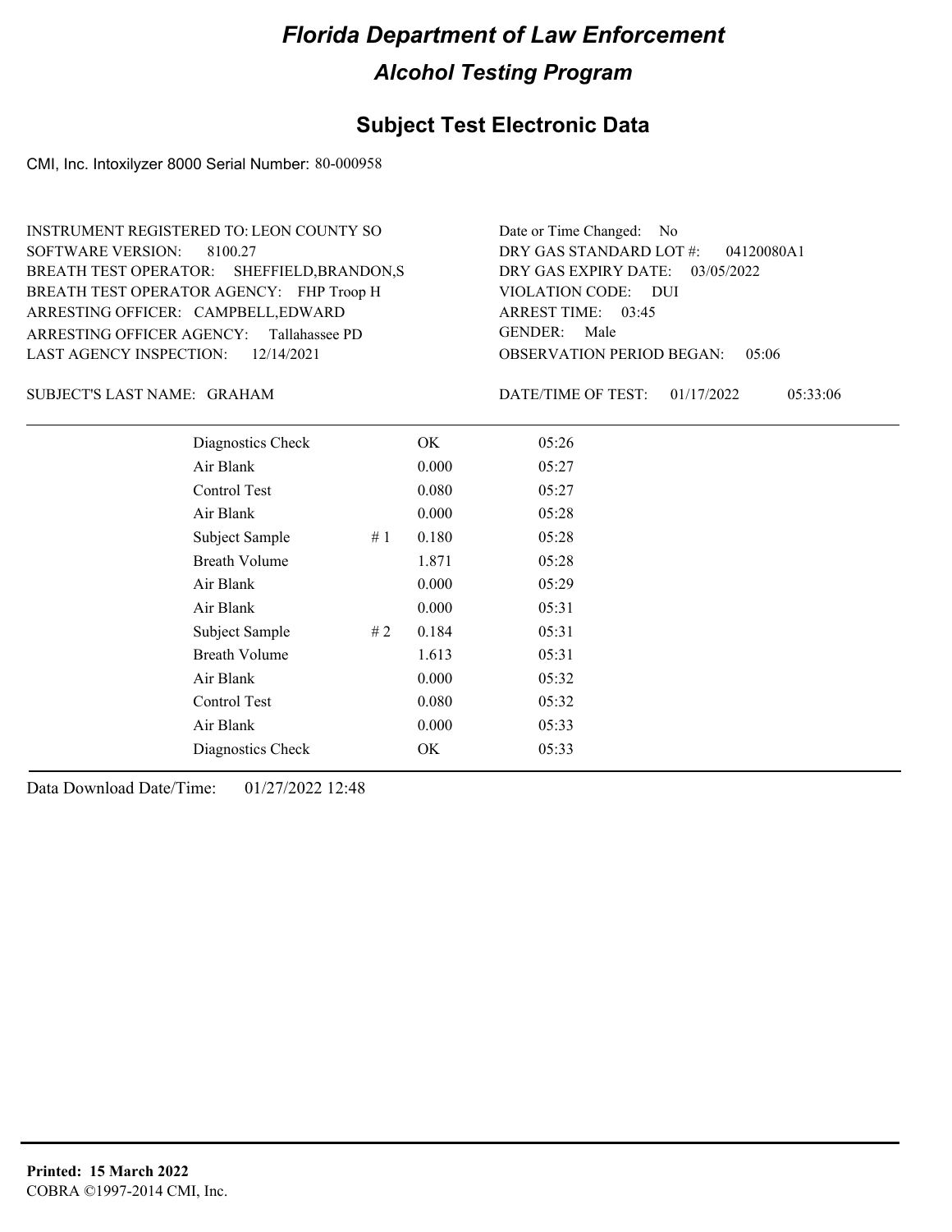# Florida Department of Law Enforcement

## Alcohol Testing Program

### Subject Test Electronic Data

CMI, Inc. Intoxilyzer 8000 Serial Number: 80-000958

INSTRUMENT REGISTERED TO: LEON COUNTY SO
SOFTWARE VERSION: 8100.27
BREATH TEST OPERATOR: SHEFFIELD,BRANDON,S
BREATH TEST OPERATOR AGENCY: FHP Troop H
ARRESTING OFFICER: CAMPBELL,EDWARD
ARRESTING OFFICER AGENCY: Tallahassee PD
LAST AGENCY INSPECTION: 12/14/2021

Date or Time Changed: No
DRY GAS STANDARD LOT #: 04120080A1
DRY GAS EXPIRY DATE: 03/05/2022
VIOLATION CODE: DUI
ARREST TIME: 03:45
GENDER: Male
OBSERVATION PERIOD BEGAN: 05:06

SUBJECT'S LAST NAME: GRAHAM

DATE/TIME OF TEST: 01/17/2022 05:33:06

| Test | # | Result | Time |
|---|---|---|---|
| Diagnostics Check | | OK | 05:26 |
| Air Blank | | 0.000 | 05:27 |
| Control Test | | 0.080 | 05:27 |
| Air Blank | | 0.000 | 05:28 |
| Subject Sample | # 1 | 0.180 | 05:28 |
| Breath Volume | | 1.871 | 05:28 |
| Air Blank | | 0.000 | 05:29 |
| Air Blank | | 0.000 | 05:31 |
| Subject Sample | # 2 | 0.184 | 05:31 |
| Breath Volume | | 1.613 | 05:31 |
| Air Blank | | 0.000 | 05:32 |
| Control Test | | 0.080 | 05:32 |
| Air Blank | | 0.000 | 05:33 |
| Diagnostics Check | | OK | 05:33 |

Data Download Date/Time: 01/27/2022 12:48

**Printed: 15 March 2022**
COBRA ©1997-2014 CMI, Inc.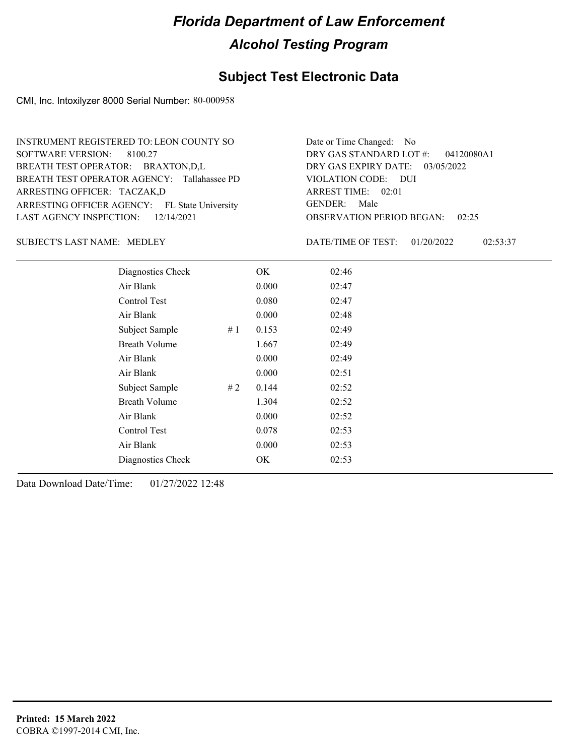# Florida Department of Law Enforcement

## Alcohol Testing Program

### Subject Test Electronic Data

CMI, Inc. Intoxilyzer 8000 Serial Number: 80-000958

INSTRUMENT REGISTERED TO: LEON COUNTY SO
SOFTWARE VERSION: 8100.27
BREATH TEST OPERATOR: BRAXTON,D,L
BREATH TEST OPERATOR AGENCY: Tallahassee PD
ARRESTING OFFICER: TACZAK,D
ARRESTING OFFICER AGENCY: FL State University
LAST AGENCY INSPECTION: 12/14/2021

Date or Time Changed: No
DRY GAS STANDARD LOT #: 04120080A1
DRY GAS EXPIRY DATE: 03/05/2022
VIOLATION CODE: DUI
ARREST TIME: 02:01
GENDER: Male
OBSERVATION PERIOD BEGAN: 02:25

SUBJECT'S LAST NAME: MEDLEY

DATE/TIME OF TEST: 01/20/2022 02:53:37

| | | | |
|---|---|---|---|
| Diagnostics Check | | OK | 02:46 |
| Air Blank | | 0.000 | 02:47 |
| Control Test | | 0.080 | 02:47 |
| Air Blank | | 0.000 | 02:48 |
| Subject Sample | # 1 | 0.153 | 02:49 |
| Breath Volume | | 1.667 | 02:49 |
| Air Blank | | 0.000 | 02:49 |
| Air Blank | | 0.000 | 02:51 |
| Subject Sample | # 2 | 0.144 | 02:52 |
| Breath Volume | | 1.304 | 02:52 |
| Air Blank | | 0.000 | 02:52 |
| Control Test | | 0.078 | 02:53 |
| Air Blank | | 0.000 | 02:53 |
| Diagnostics Check | | OK | 02:53 |

Data Download Date/Time: 01/27/2022 12:48

**Printed: 15 March 2022**
COBRA ©1997-2014 CMI, Inc.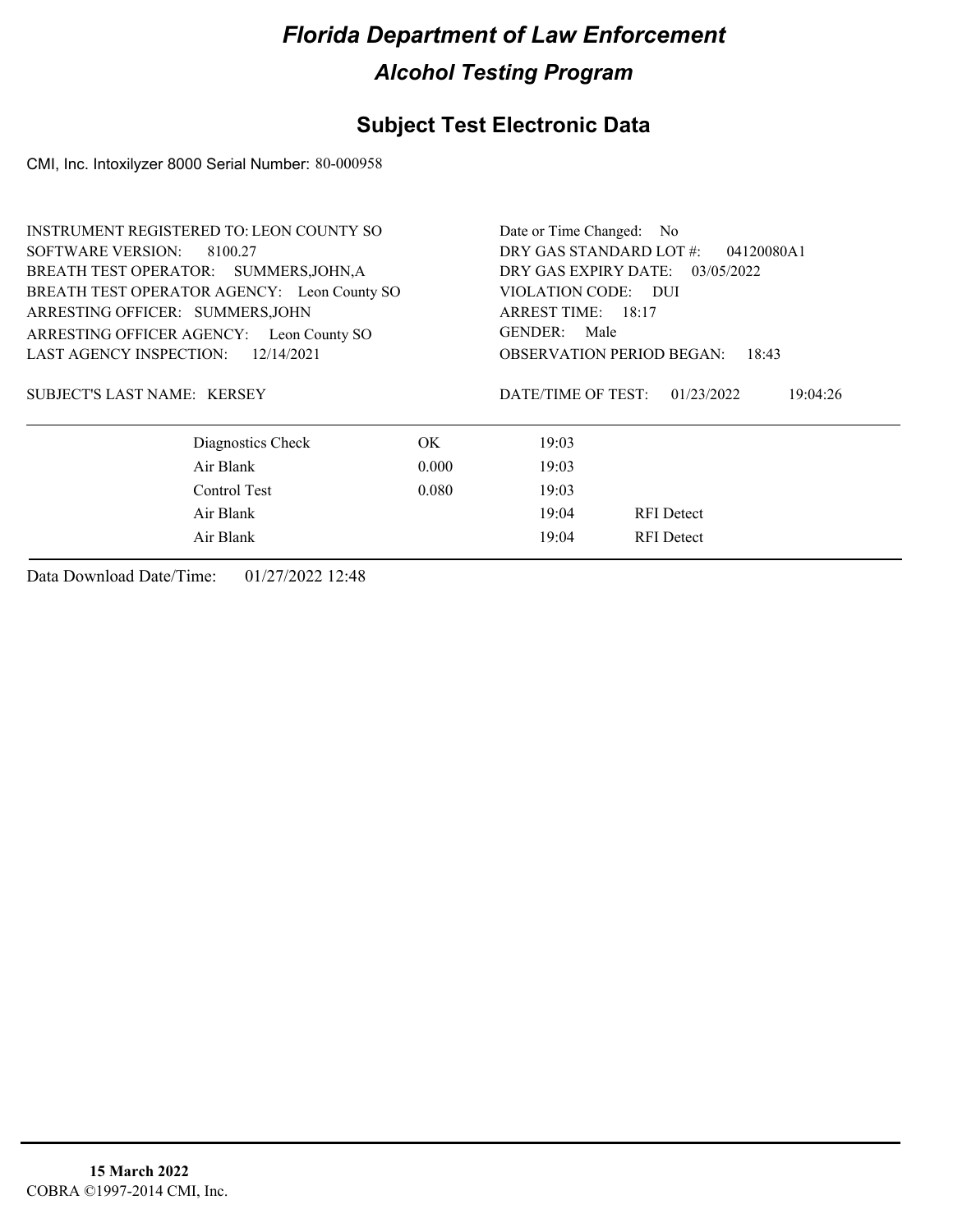# *Florida Department of Law Enforcement*

## *Alcohol Testing Program*

## Subject Test Electronic Data

CMI, Inc. Intoxilyzer 8000 Serial Number: 80-000958

INSTRUMENT REGISTERED TO: LEON COUNTY SO
SOFTWARE VERSION: 8100.27
BREATH TEST OPERATOR: SUMMERS,JOHN,A
BREATH TEST OPERATOR AGENCY: Leon County SO
ARRESTING OFFICER: SUMMERS,JOHN
ARRESTING OFFICER AGENCY: Leon County SO
LAST AGENCY INSPECTION: 12/14/2021

SUBJECT'S LAST NAME: KERSEY

Date or Time Changed: No
DRY GAS STANDARD LOT #: 04120080A1
DRY GAS EXPIRY DATE: 03/05/2022
VIOLATION CODE: DUI
ARREST TIME: 18:17
GENDER: Male
OBSERVATION PERIOD BEGAN: 18:43

DATE/TIME OF TEST: 01/23/2022 19:04:26

| | | | |
|---|---|---|---|
| Diagnostics Check | OK | 19:03 | |
| Air Blank | 0.000 | 19:03 | |
| Control Test | 0.080 | 19:03 | |
| Air Blank | | 19:04 | RFI Detect |
| Air Blank | | 19:04 | RFI Detect |

Data Download Date/Time: 01/27/2022 12:48

**15 March 2022**
COBRA ©1997-2014 CMI, Inc.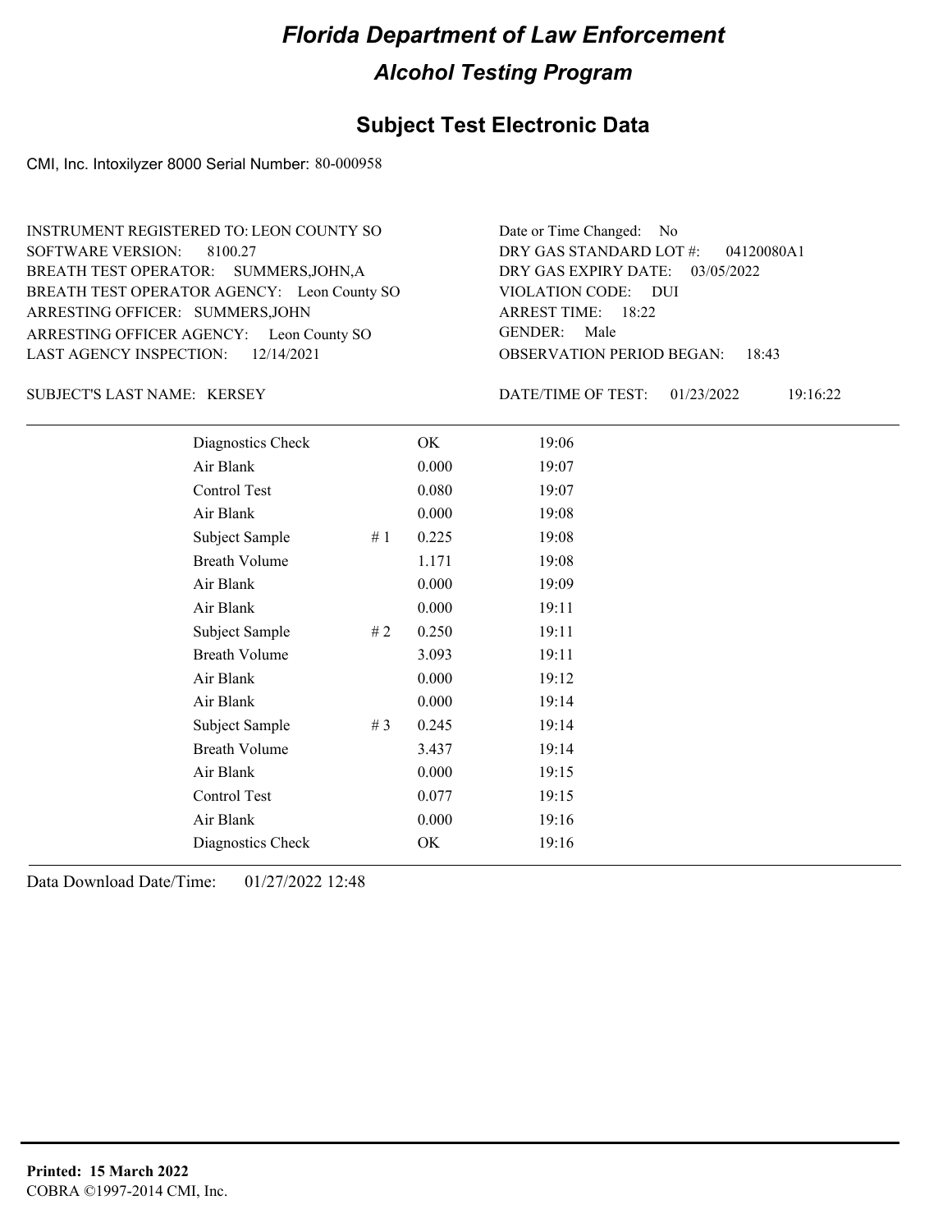# Florida Department of Law Enforcement

## Alcohol Testing Program

### Subject Test Electronic Data

CMI, Inc. Intoxilyzer 8000 Serial Number: 80-000958

INSTRUMENT REGISTERED TO: LEON COUNTY SO
SOFTWARE VERSION: 8100.27
BREATH TEST OPERATOR: SUMMERS,JOHN,A
BREATH TEST OPERATOR AGENCY: Leon County SO
ARRESTING OFFICER: SUMMERS,JOHN
ARRESTING OFFICER AGENCY: Leon County SO
LAST AGENCY INSPECTION: 12/14/2021

Date or Time Changed: No
DRY GAS STANDARD LOT #: 04120080A1
DRY GAS EXPIRY DATE: 03/05/2022
VIOLATION CODE: DUI
ARREST TIME: 18:22
GENDER: Male
OBSERVATION PERIOD BEGAN: 18:43

SUBJECT'S LAST NAME: KERSEY

DATE/TIME OF TEST: 01/23/2022 19:16:22

| | | | |
|---|---|---|---|
| Diagnostics Check | | OK | 19:06 |
| Air Blank | | 0.000 | 19:07 |
| Control Test | | 0.080 | 19:07 |
| Air Blank | | 0.000 | 19:08 |
| Subject Sample | # 1 | 0.225 | 19:08 |
| Breath Volume | | 1.171 | 19:08 |
| Air Blank | | 0.000 | 19:09 |
| Air Blank | | 0.000 | 19:11 |
| Subject Sample | # 2 | 0.250 | 19:11 |
| Breath Volume | | 3.093 | 19:11 |
| Air Blank | | 0.000 | 19:12 |
| Air Blank | | 0.000 | 19:14 |
| Subject Sample | # 3 | 0.245 | 19:14 |
| Breath Volume | | 3.437 | 19:14 |
| Air Blank | | 0.000 | 19:15 |
| Control Test | | 0.077 | 19:15 |
| Air Blank | | 0.000 | 19:16 |
| Diagnostics Check | | OK | 19:16 |

Data Download Date/Time: 01/27/2022 12:48

**Printed: 15 March 2022**
COBRA ©1997-2014 CMI, Inc.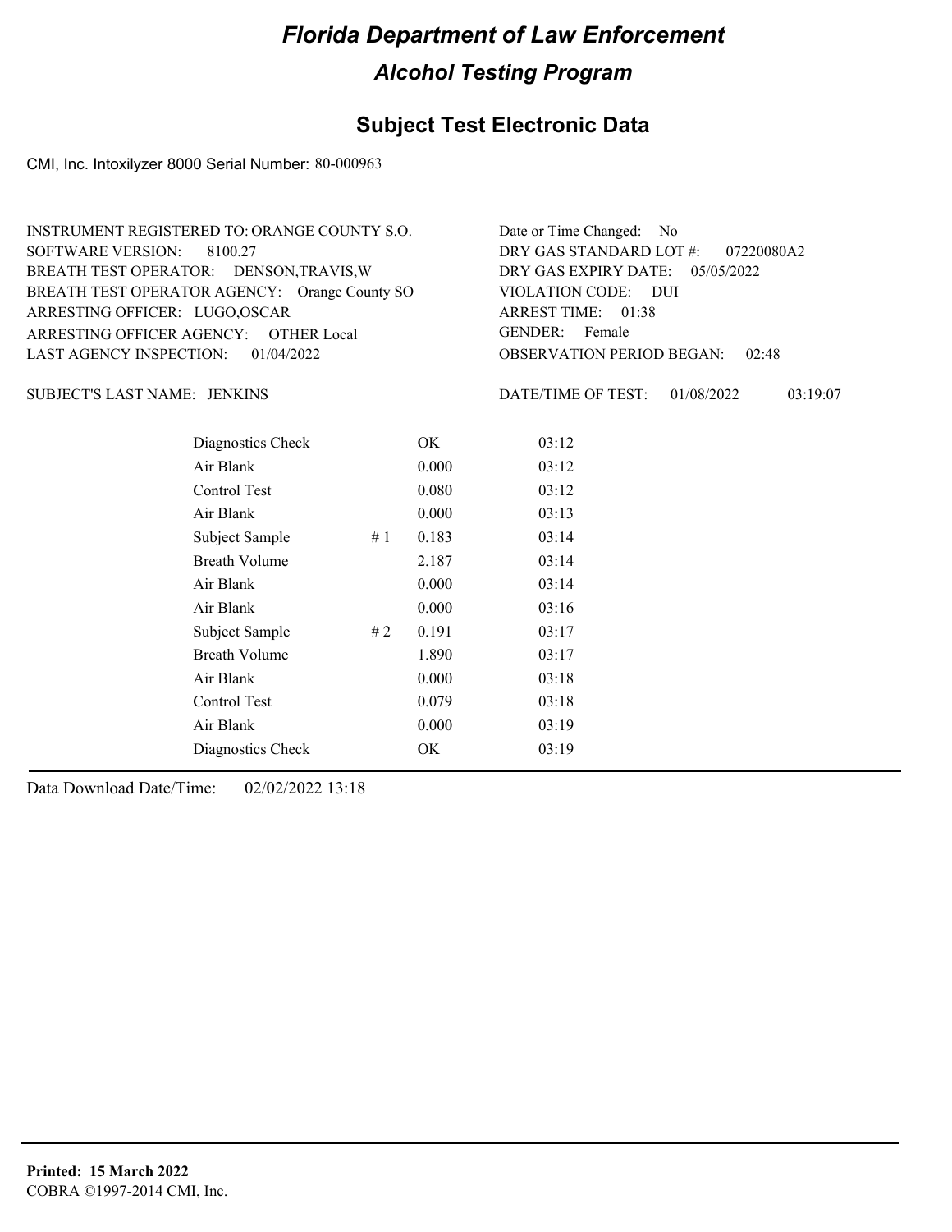# Florida Department of Law Enforcement

## Alcohol Testing Program

## Subject Test Electronic Data

CMI, Inc. Intoxilyzer 8000 Serial Number: 80-000963

INSTRUMENT REGISTERED TO: ORANGE COUNTY S.O.
SOFTWARE VERSION: 8100.27
BREATH TEST OPERATOR: DENSON,TRAVIS,W
BREATH TEST OPERATOR AGENCY: Orange County SO
ARRESTING OFFICER: LUGO,OSCAR
ARRESTING OFFICER AGENCY: OTHER Local
LAST AGENCY INSPECTION: 01/04/2022

Date or Time Changed: No
DRY GAS STANDARD LOT #: 07220080A2
DRY GAS EXPIRY DATE: 05/05/2022
VIOLATION CODE: DUI
ARREST TIME: 01:38
GENDER: Female
OBSERVATION PERIOD BEGAN: 02:48

SUBJECT'S LAST NAME: JENKINS

DATE/TIME OF TEST: 01/08/2022 03:19:07

| | | | |
|---|---|---|---|
| Diagnostics Check | | OK | 03:12 |
| Air Blank | | 0.000 | 03:12 |
| Control Test | | 0.080 | 03:12 |
| Air Blank | | 0.000 | 03:13 |
| Subject Sample | # 1 | 0.183 | 03:14 |
| Breath Volume | | 2.187 | 03:14 |
| Air Blank | | 0.000 | 03:14 |
| Air Blank | | 0.000 | 03:16 |
| Subject Sample | # 2 | 0.191 | 03:17 |
| Breath Volume | | 1.890 | 03:17 |
| Air Blank | | 0.000 | 03:18 |
| Control Test | | 0.079 | 03:18 |
| Air Blank | | 0.000 | 03:19 |
| Diagnostics Check | | OK | 03:19 |

Data Download Date/Time: 02/02/2022 13:18

**Printed: 15 March 2022**
COBRA ©1997-2014 CMI, Inc.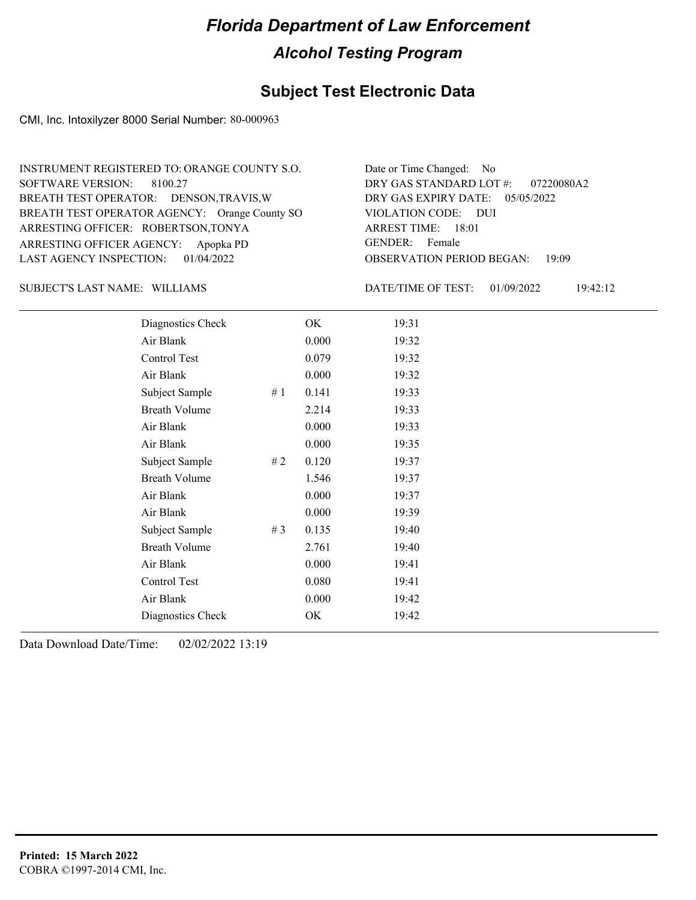# Florida Department of Law Enforcement

## Alcohol Testing Program

## Subject Test Electronic Data

CMI, Inc. Intoxilyzer 8000 Serial Number: 80-000963

INSTRUMENT REGISTERED TO: ORANGE COUNTY S.O.
SOFTWARE VERSION: 8100.27
BREATH TEST OPERATOR: DENSON,TRAVIS,W
BREATH TEST OPERATOR AGENCY: Orange County SO
ARRESTING OFFICER: ROBERTSON,TONYA
ARRESTING OFFICER AGENCY: Apopka PD
LAST AGENCY INSPECTION: 01/04/2022

Date or Time Changed: No
DRY GAS STANDARD LOT #: 07220080A2
DRY GAS EXPIRY DATE: 05/05/2022
VIOLATION CODE: DUI
ARREST TIME: 18:01
GENDER: Female
OBSERVATION PERIOD BEGAN: 19:09

SUBJECT'S LAST NAME: WILLIAMS

DATE/TIME OF TEST: 01/09/2022 19:42:12

| | | | |
|---|---|---|---|
| Diagnostics Check | | OK | 19:31 |
| Air Blank | | 0.000 | 19:32 |
| Control Test | | 0.079 | 19:32 |
| Air Blank | | 0.000 | 19:32 |
| Subject Sample | # 1 | 0.141 | 19:33 |
| Breath Volume | | 2.214 | 19:33 |
| Air Blank | | 0.000 | 19:33 |
| Air Blank | | 0.000 | 19:35 |
| Subject Sample | # 2 | 0.120 | 19:37 |
| Breath Volume | | 1.546 | 19:37 |
| Air Blank | | 0.000 | 19:37 |
| Air Blank | | 0.000 | 19:39 |
| Subject Sample | # 3 | 0.135 | 19:40 |
| Breath Volume | | 2.761 | 19:40 |
| Air Blank | | 0.000 | 19:41 |
| Control Test | | 0.080 | 19:41 |
| Air Blank | | 0.000 | 19:42 |
| Diagnostics Check | | OK | 19:42 |

Data Download Date/Time: 02/02/2022 13:19

**Printed: 15 March 2022**
COBRA ©1997-2014 CMI, Inc.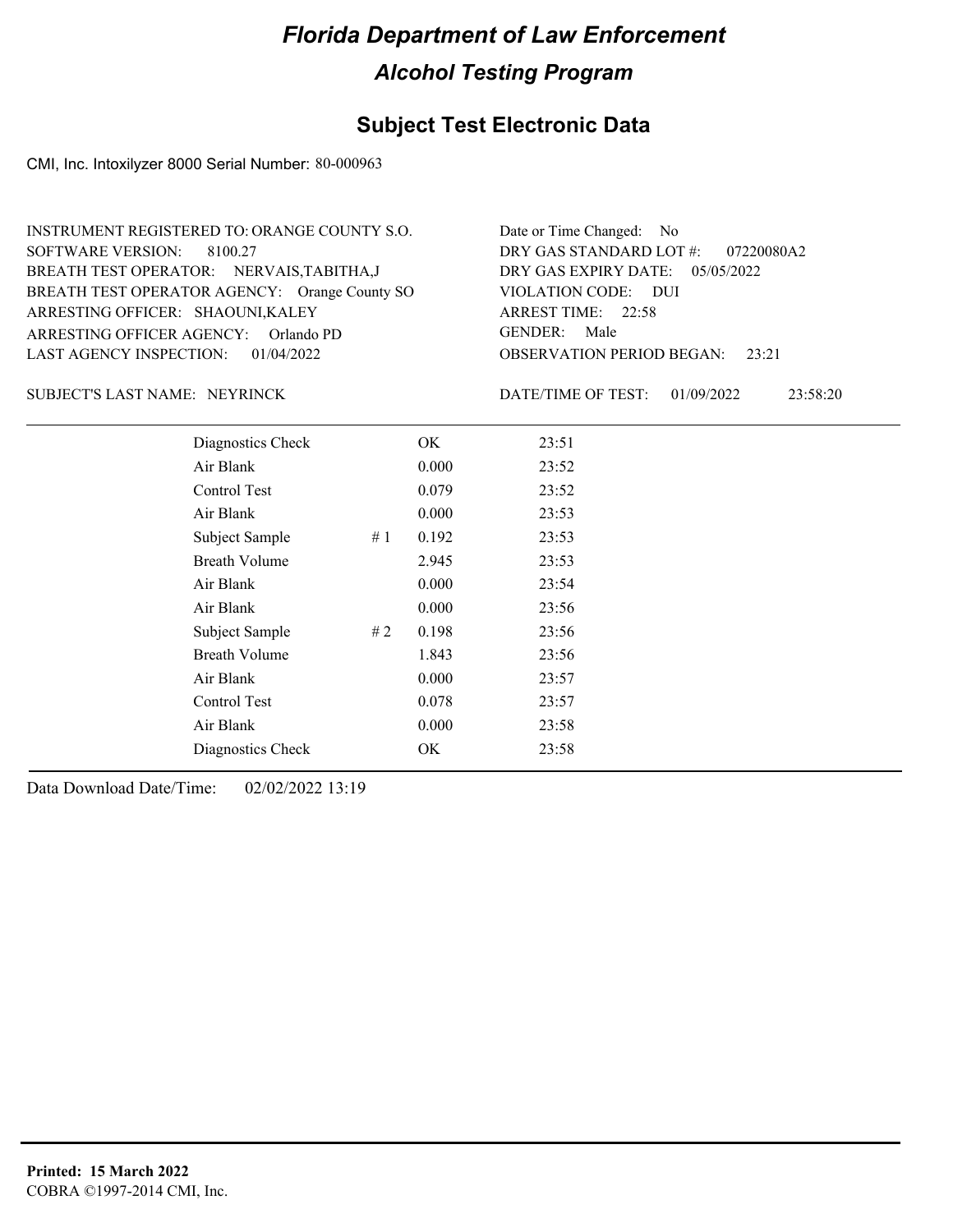# Florida Department of Law Enforcement

## Alcohol Testing Program

### Subject Test Electronic Data

CMI, Inc. Intoxilyzer 8000 Serial Number: 80-000963

INSTRUMENT REGISTERED TO: ORANGE COUNTY S.O.
SOFTWARE VERSION: 8100.27
BREATH TEST OPERATOR: NERVAIS,TABITHA,J
BREATH TEST OPERATOR AGENCY: Orange County SO
ARRESTING OFFICER: SHAOUNI,KALEY
ARRESTING OFFICER AGENCY: Orlando PD
LAST AGENCY INSPECTION: 01/04/2022

Date or Time Changed: No
DRY GAS STANDARD LOT #: 07220080A2
DRY GAS EXPIRY DATE: 05/05/2022
VIOLATION CODE: DUI
ARREST TIME: 22:58
GENDER: Male
OBSERVATION PERIOD BEGAN: 23:21

SUBJECT'S LAST NAME: NEYRINCK

DATE/TIME OF TEST: 01/09/2022 23:58:20

| | | | |
|---|---|---|---|
| Diagnostics Check | | OK | 23:51 |
| Air Blank | | 0.000 | 23:52 |
| Control Test | | 0.079 | 23:52 |
| Air Blank | | 0.000 | 23:53 |
| Subject Sample | # 1 | 0.192 | 23:53 |
| Breath Volume | | 2.945 | 23:53 |
| Air Blank | | 0.000 | 23:54 |
| Air Blank | | 0.000 | 23:56 |
| Subject Sample | # 2 | 0.198 | 23:56 |
| Breath Volume | | 1.843 | 23:56 |
| Air Blank | | 0.000 | 23:57 |
| Control Test | | 0.078 | 23:57 |
| Air Blank | | 0.000 | 23:58 |
| Diagnostics Check | | OK | 23:58 |

Data Download Date/Time: 02/02/2022 13:19

**Printed: 15 March 2022**
COBRA ©1997-2014 CMI, Inc.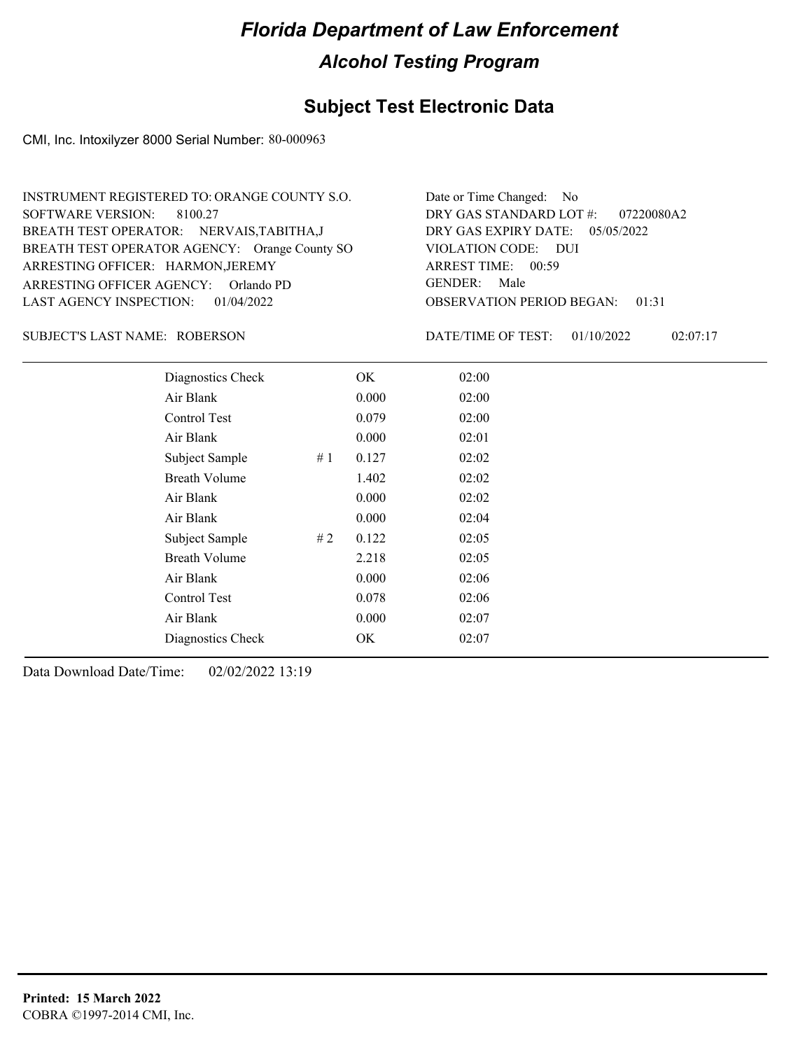# Florida Department of Law Enforcement

## Alcohol Testing Program

## Subject Test Electronic Data

CMI, Inc. Intoxilyzer 8000 Serial Number: 80-000963

INSTRUMENT REGISTERED TO: ORANGE COUNTY S.O.
SOFTWARE VERSION: 8100.27
BREATH TEST OPERATOR: NERVAIS,TABITHA,J
BREATH TEST OPERATOR AGENCY: Orange County SO
ARRESTING OFFICER: HARMON,JEREMY
ARRESTING OFFICER AGENCY: Orlando PD
LAST AGENCY INSPECTION: 01/04/2022

Date or Time Changed: No
DRY GAS STANDARD LOT #: 07220080A2
DRY GAS EXPIRY DATE: 05/05/2022
VIOLATION CODE: DUI
ARREST TIME: 00:59
GENDER: Male
OBSERVATION PERIOD BEGAN: 01:31

SUBJECT'S LAST NAME: ROBERSON

DATE/TIME OF TEST: 01/10/2022 02:07:17

| | | | |
|---|---|---|---|
| Diagnostics Check | | OK | 02:00 |
| Air Blank | | 0.000 | 02:00 |
| Control Test | | 0.079 | 02:00 |
| Air Blank | | 0.000 | 02:01 |
| Subject Sample | # 1 | 0.127 | 02:02 |
| Breath Volume | | 1.402 | 02:02 |
| Air Blank | | 0.000 | 02:02 |
| Air Blank | | 0.000 | 02:04 |
| Subject Sample | # 2 | 0.122 | 02:05 |
| Breath Volume | | 2.218 | 02:05 |
| Air Blank | | 0.000 | 02:06 |
| Control Test | | 0.078 | 02:06 |
| Air Blank | | 0.000 | 02:07 |
| Diagnostics Check | | OK | 02:07 |

Data Download Date/Time: 02/02/2022 13:19

**Printed: 15 March 2022**
COBRA ©1997-2014 CMI, Inc.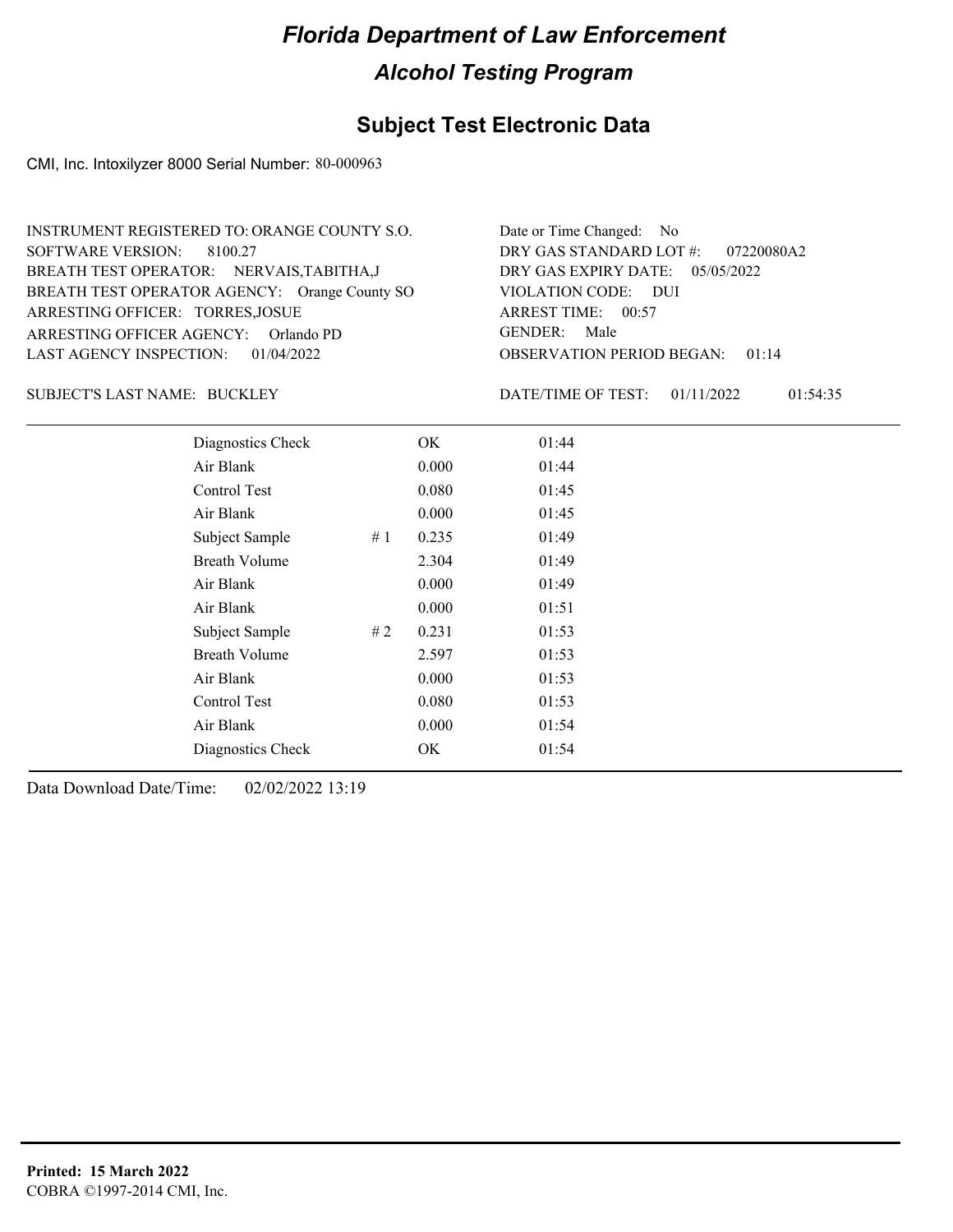# Florida Department of Law Enforcement

## Alcohol Testing Program

### Subject Test Electronic Data

CMI, Inc. Intoxilyzer 8000 Serial Number: 80-000963

INSTRUMENT REGISTERED TO: ORANGE COUNTY S.O.
SOFTWARE VERSION: 8100.27
BREATH TEST OPERATOR: NERVAIS,TABITHA,J
BREATH TEST OPERATOR AGENCY: Orange County SO
ARRESTING OFFICER: TORRES,JOSUE
ARRESTING OFFICER AGENCY: Orlando PD
LAST AGENCY INSPECTION: 01/04/2022

Date or Time Changed: No
DRY GAS STANDARD LOT #: 07220080A2
DRY GAS EXPIRY DATE: 05/05/2022
VIOLATION CODE: DUI
ARREST TIME: 00:57
GENDER: Male
OBSERVATION PERIOD BEGAN: 01:14

SUBJECT'S LAST NAME: BUCKLEY

DATE/TIME OF TEST: 01/11/2022 01:54:35

| Test | # | Result | Time |
|---|---|---|---|
| Diagnostics Check | | OK | 01:44 |
| Air Blank | | 0.000 | 01:44 |
| Control Test | | 0.080 | 01:45 |
| Air Blank | | 0.000 | 01:45 |
| Subject Sample | # 1 | 0.235 | 01:49 |
| Breath Volume | | 2.304 | 01:49 |
| Air Blank | | 0.000 | 01:49 |
| Air Blank | | 0.000 | 01:51 |
| Subject Sample | # 2 | 0.231 | 01:53 |
| Breath Volume | | 2.597 | 01:53 |
| Air Blank | | 0.000 | 01:53 |
| Control Test | | 0.080 | 01:53 |
| Air Blank | | 0.000 | 01:54 |
| Diagnostics Check | | OK | 01:54 |

Data Download Date/Time: 02/02/2022 13:19

**Printed: 15 March 2022**
COBRA ©1997-2014 CMI, Inc.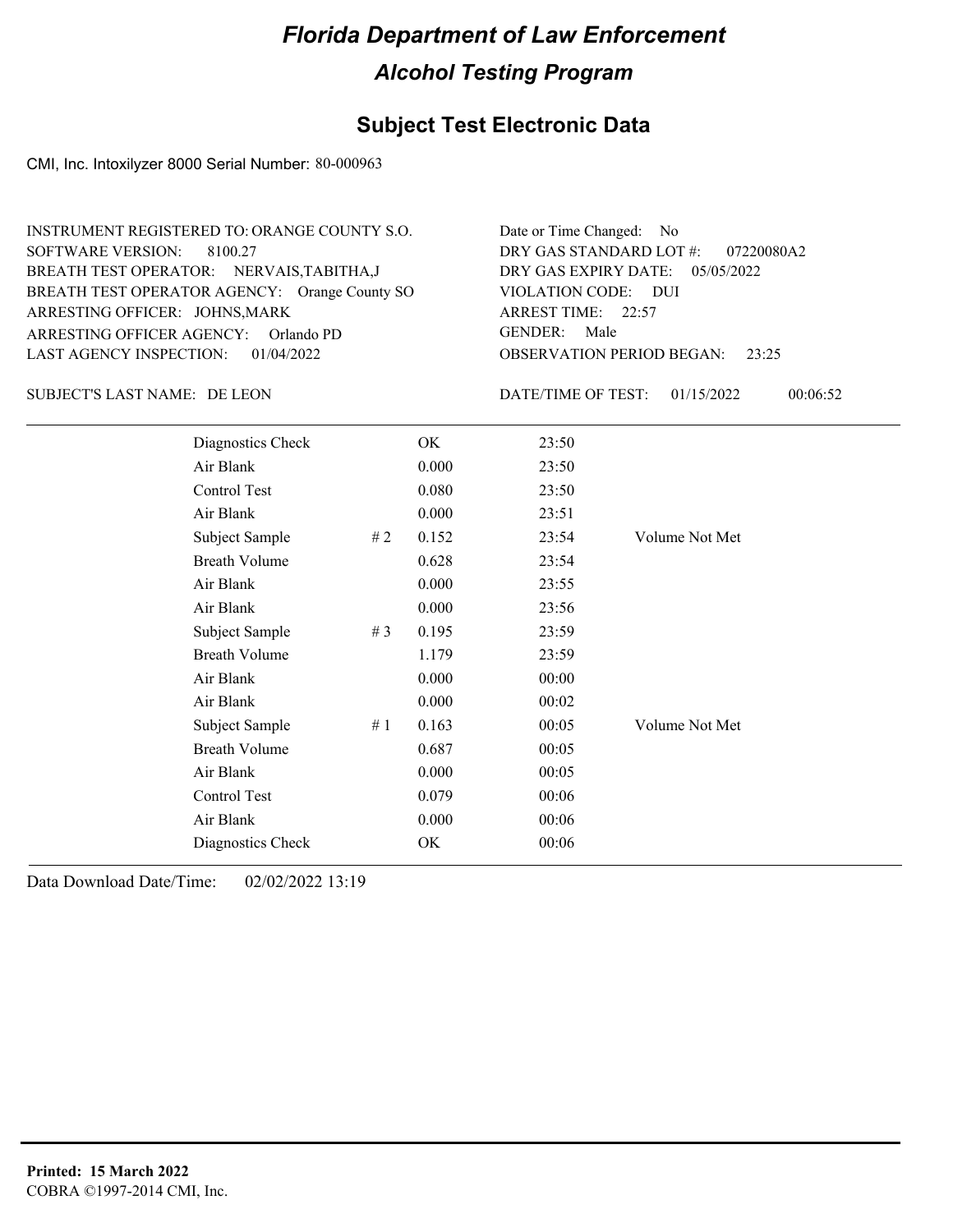# Florida Department of Law Enforcement

## Alcohol Testing Program

### Subject Test Electronic Data

CMI, Inc. Intoxilyzer 8000 Serial Number: 80-000963

INSTRUMENT REGISTERED TO: ORANGE COUNTY S.O.
SOFTWARE VERSION: 8100.27
BREATH TEST OPERATOR: NERVAIS,TABITHA,J
BREATH TEST OPERATOR AGENCY: Orange County SO
ARRESTING OFFICER: JOHNS,MARK
ARRESTING OFFICER AGENCY: Orlando PD
LAST AGENCY INSPECTION: 01/04/2022

Date or Time Changed: No
DRY GAS STANDARD LOT #: 07220080A2
DRY GAS EXPIRY DATE: 05/05/2022
VIOLATION CODE: DUI
ARREST TIME: 22:57
GENDER: Male
OBSERVATION PERIOD BEGAN: 23:25

SUBJECT'S LAST NAME: DE LEON

DATE/TIME OF TEST: 01/15/2022 00:06:52

| | | | | |
|---|---|---|---|---|
| Diagnostics Check | | OK | 23:50 | |
| Air Blank | | 0.000 | 23:50 | |
| Control Test | | 0.080 | 23:50 | |
| Air Blank | | 0.000 | 23:51 | |
| Subject Sample | # 2 | 0.152 | 23:54 | Volume Not Met |
| Breath Volume | | 0.628 | 23:54 | |
| Air Blank | | 0.000 | 23:55 | |
| Air Blank | | 0.000 | 23:56 | |
| Subject Sample | # 3 | 0.195 | 23:59 | |
| Breath Volume | | 1.179 | 23:59 | |
| Air Blank | | 0.000 | 00:00 | |
| Air Blank | | 0.000 | 00:02 | |
| Subject Sample | # 1 | 0.163 | 00:05 | Volume Not Met |
| Breath Volume | | 0.687 | 00:05 | |
| Air Blank | | 0.000 | 00:05 | |
| Control Test | | 0.079 | 00:06 | |
| Air Blank | | 0.000 | 00:06 | |
| Diagnostics Check | | OK | 00:06 | |

Data Download Date/Time: 02/02/2022 13:19

**Printed: 15 March 2022**
COBRA ©1997-2014 CMI, Inc.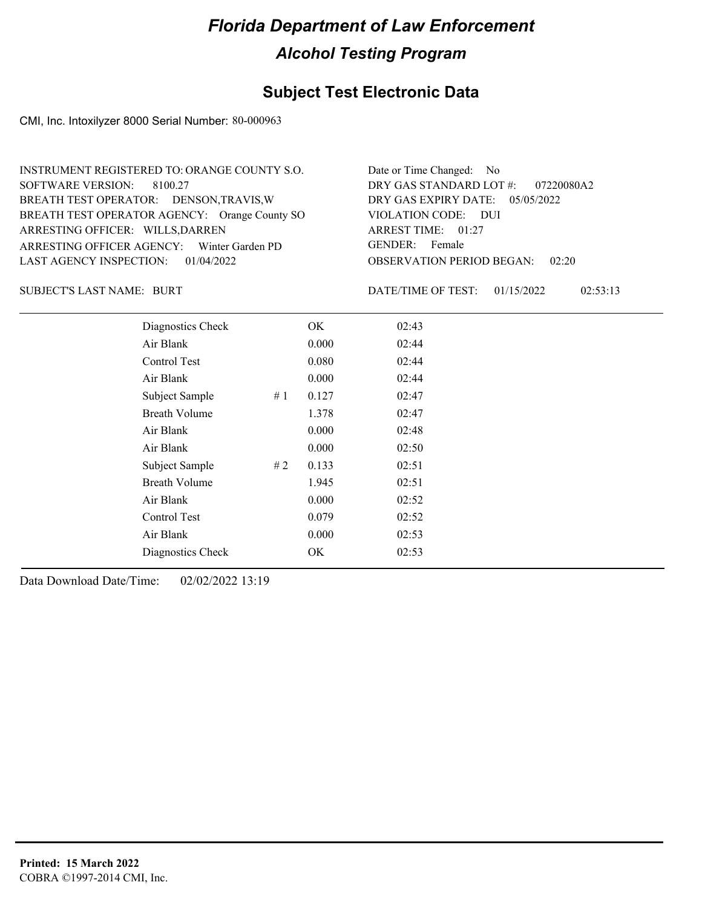# Florida Department of Law Enforcement

## Alcohol Testing Program

### Subject Test Electronic Data

CMI, Inc. Intoxilyzer 8000 Serial Number: 80-000963

INSTRUMENT REGISTERED TO: ORANGE COUNTY S.O.
SOFTWARE VERSION: 8100.27
BREATH TEST OPERATOR: DENSON,TRAVIS,W
BREATH TEST OPERATOR AGENCY: Orange County SO
ARRESTING OFFICER: WILLS,DARREN
ARRESTING OFFICER AGENCY: Winter Garden PD
LAST AGENCY INSPECTION: 01/04/2022

Date or Time Changed: No
DRY GAS STANDARD LOT #: 07220080A2
DRY GAS EXPIRY DATE: 05/05/2022
VIOLATION CODE: DUI
ARREST TIME: 01:27
GENDER: Female
OBSERVATION PERIOD BEGAN: 02:20

SUBJECT'S LAST NAME: BURT

DATE/TIME OF TEST: 01/15/2022 02:53:13

| | | | |
|---|---|---|---|
| Diagnostics Check | | OK | 02:43 |
| Air Blank | | 0.000 | 02:44 |
| Control Test | | 0.080 | 02:44 |
| Air Blank | | 0.000 | 02:44 |
| Subject Sample | # 1 | 0.127 | 02:47 |
| Breath Volume | | 1.378 | 02:47 |
| Air Blank | | 0.000 | 02:48 |
| Air Blank | | 0.000 | 02:50 |
| Subject Sample | # 2 | 0.133 | 02:51 |
| Breath Volume | | 1.945 | 02:51 |
| Air Blank | | 0.000 | 02:52 |
| Control Test | | 0.079 | 02:52 |
| Air Blank | | 0.000 | 02:53 |
| Diagnostics Check | | OK | 02:53 |

Data Download Date/Time: 02/02/2022 13:19

**Printed: 15 March 2022**
COBRA ©1997-2014 CMI, Inc.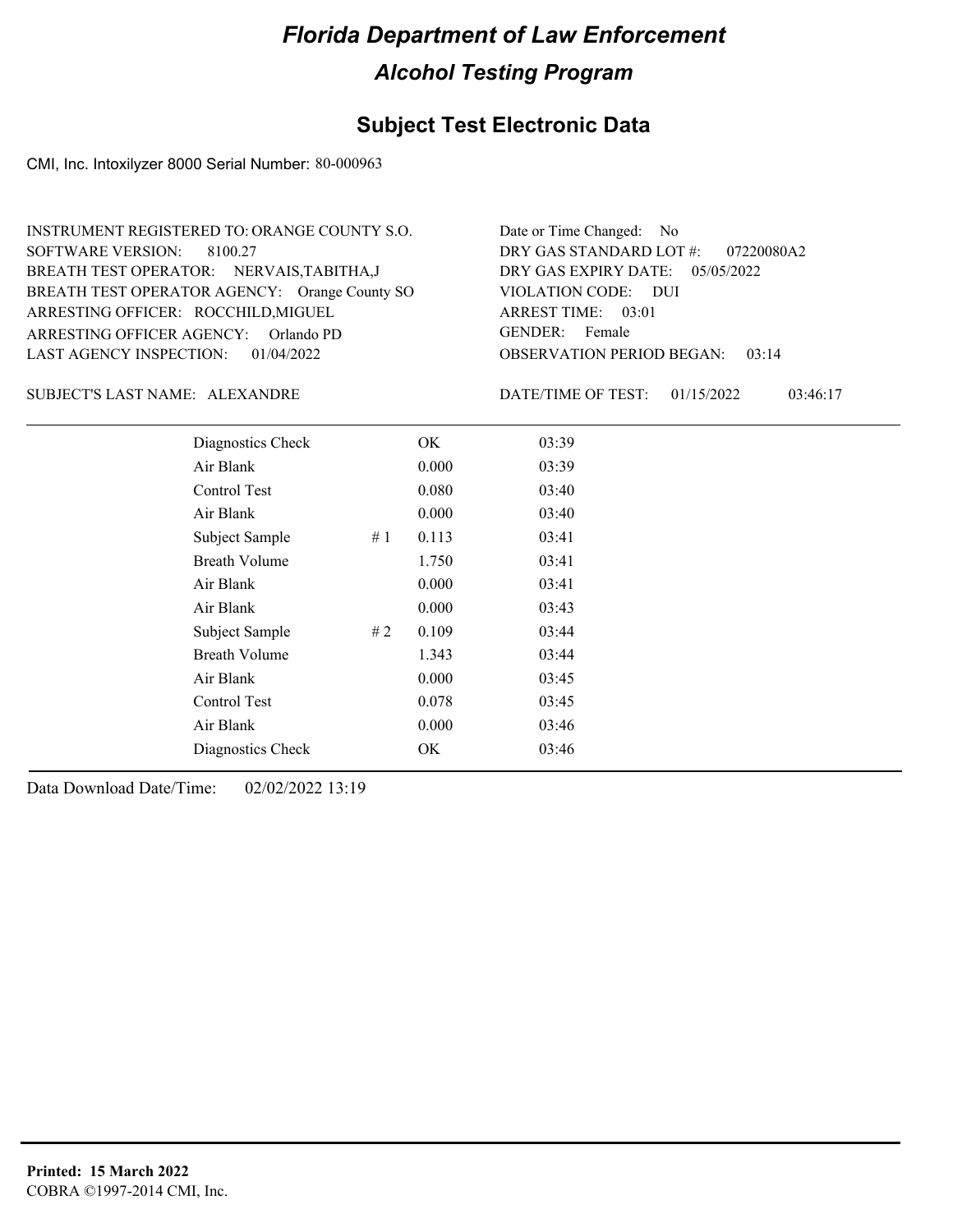# Florida Department of Law Enforcement

## Alcohol Testing Program

### Subject Test Electronic Data

CMI, Inc. Intoxilyzer 8000 Serial Number: 80-000963

INSTRUMENT REGISTERED TO: ORANGE COUNTY S.O.
SOFTWARE VERSION: 8100.27
BREATH TEST OPERATOR: NERVAIS,TABITHA,J
BREATH TEST OPERATOR AGENCY: Orange County SO
ARRESTING OFFICER: ROCCHILD,MIGUEL
ARRESTING OFFICER AGENCY: Orlando PD
LAST AGENCY INSPECTION: 01/04/2022

Date or Time Changed: No
DRY GAS STANDARD LOT #: 07220080A2
DRY GAS EXPIRY DATE: 05/05/2022
VIOLATION CODE: DUI
ARREST TIME: 03:01
GENDER: Female
OBSERVATION PERIOD BEGAN: 03:14

SUBJECT'S LAST NAME: ALEXANDRE

DATE/TIME OF TEST: 01/15/2022 03:46:17

| | | | |
|---|---|---|---|
| Diagnostics Check | | OK | 03:39 |
| Air Blank | | 0.000 | 03:39 |
| Control Test | | 0.080 | 03:40 |
| Air Blank | | 0.000 | 03:40 |
| Subject Sample | # 1 | 0.113 | 03:41 |
| Breath Volume | | 1.750 | 03:41 |
| Air Blank | | 0.000 | 03:41 |
| Air Blank | | 0.000 | 03:43 |
| Subject Sample | # 2 | 0.109 | 03:44 |
| Breath Volume | | 1.343 | 03:44 |
| Air Blank | | 0.000 | 03:45 |
| Control Test | | 0.078 | 03:45 |
| Air Blank | | 0.000 | 03:46 |
| Diagnostics Check | | OK | 03:46 |

Data Download Date/Time: 02/02/2022 13:19

**Printed: 15 March 2022**
COBRA ©1997-2014 CMI, Inc.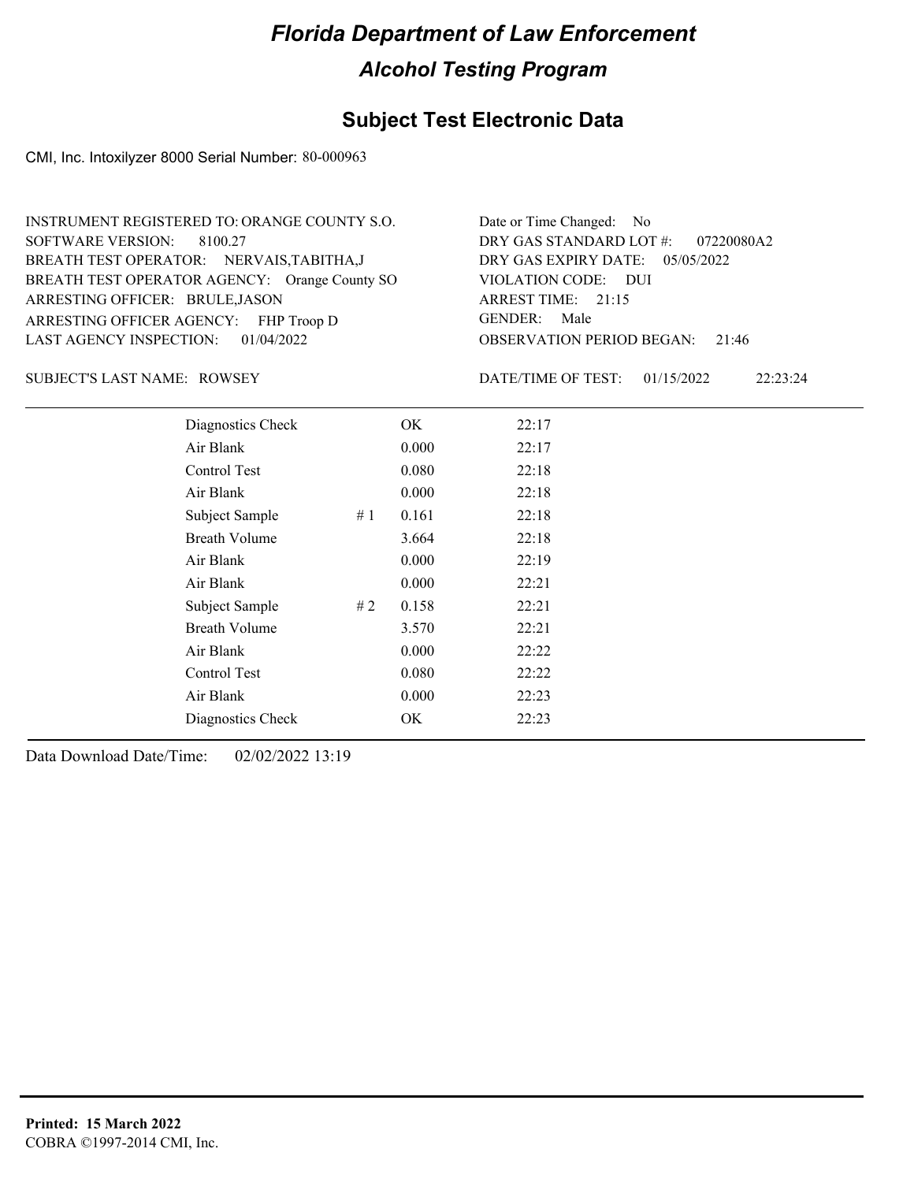# Florida Department of Law Enforcement

## Alcohol Testing Program

### Subject Test Electronic Data

CMI, Inc. Intoxilyzer 8000 Serial Number: 80-000963

INSTRUMENT REGISTERED TO: ORANGE COUNTY S.O.
SOFTWARE VERSION: 8100.27
BREATH TEST OPERATOR: NERVAIS,TABITHA,J
BREATH TEST OPERATOR AGENCY: Orange County SO
ARRESTING OFFICER: BRULE,JASON
ARRESTING OFFICER AGENCY: FHP Troop D
LAST AGENCY INSPECTION: 01/04/2022

Date or Time Changed: No
DRY GAS STANDARD LOT #: 07220080A2
DRY GAS EXPIRY DATE: 05/05/2022
VIOLATION CODE: DUI
ARREST TIME: 21:15
GENDER: Male
OBSERVATION PERIOD BEGAN: 21:46

SUBJECT'S LAST NAME: ROWSEY

DATE/TIME OF TEST: 01/15/2022 22:23:24

| | | | |
|---|---|---|---|
| Diagnostics Check | | OK | 22:17 |
| Air Blank | | 0.000 | 22:17 |
| Control Test | | 0.080 | 22:18 |
| Air Blank | | 0.000 | 22:18 |
| Subject Sample | # 1 | 0.161 | 22:18 |
| Breath Volume | | 3.664 | 22:18 |
| Air Blank | | 0.000 | 22:19 |
| Air Blank | | 0.000 | 22:21 |
| Subject Sample | # 2 | 0.158 | 22:21 |
| Breath Volume | | 3.570 | 22:21 |
| Air Blank | | 0.000 | 22:22 |
| Control Test | | 0.080 | 22:22 |
| Air Blank | | 0.000 | 22:23 |
| Diagnostics Check | | OK | 22:23 |

Data Download Date/Time: 02/02/2022 13:19

**Printed: 15 March 2022**
COBRA ©1997-2014 CMI, Inc.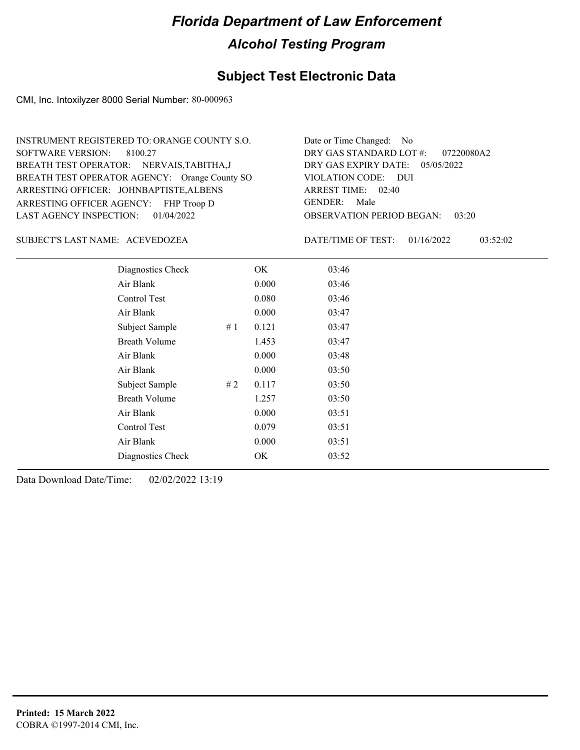# Florida Department of Law Enforcement

## Alcohol Testing Program

### Subject Test Electronic Data

CMI, Inc. Intoxilyzer 8000 Serial Number: 80-000963

INSTRUMENT REGISTERED TO: ORANGE COUNTY S.O.
SOFTWARE VERSION: 8100.27
BREATH TEST OPERATOR: NERVAIS,TABITHA,J
BREATH TEST OPERATOR AGENCY: Orange County SO
ARRESTING OFFICER: JOHNBAPTISTE,ALBENS
ARRESTING OFFICER AGENCY: FHP Troop D
LAST AGENCY INSPECTION: 01/04/2022

Date or Time Changed: No
DRY GAS STANDARD LOT #: 07220080A2
DRY GAS EXPIRY DATE: 05/05/2022
VIOLATION CODE: DUI
ARREST TIME: 02:40
GENDER: Male
OBSERVATION PERIOD BEGAN: 03:20

SUBJECT'S LAST NAME: ACEVEDOZEA

DATE/TIME OF TEST: 01/16/2022 03:52:02

| | | | |
|---|---|---|---|
| Diagnostics Check | | OK | 03:46 |
| Air Blank | | 0.000 | 03:46 |
| Control Test | | 0.080 | 03:46 |
| Air Blank | | 0.000 | 03:47 |
| Subject Sample | # 1 | 0.121 | 03:47 |
| Breath Volume | | 1.453 | 03:47 |
| Air Blank | | 0.000 | 03:48 |
| Air Blank | | 0.000 | 03:50 |
| Subject Sample | # 2 | 0.117 | 03:50 |
| Breath Volume | | 1.257 | 03:50 |
| Air Blank | | 0.000 | 03:51 |
| Control Test | | 0.079 | 03:51 |
| Air Blank | | 0.000 | 03:51 |
| Diagnostics Check | | OK | 03:52 |

Data Download Date/Time: 02/02/2022 13:19

**Printed: 15 March 2022**
COBRA ©1997-2014 CMI, Inc.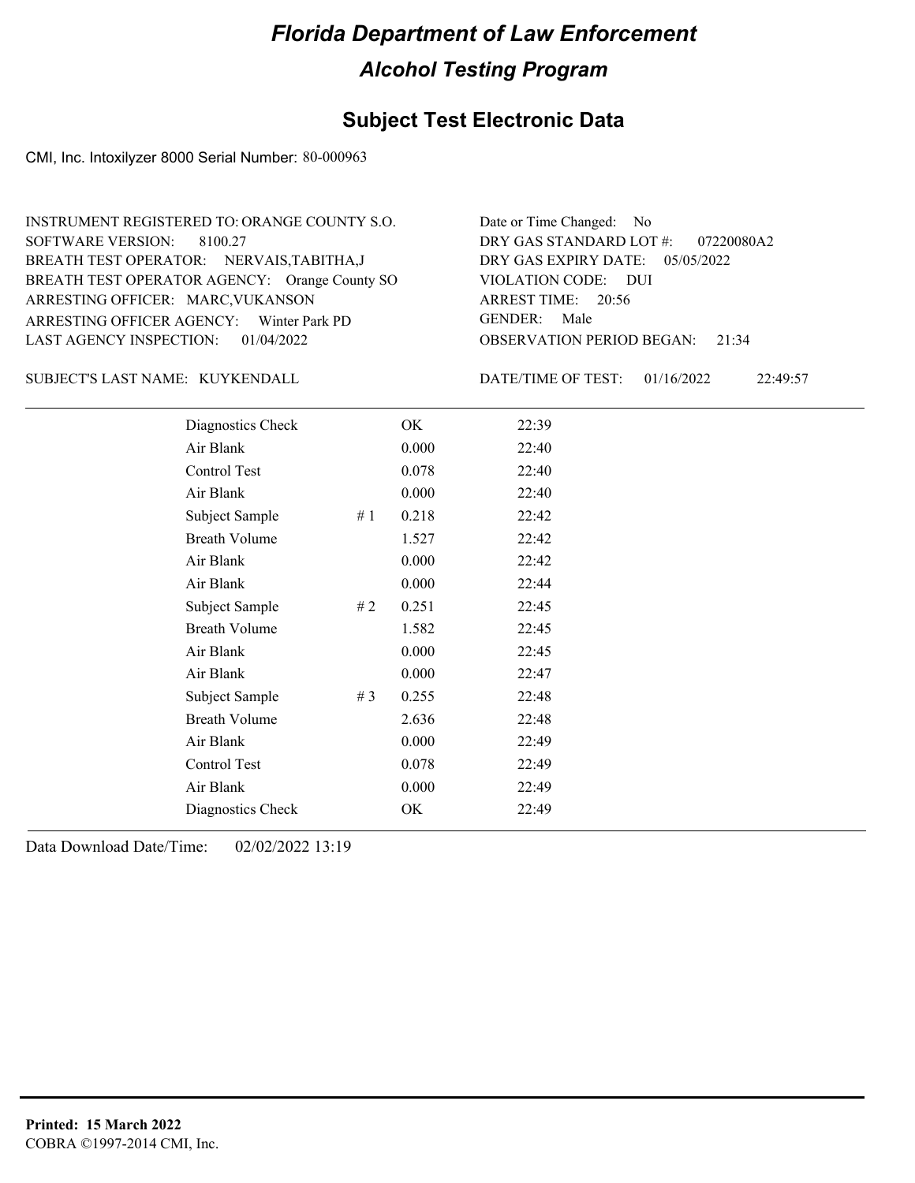# Florida Department of Law Enforcement

## Alcohol Testing Program

### Subject Test Electronic Data

CMI, Inc. Intoxilyzer 8000 Serial Number: 80-000963

INSTRUMENT REGISTERED TO: ORANGE COUNTY S.O.
SOFTWARE VERSION: 8100.27
BREATH TEST OPERATOR: NERVAIS,TABITHA,J
BREATH TEST OPERATOR AGENCY: Orange County SO
ARRESTING OFFICER: MARC,VUKANSON
ARRESTING OFFICER AGENCY: Winter Park PD
LAST AGENCY INSPECTION: 01/04/2022

Date or Time Changed: No
DRY GAS STANDARD LOT #: 07220080A2
DRY GAS EXPIRY DATE: 05/05/2022
VIOLATION CODE: DUI
ARREST TIME: 20:56
GENDER: Male
OBSERVATION PERIOD BEGAN: 21:34

SUBJECT'S LAST NAME: KUYKENDALL

DATE/TIME OF TEST: 01/16/2022 22:49:57

| | | | |
|---|---|---|---|
| Diagnostics Check | | OK | 22:39 |
| Air Blank | | 0.000 | 22:40 |
| Control Test | | 0.078 | 22:40 |
| Air Blank | | 0.000 | 22:40 |
| Subject Sample | # 1 | 0.218 | 22:42 |
| Breath Volume | | 1.527 | 22:42 |
| Air Blank | | 0.000 | 22:42 |
| Air Blank | | 0.000 | 22:44 |
| Subject Sample | # 2 | 0.251 | 22:45 |
| Breath Volume | | 1.582 | 22:45 |
| Air Blank | | 0.000 | 22:45 |
| Air Blank | | 0.000 | 22:47 |
| Subject Sample | # 3 | 0.255 | 22:48 |
| Breath Volume | | 2.636 | 22:48 |
| Air Blank | | 0.000 | 22:49 |
| Control Test | | 0.078 | 22:49 |
| Air Blank | | 0.000 | 22:49 |
| Diagnostics Check | | OK | 22:49 |

Data Download Date/Time: 02/02/2022 13:19

**Printed: 15 March 2022**
COBRA ©1997-2014 CMI, Inc.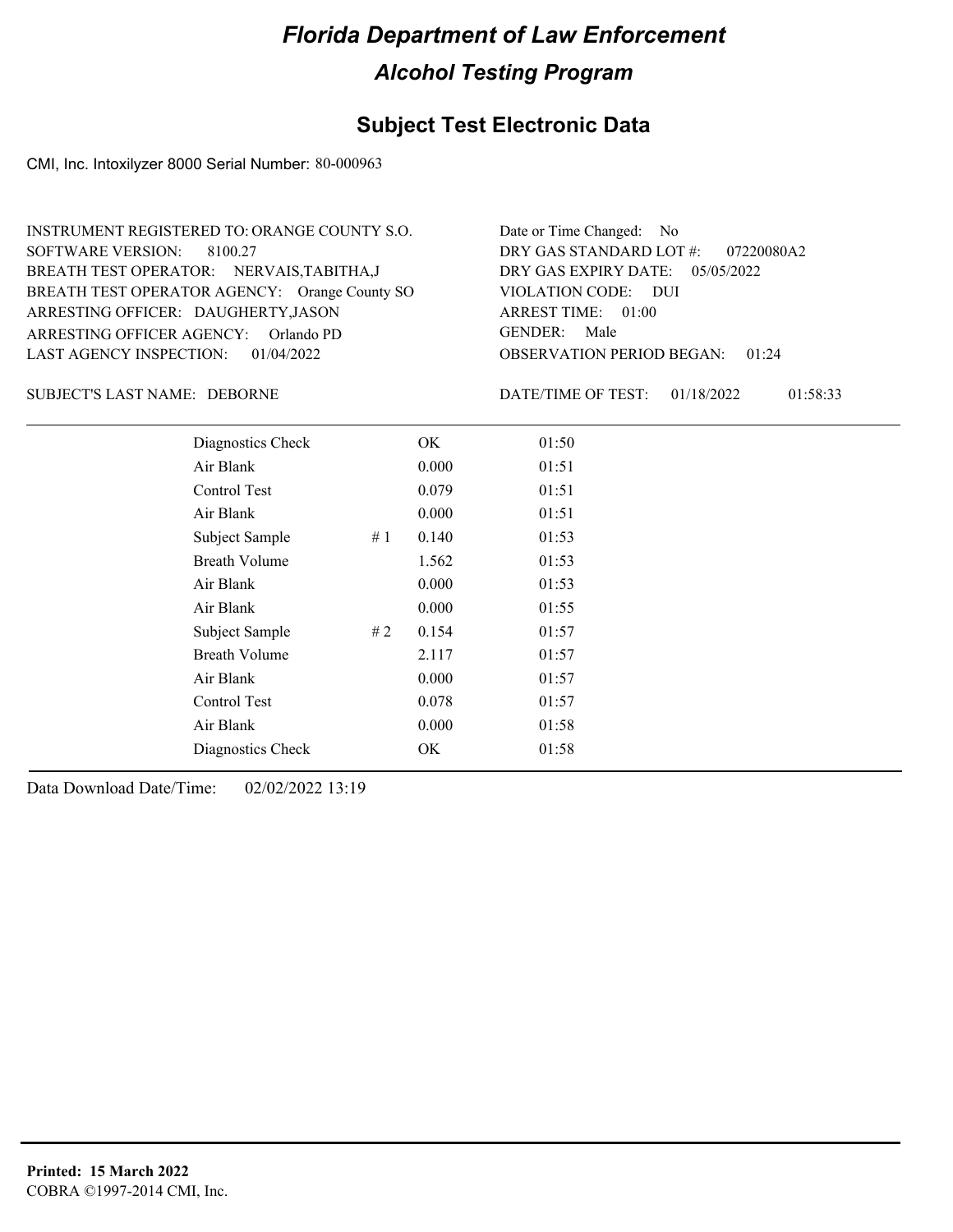# Florida Department of Law Enforcement

## Alcohol Testing Program

### Subject Test Electronic Data

CMI, Inc. Intoxilyzer 8000 Serial Number: 80-000963

INSTRUMENT REGISTERED TO: ORANGE COUNTY S.O.
SOFTWARE VERSION: 8100.27
BREATH TEST OPERATOR: NERVAIS,TABITHA,J
BREATH TEST OPERATOR AGENCY: Orange County SO
ARRESTING OFFICER: DAUGHERTY,JASON
ARRESTING OFFICER AGENCY: Orlando PD
LAST AGENCY INSPECTION: 01/04/2022

Date or Time Changed: No
DRY GAS STANDARD LOT #: 07220080A2
DRY GAS EXPIRY DATE: 05/05/2022
VIOLATION CODE: DUI
ARREST TIME: 01:00
GENDER: Male
OBSERVATION PERIOD BEGAN: 01:24

SUBJECT'S LAST NAME: DEBORNE

DATE/TIME OF TEST: 01/18/2022 01:58:33

| Test | # | Result | Time |
|---|---|---|---|
| Diagnostics Check | | OK | 01:50 |
| Air Blank | | 0.000 | 01:51 |
| Control Test | | 0.079 | 01:51 |
| Air Blank | | 0.000 | 01:51 |
| Subject Sample | # 1 | 0.140 | 01:53 |
| Breath Volume | | 1.562 | 01:53 |
| Air Blank | | 0.000 | 01:53 |
| Air Blank | | 0.000 | 01:55 |
| Subject Sample | # 2 | 0.154 | 01:57 |
| Breath Volume | | 2.117 | 01:57 |
| Air Blank | | 0.000 | 01:57 |
| Control Test | | 0.078 | 01:57 |
| Air Blank | | 0.000 | 01:58 |
| Diagnostics Check | | OK | 01:58 |

Data Download Date/Time: 02/02/2022 13:19

**Printed: 15 March 2022**
COBRA ©1997-2014 CMI, Inc.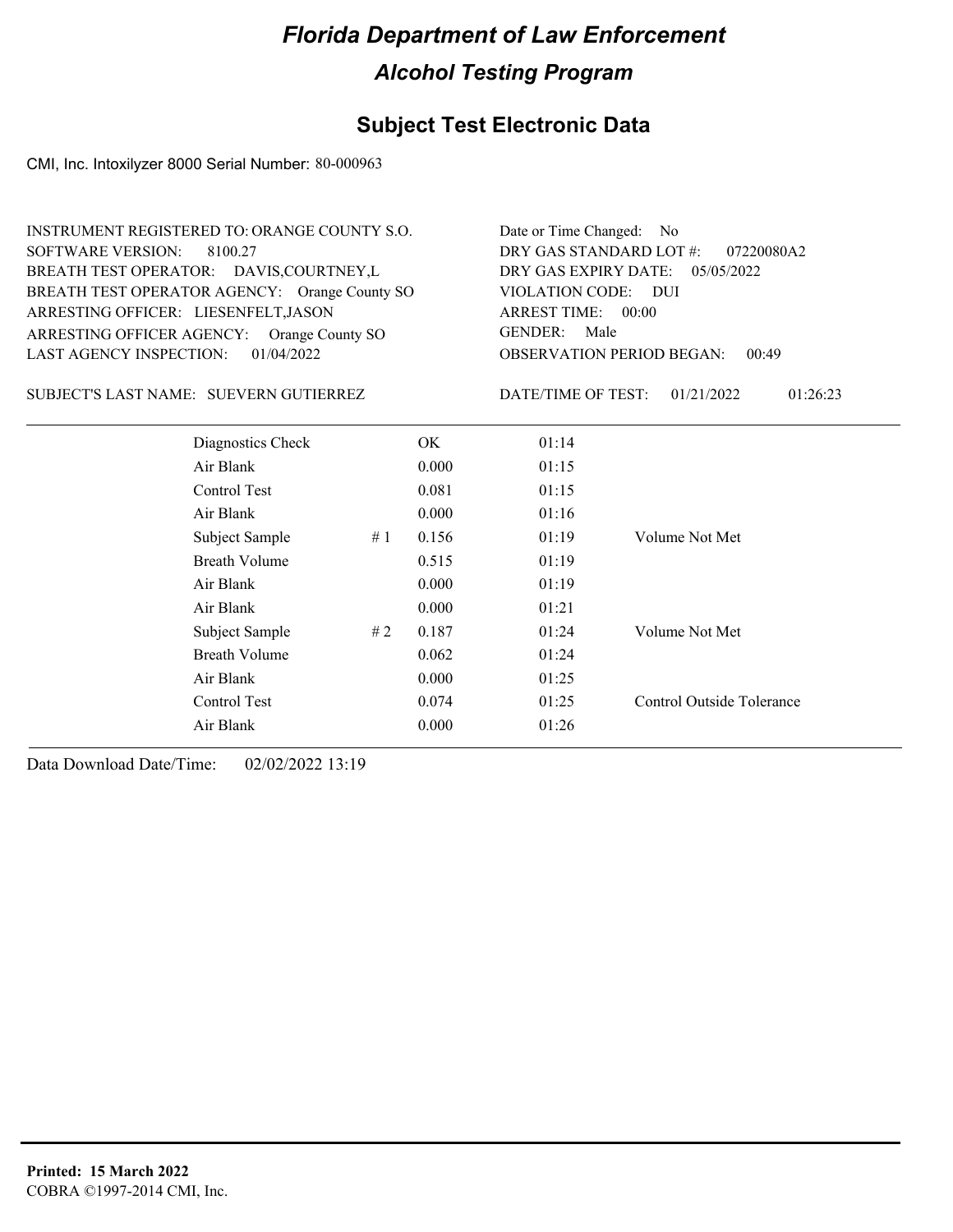# Florida Department of Law Enforcement

## Alcohol Testing Program

### Subject Test Electronic Data

CMI, Inc. Intoxilyzer 8000 Serial Number: 80-000963

INSTRUMENT REGISTERED TO: ORANGE COUNTY S.O.
SOFTWARE VERSION: 8100.27
BREATH TEST OPERATOR: DAVIS,COURTNEY,L
BREATH TEST OPERATOR AGENCY: Orange County SO
ARRESTING OFFICER: LIESENFELT,JASON
ARRESTING OFFICER AGENCY: Orange County SO
LAST AGENCY INSPECTION: 01/04/2022

Date or Time Changed: No
DRY GAS STANDARD LOT #: 07220080A2
DRY GAS EXPIRY DATE: 05/05/2022
VIOLATION CODE: DUI
ARREST TIME: 00:00
GENDER: Male
OBSERVATION PERIOD BEGAN: 00:49

SUBJECT'S LAST NAME: SUEVERN GUTIERREZ

DATE/TIME OF TEST: 01/21/2022 01:26:23

| | | | | |
|---|---|---|---|---|
| Diagnostics Check | | OK | 01:14 | |
| Air Blank | | 0.000 | 01:15 | |
| Control Test | | 0.081 | 01:15 | |
| Air Blank | | 0.000 | 01:16 | |
| Subject Sample | # 1 | 0.156 | 01:19 | Volume Not Met |
| Breath Volume | | 0.515 | 01:19 | |
| Air Blank | | 0.000 | 01:19 | |
| Air Blank | | 0.000 | 01:21 | |
| Subject Sample | # 2 | 0.187 | 01:24 | Volume Not Met |
| Breath Volume | | 0.062 | 01:24 | |
| Air Blank | | 0.000 | 01:25 | |
| Control Test | | 0.074 | 01:25 | Control Outside Tolerance |
| Air Blank | | 0.000 | 01:26 | |

Data Download Date/Time: 02/02/2022 13:19

**Printed: 15 March 2022**
COBRA ©1997-2014 CMI, Inc.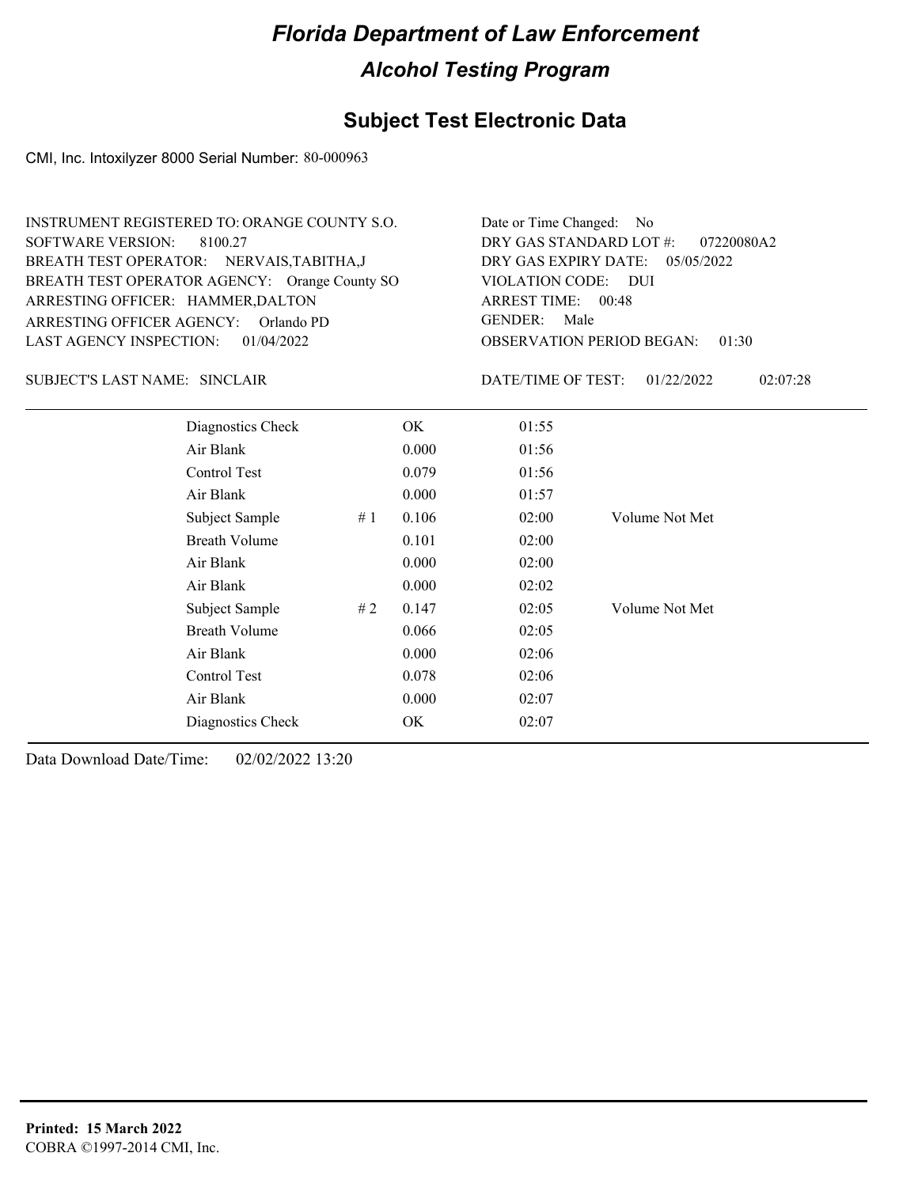# Florida Department of Law Enforcement

## Alcohol Testing Program

## Subject Test Electronic Data

CMI, Inc. Intoxilyzer 8000 Serial Number: 80-000963

INSTRUMENT REGISTERED TO: ORANGE COUNTY S.O.
SOFTWARE VERSION: 8100.27
BREATH TEST OPERATOR: NERVAIS,TABITHA,J
BREATH TEST OPERATOR AGENCY: Orange County SO
ARRESTING OFFICER: HAMMER,DALTON
ARRESTING OFFICER AGENCY: Orlando PD
LAST AGENCY INSPECTION: 01/04/2022

Date or Time Changed: No
DRY GAS STANDARD LOT #: 07220080A2
DRY GAS EXPIRY DATE: 05/05/2022
VIOLATION CODE: DUI
ARREST TIME: 00:48
GENDER: Male
OBSERVATION PERIOD BEGAN: 01:30

SUBJECT'S LAST NAME: SINCLAIR

DATE/TIME OF TEST: 01/22/2022 02:07:28

| Test | # | Result | Time | Note |
|---|---|---|---|---|
| Diagnostics Check | | OK | 01:55 | |
| Air Blank | | 0.000 | 01:56 | |
| Control Test | | 0.079 | 01:56 | |
| Air Blank | | 0.000 | 01:57 | |
| Subject Sample | # 1 | 0.106 | 02:00 | Volume Not Met |
| Breath Volume | | 0.101 | 02:00 | |
| Air Blank | | 0.000 | 02:00 | |
| Air Blank | | 0.000 | 02:02 | |
| Subject Sample | # 2 | 0.147 | 02:05 | Volume Not Met |
| Breath Volume | | 0.066 | 02:05 | |
| Air Blank | | 0.000 | 02:06 | |
| Control Test | | 0.078 | 02:06 | |
| Air Blank | | 0.000 | 02:07 | |
| Diagnostics Check | | OK | 02:07 | |

Data Download Date/Time: 02/02/2022 13:20

**Printed: 15 March 2022**
COBRA ©1997-2014 CMI, Inc.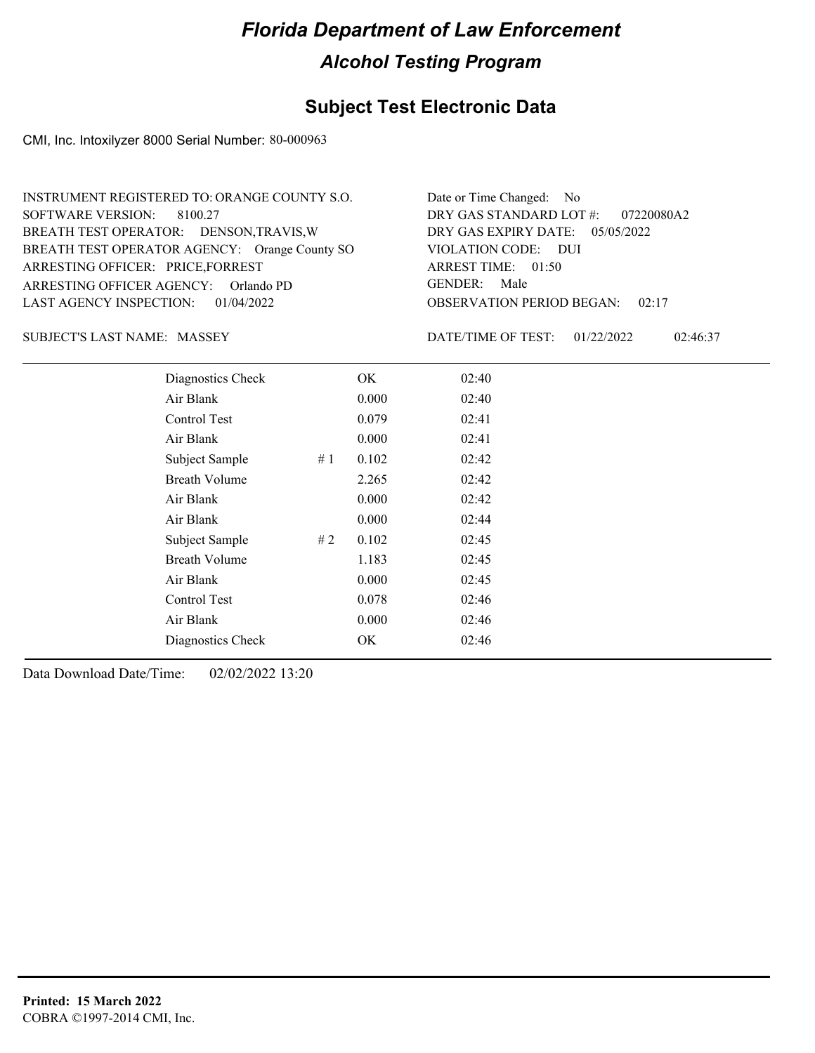# *Florida Department of Law Enforcement*

## *Alcohol Testing Program*

## Subject Test Electronic Data

CMI, Inc. Intoxilyzer 8000 Serial Number: 80-000963

INSTRUMENT REGISTERED TO: ORANGE COUNTY S.O.
SOFTWARE VERSION: 8100.27
BREATH TEST OPERATOR: DENSON,TRAVIS,W
BREATH TEST OPERATOR AGENCY: Orange County SO
ARRESTING OFFICER: PRICE,FORREST
ARRESTING OFFICER AGENCY: Orlando PD
LAST AGENCY INSPECTION: 01/04/2022

Date or Time Changed: No
DRY GAS STANDARD LOT #: 07220080A2
DRY GAS EXPIRY DATE: 05/05/2022
VIOLATION CODE: DUI
ARREST TIME: 01:50
GENDER: Male
OBSERVATION PERIOD BEGAN: 02:17

SUBJECT'S LAST NAME: MASSEY

DATE/TIME OF TEST: 01/22/2022 02:46:37

| | | | |
|---|---|---|---|
| Diagnostics Check | | OK | 02:40 |
| Air Blank | | 0.000 | 02:40 |
| Control Test | | 0.079 | 02:41 |
| Air Blank | | 0.000 | 02:41 |
| Subject Sample | # 1 | 0.102 | 02:42 |
| Breath Volume | | 2.265 | 02:42 |
| Air Blank | | 0.000 | 02:42 |
| Air Blank | | 0.000 | 02:44 |
| Subject Sample | # 2 | 0.102 | 02:45 |
| Breath Volume | | 1.183 | 02:45 |
| Air Blank | | 0.000 | 02:45 |
| Control Test | | 0.078 | 02:46 |
| Air Blank | | 0.000 | 02:46 |
| Diagnostics Check | | OK | 02:46 |

Data Download Date/Time: 02/02/2022 13:20

**Printed: 15 March 2022**
COBRA ©1997-2014 CMI, Inc.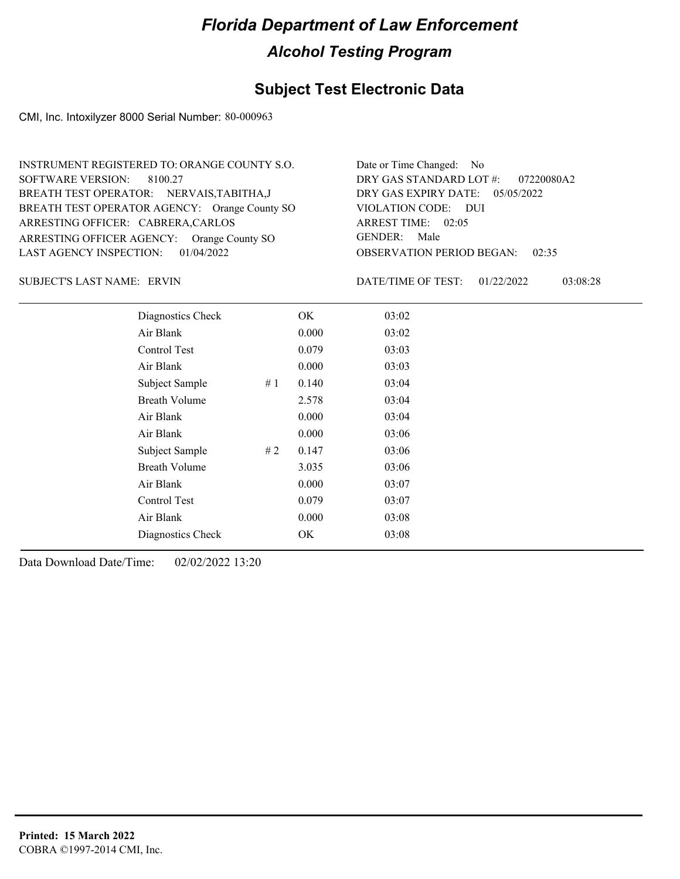# *Florida Department of Law Enforcement*

## *Alcohol Testing Program*

## Subject Test Electronic Data

CMI, Inc. Intoxilyzer 8000 Serial Number: 80-000963

INSTRUMENT REGISTERED TO: ORANGE COUNTY S.O.
SOFTWARE VERSION: 8100.27
BREATH TEST OPERATOR: NERVAIS,TABITHA,J
BREATH TEST OPERATOR AGENCY: Orange County SO
ARRESTING OFFICER: CABRERA,CARLOS
ARRESTING OFFICER AGENCY: Orange County SO
LAST AGENCY INSPECTION: 01/04/2022

Date or Time Changed: No
DRY GAS STANDARD LOT #: 07220080A2
DRY GAS EXPIRY DATE: 05/05/2022
VIOLATION CODE: DUI
ARREST TIME: 02:05
GENDER: Male
OBSERVATION PERIOD BEGAN: 02:35

SUBJECT'S LAST NAME: ERVIN

DATE/TIME OF TEST: 01/22/2022 03:08:28

| | | | |
|---|---|---|---|
| Diagnostics Check | | OK | 03:02 |
| Air Blank | | 0.000 | 03:02 |
| Control Test | | 0.079 | 03:03 |
| Air Blank | | 0.000 | 03:03 |
| Subject Sample | # 1 | 0.140 | 03:04 |
| Breath Volume | | 2.578 | 03:04 |
| Air Blank | | 0.000 | 03:04 |
| Air Blank | | 0.000 | 03:06 |
| Subject Sample | # 2 | 0.147 | 03:06 |
| Breath Volume | | 3.035 | 03:06 |
| Air Blank | | 0.000 | 03:07 |
| Control Test | | 0.079 | 03:07 |
| Air Blank | | 0.000 | 03:08 |
| Diagnostics Check | | OK | 03:08 |

Data Download Date/Time: 02/02/2022 13:20

**Printed: 15 March 2022**
COBRA ©1997-2014 CMI, Inc.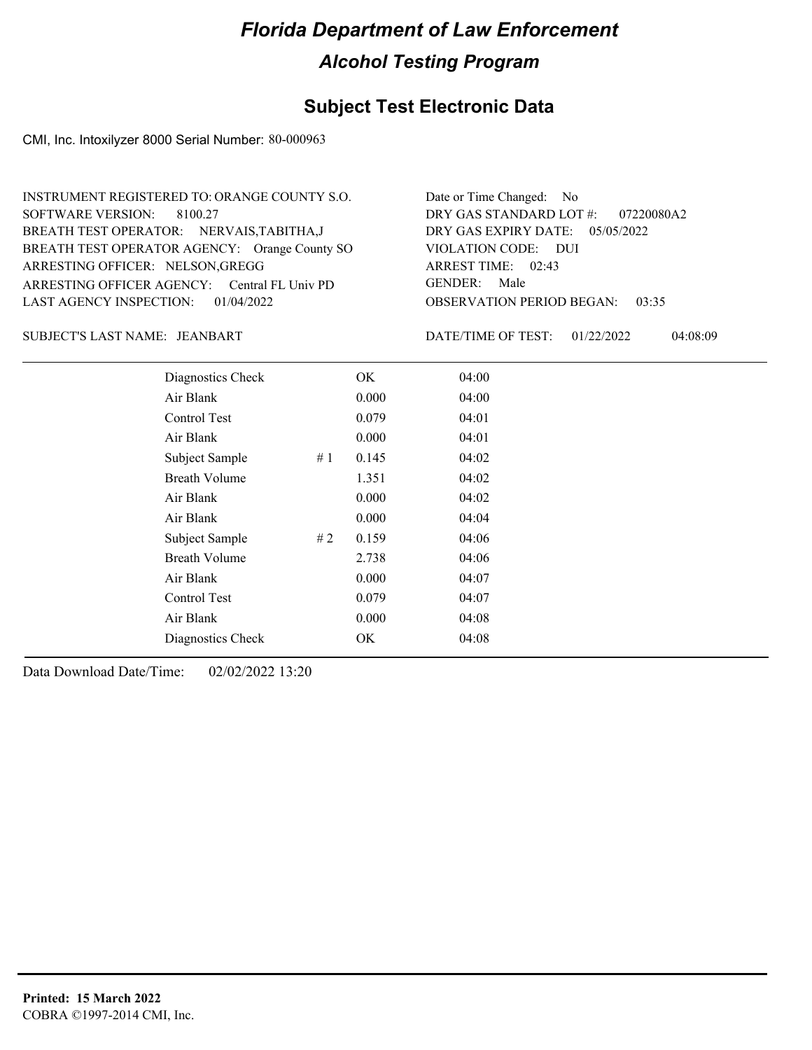# Florida Department of Law Enforcement

## Alcohol Testing Program

### Subject Test Electronic Data

CMI, Inc. Intoxilyzer 8000 Serial Number: 80-000963

INSTRUMENT REGISTERED TO: ORANGE COUNTY S.O.
SOFTWARE VERSION: 8100.27
BREATH TEST OPERATOR: NERVAIS,TABITHA,J
BREATH TEST OPERATOR AGENCY: Orange County SO
ARRESTING OFFICER: NELSON,GREGG
ARRESTING OFFICER AGENCY: Central FL Univ PD
LAST AGENCY INSPECTION: 01/04/2022

Date or Time Changed: No
DRY GAS STANDARD LOT #: 07220080A2
DRY GAS EXPIRY DATE: 05/05/2022
VIOLATION CODE: DUI
ARREST TIME: 02:43
GENDER: Male
OBSERVATION PERIOD BEGAN: 03:35

SUBJECT'S LAST NAME: JEANBART

DATE/TIME OF TEST: 01/22/2022 04:08:09

| | | | |
|---|---|---|---|
| Diagnostics Check | | OK | 04:00 |
| Air Blank | | 0.000 | 04:00 |
| Control Test | | 0.079 | 04:01 |
| Air Blank | | 0.000 | 04:01 |
| Subject Sample | # 1 | 0.145 | 04:02 |
| Breath Volume | | 1.351 | 04:02 |
| Air Blank | | 0.000 | 04:02 |
| Air Blank | | 0.000 | 04:04 |
| Subject Sample | # 2 | 0.159 | 04:06 |
| Breath Volume | | 2.738 | 04:06 |
| Air Blank | | 0.000 | 04:07 |
| Control Test | | 0.079 | 04:07 |
| Air Blank | | 0.000 | 04:08 |
| Diagnostics Check | | OK | 04:08 |

Data Download Date/Time: 02/02/2022 13:20

**Printed: 15 March 2022**
COBRA ©1997-2014 CMI, Inc.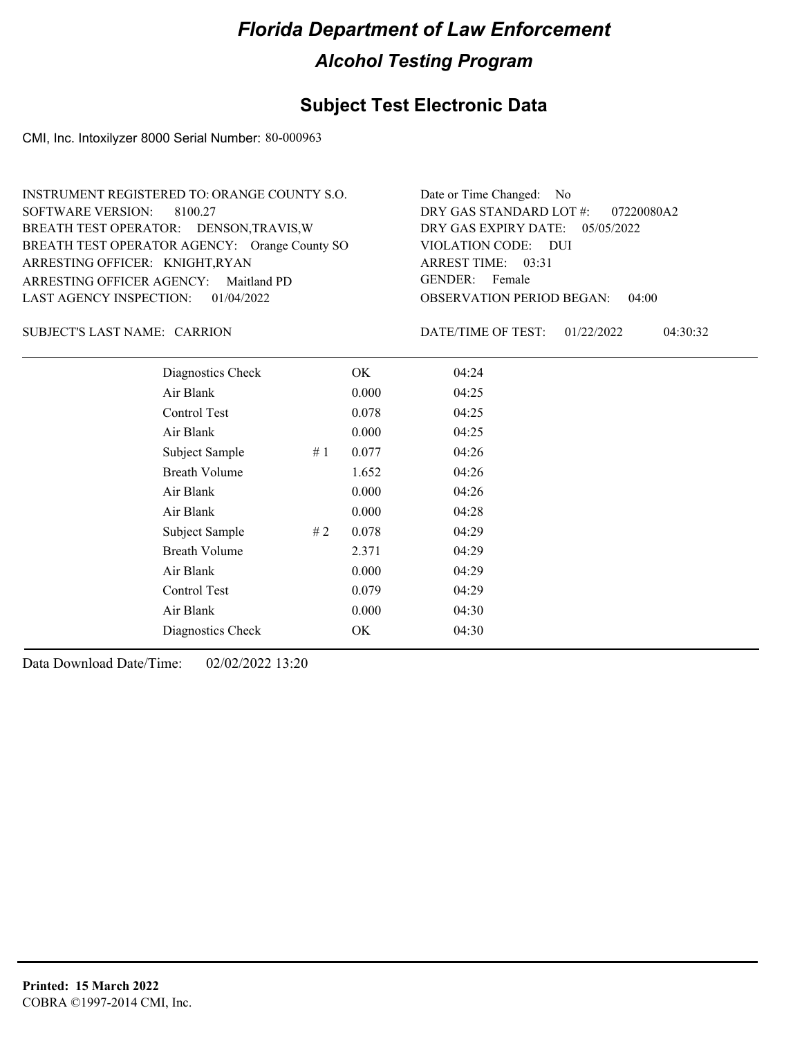# Florida Department of Law Enforcement

## Alcohol Testing Program

### Subject Test Electronic Data

CMI, Inc. Intoxilyzer 8000 Serial Number: 80-000963

INSTRUMENT REGISTERED TO: ORANGE COUNTY S.O.
SOFTWARE VERSION: 8100.27
BREATH TEST OPERATOR: DENSON,TRAVIS,W
BREATH TEST OPERATOR AGENCY: Orange County SO
ARRESTING OFFICER: KNIGHT,RYAN
ARRESTING OFFICER AGENCY: Maitland PD
LAST AGENCY INSPECTION: 01/04/2022

Date or Time Changed: No
DRY GAS STANDARD LOT #: 07220080A2
DRY GAS EXPIRY DATE: 05/05/2022
VIOLATION CODE: DUI
ARREST TIME: 03:31
GENDER: Female
OBSERVATION PERIOD BEGAN: 04:00

SUBJECT'S LAST NAME: CARRION

DATE/TIME OF TEST: 01/22/2022 04:30:32

| | | | |
|---|---|---|---|
| Diagnostics Check | | OK | 04:24 |
| Air Blank | | 0.000 | 04:25 |
| Control Test | | 0.078 | 04:25 |
| Air Blank | | 0.000 | 04:25 |
| Subject Sample | # 1 | 0.077 | 04:26 |
| Breath Volume | | 1.652 | 04:26 |
| Air Blank | | 0.000 | 04:26 |
| Air Blank | | 0.000 | 04:28 |
| Subject Sample | # 2 | 0.078 | 04:29 |
| Breath Volume | | 2.371 | 04:29 |
| Air Blank | | 0.000 | 04:29 |
| Control Test | | 0.079 | 04:29 |
| Air Blank | | 0.000 | 04:30 |
| Diagnostics Check | | OK | 04:30 |

Data Download Date/Time: 02/02/2022 13:20

**Printed: 15 March 2022**
COBRA ©1997-2014 CMI, Inc.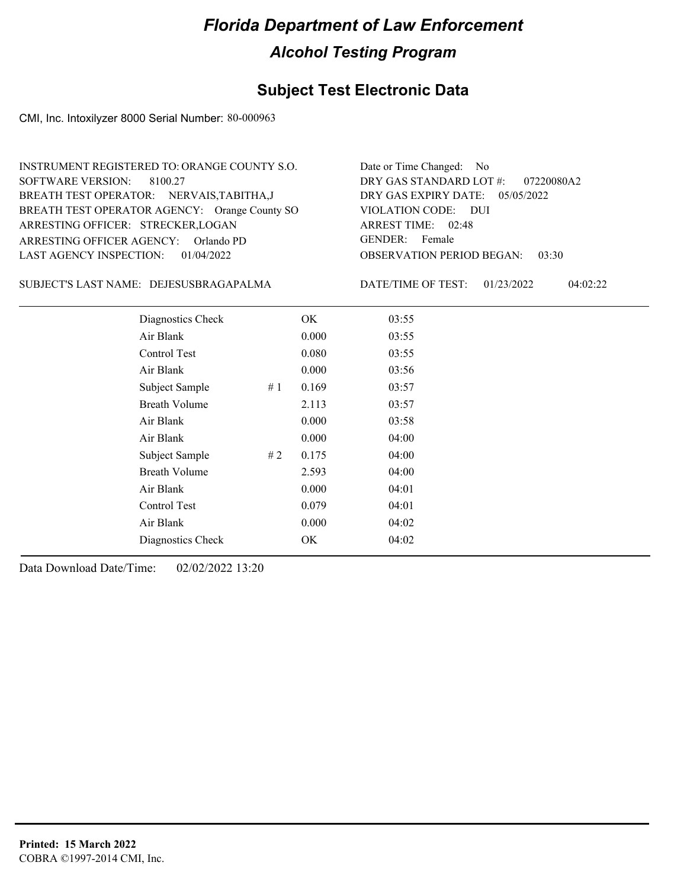# Florida Department of Law Enforcement

## Alcohol Testing Program

### Subject Test Electronic Data

CMI, Inc. Intoxilyzer 8000 Serial Number: 80-000963

INSTRUMENT REGISTERED TO: ORANGE COUNTY S.O.
SOFTWARE VERSION: 8100.27
BREATH TEST OPERATOR: NERVAIS,TABITHA,J
BREATH TEST OPERATOR AGENCY: Orange County SO
ARRESTING OFFICER: STRECKER,LOGAN
ARRESTING OFFICER AGENCY: Orlando PD
LAST AGENCY INSPECTION: 01/04/2022

Date or Time Changed: No
DRY GAS STANDARD LOT #: 07220080A2
DRY GAS EXPIRY DATE: 05/05/2022
VIOLATION CODE: DUI
ARREST TIME: 02:48
GENDER: Female
OBSERVATION PERIOD BEGAN: 03:30

SUBJECT'S LAST NAME: DEJESUSBRAGAPALMA

DATE/TIME OF TEST: 01/23/2022 04:02:22

| | | | |
|---|---|---|---|
| Diagnostics Check | | OK | 03:55 |
| Air Blank | | 0.000 | 03:55 |
| Control Test | | 0.080 | 03:55 |
| Air Blank | | 0.000 | 03:56 |
| Subject Sample | # 1 | 0.169 | 03:57 |
| Breath Volume | | 2.113 | 03:57 |
| Air Blank | | 0.000 | 03:58 |
| Air Blank | | 0.000 | 04:00 |
| Subject Sample | # 2 | 0.175 | 04:00 |
| Breath Volume | | 2.593 | 04:00 |
| Air Blank | | 0.000 | 04:01 |
| Control Test | | 0.079 | 04:01 |
| Air Blank | | 0.000 | 04:02 |
| Diagnostics Check | | OK | 04:02 |

Data Download Date/Time: 02/02/2022 13:20

**Printed: 15 March 2022**
COBRA ©1997-2014 CMI, Inc.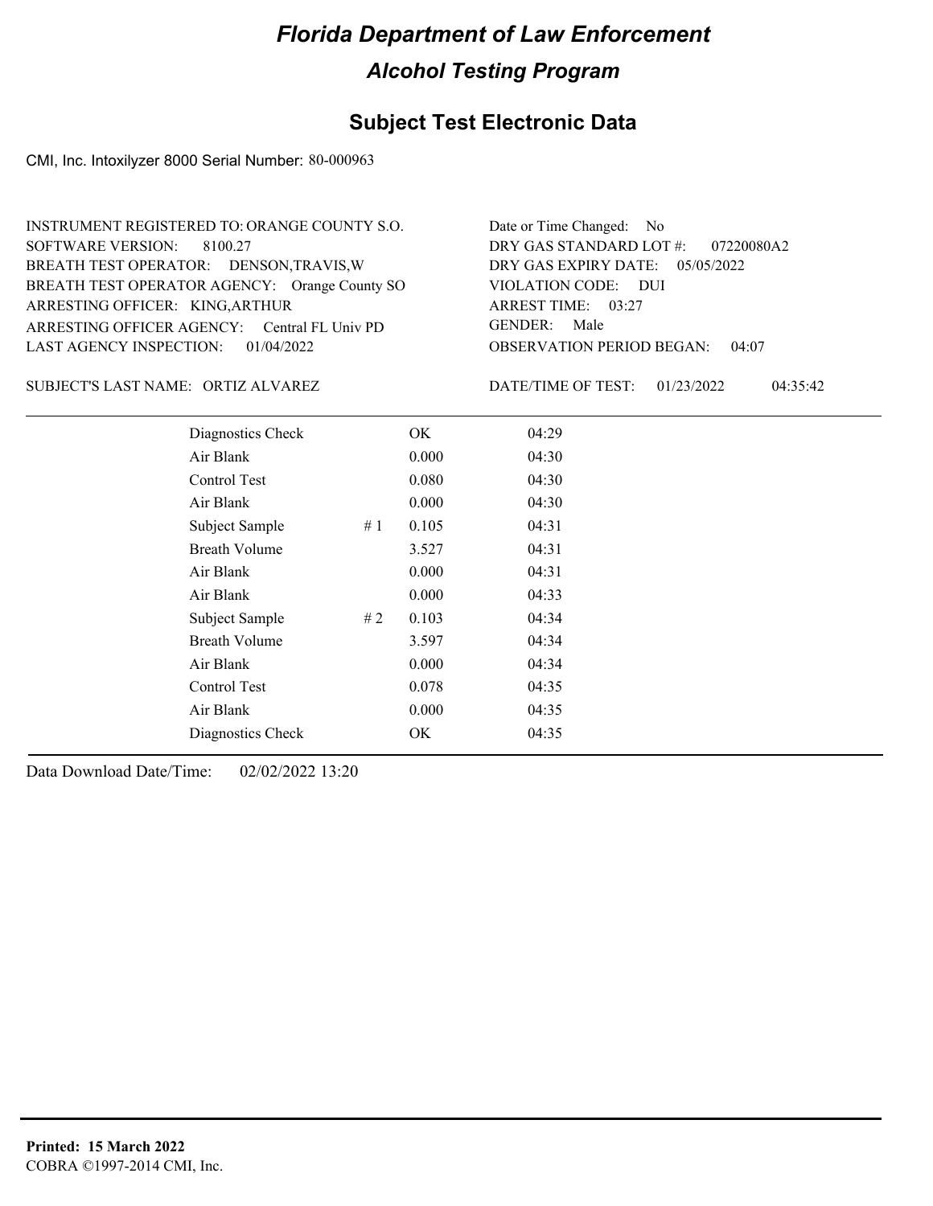# Florida Department of Law Enforcement

## Alcohol Testing Program

### Subject Test Electronic Data

CMI, Inc. Intoxilyzer 8000 Serial Number: 80-000963

INSTRUMENT REGISTERED TO: ORANGE COUNTY S.O.
SOFTWARE VERSION: 8100.27
BREATH TEST OPERATOR: DENSON,TRAVIS,W
BREATH TEST OPERATOR AGENCY: Orange County SO
ARRESTING OFFICER: KING,ARTHUR
ARRESTING OFFICER AGENCY: Central FL Univ PD
LAST AGENCY INSPECTION: 01/04/2022

Date or Time Changed: No
DRY GAS STANDARD LOT #: 07220080A2
DRY GAS EXPIRY DATE: 05/05/2022
VIOLATION CODE: DUI
ARREST TIME: 03:27
GENDER: Male
OBSERVATION PERIOD BEGAN: 04:07

SUBJECT'S LAST NAME: ORTIZ ALVAREZ

DATE/TIME OF TEST: 01/23/2022 04:35:42

| | | | |
|---|---|---|---|
| Diagnostics Check | | OK | 04:29 |
| Air Blank | | 0.000 | 04:30 |
| Control Test | | 0.080 | 04:30 |
| Air Blank | | 0.000 | 04:30 |
| Subject Sample | # 1 | 0.105 | 04:31 |
| Breath Volume | | 3.527 | 04:31 |
| Air Blank | | 0.000 | 04:31 |
| Air Blank | | 0.000 | 04:33 |
| Subject Sample | # 2 | 0.103 | 04:34 |
| Breath Volume | | 3.597 | 04:34 |
| Air Blank | | 0.000 | 04:34 |
| Control Test | | 0.078 | 04:35 |
| Air Blank | | 0.000 | 04:35 |
| Diagnostics Check | | OK | 04:35 |

Data Download Date/Time: 02/02/2022 13:20

**Printed: 15 March 2022**
COBRA ©1997-2014 CMI, Inc.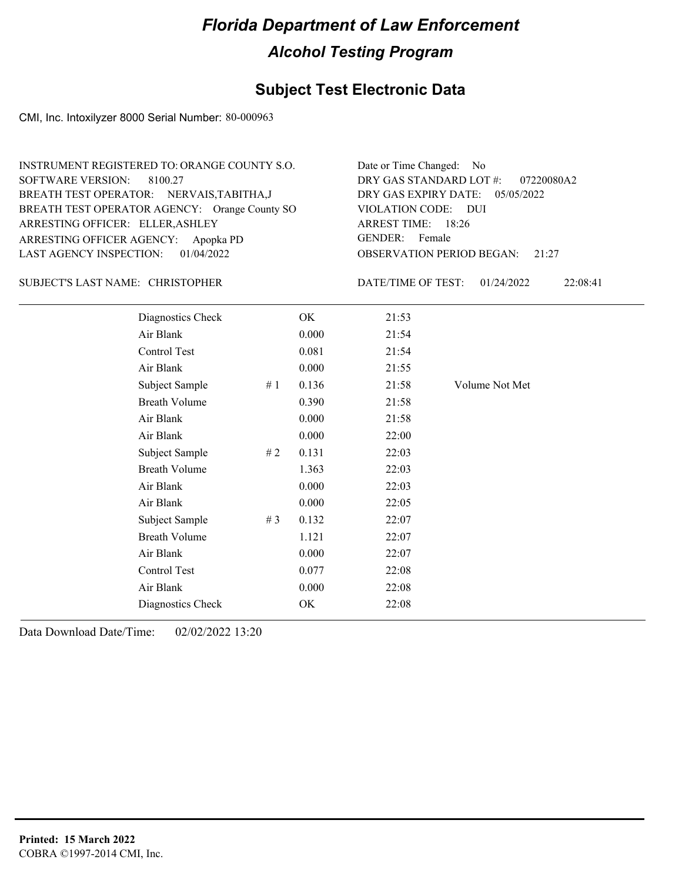# Florida Department of Law Enforcement

## Alcohol Testing Program

## Subject Test Electronic Data

CMI, Inc. Intoxilyzer 8000 Serial Number: 80-000963

INSTRUMENT REGISTERED TO: ORANGE COUNTY S.O.
SOFTWARE VERSION: 8100.27
BREATH TEST OPERATOR: NERVAIS,TABITHA,J
BREATH TEST OPERATOR AGENCY: Orange County SO
ARRESTING OFFICER: ELLER,ASHLEY
ARRESTING OFFICER AGENCY: Apopka PD
LAST AGENCY INSPECTION: 01/04/2022

Date or Time Changed: No
DRY GAS STANDARD LOT #: 07220080A2
DRY GAS EXPIRY DATE: 05/05/2022
VIOLATION CODE: DUI
ARREST TIME: 18:26
GENDER: Female
OBSERVATION PERIOD BEGAN: 21:27

SUBJECT'S LAST NAME: CHRISTOPHER

DATE/TIME OF TEST: 01/24/2022 22:08:41

| | | | | |
|---|---|---|---|---|
| Diagnostics Check | | OK | 21:53 | |
| Air Blank | | 0.000 | 21:54 | |
| Control Test | | 0.081 | 21:54 | |
| Air Blank | | 0.000 | 21:55 | |
| Subject Sample | # 1 | 0.136 | 21:58 | Volume Not Met |
| Breath Volume | | 0.390 | 21:58 | |
| Air Blank | | 0.000 | 21:58 | |
| Air Blank | | 0.000 | 22:00 | |
| Subject Sample | # 2 | 0.131 | 22:03 | |
| Breath Volume | | 1.363 | 22:03 | |
| Air Blank | | 0.000 | 22:03 | |
| Air Blank | | 0.000 | 22:05 | |
| Subject Sample | # 3 | 0.132 | 22:07 | |
| Breath Volume | | 1.121 | 22:07 | |
| Air Blank | | 0.000 | 22:07 | |
| Control Test | | 0.077 | 22:08 | |
| Air Blank | | 0.000 | 22:08 | |
| Diagnostics Check | | OK | 22:08 | |

Data Download Date/Time: 02/02/2022 13:20

**Printed: 15 March 2022**
COBRA ©1997-2014 CMI, Inc.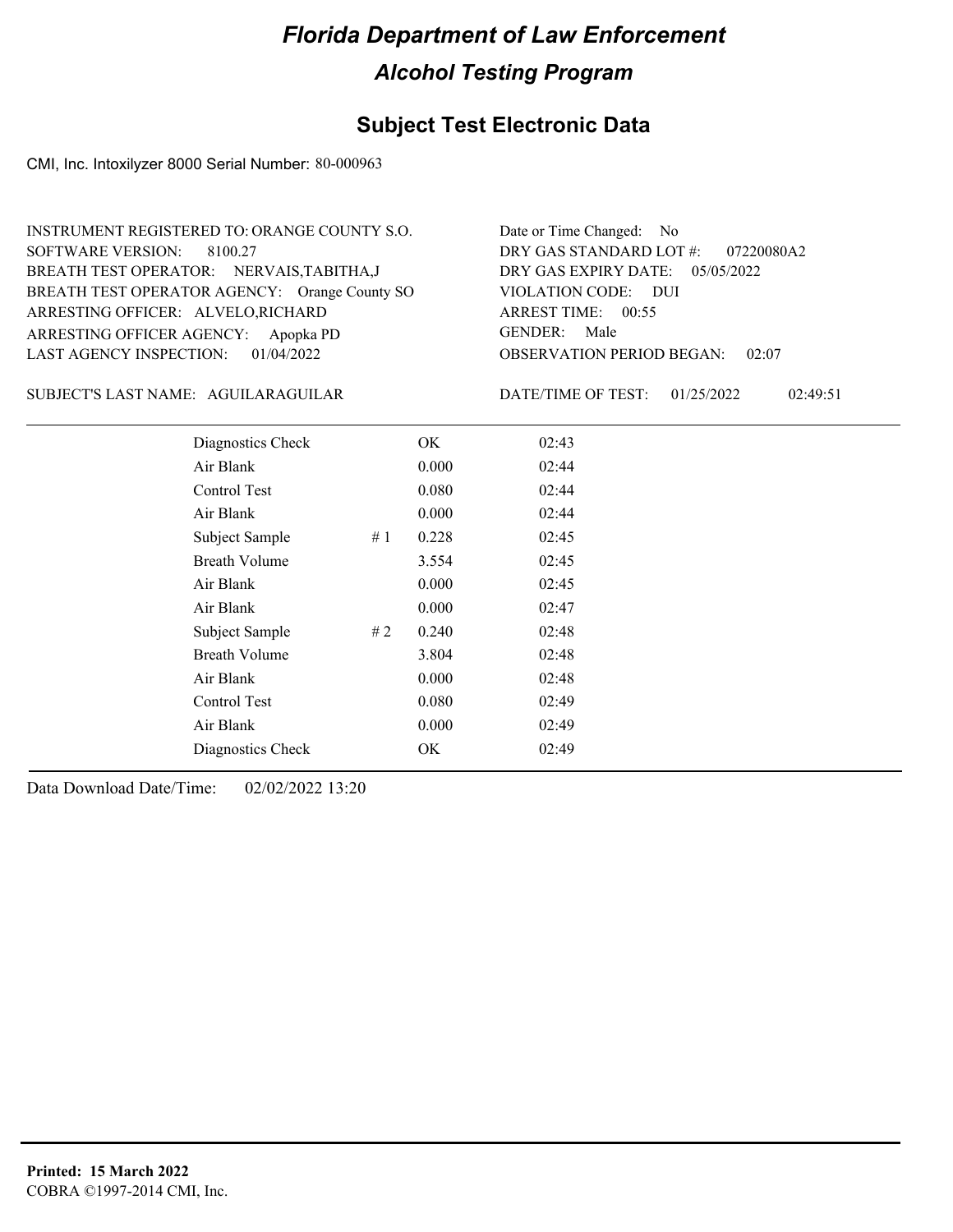# Florida Department of Law Enforcement

## Alcohol Testing Program

### Subject Test Electronic Data

CMI, Inc. Intoxilyzer 8000 Serial Number: 80-000963

INSTRUMENT REGISTERED TO: ORANGE COUNTY S.O.
SOFTWARE VERSION: 8100.27
BREATH TEST OPERATOR: NERVAIS,TABITHA,J
BREATH TEST OPERATOR AGENCY: Orange County SO
ARRESTING OFFICER: ALVELO,RICHARD
ARRESTING OFFICER AGENCY: Apopka PD
LAST AGENCY INSPECTION: 01/04/2022

Date or Time Changed: No
DRY GAS STANDARD LOT #: 07220080A2
DRY GAS EXPIRY DATE: 05/05/2022
VIOLATION CODE: DUI
ARREST TIME: 00:55
GENDER: Male
OBSERVATION PERIOD BEGAN: 02:07

SUBJECT'S LAST NAME: AGUILARAGUILAR

DATE/TIME OF TEST: 01/25/2022 02:49:51

| Test | # | Result | Time |
|---|---|---|---|
| Diagnostics Check | | OK | 02:43 |
| Air Blank | | 0.000 | 02:44 |
| Control Test | | 0.080 | 02:44 |
| Air Blank | | 0.000 | 02:44 |
| Subject Sample | # 1 | 0.228 | 02:45 |
| Breath Volume | | 3.554 | 02:45 |
| Air Blank | | 0.000 | 02:45 |
| Air Blank | | 0.000 | 02:47 |
| Subject Sample | # 2 | 0.240 | 02:48 |
| Breath Volume | | 3.804 | 02:48 |
| Air Blank | | 0.000 | 02:48 |
| Control Test | | 0.080 | 02:49 |
| Air Blank | | 0.000 | 02:49 |
| Diagnostics Check | | OK | 02:49 |

Data Download Date/Time: 02/02/2022 13:20

**Printed: 15 March 2022**
COBRA ©1997-2014 CMI, Inc.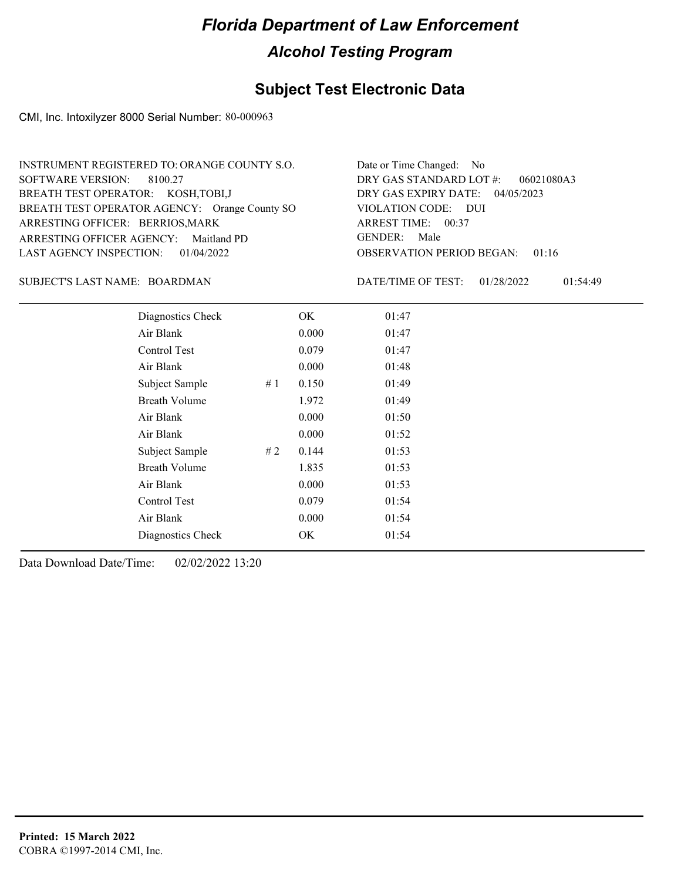# Florida Department of Law Enforcement

## Alcohol Testing Program

## Subject Test Electronic Data

CMI, Inc. Intoxilyzer 8000 Serial Number: 80-000963

INSTRUMENT REGISTERED TO: ORANGE COUNTY S.O.
SOFTWARE VERSION: 8100.27
BREATH TEST OPERATOR: KOSH,TOBI,J
BREATH TEST OPERATOR AGENCY: Orange County SO
ARRESTING OFFICER: BERRIOS,MARK
ARRESTING OFFICER AGENCY: Maitland PD
LAST AGENCY INSPECTION: 01/04/2022

Date or Time Changed: No
DRY GAS STANDARD LOT #: 06021080A3
DRY GAS EXPIRY DATE: 04/05/2023
VIOLATION CODE: DUI
ARREST TIME: 00:37
GENDER: Male
OBSERVATION PERIOD BEGAN: 01:16

SUBJECT'S LAST NAME: BOARDMAN

DATE/TIME OF TEST: 01/28/2022 01:54:49

| | | | |
|---|---|---|---|
| Diagnostics Check | | OK | 01:47 |
| Air Blank | | 0.000 | 01:47 |
| Control Test | | 0.079 | 01:47 |
| Air Blank | | 0.000 | 01:48 |
| Subject Sample | # 1 | 0.150 | 01:49 |
| Breath Volume | | 1.972 | 01:49 |
| Air Blank | | 0.000 | 01:50 |
| Air Blank | | 0.000 | 01:52 |
| Subject Sample | # 2 | 0.144 | 01:53 |
| Breath Volume | | 1.835 | 01:53 |
| Air Blank | | 0.000 | 01:53 |
| Control Test | | 0.079 | 01:54 |
| Air Blank | | 0.000 | 01:54 |
| Diagnostics Check | | OK | 01:54 |

Data Download Date/Time: 02/02/2022 13:20

**Printed: 15 March 2022**
COBRA ©1997-2014 CMI, Inc.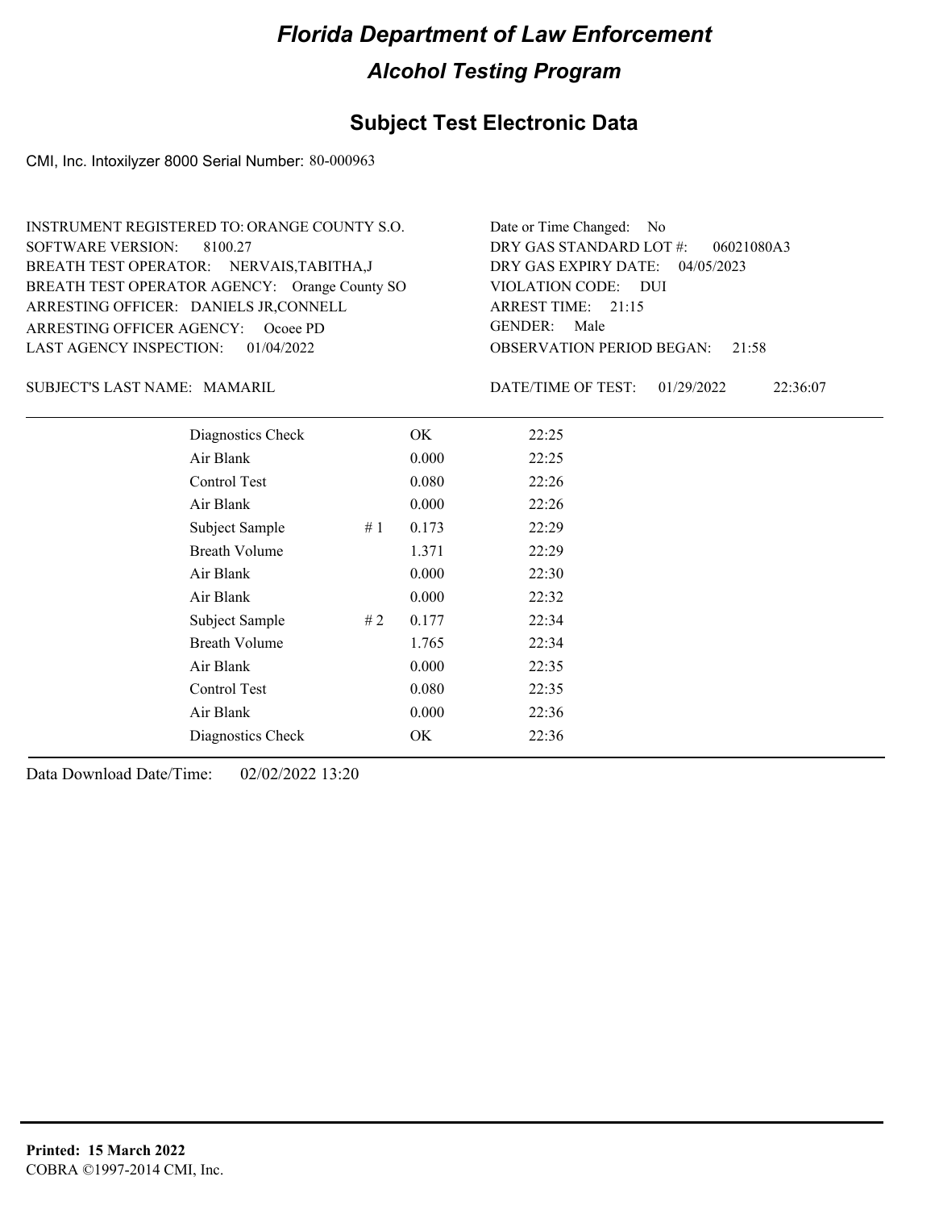# Florida Department of Law Enforcement

## Alcohol Testing Program

### Subject Test Electronic Data

CMI, Inc. Intoxilyzer 8000 Serial Number: 80-000963

INSTRUMENT REGISTERED TO: ORANGE COUNTY S.O.
SOFTWARE VERSION: 8100.27
BREATH TEST OPERATOR: NERVAIS,TABITHA,J
BREATH TEST OPERATOR AGENCY: Orange County SO
ARRESTING OFFICER: DANIELS JR,CONNELL
ARRESTING OFFICER AGENCY: Ocoee PD
LAST AGENCY INSPECTION: 01/04/2022

Date or Time Changed: No
DRY GAS STANDARD LOT #: 06021080A3
DRY GAS EXPIRY DATE: 04/05/2023
VIOLATION CODE: DUI
ARREST TIME: 21:15
GENDER: Male
OBSERVATION PERIOD BEGAN: 21:58

SUBJECT'S LAST NAME: MAMARIL

DATE/TIME OF TEST: 01/29/2022 22:36:07

| Test | # | Result | Time |
|---|---|---|---|
| Diagnostics Check | | OK | 22:25 |
| Air Blank | | 0.000 | 22:25 |
| Control Test | | 0.080 | 22:26 |
| Air Blank | | 0.000 | 22:26 |
| Subject Sample | # 1 | 0.173 | 22:29 |
| Breath Volume | | 1.371 | 22:29 |
| Air Blank | | 0.000 | 22:30 |
| Air Blank | | 0.000 | 22:32 |
| Subject Sample | # 2 | 0.177 | 22:34 |
| Breath Volume | | 1.765 | 22:34 |
| Air Blank | | 0.000 | 22:35 |
| Control Test | | 0.080 | 22:35 |
| Air Blank | | 0.000 | 22:36 |
| Diagnostics Check | | OK | 22:36 |

Data Download Date/Time: 02/02/2022 13:20

**Printed: 15 March 2022**
COBRA ©1997-2014 CMI, Inc.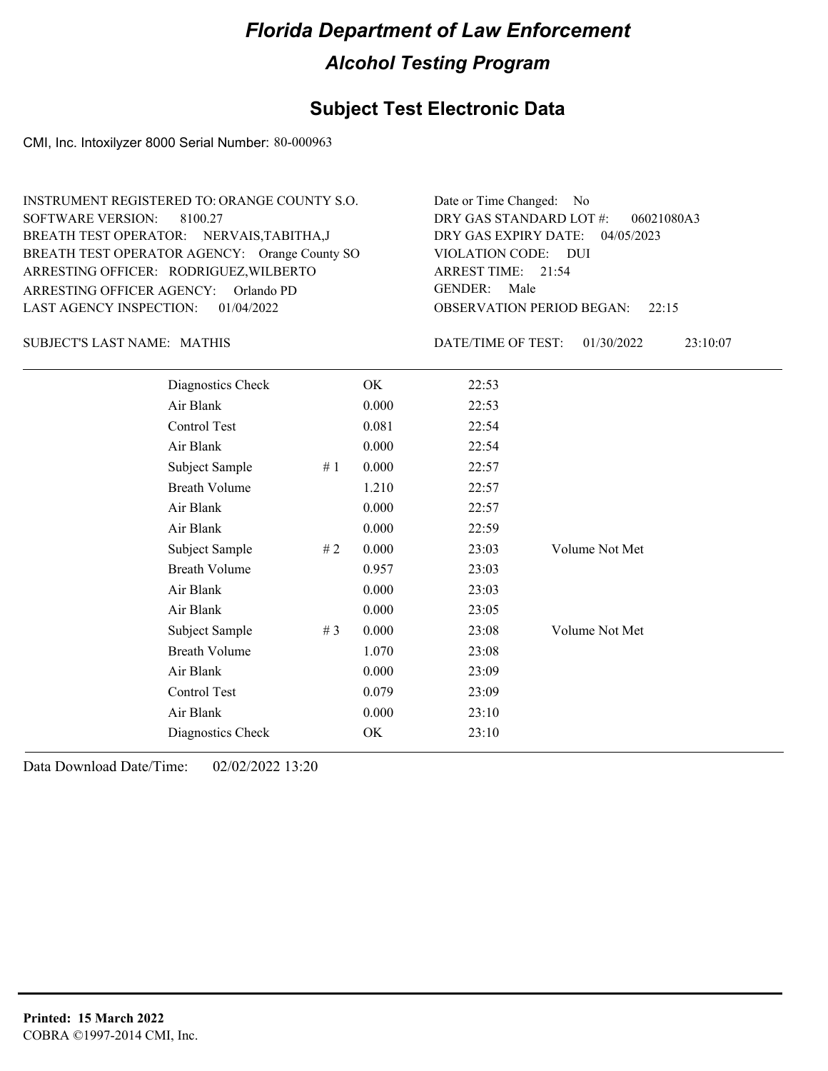# Florida Department of Law Enforcement

## Alcohol Testing Program

### Subject Test Electronic Data

CMI, Inc. Intoxilyzer 8000 Serial Number: 80-000963

INSTRUMENT REGISTERED TO: ORANGE COUNTY S.O.
SOFTWARE VERSION: 8100.27
BREATH TEST OPERATOR: NERVAIS,TABITHA,J
BREATH TEST OPERATOR AGENCY: Orange County SO
ARRESTING OFFICER: RODRIGUEZ,WILBERTO
ARRESTING OFFICER AGENCY: Orlando PD
LAST AGENCY INSPECTION: 01/04/2022

Date or Time Changed: No
DRY GAS STANDARD LOT #: 06021080A3
DRY GAS EXPIRY DATE: 04/05/2023
VIOLATION CODE: DUI
ARREST TIME: 21:54
GENDER: Male
OBSERVATION PERIOD BEGAN: 22:15

SUBJECT'S LAST NAME: MATHIS

DATE/TIME OF TEST: 01/30/2022 23:10:07

| | | | | |
|---|---|---|---|---|
| Diagnostics Check | | OK | 22:53 | |
| Air Blank | | 0.000 | 22:53 | |
| Control Test | | 0.081 | 22:54 | |
| Air Blank | | 0.000 | 22:54 | |
| Subject Sample | # 1 | 0.000 | 22:57 | |
| Breath Volume | | 1.210 | 22:57 | |
| Air Blank | | 0.000 | 22:57 | |
| Air Blank | | 0.000 | 22:59 | |
| Subject Sample | # 2 | 0.000 | 23:03 | Volume Not Met |
| Breath Volume | | 0.957 | 23:03 | |
| Air Blank | | 0.000 | 23:03 | |
| Air Blank | | 0.000 | 23:05 | |
| Subject Sample | # 3 | 0.000 | 23:08 | Volume Not Met |
| Breath Volume | | 1.070 | 23:08 | |
| Air Blank | | 0.000 | 23:09 | |
| Control Test | | 0.079 | 23:09 | |
| Air Blank | | 0.000 | 23:10 | |
| Diagnostics Check | | OK | 23:10 | |

Data Download Date/Time: 02/02/2022 13:20

**Printed: 15 March 2022**
COBRA ©1997-2014 CMI, Inc.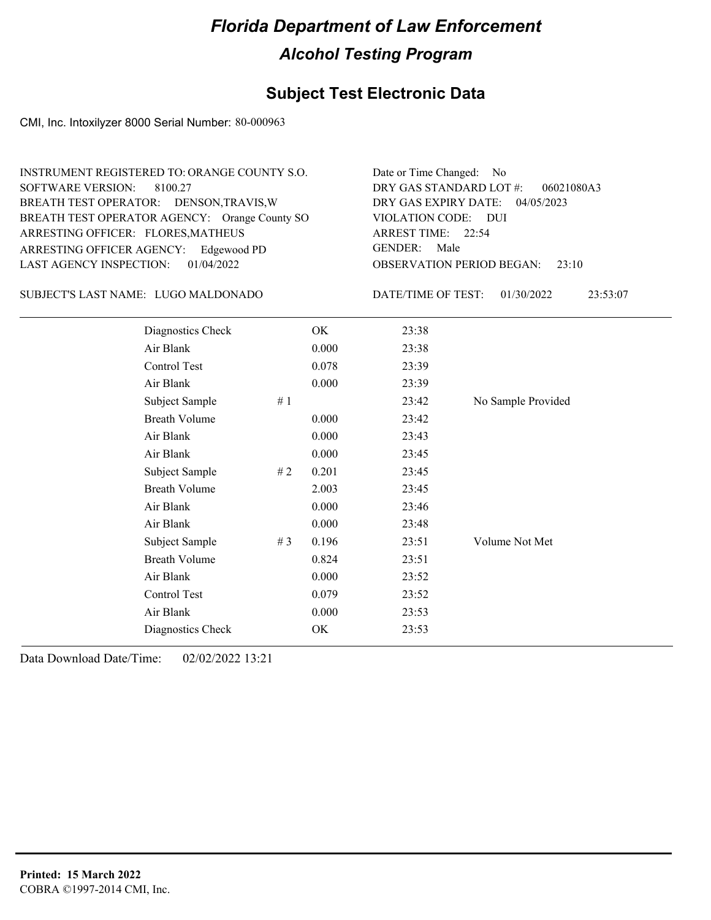# Florida Department of Law Enforcement

## Alcohol Testing Program

### Subject Test Electronic Data

CMI, Inc. Intoxilyzer 8000 Serial Number: 80-000963

INSTRUMENT REGISTERED TO: ORANGE COUNTY S.O.
SOFTWARE VERSION: 8100.27
BREATH TEST OPERATOR: DENSON,TRAVIS,W
BREATH TEST OPERATOR AGENCY: Orange County SO
ARRESTING OFFICER: FLORES,MATHEUS
ARRESTING OFFICER AGENCY: Edgewood PD
LAST AGENCY INSPECTION: 01/04/2022

Date or Time Changed: No
DRY GAS STANDARD LOT #: 06021080A3
DRY GAS EXPIRY DATE: 04/05/2023
VIOLATION CODE: DUI
ARREST TIME: 22:54
GENDER: Male
OBSERVATION PERIOD BEGAN: 23:10

SUBJECT'S LAST NAME: LUGO MALDONADO

DATE/TIME OF TEST: 01/30/2022 23:53:07

| | | | | |
|---|---|---|---|---|
| Diagnostics Check | | OK | 23:38 | |
| Air Blank | | 0.000 | 23:38 | |
| Control Test | | 0.078 | 23:39 | |
| Air Blank | | 0.000 | 23:39 | |
| Subject Sample | # 1 | | 23:42 | No Sample Provided |
| Breath Volume | | 0.000 | 23:42 | |
| Air Blank | | 0.000 | 23:43 | |
| Air Blank | | 0.000 | 23:45 | |
| Subject Sample | # 2 | 0.201 | 23:45 | |
| Breath Volume | | 2.003 | 23:45 | |
| Air Blank | | 0.000 | 23:46 | |
| Air Blank | | 0.000 | 23:48 | |
| Subject Sample | # 3 | 0.196 | 23:51 | Volume Not Met |
| Breath Volume | | 0.824 | 23:51 | |
| Air Blank | | 0.000 | 23:52 | |
| Control Test | | 0.079 | 23:52 | |
| Air Blank | | 0.000 | 23:53 | |
| Diagnostics Check | | OK | 23:53 | |

Data Download Date/Time: 02/02/2022 13:21

**Printed: 15 March 2022**
COBRA ©1997-2014 CMI, Inc.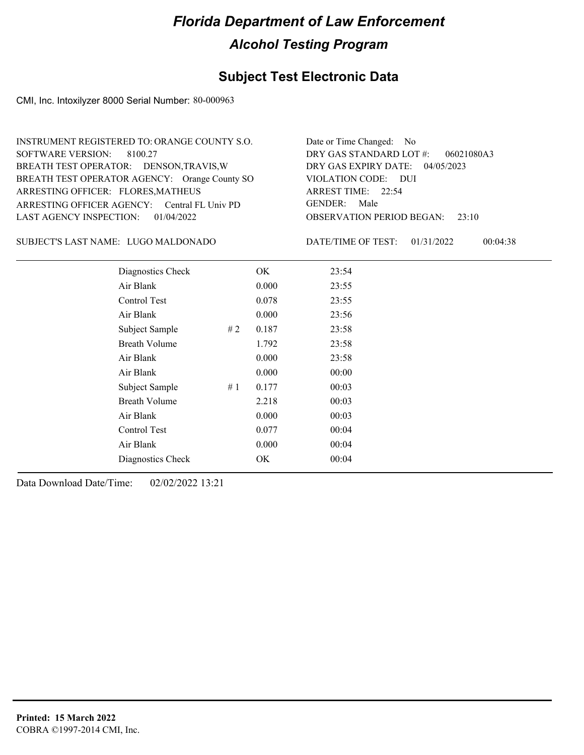# Florida Department of Law Enforcement

## Alcohol Testing Program

### Subject Test Electronic Data

CMI, Inc. Intoxilyzer 8000 Serial Number: 80-000963

INSTRUMENT REGISTERED TO: ORANGE COUNTY S.O.
SOFTWARE VERSION: 8100.27
BREATH TEST OPERATOR: DENSON,TRAVIS,W
BREATH TEST OPERATOR AGENCY: Orange County SO
ARRESTING OFFICER: FLORES,MATHEUS
ARRESTING OFFICER AGENCY: Central FL Univ PD
LAST AGENCY INSPECTION: 01/04/2022

Date or Time Changed: No
DRY GAS STANDARD LOT #: 06021080A3
DRY GAS EXPIRY DATE: 04/05/2023
VIOLATION CODE: DUI
ARREST TIME: 22:54
GENDER: Male
OBSERVATION PERIOD BEGAN: 23:10

SUBJECT'S LAST NAME: LUGO MALDONADO

DATE/TIME OF TEST: 01/31/2022 00:04:38

| | | | |
|---|---|---|---|
| Diagnostics Check | | OK | 23:54 |
| Air Blank | | 0.000 | 23:55 |
| Control Test | | 0.078 | 23:55 |
| Air Blank | | 0.000 | 23:56 |
| Subject Sample | # 2 | 0.187 | 23:58 |
| Breath Volume | | 1.792 | 23:58 |
| Air Blank | | 0.000 | 23:58 |
| Air Blank | | 0.000 | 00:00 |
| Subject Sample | # 1 | 0.177 | 00:03 |
| Breath Volume | | 2.218 | 00:03 |
| Air Blank | | 0.000 | 00:03 |
| Control Test | | 0.077 | 00:04 |
| Air Blank | | 0.000 | 00:04 |
| Diagnostics Check | | OK | 00:04 |

Data Download Date/Time: 02/02/2022 13:21

**Printed: 15 March 2022**
COBRA ©1997-2014 CMI, Inc.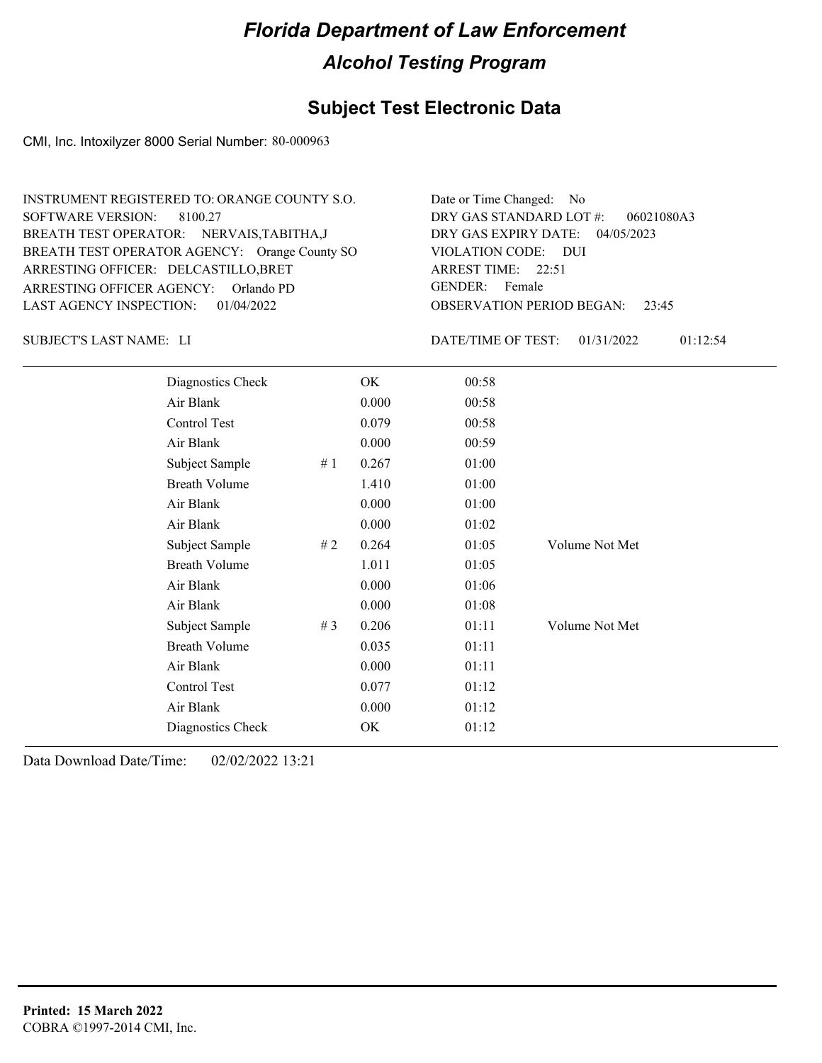# Florida Department of Law Enforcement

## Alcohol Testing Program

### Subject Test Electronic Data

CMI, Inc. Intoxilyzer 8000 Serial Number: 80-000963

INSTRUMENT REGISTERED TO: ORANGE COUNTY S.O.
SOFTWARE VERSION: 8100.27
BREATH TEST OPERATOR: NERVAIS,TABITHA,J
BREATH TEST OPERATOR AGENCY: Orange County SO
ARRESTING OFFICER: DELCASTILLO,BRET
ARRESTING OFFICER AGENCY: Orlando PD
LAST AGENCY INSPECTION: 01/04/2022

Date or Time Changed: No
DRY GAS STANDARD LOT #: 06021080A3
DRY GAS EXPIRY DATE: 04/05/2023
VIOLATION CODE: DUI
ARREST TIME: 22:51
GENDER: Female
OBSERVATION PERIOD BEGAN: 23:45

SUBJECT'S LAST NAME: LI

DATE/TIME OF TEST: 01/31/2022 01:12:54

| Test | # | Result | Time | Note |
|---|---|---|---|---|
| Diagnostics Check | | OK | 00:58 | |
| Air Blank | | 0.000 | 00:58 | |
| Control Test | | 0.079 | 00:58 | |
| Air Blank | | 0.000 | 00:59 | |
| Subject Sample | # 1 | 0.267 | 01:00 | |
| Breath Volume | | 1.410 | 01:00 | |
| Air Blank | | 0.000 | 01:00 | |
| Air Blank | | 0.000 | 01:02 | |
| Subject Sample | # 2 | 0.264 | 01:05 | Volume Not Met |
| Breath Volume | | 1.011 | 01:05 | |
| Air Blank | | 0.000 | 01:06 | |
| Air Blank | | 0.000 | 01:08 | |
| Subject Sample | # 3 | 0.206 | 01:11 | Volume Not Met |
| Breath Volume | | 0.035 | 01:11 | |
| Air Blank | | 0.000 | 01:11 | |
| Control Test | | 0.077 | 01:12 | |
| Air Blank | | 0.000 | 01:12 | |
| Diagnostics Check | | OK | 01:12 | |

Data Download Date/Time: 02/02/2022 13:21

**Printed: 15 March 2022**
COBRA ©1997-2014 CMI, Inc.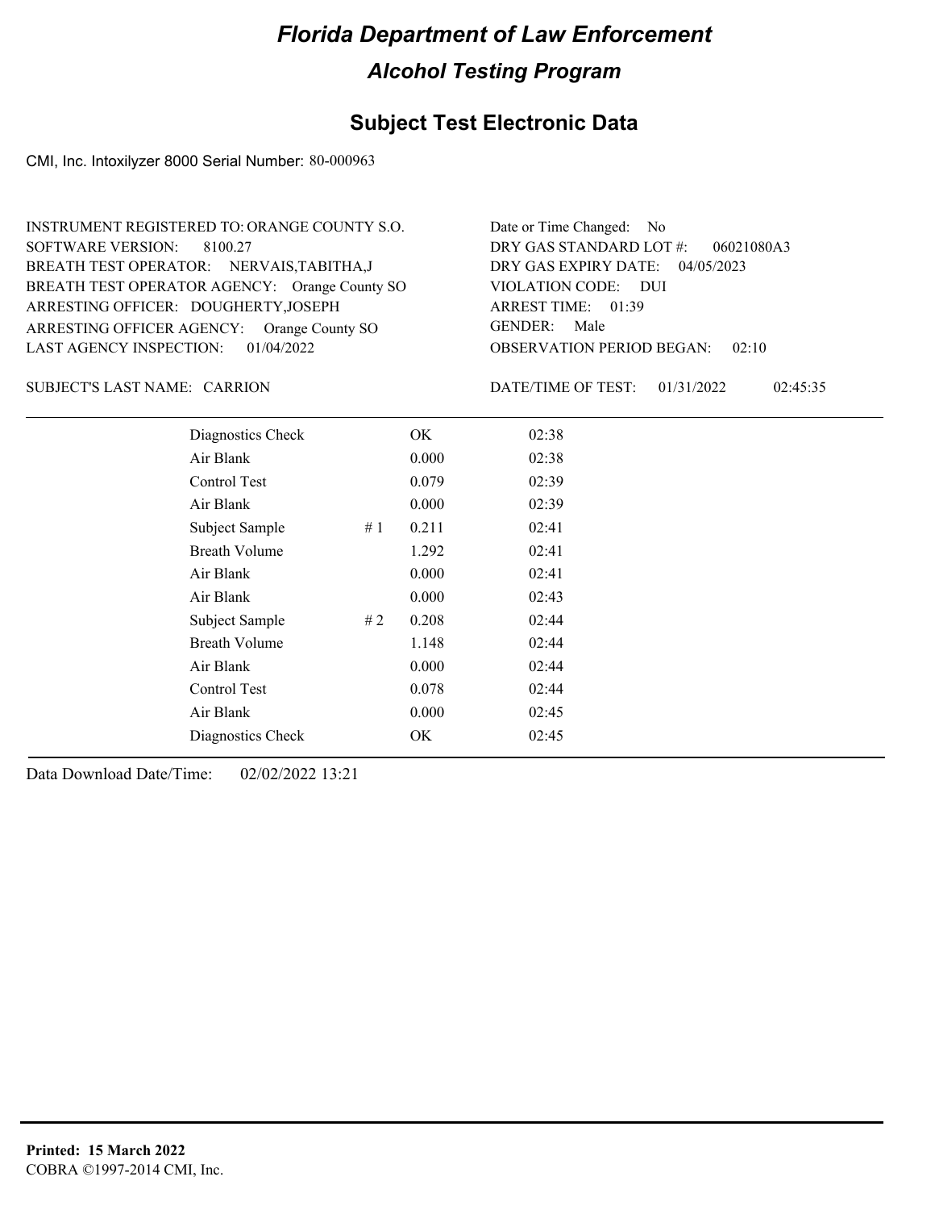# Florida Department of Law Enforcement

## Alcohol Testing Program

### Subject Test Electronic Data

CMI, Inc. Intoxilyzer 8000 Serial Number: 80-000963

INSTRUMENT REGISTERED TO: ORANGE COUNTY S.O.
SOFTWARE VERSION: 8100.27
BREATH TEST OPERATOR: NERVAIS,TABITHA,J
BREATH TEST OPERATOR AGENCY: Orange County SO
ARRESTING OFFICER: DOUGHERTY,JOSEPH
ARRESTING OFFICER AGENCY: Orange County SO
LAST AGENCY INSPECTION: 01/04/2022

Date or Time Changed: No
DRY GAS STANDARD LOT #: 06021080A3
DRY GAS EXPIRY DATE: 04/05/2023
VIOLATION CODE: DUI
ARREST TIME: 01:39
GENDER: Male
OBSERVATION PERIOD BEGAN: 02:10

SUBJECT'S LAST NAME: CARRION

DATE/TIME OF TEST: 01/31/2022 02:45:35

| | | | |
|---|---|---|---|
| Diagnostics Check | | OK | 02:38 |
| Air Blank | | 0.000 | 02:38 |
| Control Test | | 0.079 | 02:39 |
| Air Blank | | 0.000 | 02:39 |
| Subject Sample | # 1 | 0.211 | 02:41 |
| Breath Volume | | 1.292 | 02:41 |
| Air Blank | | 0.000 | 02:41 |
| Air Blank | | 0.000 | 02:43 |
| Subject Sample | # 2 | 0.208 | 02:44 |
| Breath Volume | | 1.148 | 02:44 |
| Air Blank | | 0.000 | 02:44 |
| Control Test | | 0.078 | 02:44 |
| Air Blank | | 0.000 | 02:45 |
| Diagnostics Check | | OK | 02:45 |

Data Download Date/Time: 02/02/2022 13:21

**Printed: 15 March 2022**
COBRA ©1997-2014 CMI, Inc.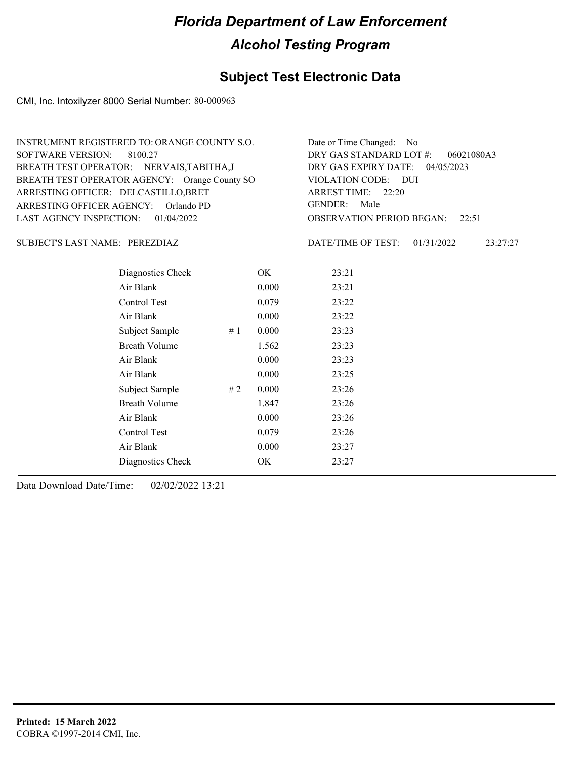# Florida Department of Law Enforcement

## Alcohol Testing Program

### Subject Test Electronic Data

CMI, Inc. Intoxilyzer 8000 Serial Number: 80-000963

INSTRUMENT REGISTERED TO: ORANGE COUNTY S.O.
SOFTWARE VERSION: 8100.27
BREATH TEST OPERATOR: NERVAIS,TABITHA,J
BREATH TEST OPERATOR AGENCY: Orange County SO
ARRESTING OFFICER: DELCASTILLO,BRET
ARRESTING OFFICER AGENCY: Orlando PD
LAST AGENCY INSPECTION: 01/04/2022

Date or Time Changed: No
DRY GAS STANDARD LOT #: 06021080A3
DRY GAS EXPIRY DATE: 04/05/2023
VIOLATION CODE: DUI
ARREST TIME: 22:20
GENDER: Male
OBSERVATION PERIOD BEGAN: 22:51

SUBJECT'S LAST NAME: PEREZDIAZ

DATE/TIME OF TEST: 01/31/2022 23:27:27

| | | | |
|---|---|---|---|
| Diagnostics Check | | OK | 23:21 |
| Air Blank | | 0.000 | 23:21 |
| Control Test | | 0.079 | 23:22 |
| Air Blank | | 0.000 | 23:22 |
| Subject Sample | # 1 | 0.000 | 23:23 |
| Breath Volume | | 1.562 | 23:23 |
| Air Blank | | 0.000 | 23:23 |
| Air Blank | | 0.000 | 23:25 |
| Subject Sample | # 2 | 0.000 | 23:26 |
| Breath Volume | | 1.847 | 23:26 |
| Air Blank | | 0.000 | 23:26 |
| Control Test | | 0.079 | 23:26 |
| Air Blank | | 0.000 | 23:27 |
| Diagnostics Check | | OK | 23:27 |

Data Download Date/Time: 02/02/2022 13:21

**Printed: 15 March 2022**
COBRA ©1997-2014 CMI, Inc.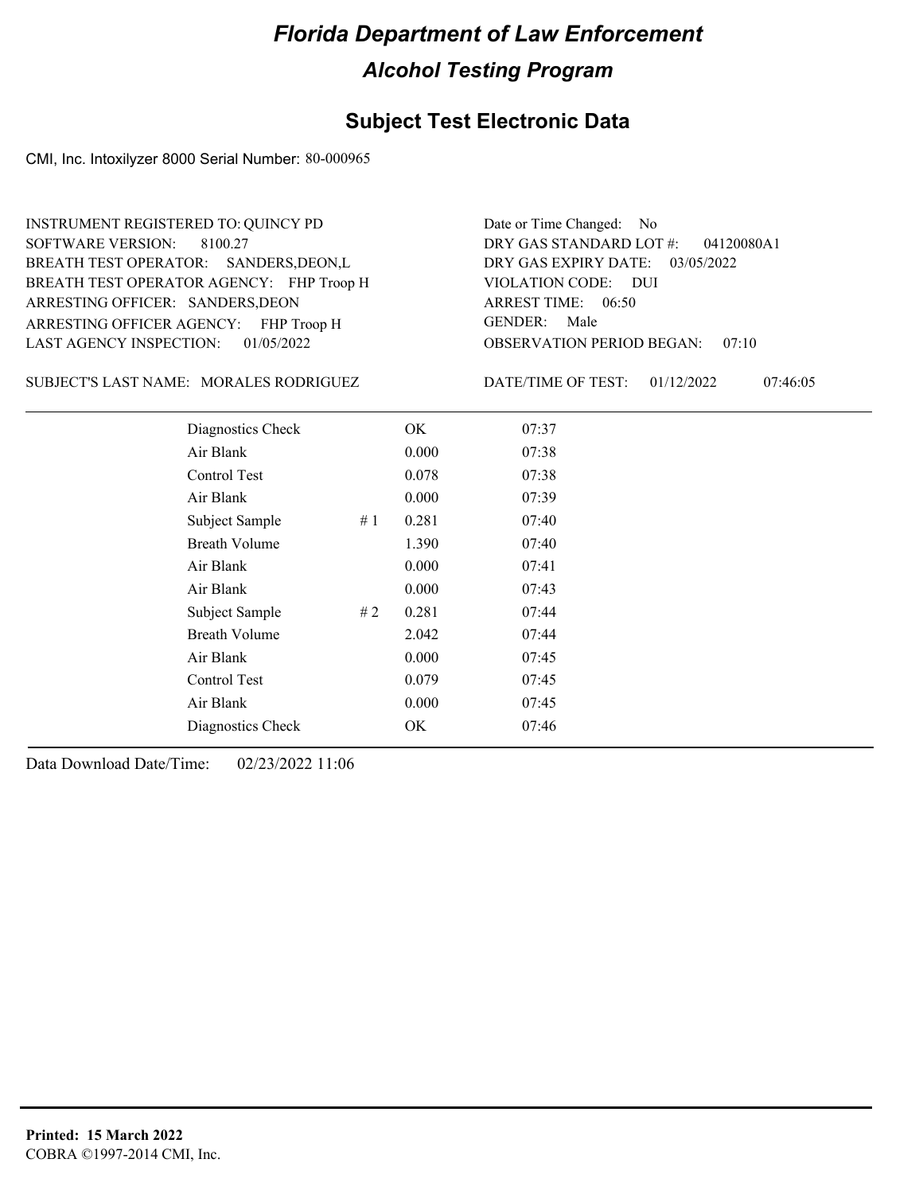# Florida Department of Law Enforcement

## Alcohol Testing Program

### Subject Test Electronic Data

CMI, Inc. Intoxilyzer 8000 Serial Number: 80-000965

INSTRUMENT REGISTERED TO: QUINCY PD
SOFTWARE VERSION: 8100.27
BREATH TEST OPERATOR: SANDERS,DEON,L
BREATH TEST OPERATOR AGENCY: FHP Troop H
ARRESTING OFFICER: SANDERS,DEON
ARRESTING OFFICER AGENCY: FHP Troop H
LAST AGENCY INSPECTION: 01/05/2022

Date or Time Changed: No
DRY GAS STANDARD LOT #: 04120080A1
DRY GAS EXPIRY DATE: 03/05/2022
VIOLATION CODE: DUI
ARREST TIME: 06:50
GENDER: Male
OBSERVATION PERIOD BEGAN: 07:10

SUBJECT'S LAST NAME: MORALES RODRIGUEZ

DATE/TIME OF TEST: 01/12/2022 07:46:05

| | | | |
|---|---|---|---|
| Diagnostics Check | | OK | 07:37 |
| Air Blank | | 0.000 | 07:38 |
| Control Test | | 0.078 | 07:38 |
| Air Blank | | 0.000 | 07:39 |
| Subject Sample | # 1 | 0.281 | 07:40 |
| Breath Volume | | 1.390 | 07:40 |
| Air Blank | | 0.000 | 07:41 |
| Air Blank | | 0.000 | 07:43 |
| Subject Sample | # 2 | 0.281 | 07:44 |
| Breath Volume | | 2.042 | 07:44 |
| Air Blank | | 0.000 | 07:45 |
| Control Test | | 0.079 | 07:45 |
| Air Blank | | 0.000 | 07:45 |
| Diagnostics Check | | OK | 07:46 |

Data Download Date/Time: 02/23/2022 11:06

**Printed: 15 March 2022**
COBRA ©1997-2014 CMI, Inc.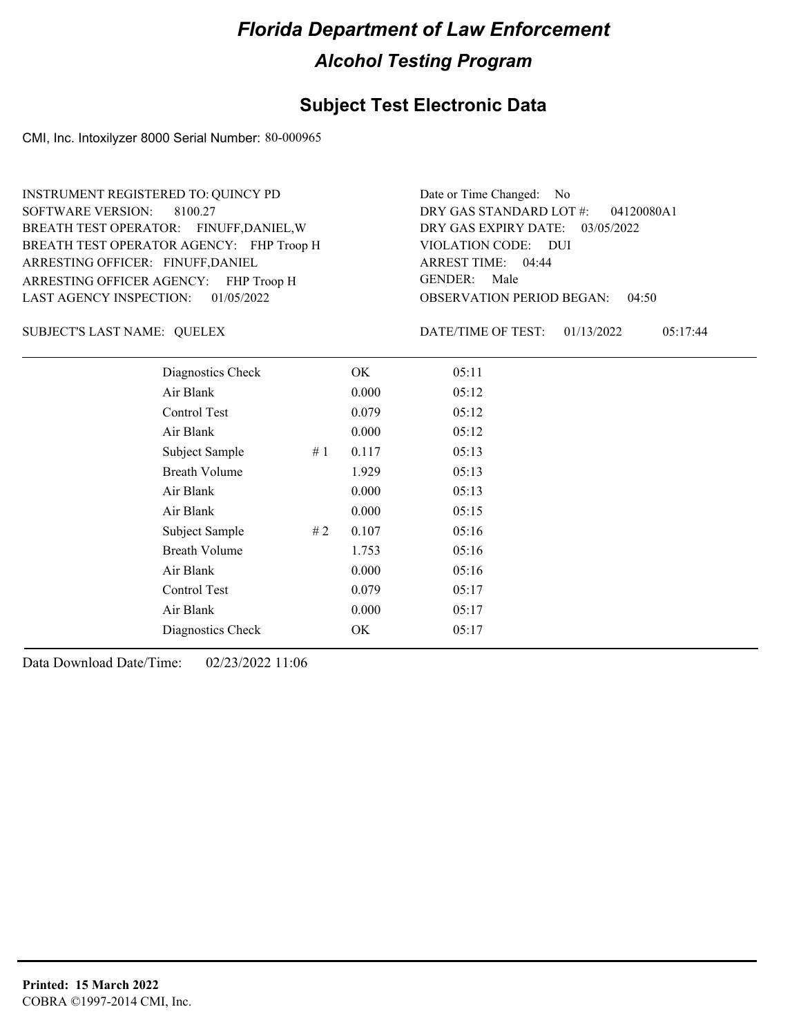# Florida Department of Law Enforcement

## Alcohol Testing Program

### Subject Test Electronic Data

CMI, Inc. Intoxilyzer 8000 Serial Number: 80-000965

INSTRUMENT REGISTERED TO: QUINCY PD
SOFTWARE VERSION: 8100.27
BREATH TEST OPERATOR: FINUFF,DANIEL,W
BREATH TEST OPERATOR AGENCY: FHP Troop H
ARRESTING OFFICER: FINUFF,DANIEL
ARRESTING OFFICER AGENCY: FHP Troop H
LAST AGENCY INSPECTION: 01/05/2022

Date or Time Changed: No
DRY GAS STANDARD LOT #: 04120080A1
DRY GAS EXPIRY DATE: 03/05/2022
VIOLATION CODE: DUI
ARREST TIME: 04:44
GENDER: Male
OBSERVATION PERIOD BEGAN: 04:50

SUBJECT'S LAST NAME: QUELEX

DATE/TIME OF TEST: 01/13/2022 05:17:44

| | | | |
|---|---|---|---|
| Diagnostics Check | | OK | 05:11 |
| Air Blank | | 0.000 | 05:12 |
| Control Test | | 0.079 | 05:12 |
| Air Blank | | 0.000 | 05:12 |
| Subject Sample | # 1 | 0.117 | 05:13 |
| Breath Volume | | 1.929 | 05:13 |
| Air Blank | | 0.000 | 05:13 |
| Air Blank | | 0.000 | 05:15 |
| Subject Sample | # 2 | 0.107 | 05:16 |
| Breath Volume | | 1.753 | 05:16 |
| Air Blank | | 0.000 | 05:16 |
| Control Test | | 0.079 | 05:17 |
| Air Blank | | 0.000 | 05:17 |
| Diagnostics Check | | OK | 05:17 |

Data Download Date/Time: 02/23/2022 11:06

**Printed: 15 March 2022**
COBRA ©1997-2014 CMI, Inc.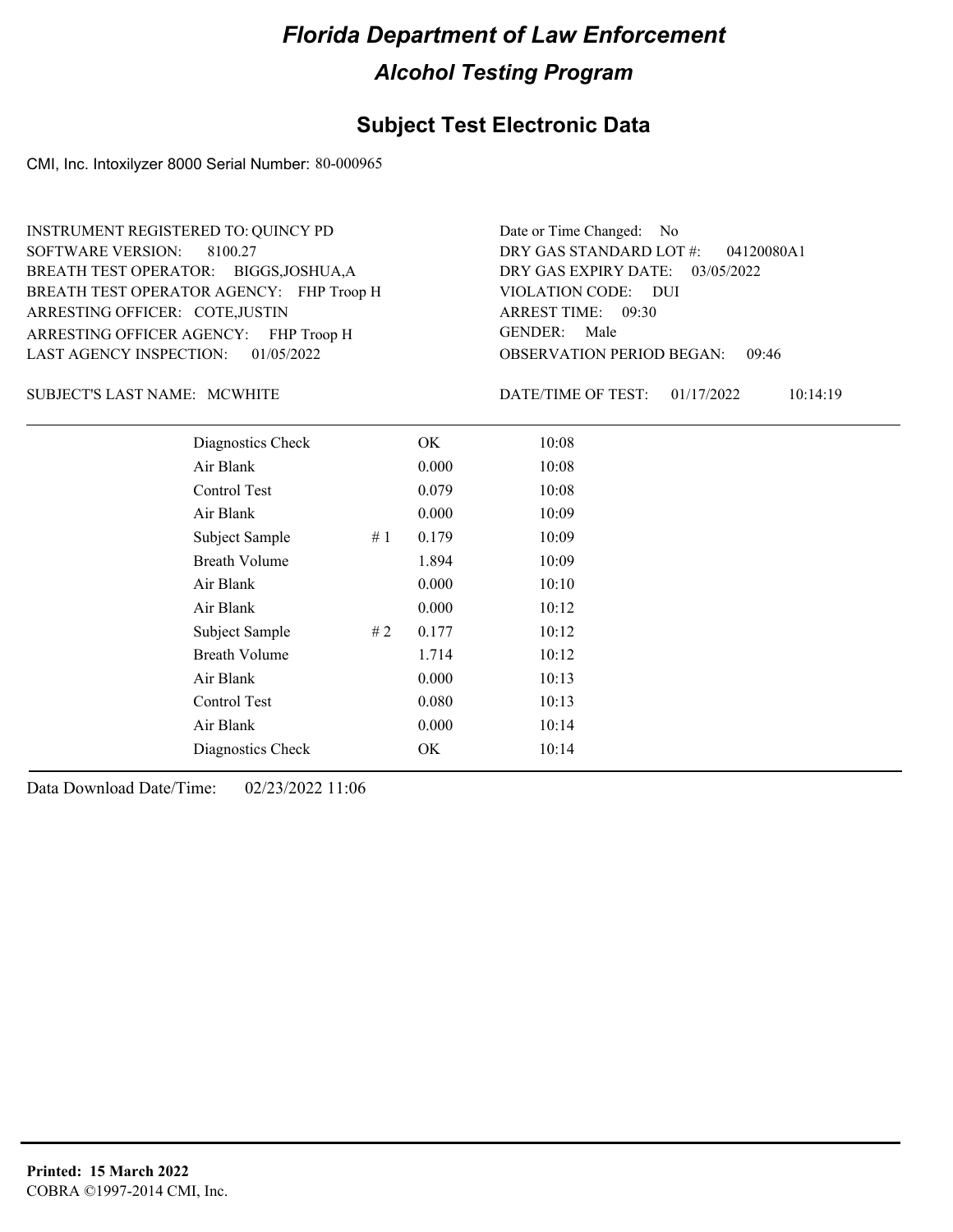# Florida Department of Law Enforcement

## Alcohol Testing Program

### Subject Test Electronic Data

CMI, Inc. Intoxilyzer 8000 Serial Number: 80-000965

INSTRUMENT REGISTERED TO: QUINCY PD
SOFTWARE VERSION: 8100.27
BREATH TEST OPERATOR: BIGGS,JOSHUA,A
BREATH TEST OPERATOR AGENCY: FHP Troop H
ARRESTING OFFICER: COTE,JUSTIN
ARRESTING OFFICER AGENCY: FHP Troop H
LAST AGENCY INSPECTION: 01/05/2022

Date or Time Changed: No
DRY GAS STANDARD LOT #: 04120080A1
DRY GAS EXPIRY DATE: 03/05/2022
VIOLATION CODE: DUI
ARREST TIME: 09:30
GENDER: Male
OBSERVATION PERIOD BEGAN: 09:46

SUBJECT'S LAST NAME: MCWHITE

DATE/TIME OF TEST: 01/17/2022 10:14:19

| | | | |
|---|---|---|---|
| Diagnostics Check | | OK | 10:08 |
| Air Blank | | 0.000 | 10:08 |
| Control Test | | 0.079 | 10:08 |
| Air Blank | | 0.000 | 10:09 |
| Subject Sample | # 1 | 0.179 | 10:09 |
| Breath Volume | | 1.894 | 10:09 |
| Air Blank | | 0.000 | 10:10 |
| Air Blank | | 0.000 | 10:12 |
| Subject Sample | # 2 | 0.177 | 10:12 |
| Breath Volume | | 1.714 | 10:12 |
| Air Blank | | 0.000 | 10:13 |
| Control Test | | 0.080 | 10:13 |
| Air Blank | | 0.000 | 10:14 |
| Diagnostics Check | | OK | 10:14 |

Data Download Date/Time: 02/23/2022 11:06

**Printed: 15 March 2022**
COBRA ©1997-2014 CMI, Inc.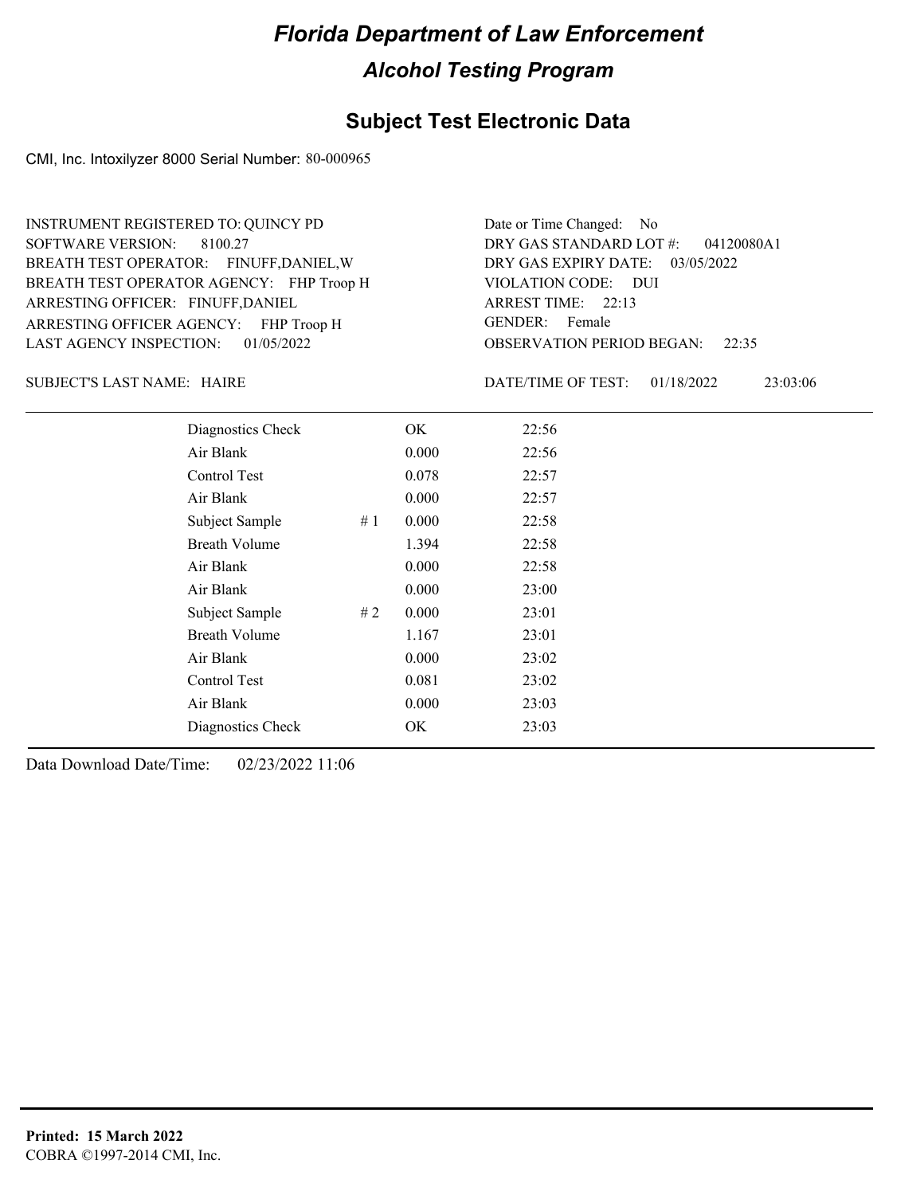# Florida Department of Law Enforcement

## Alcohol Testing Program

### Subject Test Electronic Data

CMI, Inc. Intoxilyzer 8000 Serial Number: 80-000965

INSTRUMENT REGISTERED TO: QUINCY PD
SOFTWARE VERSION: 8100.27
BREATH TEST OPERATOR: FINUFF,DANIEL,W
BREATH TEST OPERATOR AGENCY: FHP Troop H
ARRESTING OFFICER: FINUFF,DANIEL
ARRESTING OFFICER AGENCY: FHP Troop H
LAST AGENCY INSPECTION: 01/05/2022

Date or Time Changed: No
DRY GAS STANDARD LOT #: 04120080A1
DRY GAS EXPIRY DATE: 03/05/2022
VIOLATION CODE: DUI
ARREST TIME: 22:13
GENDER: Female
OBSERVATION PERIOD BEGAN: 22:35

SUBJECT'S LAST NAME: HAIRE

DATE/TIME OF TEST: 01/18/2022 23:03:06

| | | | |
|---|---|---|---|
| Diagnostics Check | | OK | 22:56 |
| Air Blank | | 0.000 | 22:56 |
| Control Test | | 0.078 | 22:57 |
| Air Blank | | 0.000 | 22:57 |
| Subject Sample | # 1 | 0.000 | 22:58 |
| Breath Volume | | 1.394 | 22:58 |
| Air Blank | | 0.000 | 22:58 |
| Air Blank | | 0.000 | 23:00 |
| Subject Sample | # 2 | 0.000 | 23:01 |
| Breath Volume | | 1.167 | 23:01 |
| Air Blank | | 0.000 | 23:02 |
| Control Test | | 0.081 | 23:02 |
| Air Blank | | 0.000 | 23:03 |
| Diagnostics Check | | OK | 23:03 |

Data Download Date/Time: 02/23/2022 11:06

**Printed: 15 March 2022**
COBRA ©1997-2014 CMI, Inc.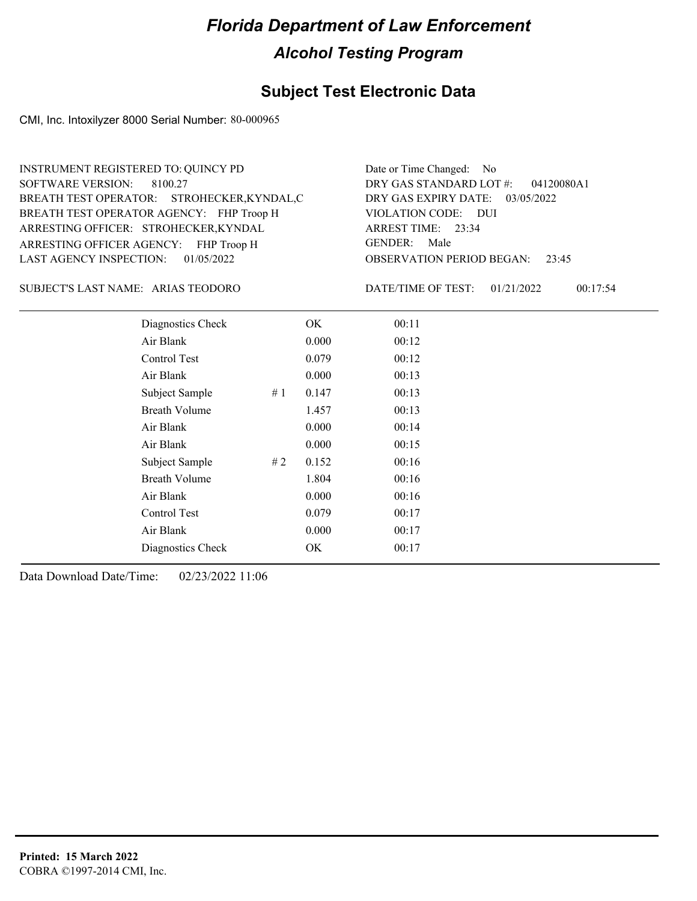# Florida Department of Law Enforcement

## Alcohol Testing Program

### Subject Test Electronic Data

CMI, Inc. Intoxilyzer 8000 Serial Number: 80-000965

INSTRUMENT REGISTERED TO: QUINCY PD
SOFTWARE VERSION: 8100.27
BREATH TEST OPERATOR: STROHECKER,KYNDAL,C
BREATH TEST OPERATOR AGENCY: FHP Troop H
ARRESTING OFFICER: STROHECKER,KYNDAL
ARRESTING OFFICER AGENCY: FHP Troop H
LAST AGENCY INSPECTION: 01/05/2022

Date or Time Changed: No
DRY GAS STANDARD LOT #: 04120080A1
DRY GAS EXPIRY DATE: 03/05/2022
VIOLATION CODE: DUI
ARREST TIME: 23:34
GENDER: Male
OBSERVATION PERIOD BEGAN: 23:45

SUBJECT'S LAST NAME: ARIAS TEODORO

DATE/TIME OF TEST: 01/21/2022 00:17:54

| | | | |
|---|---|---|---|
| Diagnostics Check | | OK | 00:11 |
| Air Blank | | 0.000 | 00:12 |
| Control Test | | 0.079 | 00:12 |
| Air Blank | | 0.000 | 00:13 |
| Subject Sample | # 1 | 0.147 | 00:13 |
| Breath Volume | | 1.457 | 00:13 |
| Air Blank | | 0.000 | 00:14 |
| Air Blank | | 0.000 | 00:15 |
| Subject Sample | # 2 | 0.152 | 00:16 |
| Breath Volume | | 1.804 | 00:16 |
| Air Blank | | 0.000 | 00:16 |
| Control Test | | 0.079 | 00:17 |
| Air Blank | | 0.000 | 00:17 |
| Diagnostics Check | | OK | 00:17 |

Data Download Date/Time: 02/23/2022 11:06

**Printed: 15 March 2022**
COBRA ©1997-2014 CMI, Inc.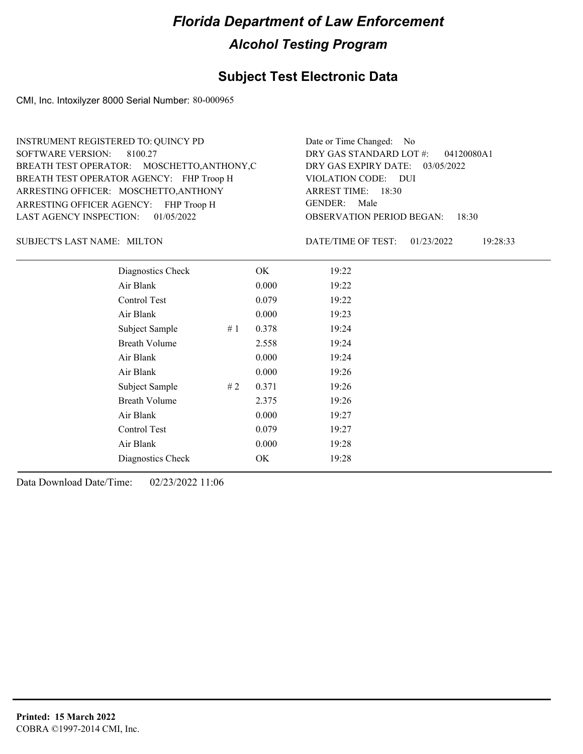# Florida Department of Law Enforcement

## Alcohol Testing Program

## Subject Test Electronic Data

CMI, Inc. Intoxilyzer 8000 Serial Number: 80-000965

INSTRUMENT REGISTERED TO: QUINCY PD
SOFTWARE VERSION: 8100.27
BREATH TEST OPERATOR: MOSCHETTO,ANTHONY,C
BREATH TEST OPERATOR AGENCY: FHP Troop H
ARRESTING OFFICER: MOSCHETTO,ANTHONY
ARRESTING OFFICER AGENCY: FHP Troop H
LAST AGENCY INSPECTION: 01/05/2022

Date or Time Changed: No
DRY GAS STANDARD LOT #: 04120080A1
DRY GAS EXPIRY DATE: 03/05/2022
VIOLATION CODE: DUI
ARREST TIME: 18:30
GENDER: Male
OBSERVATION PERIOD BEGAN: 18:30

SUBJECT'S LAST NAME: MILTON

DATE/TIME OF TEST: 01/23/2022 19:28:33

| | | | |
|---|---|---|---|
| Diagnostics Check | | OK | 19:22 |
| Air Blank | | 0.000 | 19:22 |
| Control Test | | 0.079 | 19:22 |
| Air Blank | | 0.000 | 19:23 |
| Subject Sample | # 1 | 0.378 | 19:24 |
| Breath Volume | | 2.558 | 19:24 |
| Air Blank | | 0.000 | 19:24 |
| Air Blank | | 0.000 | 19:26 |
| Subject Sample | # 2 | 0.371 | 19:26 |
| Breath Volume | | 2.375 | 19:26 |
| Air Blank | | 0.000 | 19:27 |
| Control Test | | 0.079 | 19:27 |
| Air Blank | | 0.000 | 19:28 |
| Diagnostics Check | | OK | 19:28 |

Data Download Date/Time: 02/23/2022 11:06

**Printed: 15 March 2022**
COBRA ©1997-2014 CMI, Inc.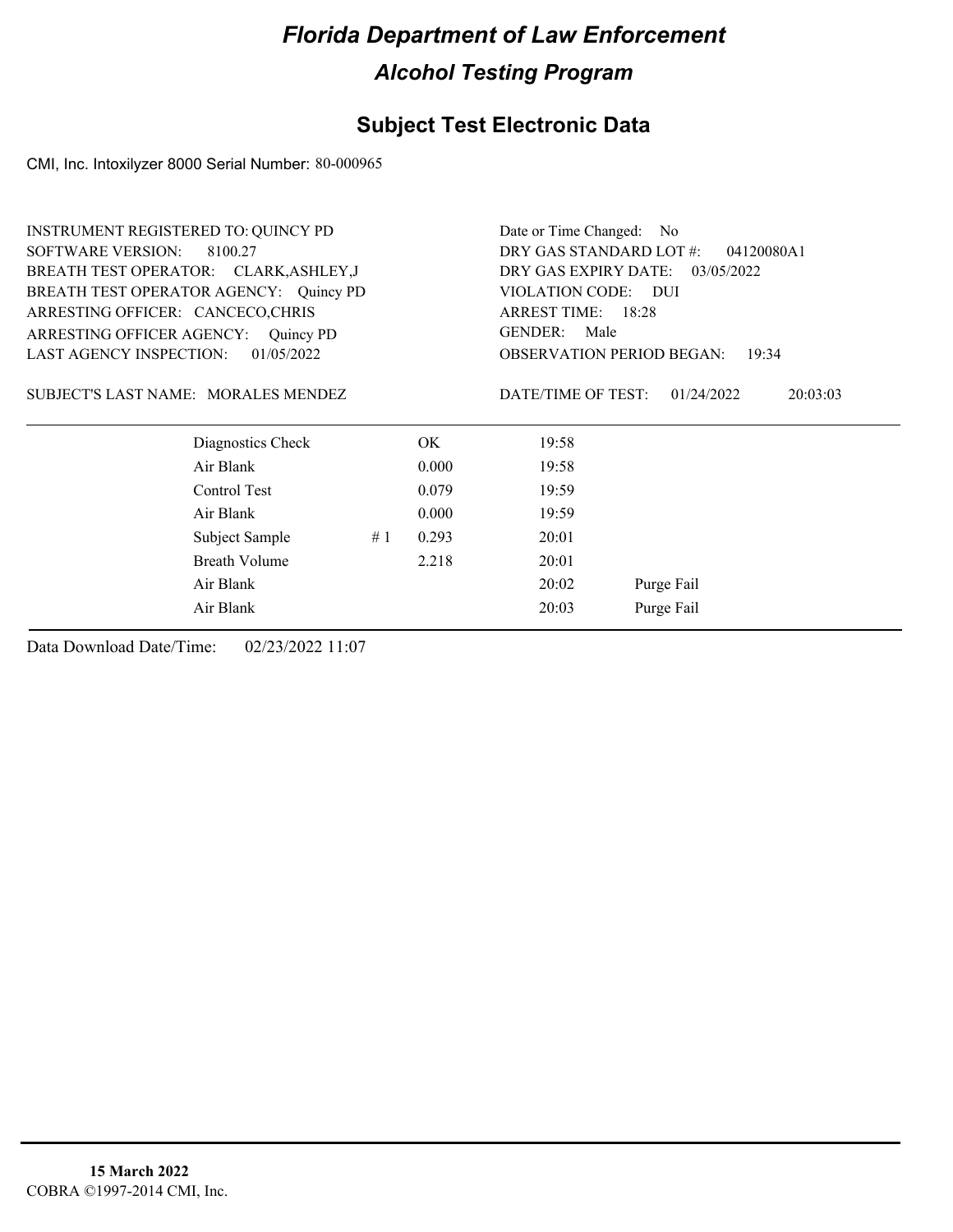# Florida Department of Law Enforcement

## Alcohol Testing Program

## Subject Test Electronic Data

CMI, Inc. Intoxilyzer 8000 Serial Number: 80-000965

INSTRUMENT REGISTERED TO: QUINCY PD
SOFTWARE VERSION: 8100.27
BREATH TEST OPERATOR: CLARK,ASHLEY,J
BREATH TEST OPERATOR AGENCY: Quincy PD
ARRESTING OFFICER: CANCECO,CHRIS
ARRESTING OFFICER AGENCY: Quincy PD
LAST AGENCY INSPECTION: 01/05/2022

Date or Time Changed: No
DRY GAS STANDARD LOT #: 04120080A1
DRY GAS EXPIRY DATE: 03/05/2022
VIOLATION CODE: DUI
ARREST TIME: 18:28
GENDER: Male
OBSERVATION PERIOD BEGAN: 19:34

SUBJECT'S LAST NAME: MORALES MENDEZ

DATE/TIME OF TEST: 01/24/2022 20:03:03

| | | | | |
|---|---|---|---|---|
| Diagnostics Check | | OK | 19:58 | |
| Air Blank | | 0.000 | 19:58 | |
| Control Test | | 0.079 | 19:59 | |
| Air Blank | | 0.000 | 19:59 | |
| Subject Sample | # 1 | 0.293 | 20:01 | |
| Breath Volume | | 2.218 | 20:01 | |
| Air Blank | | | 20:02 | Purge Fail |
| Air Blank | | | 20:03 | Purge Fail |

Data Download Date/Time: 02/23/2022 11:07

**15 March 2022**
COBRA ©1997-2014 CMI, Inc.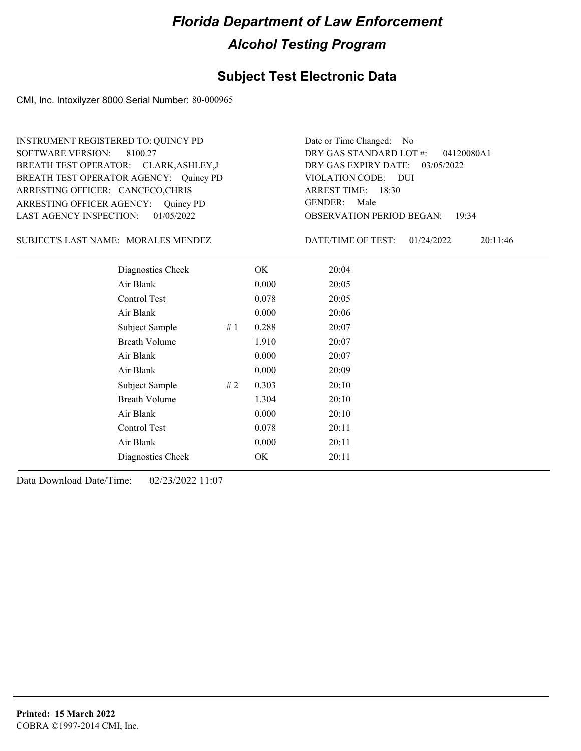# Florida Department of Law Enforcement

## Alcohol Testing Program

### Subject Test Electronic Data

CMI, Inc. Intoxilyzer 8000 Serial Number: 80-000965

INSTRUMENT REGISTERED TO: QUINCY PD
SOFTWARE VERSION: 8100.27
BREATH TEST OPERATOR: CLARK,ASHLEY,J
BREATH TEST OPERATOR AGENCY: Quincy PD
ARRESTING OFFICER: CANCECO,CHRIS
ARRESTING OFFICER AGENCY: Quincy PD
LAST AGENCY INSPECTION: 01/05/2022

Date or Time Changed: No
DRY GAS STANDARD LOT #: 04120080A1
DRY GAS EXPIRY DATE: 03/05/2022
VIOLATION CODE: DUI
ARREST TIME: 18:30
GENDER: Male
OBSERVATION PERIOD BEGAN: 19:34

SUBJECT'S LAST NAME: MORALES MENDEZ

DATE/TIME OF TEST: 01/24/2022 20:11:46

| | | | |
|---|---|---|---|
| Diagnostics Check | | OK | 20:04 |
| Air Blank | | 0.000 | 20:05 |
| Control Test | | 0.078 | 20:05 |
| Air Blank | | 0.000 | 20:06 |
| Subject Sample | # 1 | 0.288 | 20:07 |
| Breath Volume | | 1.910 | 20:07 |
| Air Blank | | 0.000 | 20:07 |
| Air Blank | | 0.000 | 20:09 |
| Subject Sample | # 2 | 0.303 | 20:10 |
| Breath Volume | | 1.304 | 20:10 |
| Air Blank | | 0.000 | 20:10 |
| Control Test | | 0.078 | 20:11 |
| Air Blank | | 0.000 | 20:11 |
| Diagnostics Check | | OK | 20:11 |

Data Download Date/Time: 02/23/2022 11:07

**Printed: 15 March 2022**
COBRA ©1997-2014 CMI, Inc.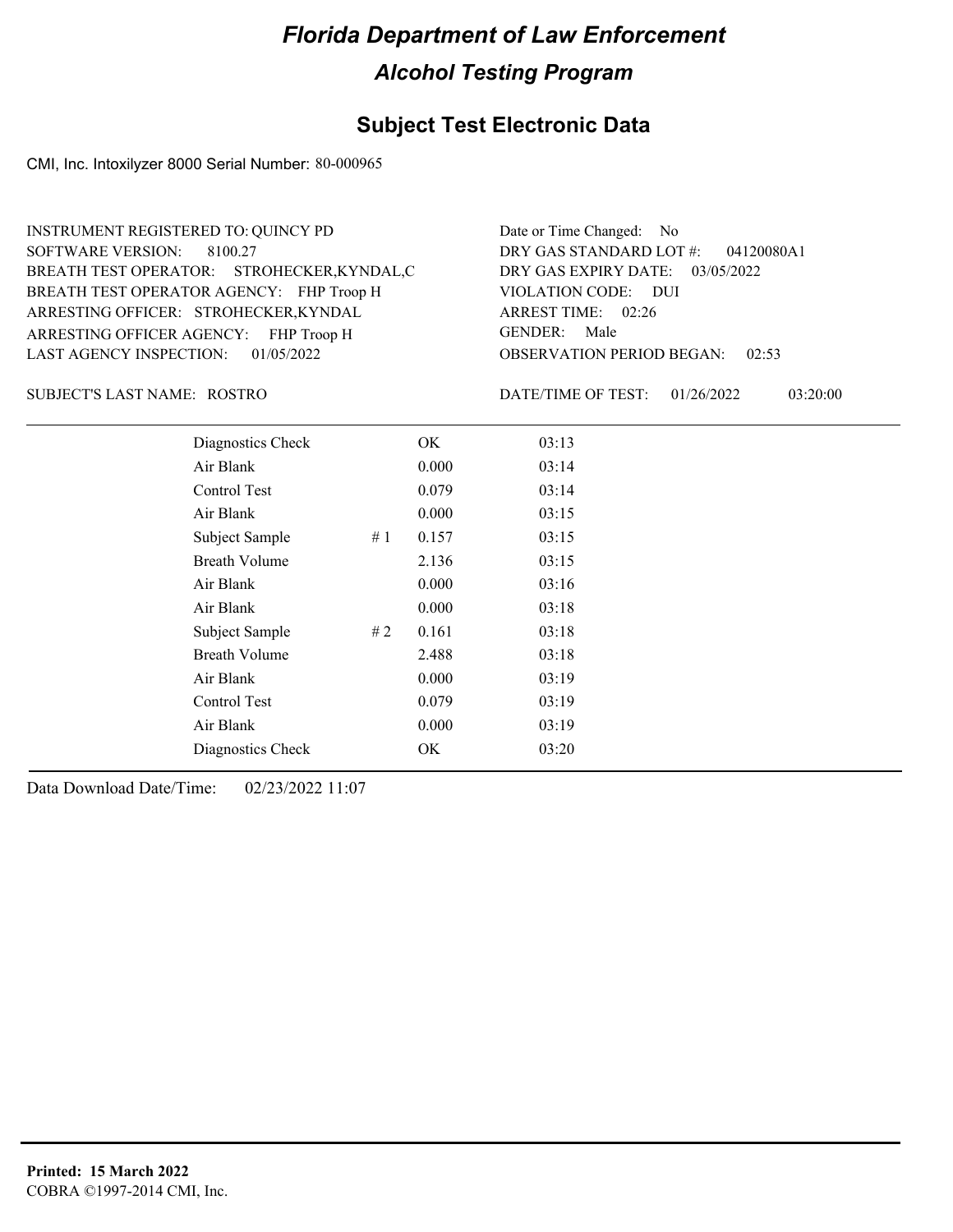# Florida Department of Law Enforcement

## Alcohol Testing Program

### Subject Test Electronic Data

CMI, Inc. Intoxilyzer 8000 Serial Number: 80-000965

INSTRUMENT REGISTERED TO: QUINCY PD
SOFTWARE VERSION: 8100.27
BREATH TEST OPERATOR: STROHECKER,KYNDAL,C
BREATH TEST OPERATOR AGENCY: FHP Troop H
ARRESTING OFFICER: STROHECKER,KYNDAL
ARRESTING OFFICER AGENCY: FHP Troop H
LAST AGENCY INSPECTION: 01/05/2022

Date or Time Changed: No
DRY GAS STANDARD LOT #: 04120080A1
DRY GAS EXPIRY DATE: 03/05/2022
VIOLATION CODE: DUI
ARREST TIME: 02:26
GENDER: Male
OBSERVATION PERIOD BEGAN: 02:53

SUBJECT'S LAST NAME: ROSTRO

DATE/TIME OF TEST: 01/26/2022 03:20:00

| | | | |
|---|---|---|---|
| Diagnostics Check | | OK | 03:13 |
| Air Blank | | 0.000 | 03:14 |
| Control Test | | 0.079 | 03:14 |
| Air Blank | | 0.000 | 03:15 |
| Subject Sample | # 1 | 0.157 | 03:15 |
| Breath Volume | | 2.136 | 03:15 |
| Air Blank | | 0.000 | 03:16 |
| Air Blank | | 0.000 | 03:18 |
| Subject Sample | # 2 | 0.161 | 03:18 |
| Breath Volume | | 2.488 | 03:18 |
| Air Blank | | 0.000 | 03:19 |
| Control Test | | 0.079 | 03:19 |
| Air Blank | | 0.000 | 03:19 |
| Diagnostics Check | | OK | 03:20 |

Data Download Date/Time: 02/23/2022 11:07

**Printed: 15 March 2022**
COBRA ©1997-2014 CMI, Inc.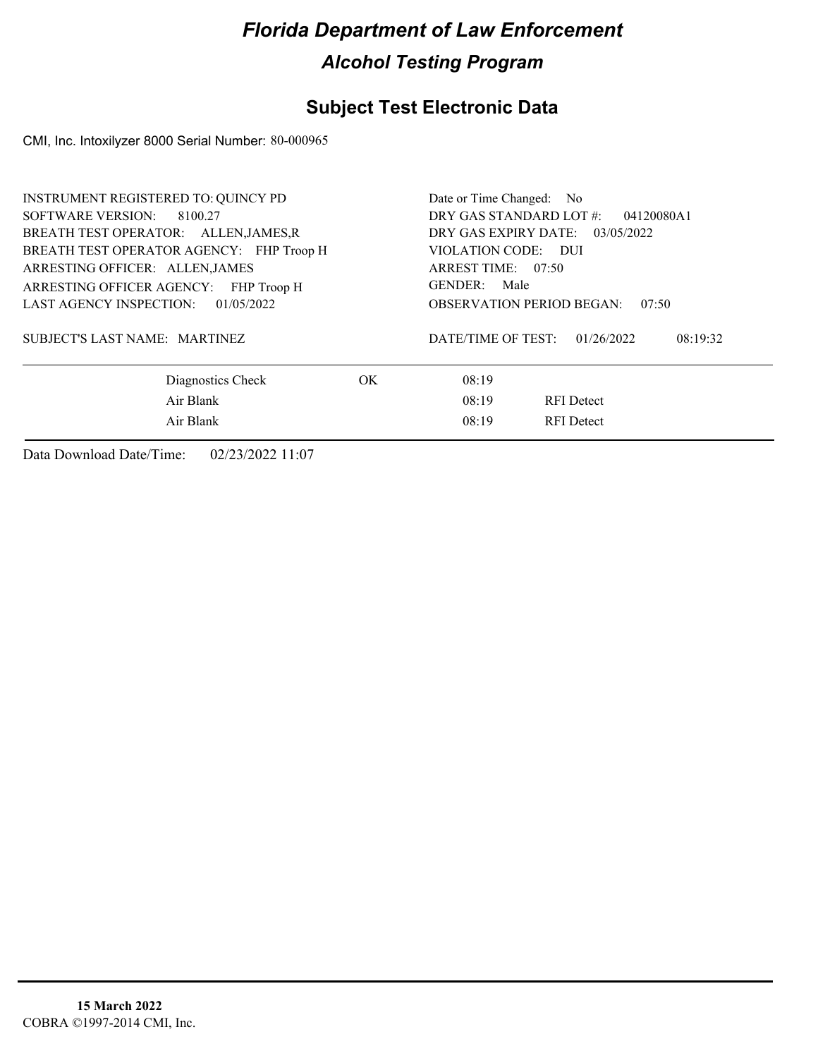# *Florida Department of Law Enforcement*

## *Alcohol Testing Program*

## Subject Test Electronic Data

CMI, Inc. Intoxilyzer 8000 Serial Number: 80-000965

INSTRUMENT REGISTERED TO: QUINCY PD
SOFTWARE VERSION: 8100.27
BREATH TEST OPERATOR: ALLEN,JAMES,R
BREATH TEST OPERATOR AGENCY: FHP Troop H
ARRESTING OFFICER: ALLEN,JAMES
ARRESTING OFFICER AGENCY: FHP Troop H
LAST AGENCY INSPECTION: 01/05/2022

SUBJECT'S LAST NAME: MARTINEZ

Date or Time Changed: No
DRY GAS STANDARD LOT #: 04120080A1
DRY GAS EXPIRY DATE: 03/05/2022
VIOLATION CODE: DUI
ARREST TIME: 07:50
GENDER: Male
OBSERVATION PERIOD BEGAN: 07:50

DATE/TIME OF TEST: 01/26/2022 08:19:32

| | | | |
|---|---|---|---|
| Diagnostics Check | OK | 08:19 | |
| Air Blank | | 08:19 | RFI Detect |
| Air Blank | | 08:19 | RFI Detect |

Data Download Date/Time: 02/23/2022 11:07

**15 March 2022**
COBRA ©1997-2014 CMI, Inc.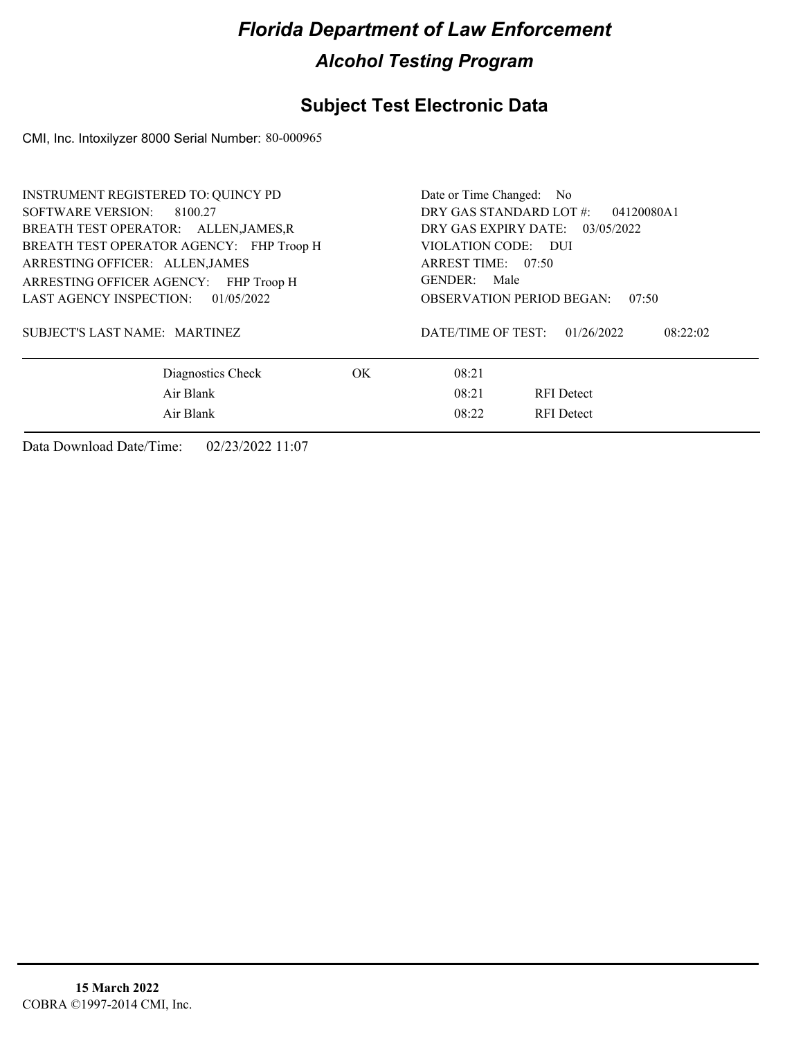# Florida Department of Law Enforcement

## Alcohol Testing Program

### Subject Test Electronic Data

CMI, Inc. Intoxilyzer 8000 Serial Number: 80-000965

INSTRUMENT REGISTERED TO: QUINCY PD
SOFTWARE VERSION: 8100.27
BREATH TEST OPERATOR: ALLEN,JAMES,R
BREATH TEST OPERATOR AGENCY: FHP Troop H
ARRESTING OFFICER: ALLEN,JAMES
ARRESTING OFFICER AGENCY: FHP Troop H
LAST AGENCY INSPECTION: 01/05/2022

Date or Time Changed: No
DRY GAS STANDARD LOT #: 04120080A1
DRY GAS EXPIRY DATE: 03/05/2022
VIOLATION CODE: DUI
ARREST TIME: 07:50
GENDER: Male
OBSERVATION PERIOD BEGAN: 07:50

SUBJECT'S LAST NAME: MARTINEZ

DATE/TIME OF TEST: 01/26/2022 08:22:02

| | | | |
|---|---|---|---|
| Diagnostics Check | OK | 08:21 | |
| Air Blank | | 08:21 | RFI Detect |
| Air Blank | | 08:22 | RFI Detect |

Data Download Date/Time: 02/23/2022 11:07

**15 March 2022**
COBRA ©1997-2014 CMI, Inc.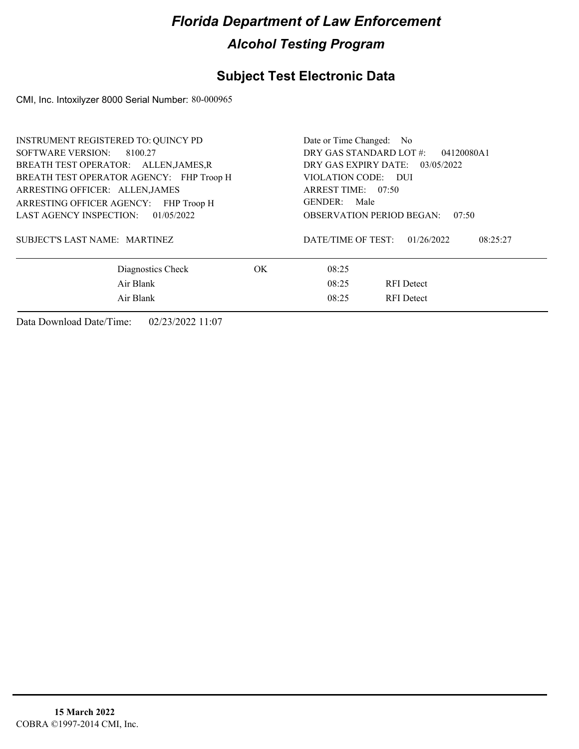# Florida Department of Law Enforcement

## Alcohol Testing Program

### Subject Test Electronic Data

CMI, Inc. Intoxilyzer 8000 Serial Number: 80-000965

INSTRUMENT REGISTERED TO: QUINCY PD
SOFTWARE VERSION: 8100.27
BREATH TEST OPERATOR: ALLEN,JAMES,R
BREATH TEST OPERATOR AGENCY: FHP Troop H
ARRESTING OFFICER: ALLEN,JAMES
ARRESTING OFFICER AGENCY: FHP Troop H
LAST AGENCY INSPECTION: 01/05/2022

Date or Time Changed: No
DRY GAS STANDARD LOT #: 04120080A1
DRY GAS EXPIRY DATE: 03/05/2022
VIOLATION CODE: DUI
ARREST TIME: 07:50
GENDER: Male
OBSERVATION PERIOD BEGAN: 07:50

SUBJECT'S LAST NAME: MARTINEZ

DATE/TIME OF TEST: 01/26/2022 08:25:27

| | | | |
|---|---|---|---|
| Diagnostics Check | OK | 08:25 | |
| Air Blank | | 08:25 | RFI Detect |
| Air Blank | | 08:25 | RFI Detect |

Data Download Date/Time: 02/23/2022 11:07

**15 March 2022**
COBRA ©1997-2014 CMI, Inc.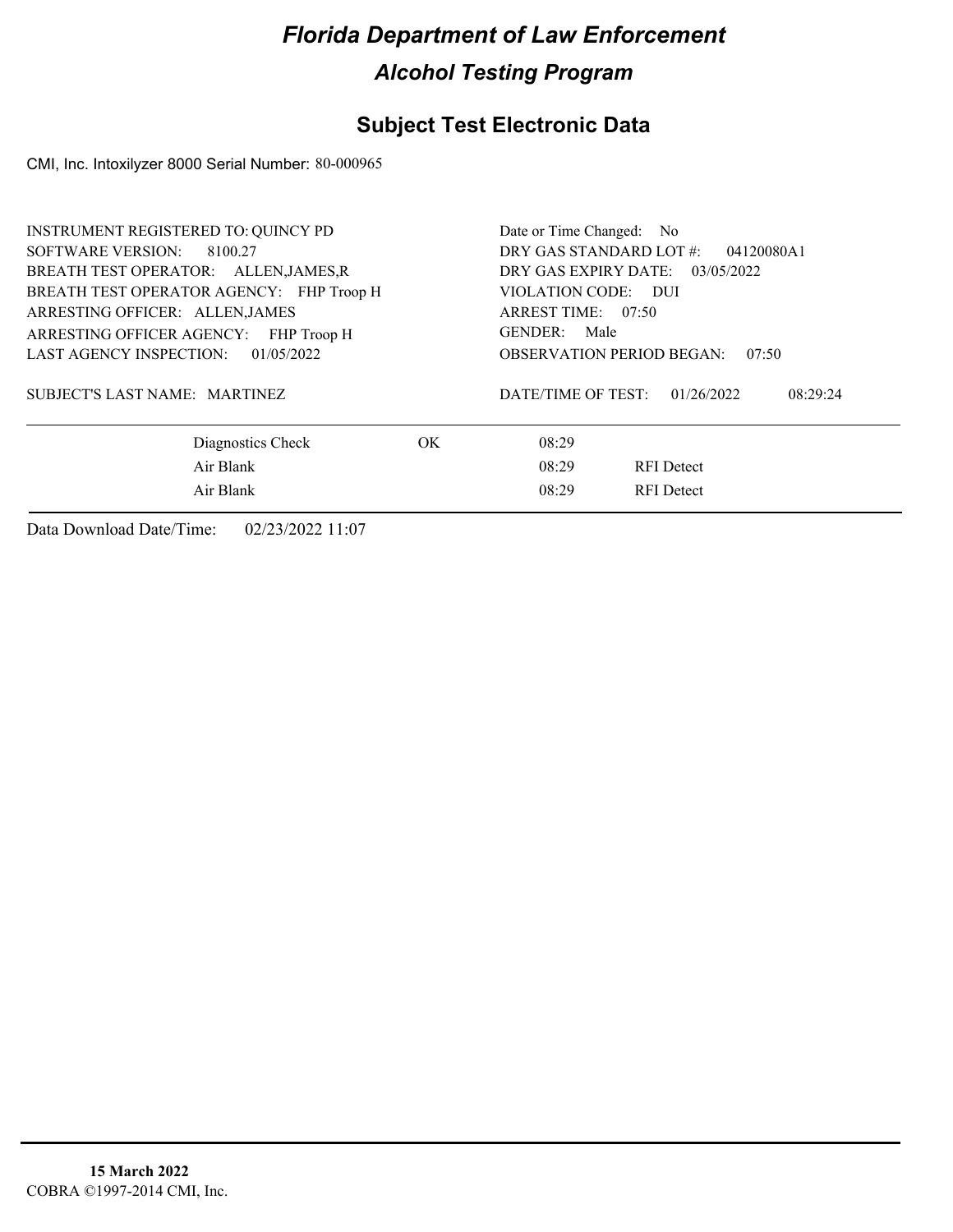# Florida Department of Law Enforcement

## Alcohol Testing Program

## Subject Test Electronic Data

CMI, Inc. Intoxilyzer 8000 Serial Number: 80-000965

INSTRUMENT REGISTERED TO: QUINCY PD
SOFTWARE VERSION: 8100.27
BREATH TEST OPERATOR: ALLEN,JAMES,R
BREATH TEST OPERATOR AGENCY: FHP Troop H
ARRESTING OFFICER: ALLEN,JAMES
ARRESTING OFFICER AGENCY: FHP Troop H
LAST AGENCY INSPECTION: 01/05/2022

Date or Time Changed: No
DRY GAS STANDARD LOT #: 04120080A1
DRY GAS EXPIRY DATE: 03/05/2022
VIOLATION CODE: DUI
ARREST TIME: 07:50
GENDER: Male
OBSERVATION PERIOD BEGAN: 07:50

SUBJECT'S LAST NAME: MARTINEZ

DATE/TIME OF TEST: 01/26/2022 08:29:24

| | | | |
|---|---|---|---|
| Diagnostics Check | OK | 08:29 | |
| Air Blank | | 08:29 | RFI Detect |
| Air Blank | | 08:29 | RFI Detect |

Data Download Date/Time: 02/23/2022 11:07

**15 March 2022**
COBRA ©1997-2014 CMI, Inc.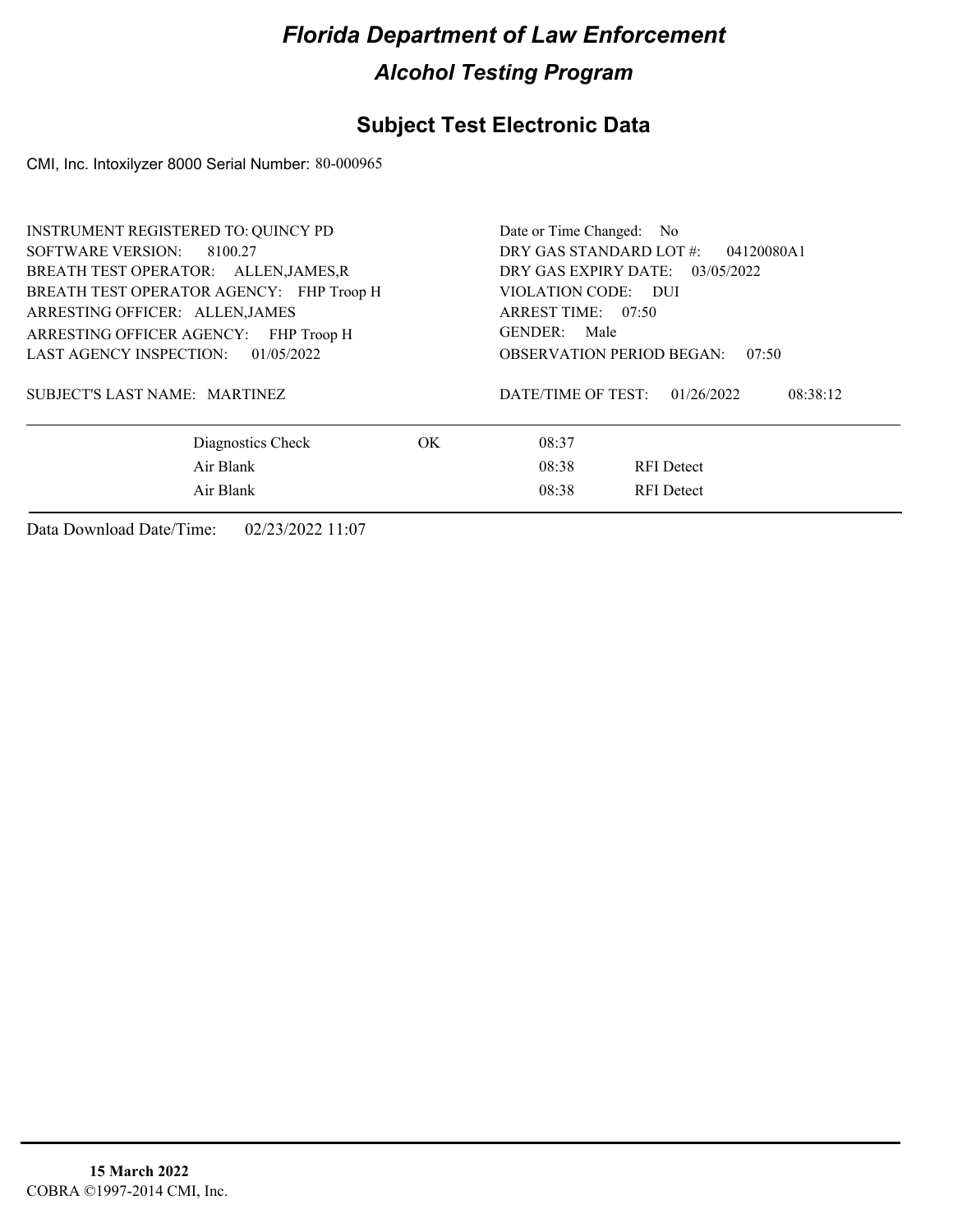# Florida Department of Law Enforcement

## Alcohol Testing Program

### Subject Test Electronic Data

CMI, Inc. Intoxilyzer 8000 Serial Number: 80-000965

INSTRUMENT REGISTERED TO: QUINCY PD
SOFTWARE VERSION: 8100.27
BREATH TEST OPERATOR: ALLEN,JAMES,R
BREATH TEST OPERATOR AGENCY: FHP Troop H
ARRESTING OFFICER: ALLEN,JAMES
ARRESTING OFFICER AGENCY: FHP Troop H
LAST AGENCY INSPECTION: 01/05/2022

Date or Time Changed: No
DRY GAS STANDARD LOT #: 04120080A1
DRY GAS EXPIRY DATE: 03/05/2022
VIOLATION CODE: DUI
ARREST TIME: 07:50
GENDER: Male
OBSERVATION PERIOD BEGAN: 07:50

SUBJECT'S LAST NAME: MARTINEZ

DATE/TIME OF TEST: 01/26/2022 08:38:12

| | | | |
|---|---|---|---|
| Diagnostics Check | OK | 08:37 | |
| Air Blank | | 08:38 | RFI Detect |
| Air Blank | | 08:38 | RFI Detect |

Data Download Date/Time: 02/23/2022 11:07

**15 March 2022**
COBRA ©1997-2014 CMI, Inc.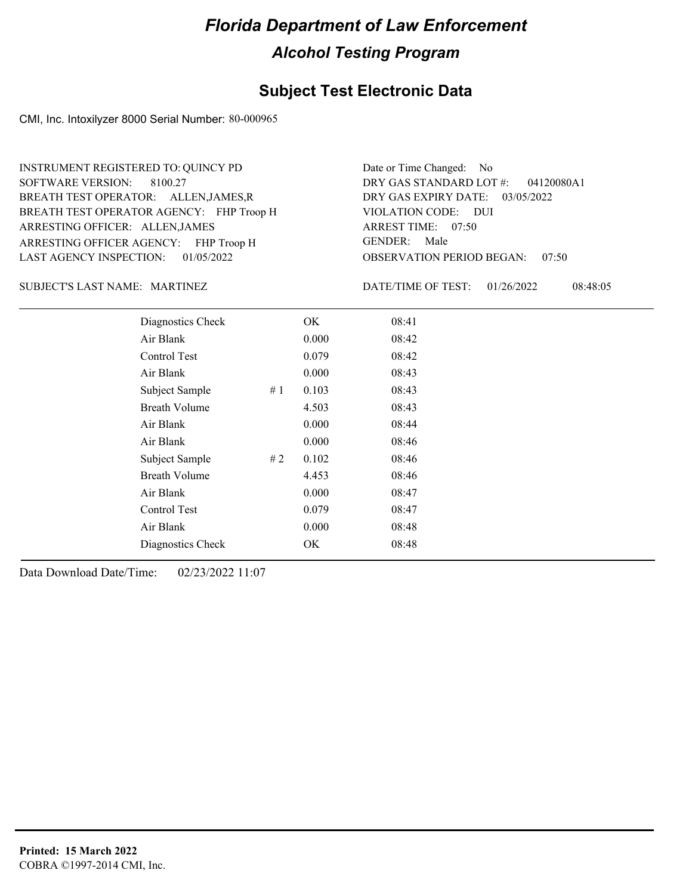# Florida Department of Law Enforcement

## Alcohol Testing Program

### Subject Test Electronic Data

CMI, Inc. Intoxilyzer 8000 Serial Number: 80-000965

INSTRUMENT REGISTERED TO: QUINCY PD
SOFTWARE VERSION: 8100.27
BREATH TEST OPERATOR: ALLEN,JAMES,R
BREATH TEST OPERATOR AGENCY: FHP Troop H
ARRESTING OFFICER: ALLEN,JAMES
ARRESTING OFFICER AGENCY: FHP Troop H
LAST AGENCY INSPECTION: 01/05/2022

Date or Time Changed: No
DRY GAS STANDARD LOT #: 04120080A1
DRY GAS EXPIRY DATE: 03/05/2022
VIOLATION CODE: DUI
ARREST TIME: 07:50
GENDER: Male
OBSERVATION PERIOD BEGAN: 07:50

SUBJECT'S LAST NAME: MARTINEZ

DATE/TIME OF TEST: 01/26/2022 08:48:05

| Test | # | Result | Time |
|---|---|---|---|
| Diagnostics Check | | OK | 08:41 |
| Air Blank | | 0.000 | 08:42 |
| Control Test | | 0.079 | 08:42 |
| Air Blank | | 0.000 | 08:43 |
| Subject Sample | # 1 | 0.103 | 08:43 |
| Breath Volume | | 4.503 | 08:43 |
| Air Blank | | 0.000 | 08:44 |
| Air Blank | | 0.000 | 08:46 |
| Subject Sample | # 2 | 0.102 | 08:46 |
| Breath Volume | | 4.453 | 08:46 |
| Air Blank | | 0.000 | 08:47 |
| Control Test | | 0.079 | 08:47 |
| Air Blank | | 0.000 | 08:48 |
| Diagnostics Check | | OK | 08:48 |

Data Download Date/Time: 02/23/2022 11:07

**Printed: 15 March 2022**
COBRA ©1997-2014 CMI, Inc.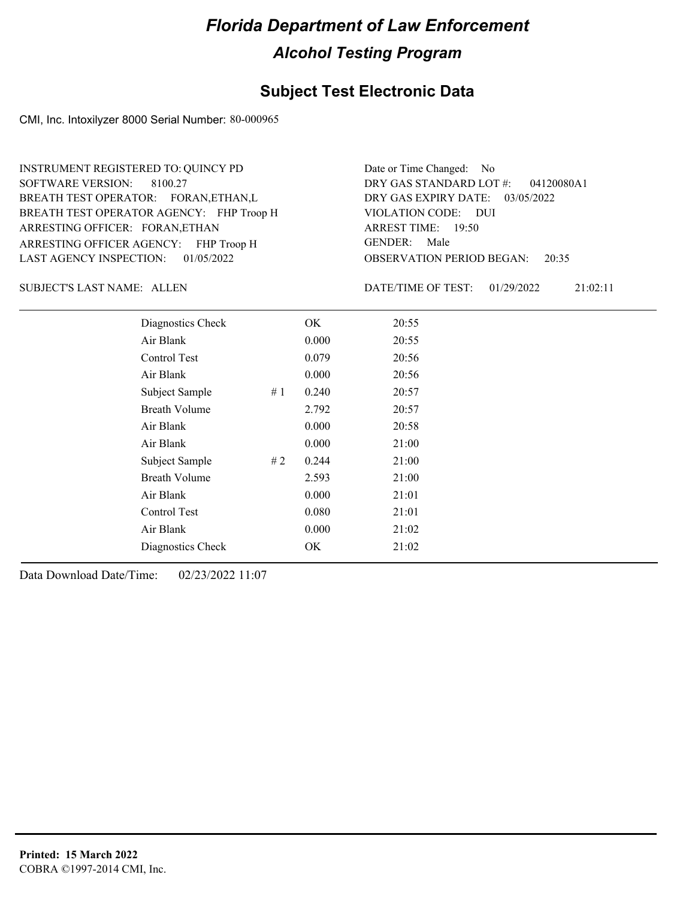# Florida Department of Law Enforcement

## Alcohol Testing Program

### Subject Test Electronic Data

CMI, Inc. Intoxilyzer 8000 Serial Number: 80-000965

INSTRUMENT REGISTERED TO: QUINCY PD
SOFTWARE VERSION: 8100.27
BREATH TEST OPERATOR: FORAN,ETHAN,L
BREATH TEST OPERATOR AGENCY: FHP Troop H
ARRESTING OFFICER: FORAN,ETHAN
ARRESTING OFFICER AGENCY: FHP Troop H
LAST AGENCY INSPECTION: 01/05/2022

Date or Time Changed: No
DRY GAS STANDARD LOT #: 04120080A1
DRY GAS EXPIRY DATE: 03/05/2022
VIOLATION CODE: DUI
ARREST TIME: 19:50
GENDER: Male
OBSERVATION PERIOD BEGAN: 20:35

SUBJECT'S LAST NAME: ALLEN

DATE/TIME OF TEST: 01/29/2022 21:02:11

| | | | |
|---|---|---|---|
| Diagnostics Check | | OK | 20:55 |
| Air Blank | | 0.000 | 20:55 |
| Control Test | | 0.079 | 20:56 |
| Air Blank | | 0.000 | 20:56 |
| Subject Sample | # 1 | 0.240 | 20:57 |
| Breath Volume | | 2.792 | 20:57 |
| Air Blank | | 0.000 | 20:58 |
| Air Blank | | 0.000 | 21:00 |
| Subject Sample | # 2 | 0.244 | 21:00 |
| Breath Volume | | 2.593 | 21:00 |
| Air Blank | | 0.000 | 21:01 |
| Control Test | | 0.080 | 21:01 |
| Air Blank | | 0.000 | 21:02 |
| Diagnostics Check | | OK | 21:02 |

Data Download Date/Time: 02/23/2022 11:07

**Printed: 15 March 2022**
COBRA ©1997-2014 CMI, Inc.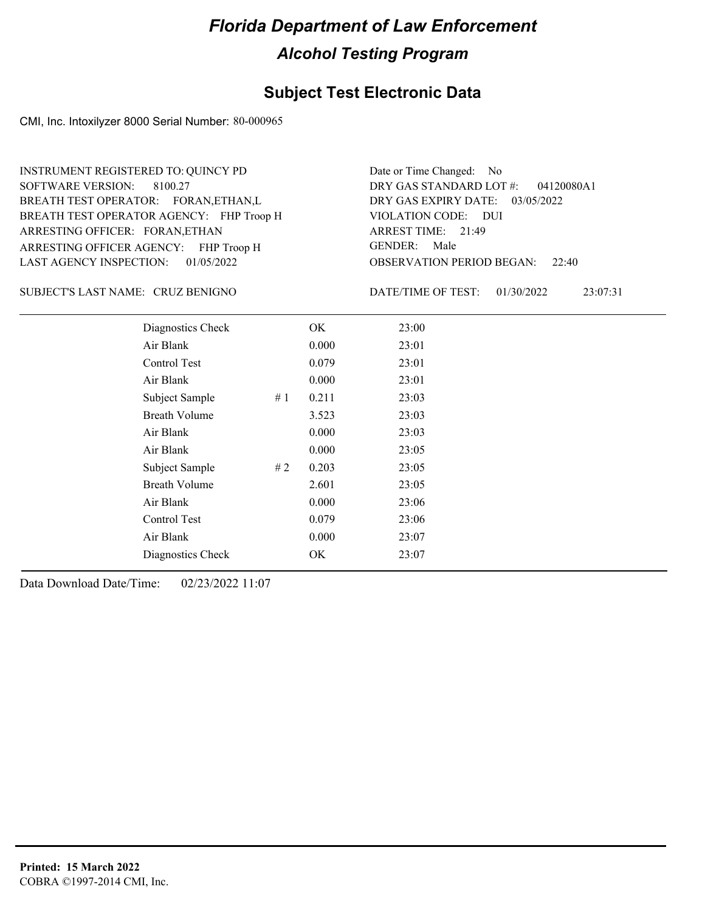# Florida Department of Law Enforcement

## Alcohol Testing Program

### Subject Test Electronic Data

CMI, Inc. Intoxilyzer 8000 Serial Number: 80-000965

INSTRUMENT REGISTERED TO: QUINCY PD
SOFTWARE VERSION: 8100.27
BREATH TEST OPERATOR: FORAN,ETHAN,L
BREATH TEST OPERATOR AGENCY: FHP Troop H
ARRESTING OFFICER: FORAN,ETHAN
ARRESTING OFFICER AGENCY: FHP Troop H
LAST AGENCY INSPECTION: 01/05/2022

Date or Time Changed: No
DRY GAS STANDARD LOT #: 04120080A1
DRY GAS EXPIRY DATE: 03/05/2022
VIOLATION CODE: DUI
ARREST TIME: 21:49
GENDER: Male
OBSERVATION PERIOD BEGAN: 22:40

SUBJECT'S LAST NAME: CRUZ BENIGNO

DATE/TIME OF TEST: 01/30/2022 23:07:31

| | | | |
|---|---|---|---|
| Diagnostics Check | | OK | 23:00 |
| Air Blank | | 0.000 | 23:01 |
| Control Test | | 0.079 | 23:01 |
| Air Blank | | 0.000 | 23:01 |
| Subject Sample | # 1 | 0.211 | 23:03 |
| Breath Volume | | 3.523 | 23:03 |
| Air Blank | | 0.000 | 23:03 |
| Air Blank | | 0.000 | 23:05 |
| Subject Sample | # 2 | 0.203 | 23:05 |
| Breath Volume | | 2.601 | 23:05 |
| Air Blank | | 0.000 | 23:06 |
| Control Test | | 0.079 | 23:06 |
| Air Blank | | 0.000 | 23:07 |
| Diagnostics Check | | OK | 23:07 |

Data Download Date/Time: 02/23/2022 11:07

**Printed: 15 March 2022**
COBRA ©1997-2014 CMI, Inc.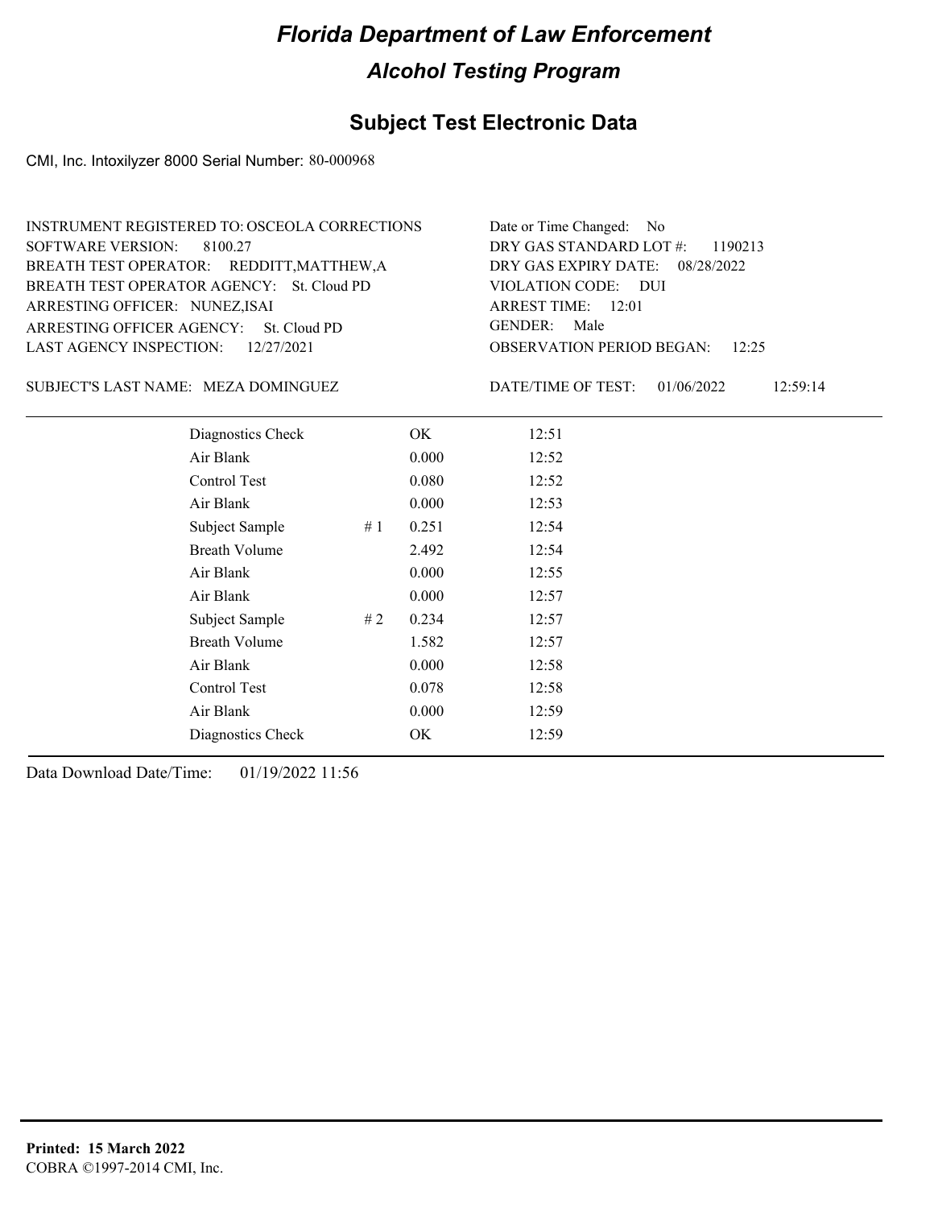# Florida Department of Law Enforcement

## Alcohol Testing Program

## Subject Test Electronic Data

CMI, Inc. Intoxilyzer 8000 Serial Number: 80-000968

INSTRUMENT REGISTERED TO: OSCEOLA CORRECTIONS
SOFTWARE VERSION: 8100.27
BREATH TEST OPERATOR: REDDITT,MATTHEW,A
BREATH TEST OPERATOR AGENCY: St. Cloud PD
ARRESTING OFFICER: NUNEZ,ISAI
ARRESTING OFFICER AGENCY: St. Cloud PD
LAST AGENCY INSPECTION: 12/27/2021

Date or Time Changed: No
DRY GAS STANDARD LOT #: 1190213
DRY GAS EXPIRY DATE: 08/28/2022
VIOLATION CODE: DUI
ARREST TIME: 12:01
GENDER: Male
OBSERVATION PERIOD BEGAN: 12:25

SUBJECT'S LAST NAME: MEZA DOMINGUEZ

DATE/TIME OF TEST: 01/06/2022 12:59:14

| | | | |
|---|---|---|---|
| Diagnostics Check | | OK | 12:51 |
| Air Blank | | 0.000 | 12:52 |
| Control Test | | 0.080 | 12:52 |
| Air Blank | | 0.000 | 12:53 |
| Subject Sample | # 1 | 0.251 | 12:54 |
| Breath Volume | | 2.492 | 12:54 |
| Air Blank | | 0.000 | 12:55 |
| Air Blank | | 0.000 | 12:57 |
| Subject Sample | # 2 | 0.234 | 12:57 |
| Breath Volume | | 1.582 | 12:57 |
| Air Blank | | 0.000 | 12:58 |
| Control Test | | 0.078 | 12:58 |
| Air Blank | | 0.000 | 12:59 |
| Diagnostics Check | | OK | 12:59 |

Data Download Date/Time: 01/19/2022 11:56

**Printed: 15 March 2022**
COBRA ©1997-2014 CMI, Inc.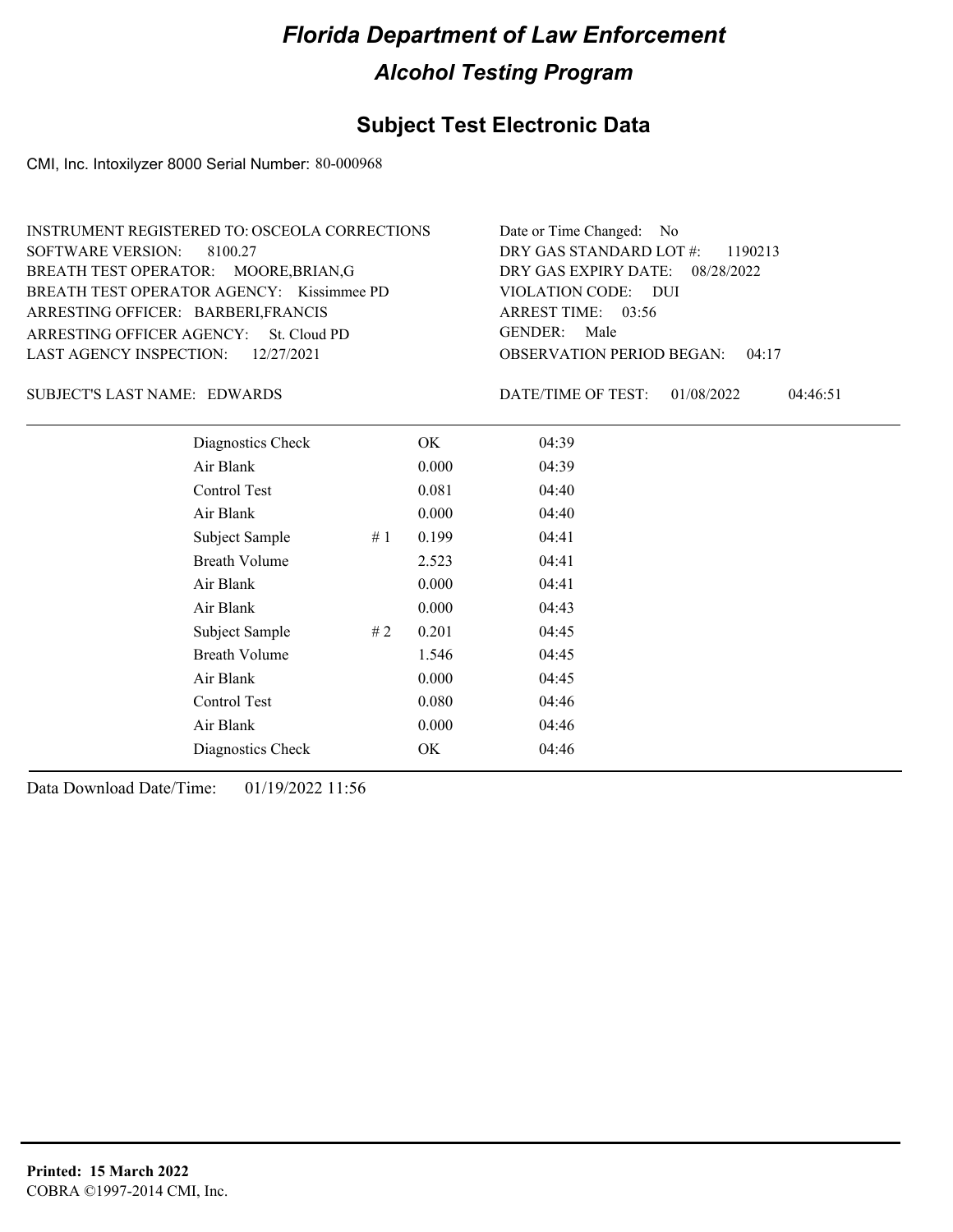# Florida Department of Law Enforcement

## Alcohol Testing Program

### Subject Test Electronic Data

CMI, Inc. Intoxilyzer 8000 Serial Number: 80-000968

INSTRUMENT REGISTERED TO: OSCEOLA CORRECTIONS
SOFTWARE VERSION: 8100.27
BREATH TEST OPERATOR: MOORE,BRIAN,G
BREATH TEST OPERATOR AGENCY: Kissimmee PD
ARRESTING OFFICER: BARBERI,FRANCIS
ARRESTING OFFICER AGENCY: St. Cloud PD
LAST AGENCY INSPECTION: 12/27/2021

Date or Time Changed: No
DRY GAS STANDARD LOT #: 1190213
DRY GAS EXPIRY DATE: 08/28/2022
VIOLATION CODE: DUI
ARREST TIME: 03:56
GENDER: Male
OBSERVATION PERIOD BEGAN: 04:17

SUBJECT'S LAST NAME: EDWARDS

DATE/TIME OF TEST: 01/08/2022 04:46:51

| | | | |
|---|---|---|---|
| Diagnostics Check | | OK | 04:39 |
| Air Blank | | 0.000 | 04:39 |
| Control Test | | 0.081 | 04:40 |
| Air Blank | | 0.000 | 04:40 |
| Subject Sample | # 1 | 0.199 | 04:41 |
| Breath Volume | | 2.523 | 04:41 |
| Air Blank | | 0.000 | 04:41 |
| Air Blank | | 0.000 | 04:43 |
| Subject Sample | # 2 | 0.201 | 04:45 |
| Breath Volume | | 1.546 | 04:45 |
| Air Blank | | 0.000 | 04:45 |
| Control Test | | 0.080 | 04:46 |
| Air Blank | | 0.000 | 04:46 |
| Diagnostics Check | | OK | 04:46 |

Data Download Date/Time: 01/19/2022 11:56

**Printed: 15 March 2022**
COBRA ©1997-2014 CMI, Inc.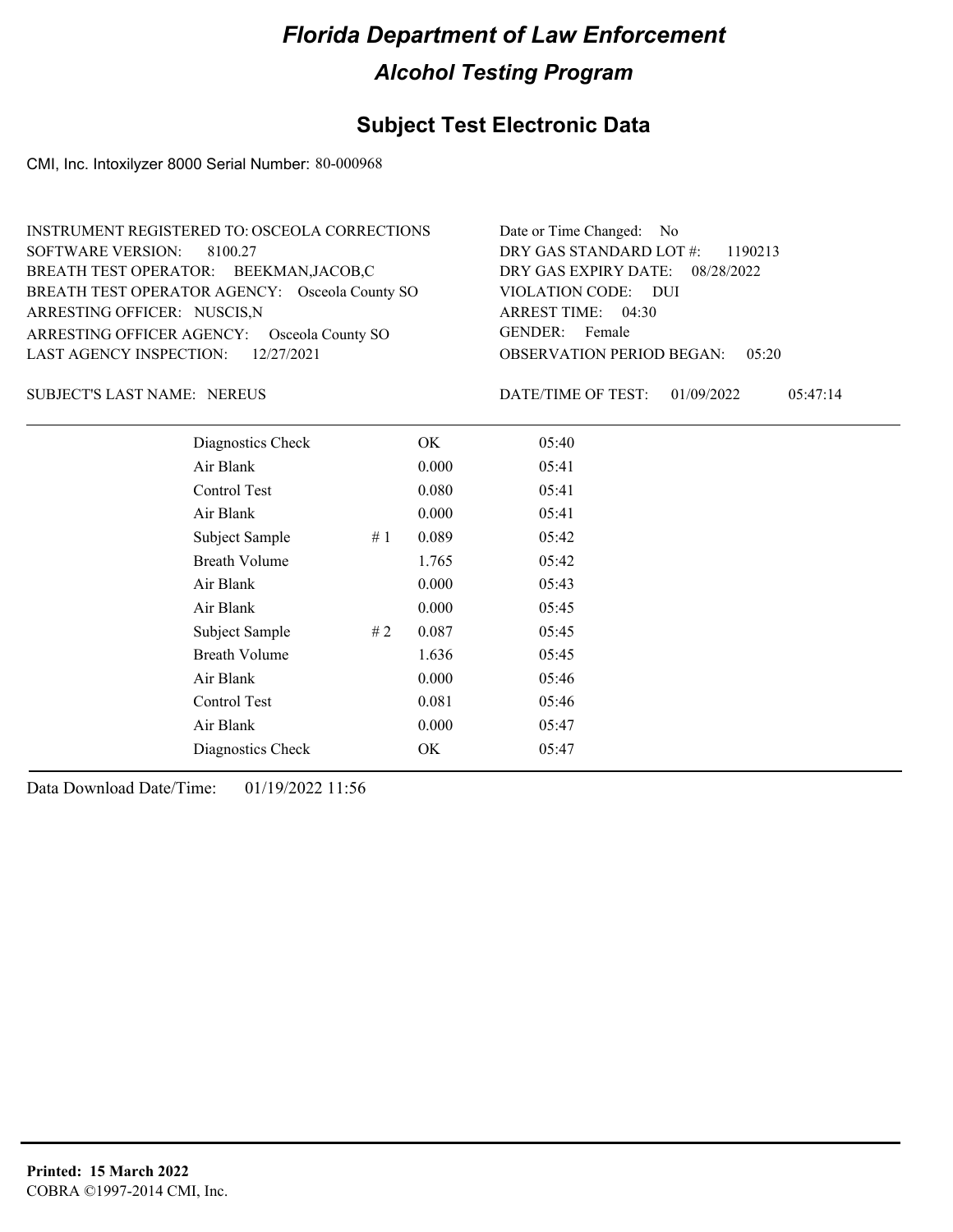# Florida Department of Law Enforcement

## Alcohol Testing Program

### Subject Test Electronic Data

CMI, Inc. Intoxilyzer 8000 Serial Number: 80-000968

INSTRUMENT REGISTERED TO: OSCEOLA CORRECTIONS
SOFTWARE VERSION: 8100.27
BREATH TEST OPERATOR: BEEKMAN,JACOB,C
BREATH TEST OPERATOR AGENCY: Osceola County SO
ARRESTING OFFICER: NUSCIS,N
ARRESTING OFFICER AGENCY: Osceola County SO
LAST AGENCY INSPECTION: 12/27/2021

Date or Time Changed: No
DRY GAS STANDARD LOT #: 1190213
DRY GAS EXPIRY DATE: 08/28/2022
VIOLATION CODE: DUI
ARREST TIME: 04:30
GENDER: Female
OBSERVATION PERIOD BEGAN: 05:20

SUBJECT'S LAST NAME: NEREUS

DATE/TIME OF TEST: 01/09/2022 05:47:14

| Test | # | Result | Time |
|---|---|---|---|
| Diagnostics Check | | OK | 05:40 |
| Air Blank | | 0.000 | 05:41 |
| Control Test | | 0.080 | 05:41 |
| Air Blank | | 0.000 | 05:41 |
| Subject Sample | # 1 | 0.089 | 05:42 |
| Breath Volume | | 1.765 | 05:42 |
| Air Blank | | 0.000 | 05:43 |
| Air Blank | | 0.000 | 05:45 |
| Subject Sample | # 2 | 0.087 | 05:45 |
| Breath Volume | | 1.636 | 05:45 |
| Air Blank | | 0.000 | 05:46 |
| Control Test | | 0.081 | 05:46 |
| Air Blank | | 0.000 | 05:47 |
| Diagnostics Check | | OK | 05:47 |

Data Download Date/Time: 01/19/2022 11:56

**Printed: 15 March 2022**
COBRA ©1997-2014 CMI, Inc.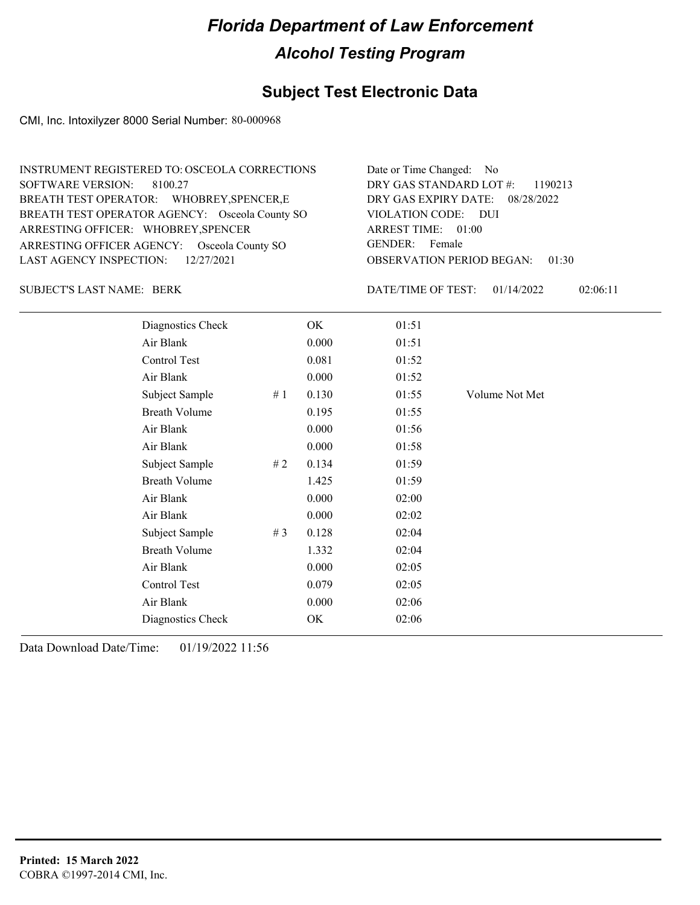# Florida Department of Law Enforcement

## Alcohol Testing Program

## Subject Test Electronic Data

CMI, Inc. Intoxilyzer 8000 Serial Number: 80-000968

INSTRUMENT REGISTERED TO: OSCEOLA CORRECTIONS
SOFTWARE VERSION: 8100.27
BREATH TEST OPERATOR: WHOBREY,SPENCER,E
BREATH TEST OPERATOR AGENCY: Osceola County SO
ARRESTING OFFICER: WHOBREY,SPENCER
ARRESTING OFFICER AGENCY: Osceola County SO
LAST AGENCY INSPECTION: 12/27/2021

Date or Time Changed: No
DRY GAS STANDARD LOT #: 1190213
DRY GAS EXPIRY DATE: 08/28/2022
VIOLATION CODE: DUI
ARREST TIME: 01:00
GENDER: Female
OBSERVATION PERIOD BEGAN: 01:30

SUBJECT'S LAST NAME: BERK

DATE/TIME OF TEST: 01/14/2022 02:06:11

| | | | | |
|---|---|---|---|---|
| Diagnostics Check | | OK | 01:51 | |
| Air Blank | | 0.000 | 01:51 | |
| Control Test | | 0.081 | 01:52 | |
| Air Blank | | 0.000 | 01:52 | |
| Subject Sample | # 1 | 0.130 | 01:55 | Volume Not Met |
| Breath Volume | | 0.195 | 01:55 | |
| Air Blank | | 0.000 | 01:56 | |
| Air Blank | | 0.000 | 01:58 | |
| Subject Sample | # 2 | 0.134 | 01:59 | |
| Breath Volume | | 1.425 | 01:59 | |
| Air Blank | | 0.000 | 02:00 | |
| Air Blank | | 0.000 | 02:02 | |
| Subject Sample | # 3 | 0.128 | 02:04 | |
| Breath Volume | | 1.332 | 02:04 | |
| Air Blank | | 0.000 | 02:05 | |
| Control Test | | 0.079 | 02:05 | |
| Air Blank | | 0.000 | 02:06 | |
| Diagnostics Check | | OK | 02:06 | |

Data Download Date/Time: 01/19/2022 11:56

**Printed: 15 March 2022**
COBRA ©1997-2014 CMI, Inc.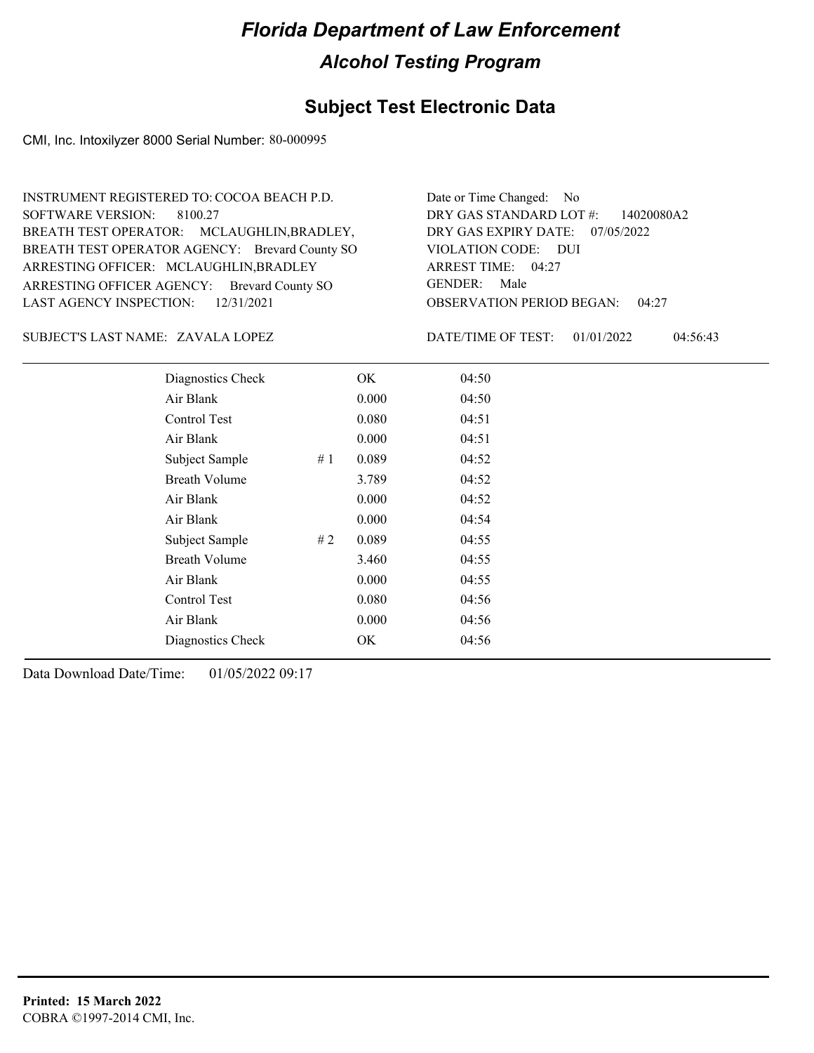# Florida Department of Law Enforcement

## Alcohol Testing Program

### Subject Test Electronic Data

CMI, Inc. Intoxilyzer 8000 Serial Number: 80-000995

INSTRUMENT REGISTERED TO: COCOA BEACH P.D.
SOFTWARE VERSION: 8100.27
BREATH TEST OPERATOR: MCLAUGHLIN,BRADLEY,
BREATH TEST OPERATOR AGENCY: Brevard County SO
ARRESTING OFFICER: MCLAUGHLIN,BRADLEY
ARRESTING OFFICER AGENCY: Brevard County SO
LAST AGENCY INSPECTION: 12/31/2021

Date or Time Changed: No
DRY GAS STANDARD LOT #: 14020080A2
DRY GAS EXPIRY DATE: 07/05/2022
VIOLATION CODE: DUI
ARREST TIME: 04:27
GENDER: Male
OBSERVATION PERIOD BEGAN: 04:27

SUBJECT'S LAST NAME: ZAVALA LOPEZ

DATE/TIME OF TEST: 01/01/2022 04:56:43

| | | | |
|---|---|---|---|
| Diagnostics Check | | OK | 04:50 |
| Air Blank | | 0.000 | 04:50 |
| Control Test | | 0.080 | 04:51 |
| Air Blank | | 0.000 | 04:51 |
| Subject Sample | # 1 | 0.089 | 04:52 |
| Breath Volume | | 3.789 | 04:52 |
| Air Blank | | 0.000 | 04:52 |
| Air Blank | | 0.000 | 04:54 |
| Subject Sample | # 2 | 0.089 | 04:55 |
| Breath Volume | | 3.460 | 04:55 |
| Air Blank | | 0.000 | 04:55 |
| Control Test | | 0.080 | 04:56 |
| Air Blank | | 0.000 | 04:56 |
| Diagnostics Check | | OK | 04:56 |

Data Download Date/Time: 01/05/2022 09:17

**Printed: 15 March 2022**
COBRA ©1997-2014 CMI, Inc.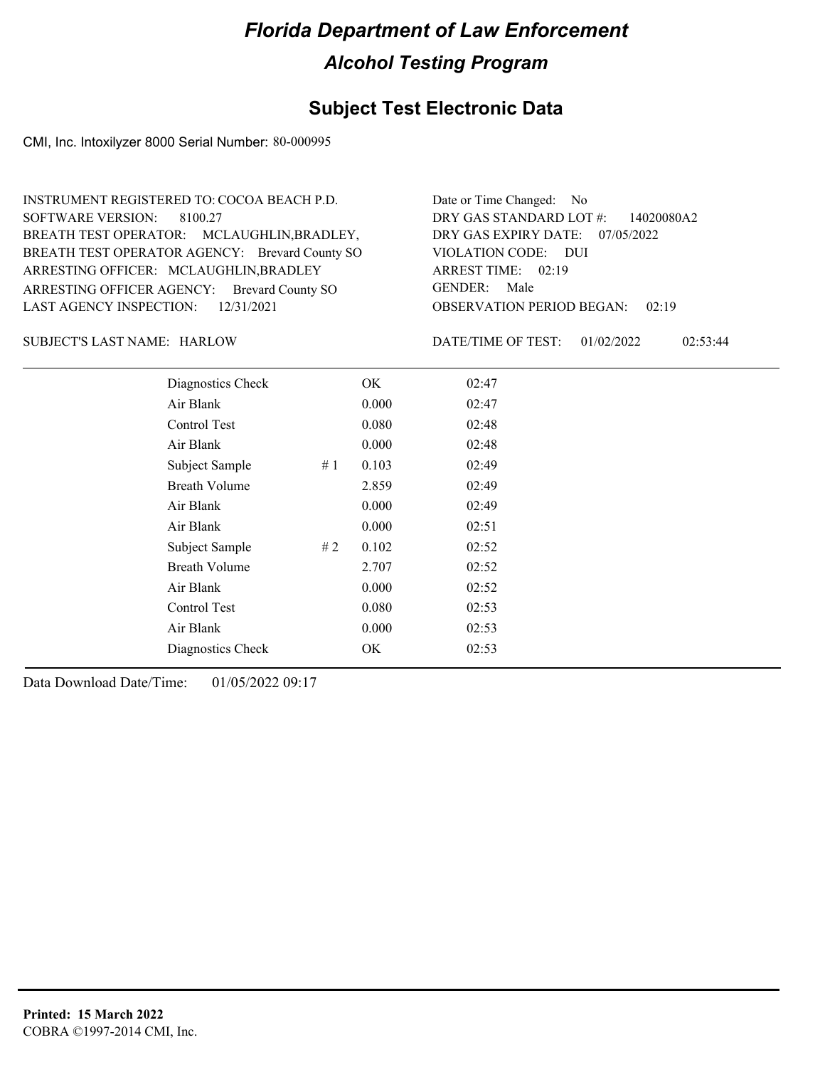# Florida Department of Law Enforcement

## Alcohol Testing Program

### Subject Test Electronic Data

CMI, Inc. Intoxilyzer 8000 Serial Number: 80-000995

INSTRUMENT REGISTERED TO: COCOA BEACH P.D.
SOFTWARE VERSION: 8100.27
BREATH TEST OPERATOR: MCLAUGHLIN,BRADLEY,
BREATH TEST OPERATOR AGENCY: Brevard County SO
ARRESTING OFFICER: MCLAUGHLIN,BRADLEY
ARRESTING OFFICER AGENCY: Brevard County SO
LAST AGENCY INSPECTION: 12/31/2021

Date or Time Changed: No
DRY GAS STANDARD LOT #: 14020080A2
DRY GAS EXPIRY DATE: 07/05/2022
VIOLATION CODE: DUI
ARREST TIME: 02:19
GENDER: Male
OBSERVATION PERIOD BEGAN: 02:19

SUBJECT'S LAST NAME: HARLOW

DATE/TIME OF TEST: 01/02/2022 02:53:44

| | | | |
|---|---|---|---|
| Diagnostics Check | | OK | 02:47 |
| Air Blank | | 0.000 | 02:47 |
| Control Test | | 0.080 | 02:48 |
| Air Blank | | 0.000 | 02:48 |
| Subject Sample | # 1 | 0.103 | 02:49 |
| Breath Volume | | 2.859 | 02:49 |
| Air Blank | | 0.000 | 02:49 |
| Air Blank | | 0.000 | 02:51 |
| Subject Sample | # 2 | 0.102 | 02:52 |
| Breath Volume | | 2.707 | 02:52 |
| Air Blank | | 0.000 | 02:52 |
| Control Test | | 0.080 | 02:53 |
| Air Blank | | 0.000 | 02:53 |
| Diagnostics Check | | OK | 02:53 |

Data Download Date/Time: 01/05/2022 09:17

**Printed: 15 March 2022**
COBRA ©1997-2014 CMI, Inc.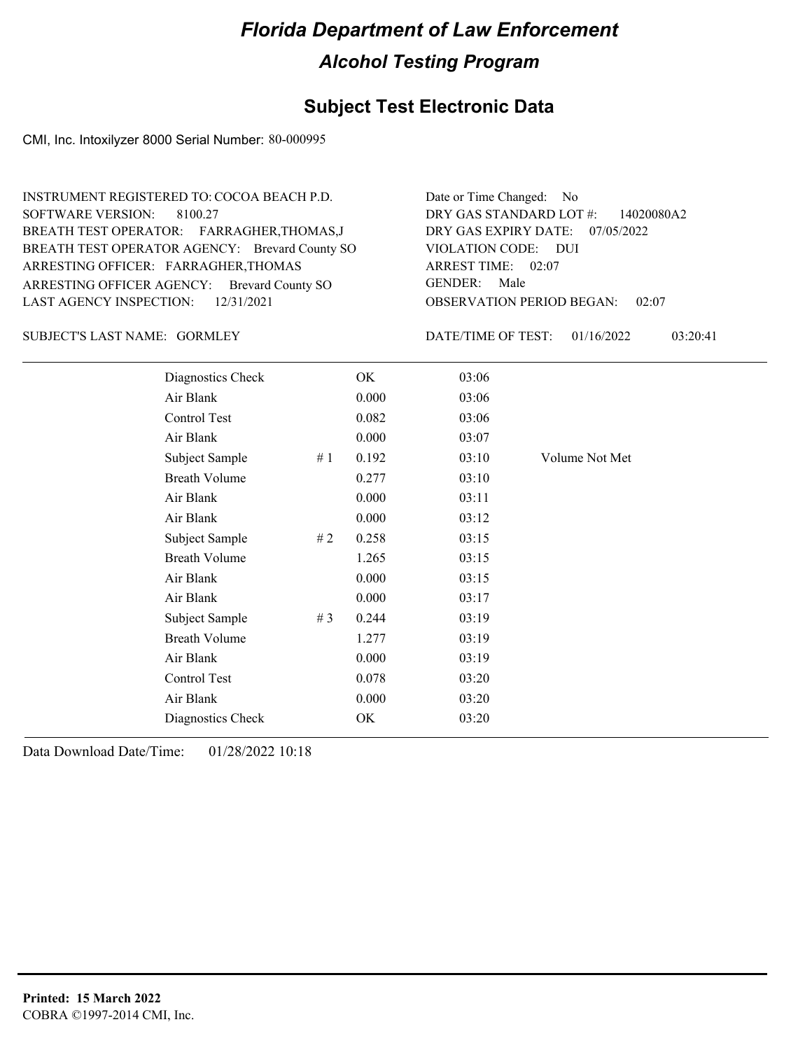# Florida Department of Law Enforcement

## Alcohol Testing Program

## Subject Test Electronic Data

CMI, Inc. Intoxilyzer 8000 Serial Number: 80-000995

INSTRUMENT REGISTERED TO: COCOA BEACH P.D.
SOFTWARE VERSION: 8100.27
BREATH TEST OPERATOR: FARRAGHER,THOMAS,J
BREATH TEST OPERATOR AGENCY: Brevard County SO
ARRESTING OFFICER: FARRAGHER,THOMAS
ARRESTING OFFICER AGENCY: Brevard County SO
LAST AGENCY INSPECTION: 12/31/2021

Date or Time Changed: No
DRY GAS STANDARD LOT #: 14020080A2
DRY GAS EXPIRY DATE: 07/05/2022
VIOLATION CODE: DUI
ARREST TIME: 02:07
GENDER: Male
OBSERVATION PERIOD BEGAN: 02:07

SUBJECT'S LAST NAME: GORMLEY

DATE/TIME OF TEST: 01/16/2022 03:20:41

| Test | # | Result | Time | Note |
|---|---|---|---|---|
| Diagnostics Check | | OK | 03:06 | |
| Air Blank | | 0.000 | 03:06 | |
| Control Test | | 0.082 | 03:06 | |
| Air Blank | | 0.000 | 03:07 | |
| Subject Sample | # 1 | 0.192 | 03:10 | Volume Not Met |
| Breath Volume | | 0.277 | 03:10 | |
| Air Blank | | 0.000 | 03:11 | |
| Air Blank | | 0.000 | 03:12 | |
| Subject Sample | # 2 | 0.258 | 03:15 | |
| Breath Volume | | 1.265 | 03:15 | |
| Air Blank | | 0.000 | 03:15 | |
| Air Blank | | 0.000 | 03:17 | |
| Subject Sample | # 3 | 0.244 | 03:19 | |
| Breath Volume | | 1.277 | 03:19 | |
| Air Blank | | 0.000 | 03:19 | |
| Control Test | | 0.078 | 03:20 | |
| Air Blank | | 0.000 | 03:20 | |
| Diagnostics Check | | OK | 03:20 | |

Data Download Date/Time: 01/28/2022 10:18

**Printed: 15 March 2022**
COBRA ©1997-2014 CMI, Inc.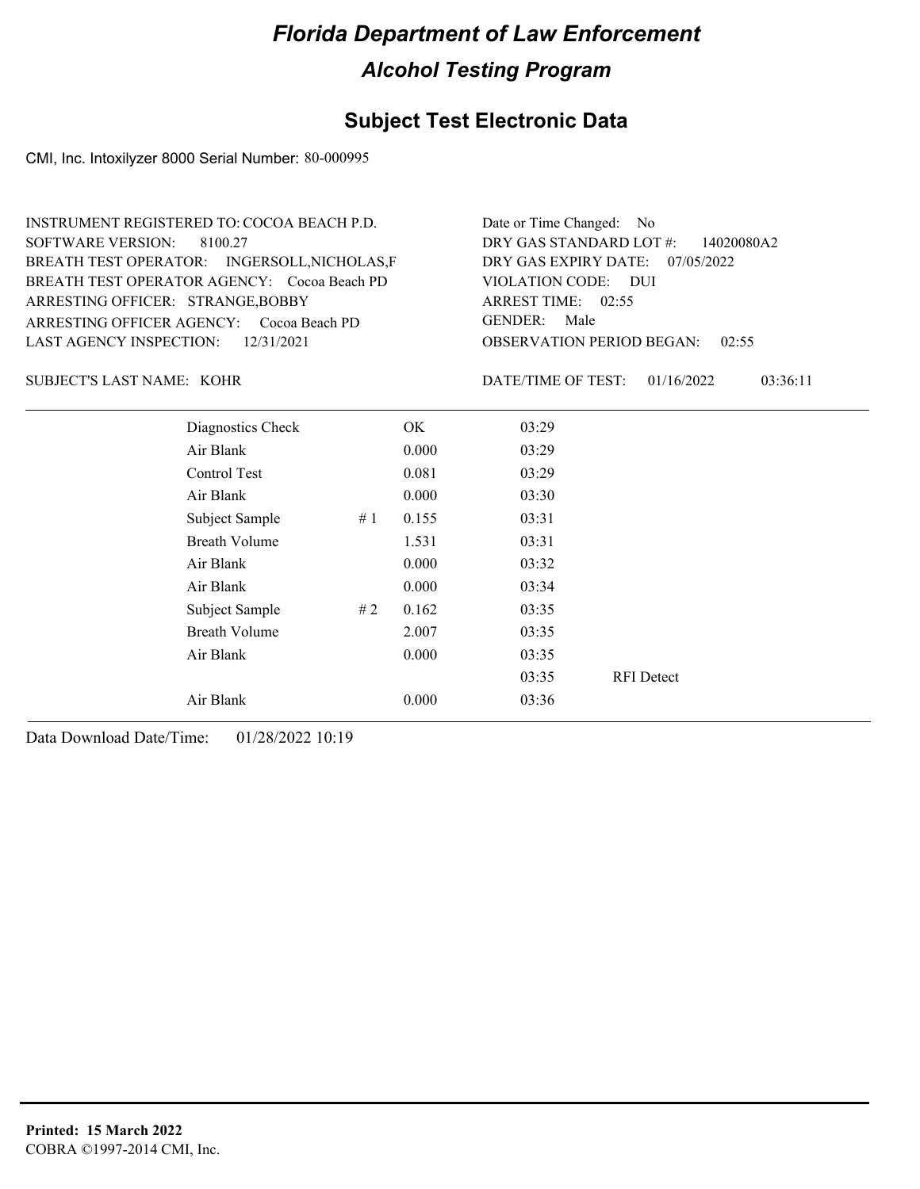# Florida Department of Law Enforcement

## Alcohol Testing Program

### Subject Test Electronic Data

CMI, Inc. Intoxilyzer 8000 Serial Number: 80-000995

INSTRUMENT REGISTERED TO: COCOA BEACH P.D.
SOFTWARE VERSION: 8100.27
BREATH TEST OPERATOR: INGERSOLL,NICHOLAS,F
BREATH TEST OPERATOR AGENCY: Cocoa Beach PD
ARRESTING OFFICER: STRANGE,BOBBY
ARRESTING OFFICER AGENCY: Cocoa Beach PD
LAST AGENCY INSPECTION: 12/31/2021

Date or Time Changed: No
DRY GAS STANDARD LOT #: 14020080A2
DRY GAS EXPIRY DATE: 07/05/2022
VIOLATION CODE: DUI
ARREST TIME: 02:55
GENDER: Male
OBSERVATION PERIOD BEGAN: 02:55

SUBJECT'S LAST NAME: KOHR

DATE/TIME OF TEST: 01/16/2022 03:36:11

| | | | | |
|---|---|---|---|---|
| Diagnostics Check | | OK | 03:29 | |
| Air Blank | | 0.000 | 03:29 | |
| Control Test | | 0.081 | 03:29 | |
| Air Blank | | 0.000 | 03:30 | |
| Subject Sample | # 1 | 0.155 | 03:31 | |
| Breath Volume | | 1.531 | 03:31 | |
| Air Blank | | 0.000 | 03:32 | |
| Air Blank | | 0.000 | 03:34 | |
| Subject Sample | # 2 | 0.162 | 03:35 | |
| Breath Volume | | 2.007 | 03:35 | |
| Air Blank | | 0.000 | 03:35 | |
| | | | 03:35 | RFI Detect |
| Air Blank | | 0.000 | 03:36 | |

Data Download Date/Time: 01/28/2022 10:19

**Printed: 15 March 2022**
COBRA ©1997-2014 CMI, Inc.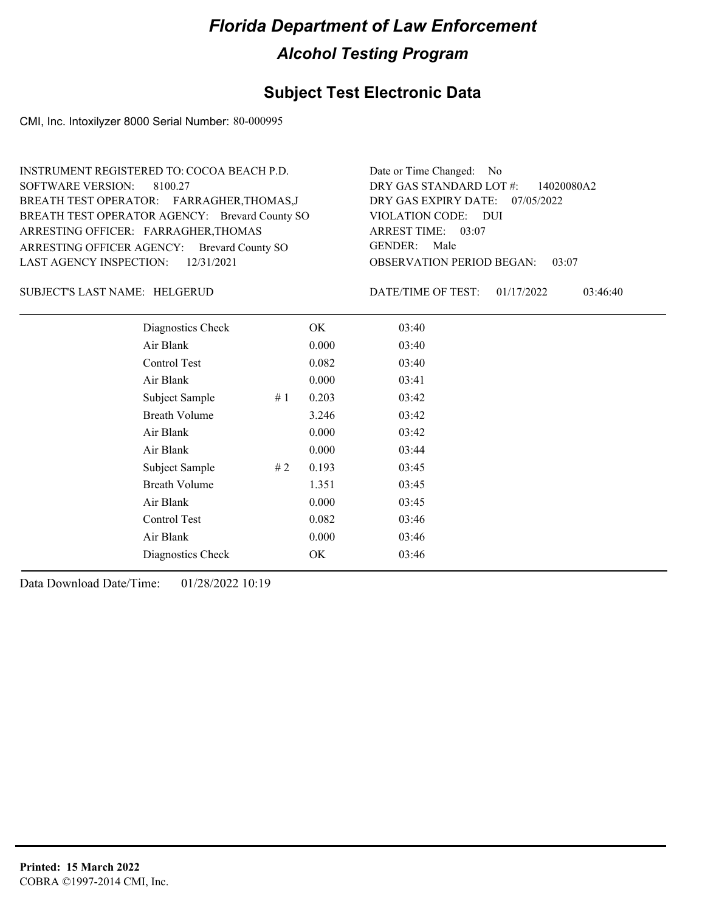# Florida Department of Law Enforcement

## Alcohol Testing Program

### Subject Test Electronic Data

CMI, Inc. Intoxilyzer 8000 Serial Number: 80-000995

INSTRUMENT REGISTERED TO: COCOA BEACH P.D.
SOFTWARE VERSION: 8100.27
BREATH TEST OPERATOR: FARRAGHER,THOMAS,J
BREATH TEST OPERATOR AGENCY: Brevard County SO
ARRESTING OFFICER: FARRAGHER,THOMAS
ARRESTING OFFICER AGENCY: Brevard County SO
LAST AGENCY INSPECTION: 12/31/2021

Date or Time Changed: No
DRY GAS STANDARD LOT #: 14020080A2
DRY GAS EXPIRY DATE: 07/05/2022
VIOLATION CODE: DUI
ARREST TIME: 03:07
GENDER: Male
OBSERVATION PERIOD BEGAN: 03:07

SUBJECT'S LAST NAME: HELGERUD

DATE/TIME OF TEST: 01/17/2022 03:46:40

| | | | |
|---|---|---|---|
| Diagnostics Check | | OK | 03:40 |
| Air Blank | | 0.000 | 03:40 |
| Control Test | | 0.082 | 03:40 |
| Air Blank | | 0.000 | 03:41 |
| Subject Sample | # 1 | 0.203 | 03:42 |
| Breath Volume | | 3.246 | 03:42 |
| Air Blank | | 0.000 | 03:42 |
| Air Blank | | 0.000 | 03:44 |
| Subject Sample | # 2 | 0.193 | 03:45 |
| Breath Volume | | 1.351 | 03:45 |
| Air Blank | | 0.000 | 03:45 |
| Control Test | | 0.082 | 03:46 |
| Air Blank | | 0.000 | 03:46 |
| Diagnostics Check | | OK | 03:46 |

Data Download Date/Time: 01/28/2022 10:19

**Printed: 15 March 2022**
COBRA ©1997-2014 CMI, Inc.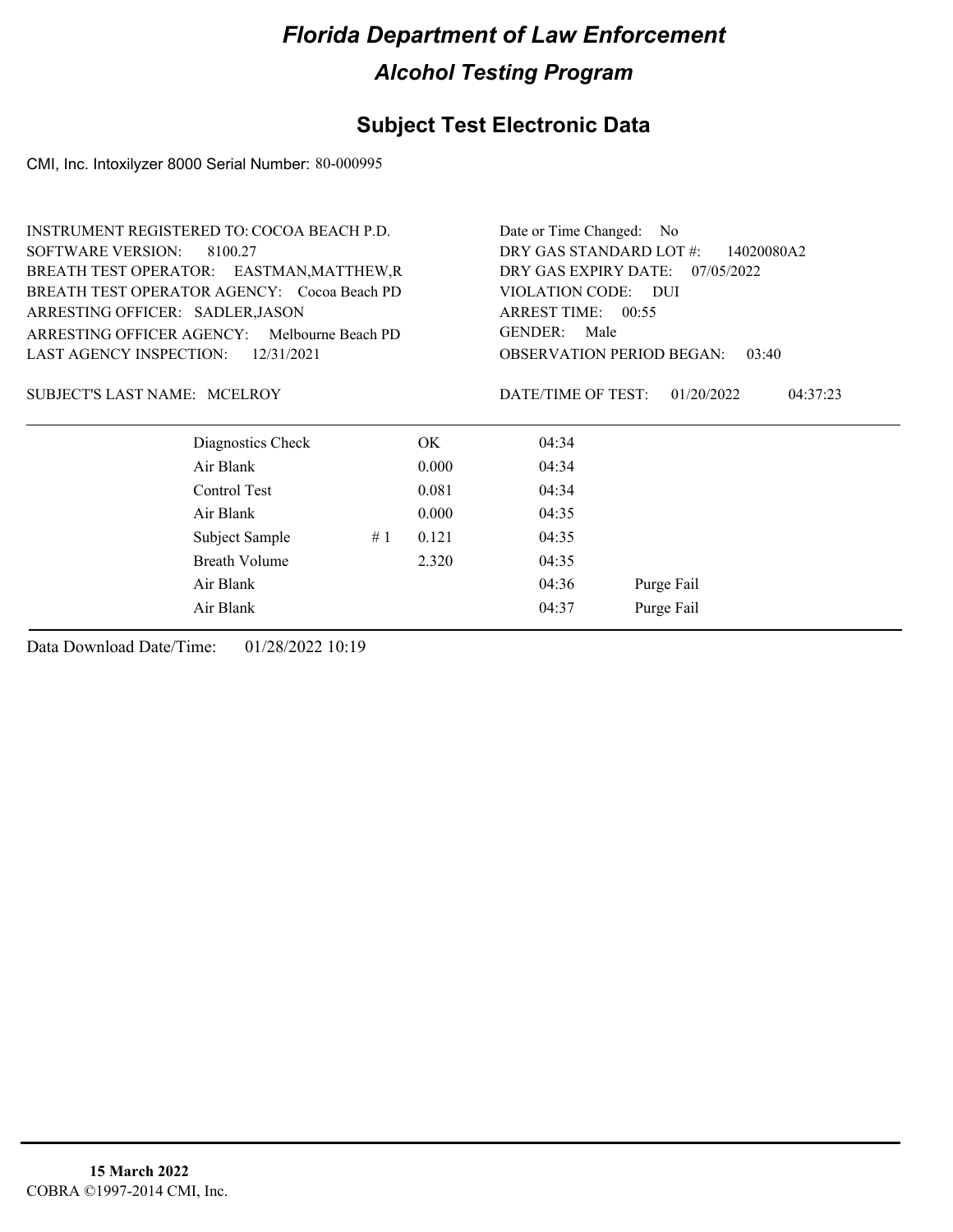# Florida Department of Law Enforcement

## Alcohol Testing Program

### Subject Test Electronic Data

CMI, Inc. Intoxilyzer 8000 Serial Number: 80-000995

INSTRUMENT REGISTERED TO: COCOA BEACH P.D.
SOFTWARE VERSION: 8100.27
BREATH TEST OPERATOR: EASTMAN,MATTHEW,R
BREATH TEST OPERATOR AGENCY: Cocoa Beach PD
ARRESTING OFFICER: SADLER,JASON
ARRESTING OFFICER AGENCY: Melbourne Beach PD
LAST AGENCY INSPECTION: 12/31/2021

Date or Time Changed: No
DRY GAS STANDARD LOT #: 14020080A2
DRY GAS EXPIRY DATE: 07/05/2022
VIOLATION CODE: DUI
ARREST TIME: 00:55
GENDER: Male
OBSERVATION PERIOD BEGAN: 03:40

SUBJECT'S LAST NAME: MCELROY

DATE/TIME OF TEST: 01/20/2022 04:37:23

| | | | | |
|---|---|---|---|---|
| Diagnostics Check | | OK | 04:34 | |
| Air Blank | | 0.000 | 04:34 | |
| Control Test | | 0.081 | 04:34 | |
| Air Blank | | 0.000 | 04:35 | |
| Subject Sample | # 1 | 0.121 | 04:35 | |
| Breath Volume | | 2.320 | 04:35 | |
| Air Blank | | | 04:36 | Purge Fail |
| Air Blank | | | 04:37 | Purge Fail |

Data Download Date/Time: 01/28/2022 10:19

**15 March 2022**
COBRA ©1997-2014 CMI, Inc.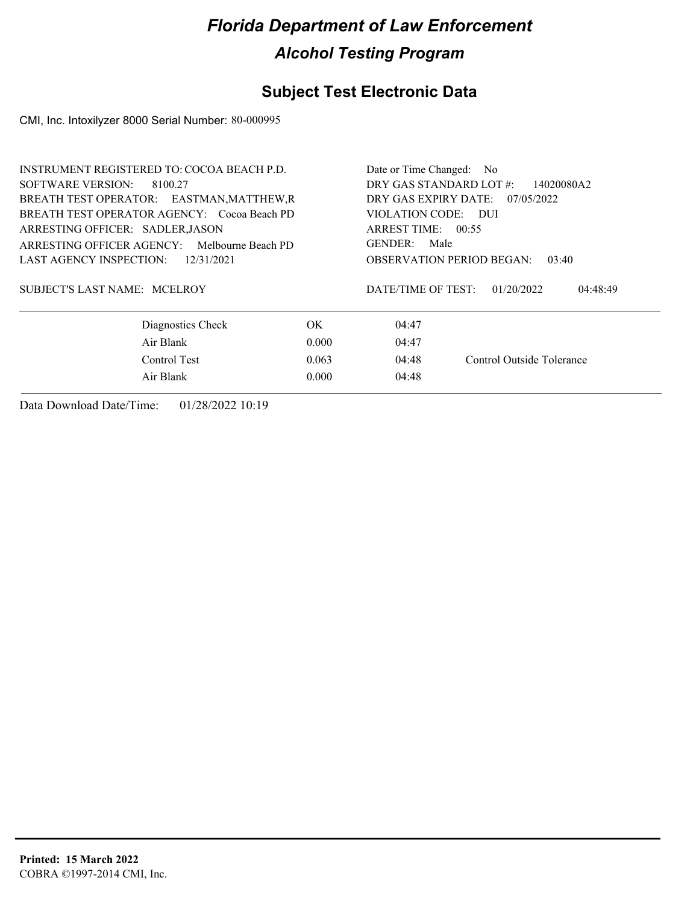# Florida Department of Law Enforcement

## Alcohol Testing Program

### Subject Test Electronic Data

CMI, Inc. Intoxilyzer 8000 Serial Number: 80-000995

INSTRUMENT REGISTERED TO: COCOA BEACH P.D.
SOFTWARE VERSION: 8100.27
BREATH TEST OPERATOR: EASTMAN,MATTHEW,R
BREATH TEST OPERATOR AGENCY: Cocoa Beach PD
ARRESTING OFFICER: SADLER,JASON
ARRESTING OFFICER AGENCY: Melbourne Beach PD
LAST AGENCY INSPECTION: 12/31/2021

Date or Time Changed: No
DRY GAS STANDARD LOT #: 14020080A2
DRY GAS EXPIRY DATE: 07/05/2022
VIOLATION CODE: DUI
ARREST TIME: 00:55
GENDER: Male
OBSERVATION PERIOD BEGAN: 03:40

SUBJECT'S LAST NAME: MCELROY

DATE/TIME OF TEST: 01/20/2022 04:48:49

| | | | |
|---|---|---|---|
| Diagnostics Check | OK | 04:47 | |
| Air Blank | 0.000 | 04:47 | |
| Control Test | 0.063 | 04:48 | Control Outside Tolerance |
| Air Blank | 0.000 | 04:48 | |

Data Download Date/Time: 01/28/2022 10:19

**Printed: 15 March 2022**
COBRA ©1997-2014 CMI, Inc.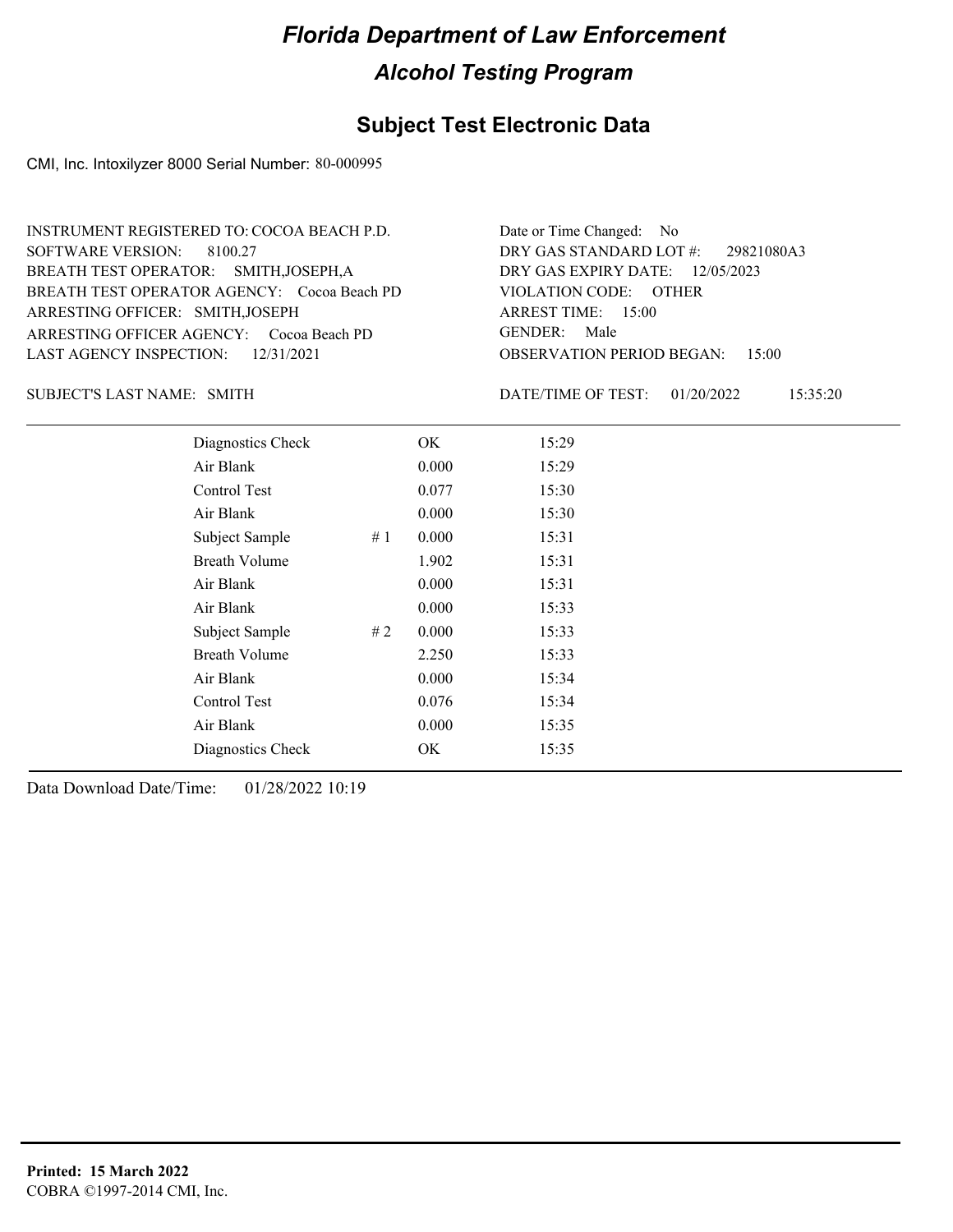# Florida Department of Law Enforcement

## Alcohol Testing Program

## Subject Test Electronic Data

CMI, Inc. Intoxilyzer 8000 Serial Number: 80-000995

INSTRUMENT REGISTERED TO: COCOA BEACH P.D.
SOFTWARE VERSION: 8100.27
BREATH TEST OPERATOR: SMITH,JOSEPH,A
BREATH TEST OPERATOR AGENCY: Cocoa Beach PD
ARRESTING OFFICER: SMITH,JOSEPH
ARRESTING OFFICER AGENCY: Cocoa Beach PD
LAST AGENCY INSPECTION: 12/31/2021

Date or Time Changed: No
DRY GAS STANDARD LOT #: 29821080A3
DRY GAS EXPIRY DATE: 12/05/2023
VIOLATION CODE: OTHER
ARREST TIME: 15:00
GENDER: Male
OBSERVATION PERIOD BEGAN: 15:00

SUBJECT'S LAST NAME: SMITH

DATE/TIME OF TEST: 01/20/2022 15:35:20

| | | | |
|---|---|---|---|
| Diagnostics Check | | OK | 15:29 |
| Air Blank | | 0.000 | 15:29 |
| Control Test | | 0.077 | 15:30 |
| Air Blank | | 0.000 | 15:30 |
| Subject Sample | # 1 | 0.000 | 15:31 |
| Breath Volume | | 1.902 | 15:31 |
| Air Blank | | 0.000 | 15:31 |
| Air Blank | | 0.000 | 15:33 |
| Subject Sample | # 2 | 0.000 | 15:33 |
| Breath Volume | | 2.250 | 15:33 |
| Air Blank | | 0.000 | 15:34 |
| Control Test | | 0.076 | 15:34 |
| Air Blank | | 0.000 | 15:35 |
| Diagnostics Check | | OK | 15:35 |

Data Download Date/Time: 01/28/2022 10:19

**Printed: 15 March 2022**
COBRA ©1997-2014 CMI, Inc.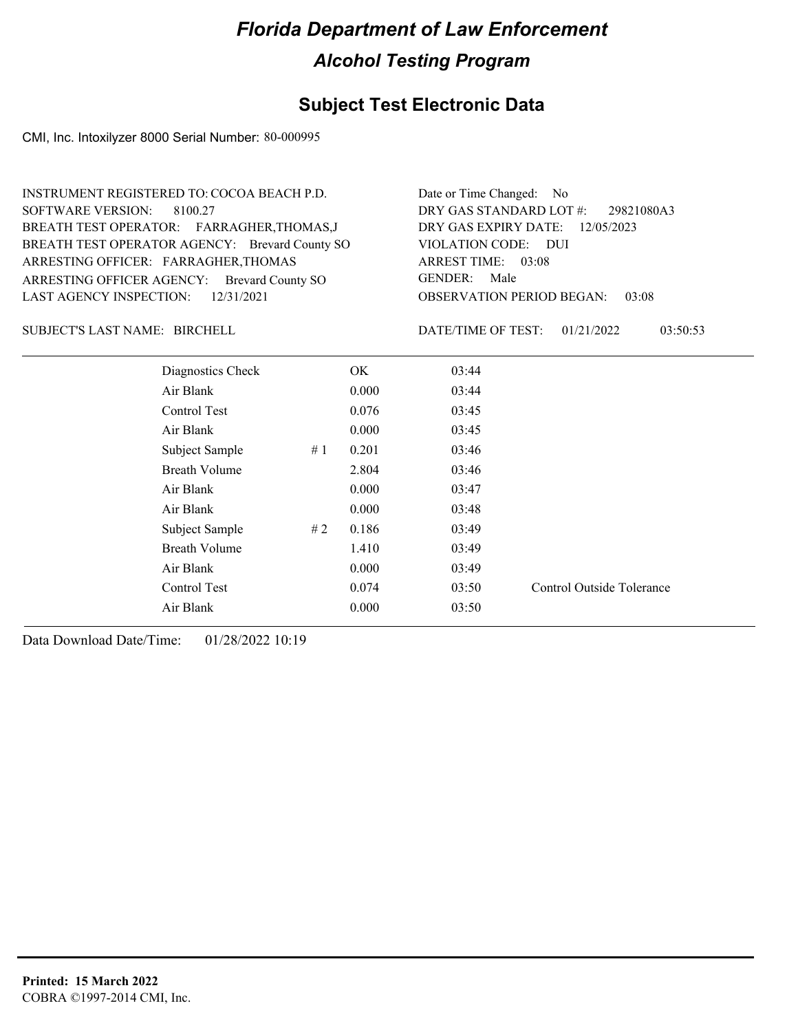# Florida Department of Law Enforcement

## Alcohol Testing Program

### Subject Test Electronic Data

CMI, Inc. Intoxilyzer 8000 Serial Number: 80-000995

INSTRUMENT REGISTERED TO: COCOA BEACH P.D.
SOFTWARE VERSION: 8100.27
BREATH TEST OPERATOR: FARRAGHER,THOMAS,J
BREATH TEST OPERATOR AGENCY: Brevard County SO
ARRESTING OFFICER: FARRAGHER,THOMAS
ARRESTING OFFICER AGENCY: Brevard County SO
LAST AGENCY INSPECTION: 12/31/2021

Date or Time Changed: No
DRY GAS STANDARD LOT #: 29821080A3
DRY GAS EXPIRY DATE: 12/05/2023
VIOLATION CODE: DUI
ARREST TIME: 03:08
GENDER: Male
OBSERVATION PERIOD BEGAN: 03:08

SUBJECT'S LAST NAME: BIRCHELL

DATE/TIME OF TEST: 01/21/2022 03:50:53

| | | | | |
|---|---|---|---|---|
| Diagnostics Check | | OK | 03:44 | |
| Air Blank | | 0.000 | 03:44 | |
| Control Test | | 0.076 | 03:45 | |
| Air Blank | | 0.000 | 03:45 | |
| Subject Sample | # 1 | 0.201 | 03:46 | |
| Breath Volume | | 2.804 | 03:46 | |
| Air Blank | | 0.000 | 03:47 | |
| Air Blank | | 0.000 | 03:48 | |
| Subject Sample | # 2 | 0.186 | 03:49 | |
| Breath Volume | | 1.410 | 03:49 | |
| Air Blank | | 0.000 | 03:49 | |
| Control Test | | 0.074 | 03:50 | Control Outside Tolerance |
| Air Blank | | 0.000 | 03:50 | |

Data Download Date/Time: 01/28/2022 10:19

**Printed: 15 March 2022**
COBRA ©1997-2014 CMI, Inc.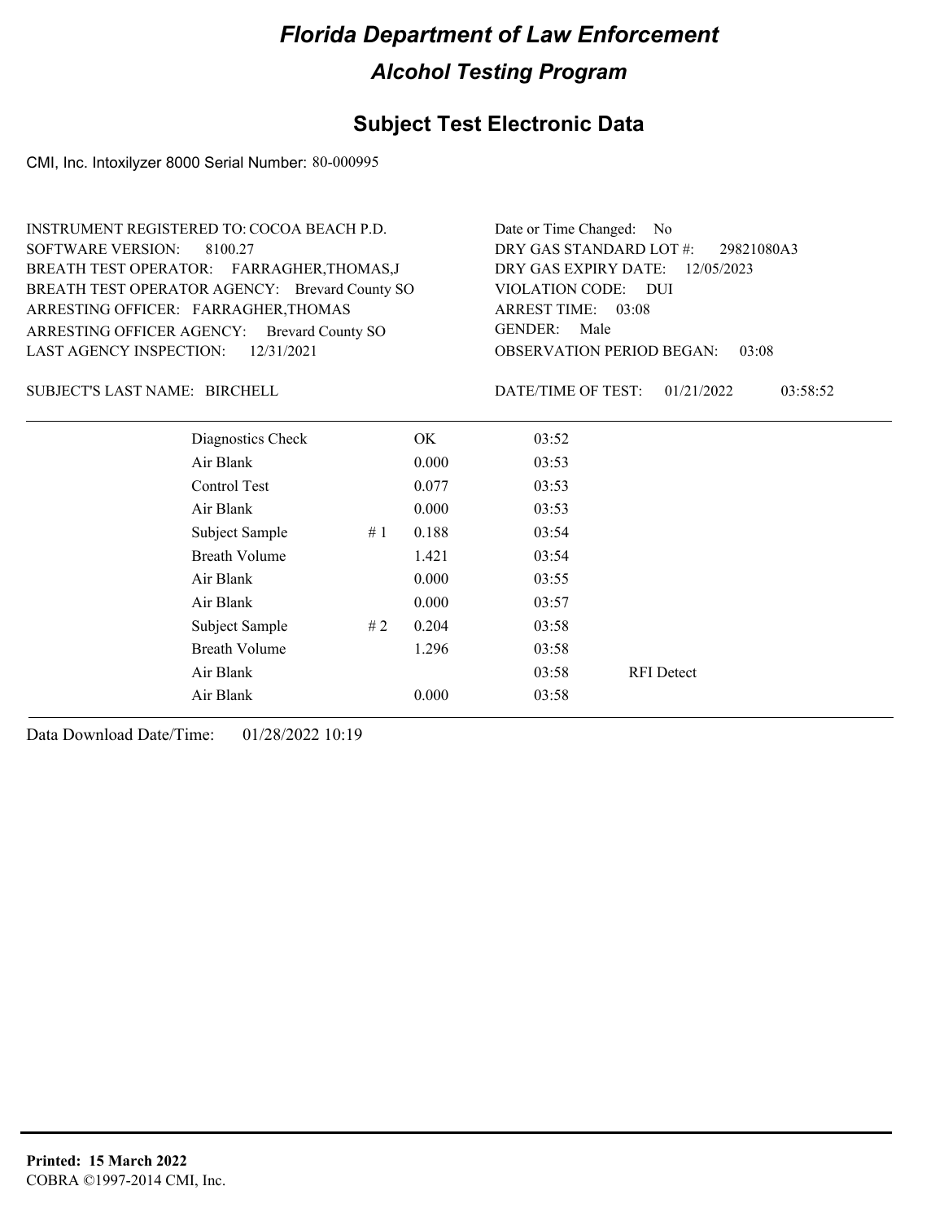# Florida Department of Law Enforcement

## Alcohol Testing Program

## Subject Test Electronic Data

CMI, Inc. Intoxilyzer 8000 Serial Number: 80-000995

INSTRUMENT REGISTERED TO: COCOA BEACH P.D.
SOFTWARE VERSION: 8100.27
BREATH TEST OPERATOR: FARRAGHER,THOMAS,J
BREATH TEST OPERATOR AGENCY: Brevard County SO
ARRESTING OFFICER: FARRAGHER,THOMAS
ARRESTING OFFICER AGENCY: Brevard County SO
LAST AGENCY INSPECTION: 12/31/2021

Date or Time Changed: No
DRY GAS STANDARD LOT #: 29821080A3
DRY GAS EXPIRY DATE: 12/05/2023
VIOLATION CODE: DUI
ARREST TIME: 03:08
GENDER: Male
OBSERVATION PERIOD BEGAN: 03:08

SUBJECT'S LAST NAME: BIRCHELL

DATE/TIME OF TEST: 01/21/2022 03:58:52

| | | | | |
|---|---|---|---|---|
| Diagnostics Check | | OK | 03:52 | |
| Air Blank | | 0.000 | 03:53 | |
| Control Test | | 0.077 | 03:53 | |
| Air Blank | | 0.000 | 03:53 | |
| Subject Sample | # 1 | 0.188 | 03:54 | |
| Breath Volume | | 1.421 | 03:54 | |
| Air Blank | | 0.000 | 03:55 | |
| Air Blank | | 0.000 | 03:57 | |
| Subject Sample | # 2 | 0.204 | 03:58 | |
| Breath Volume | | 1.296 | 03:58 | |
| Air Blank | | | 03:58 | RFI Detect |
| Air Blank | | 0.000 | 03:58 | |

Data Download Date/Time: 01/28/2022 10:19

**Printed: 15 March 2022**
COBRA ©1997-2014 CMI, Inc.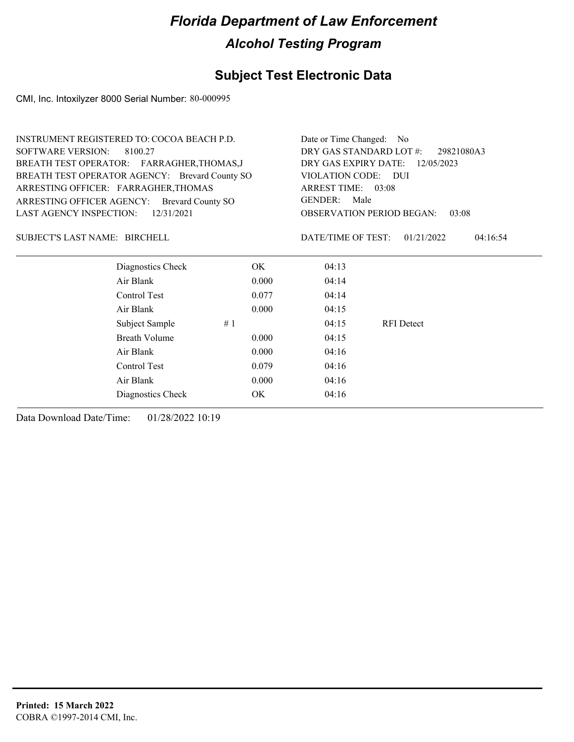# Florida Department of Law Enforcement

## Alcohol Testing Program

### Subject Test Electronic Data

CMI, Inc. Intoxilyzer 8000 Serial Number: 80-000995

INSTRUMENT REGISTERED TO: COCOA BEACH P.D.
SOFTWARE VERSION: 8100.27
BREATH TEST OPERATOR: FARRAGHER,THOMAS,J
BREATH TEST OPERATOR AGENCY: Brevard County SO
ARRESTING OFFICER: FARRAGHER,THOMAS
ARRESTING OFFICER AGENCY: Brevard County SO
LAST AGENCY INSPECTION: 12/31/2021

Date or Time Changed: No
DRY GAS STANDARD LOT #: 29821080A3
DRY GAS EXPIRY DATE: 12/05/2023
VIOLATION CODE: DUI
ARREST TIME: 03:08
GENDER: Male
OBSERVATION PERIOD BEGAN: 03:08

SUBJECT'S LAST NAME: BIRCHELL

DATE/TIME OF TEST: 01/21/2022 04:16:54

| | | | | |
|---|---|---|---|---|
| Diagnostics Check | | OK | 04:13 | |
| Air Blank | | 0.000 | 04:14 | |
| Control Test | | 0.077 | 04:14 | |
| Air Blank | | 0.000 | 04:15 | |
| Subject Sample | # 1 | | 04:15 | RFI Detect |
| Breath Volume | | 0.000 | 04:15 | |
| Air Blank | | 0.000 | 04:16 | |
| Control Test | | 0.079 | 04:16 | |
| Air Blank | | 0.000 | 04:16 | |
| Diagnostics Check | | OK | 04:16 | |

Data Download Date/Time: 01/28/2022 10:19

**Printed: 15 March 2022**
COBRA ©1997-2014 CMI, Inc.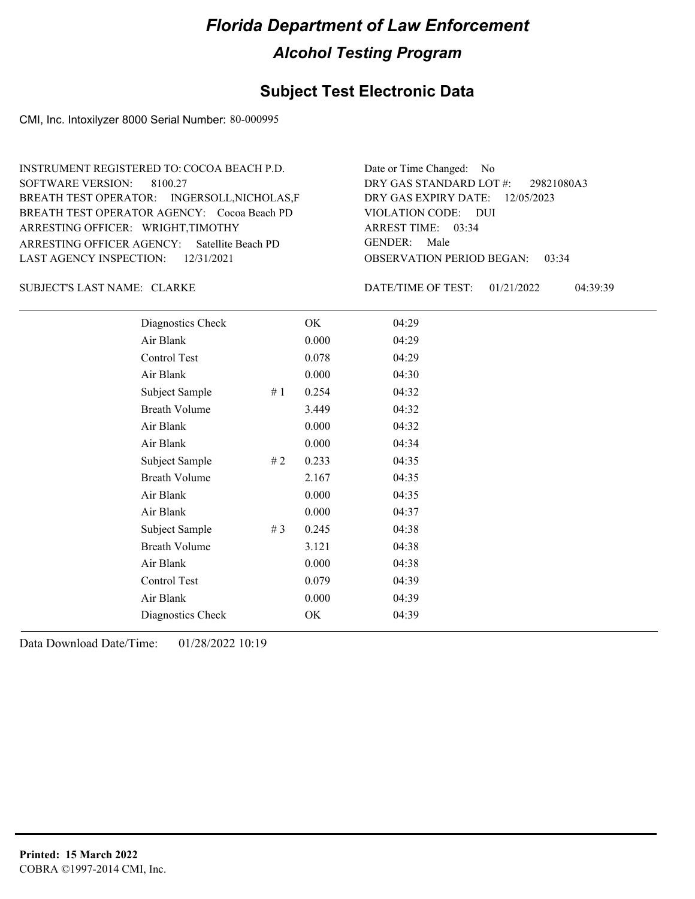# Florida Department of Law Enforcement

## Alcohol Testing Program

## Subject Test Electronic Data

CMI, Inc. Intoxilyzer 8000 Serial Number: 80-000995

INSTRUMENT REGISTERED TO: COCOA BEACH P.D.
SOFTWARE VERSION: 8100.27
BREATH TEST OPERATOR: INGERSOLL,NICHOLAS,F
BREATH TEST OPERATOR AGENCY: Cocoa Beach PD
ARRESTING OFFICER: WRIGHT,TIMOTHY
ARRESTING OFFICER AGENCY: Satellite Beach PD
LAST AGENCY INSPECTION: 12/31/2021

Date or Time Changed: No
DRY GAS STANDARD LOT #: 29821080A3
DRY GAS EXPIRY DATE: 12/05/2023
VIOLATION CODE: DUI
ARREST TIME: 03:34
GENDER: Male
OBSERVATION PERIOD BEGAN: 03:34

SUBJECT'S LAST NAME: CLARKE

DATE/TIME OF TEST: 01/21/2022 04:39:39

| | | | |
|---|---|---|---|
| Diagnostics Check | | OK | 04:29 |
| Air Blank | | 0.000 | 04:29 |
| Control Test | | 0.078 | 04:29 |
| Air Blank | | 0.000 | 04:30 |
| Subject Sample | # 1 | 0.254 | 04:32 |
| Breath Volume | | 3.449 | 04:32 |
| Air Blank | | 0.000 | 04:32 |
| Air Blank | | 0.000 | 04:34 |
| Subject Sample | # 2 | 0.233 | 04:35 |
| Breath Volume | | 2.167 | 04:35 |
| Air Blank | | 0.000 | 04:35 |
| Air Blank | | 0.000 | 04:37 |
| Subject Sample | # 3 | 0.245 | 04:38 |
| Breath Volume | | 3.121 | 04:38 |
| Air Blank | | 0.000 | 04:38 |
| Control Test | | 0.079 | 04:39 |
| Air Blank | | 0.000 | 04:39 |
| Diagnostics Check | | OK | 04:39 |

Data Download Date/Time: 01/28/2022 10:19

**Printed: 15 March 2022**
COBRA ©1997-2014 CMI, Inc.